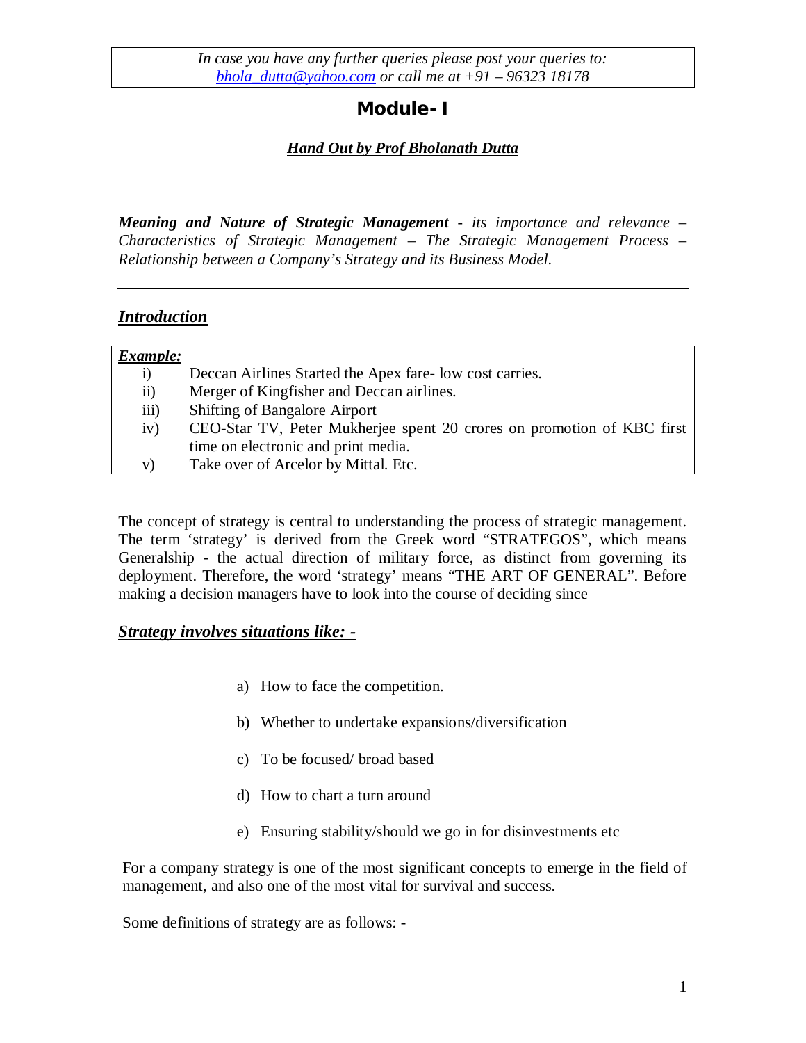*In case you have any further queries please post your queries to: [bhola_dutta@yahoo.com](mailto:bhola_dutta@yahoo.com) or call me at +91 – 96323 18178*

# Module- I

***Hand Out by Prof Bholanath Dutta***

---

***Meaning and Nature of Strategic Management** - its importance and relevance – Characteristics of Strategic Management – The Strategic Management Process – Relationship between a Company's Strategy and its Business Model.*

---

## *Introduction*

***Example:***

- i) Deccan Airlines Started the Apex fare- low cost carries.
- ii) Merger of Kingfisher and Deccan airlines.
- iii) Shifting of Bangalore Airport
- iv) CEO-Star TV, Peter Mukherjee spent 20 crores on promotion of KBC first time on electronic and print media.
- v) Take over of Arcelor by Mittal. Etc.

The concept of strategy is central to understanding the process of strategic management. The term 'strategy' is derived from the Greek word "STRATEGOS", which means Generalship - the actual direction of military force, as distinct from governing its deployment. Therefore, the word 'strategy' means "THE ART OF GENERAL". Before making a decision managers have to look into the course of deciding since

### *Strategy involves situations like: -*

a) How to face the competition.

b) Whether to undertake expansions/diversification

c) To be focused/ broad based

d) How to chart a turn around

e) Ensuring stability/should we go in for disinvestments etc

For a company strategy is one of the most significant concepts to emerge in the field of management, and also one of the most vital for survival and success.

Some definitions of strategy are as follows: -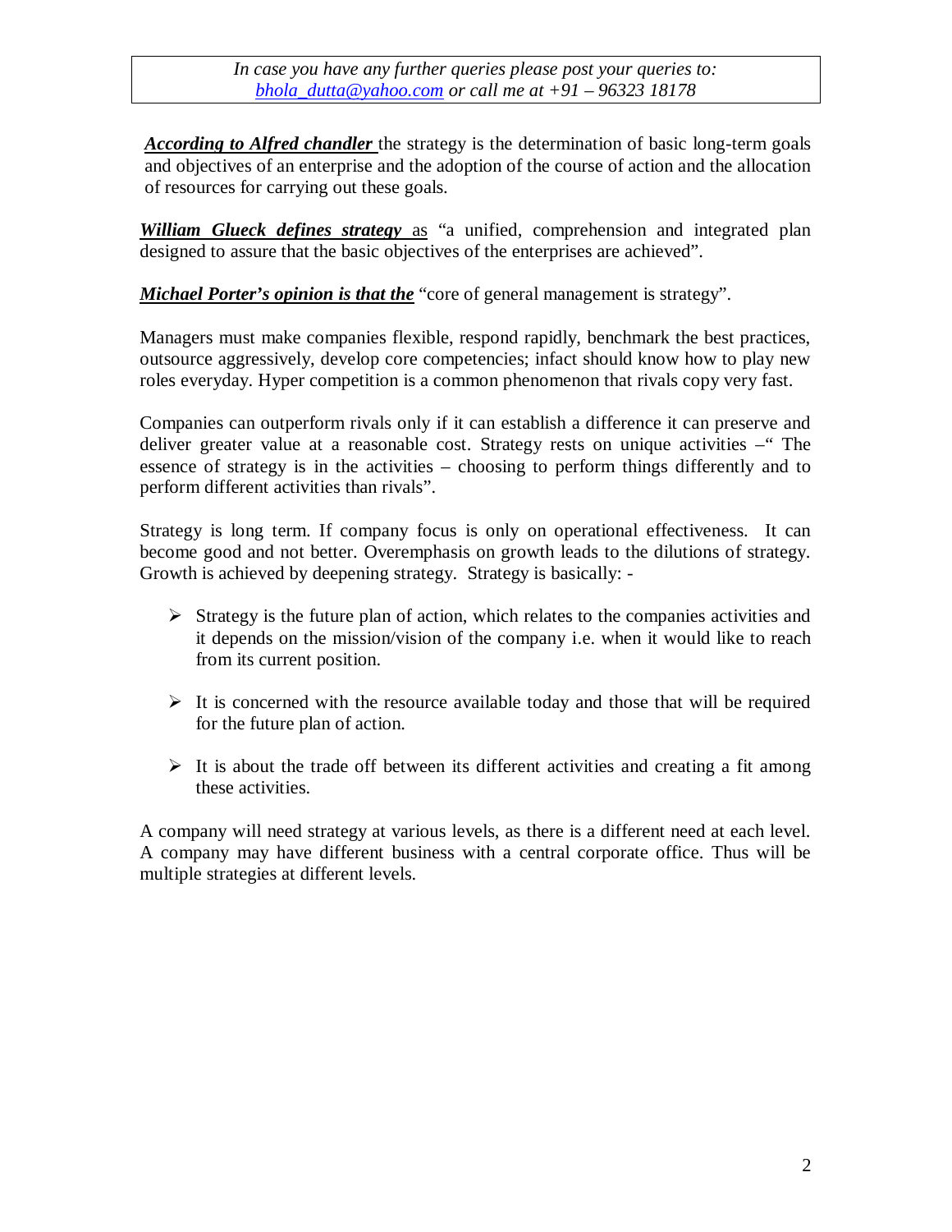*In case you have any further queries please post your queries to: bhola_dutta@yahoo.com or call me at +91 – 96323 18178*

***According to Alfred chandler*** the strategy is the determination of basic long-term goals and objectives of an enterprise and the adoption of the course of action and the allocation of resources for carrying out these goals.

***William Glueck defines strategy*** as "a unified, comprehension and integrated plan designed to assure that the basic objectives of the enterprises are achieved".

***Michael Porter's opinion is that the*** "core of general management is strategy".

Managers must make companies flexible, respond rapidly, benchmark the best practices, outsource aggressively, develop core competencies; infact should know how to play new roles everyday. Hyper competition is a common phenomenon that rivals copy very fast.

Companies can outperform rivals only if it can establish a difference it can preserve and deliver greater value at a reasonable cost. Strategy rests on unique activities –" The essence of strategy is in the activities – choosing to perform things differently and to perform different activities than rivals".

Strategy is long term. If company focus is only on operational effectiveness. It can become good and not better. Overemphasis on growth leads to the dilutions of strategy. Growth is achieved by deepening strategy. Strategy is basically: -

- Strategy is the future plan of action, which relates to the companies activities and it depends on the mission/vision of the company i.e. when it would like to reach from its current position.
- It is concerned with the resource available today and those that will be required for the future plan of action.
- It is about the trade off between its different activities and creating a fit among these activities.

A company will need strategy at various levels, as there is a different need at each level. A company may have different business with a central corporate office. Thus will be multiple strategies at different levels.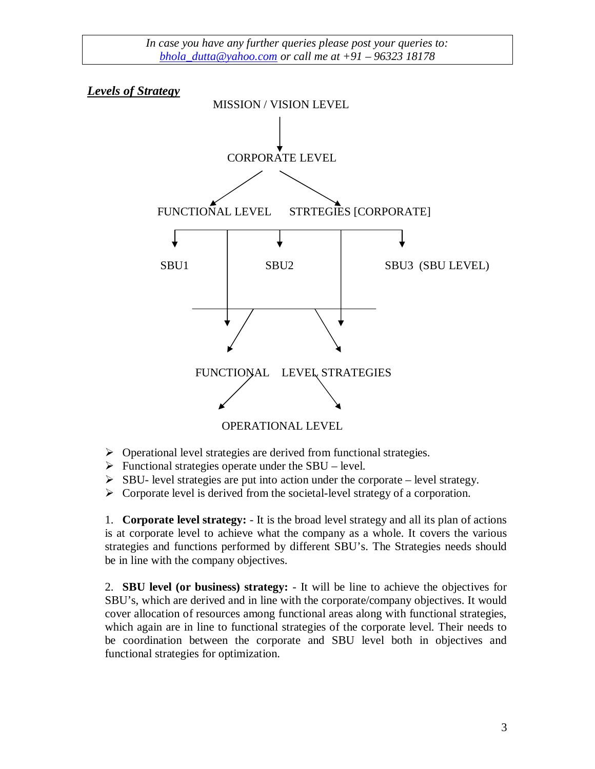*In case you have any further queries please post your queries to: [bhola_dutta@yahoo.com](mailto:bhola_dutta@yahoo.com) or call me at +91 – 96323 18178*

## ***Levels of Strategy***

MISSION / VISION LEVEL

CORPORATE LEVEL

FUNCTIONAL LEVEL STRTEGIES [CORPORATE]

SBU1 SBU2 SBU3 (SBU LEVEL)

FUNCTIONAL LEVEL STRATEGIES

OPERATIONAL LEVEL

- Operational level strategies are derived from functional strategies.
- Functional strategies operate under the SBU – level.
- SBU- level strategies are put into action under the corporate – level strategy.
- Corporate level is derived from the societal-level strategy of a corporation.

1. **Corporate level strategy:** - It is the broad level strategy and all its plan of actions is at corporate level to achieve what the company as a whole. It covers the various strategies and functions performed by different SBU's. The Strategies needs should be in line with the company objectives.

2. **SBU level (or business) strategy:** - It will be line to achieve the objectives for SBU's, which are derived and in line with the corporate/company objectives. It would cover allocation of resources among functional areas along with functional strategies, which again are in line to functional strategies of the corporate level. Their needs to be coordination between the corporate and SBU level both in objectives and functional strategies for optimization.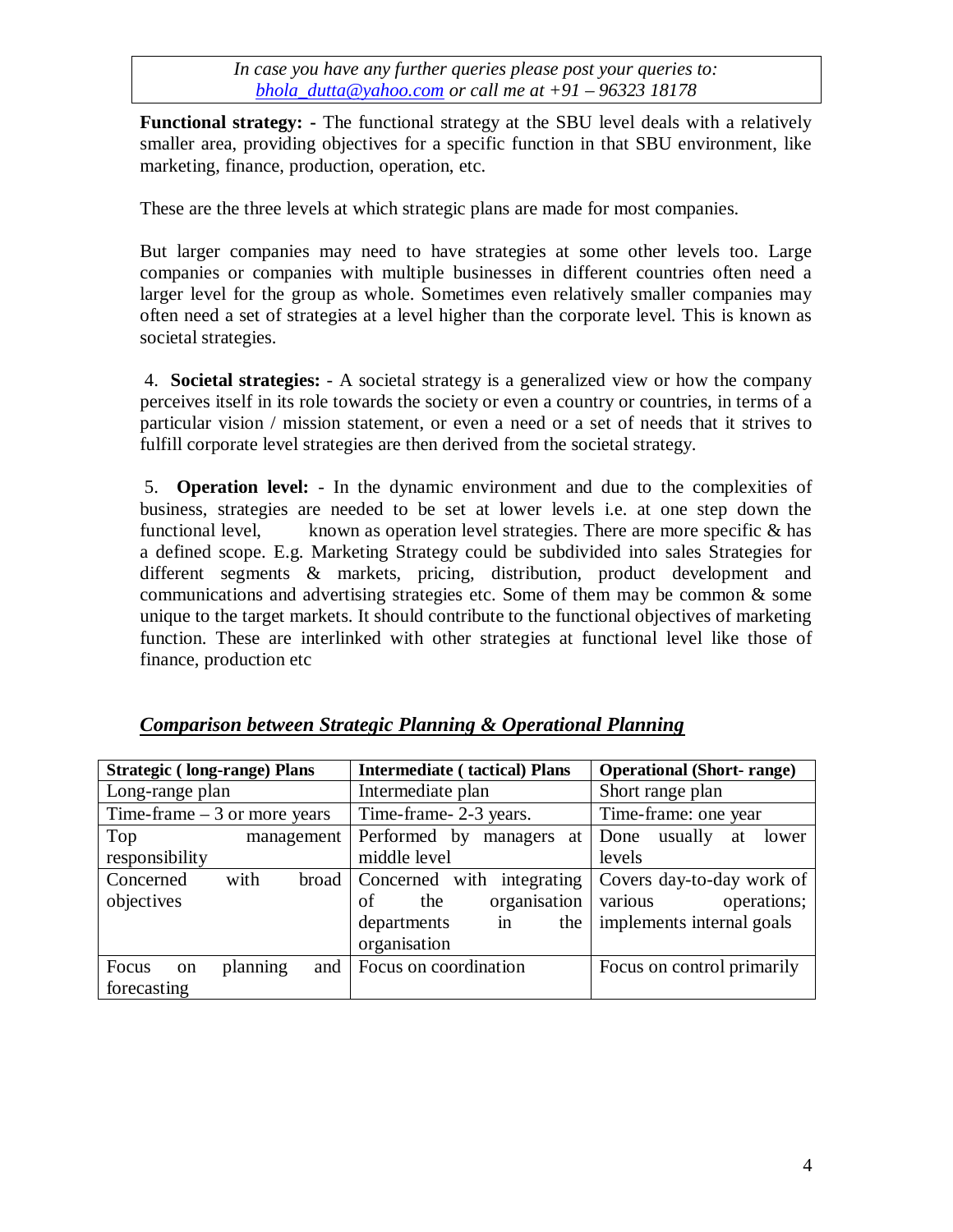> *In case you have any further queries please post your queries to: bhola_dutta@yahoo.com or call me at +91 – 96323 18178*

**Functional strategy: -** The functional strategy at the SBU level deals with a relatively smaller area, providing objectives for a specific function in that SBU environment, like marketing, finance, production, operation, etc.

These are the three levels at which strategic plans are made for most companies.

But larger companies may need to have strategies at some other levels too. Large companies or companies with multiple businesses in different countries often need a larger level for the group as whole. Sometimes even relatively smaller companies may often need a set of strategies at a level higher than the corporate level. This is known as societal strategies.

4. **Societal strategies:** - A societal strategy is a generalized view or how the company perceives itself in its role towards the society or even a country or countries, in terms of a particular vision / mission statement, or even a need or a set of needs that it strives to fulfill corporate level strategies are then derived from the societal strategy.

5. **Operation level:** - In the dynamic environment and due to the complexities of business, strategies are needed to be set at lower levels i.e. at one step down the functional level, known as operation level strategies. There are more specific & has a defined scope. E.g. Marketing Strategy could be subdivided into sales Strategies for different segments & markets, pricing, distribution, product development and communications and advertising strategies etc. Some of them may be common & some unique to the target markets. It should contribute to the functional objectives of marketing function. These are interlinked with other strategies at functional level like those of finance, production etc

## ***Comparison between Strategic Planning & Operational Planning***

| **Strategic ( long-range) Plans** | **Intermediate ( tactical) Plans** | **Operational (Short- range)** |
|---|---|---|
| Long-range plan | Intermediate plan | Short range plan |
| Time-frame – 3 or more years | Time-frame- 2-3 years. | Time-frame: one year |
| Top management responsibility | Performed by managers at middle level | Done usually at lower levels |
| Concerned with broad objectives | Concerned with integrating of the organisation departments in the organisation | Covers day-to-day work of various operations; implements internal goals |
| Focus on planning and forecasting | Focus on coordination | Focus on control primarily |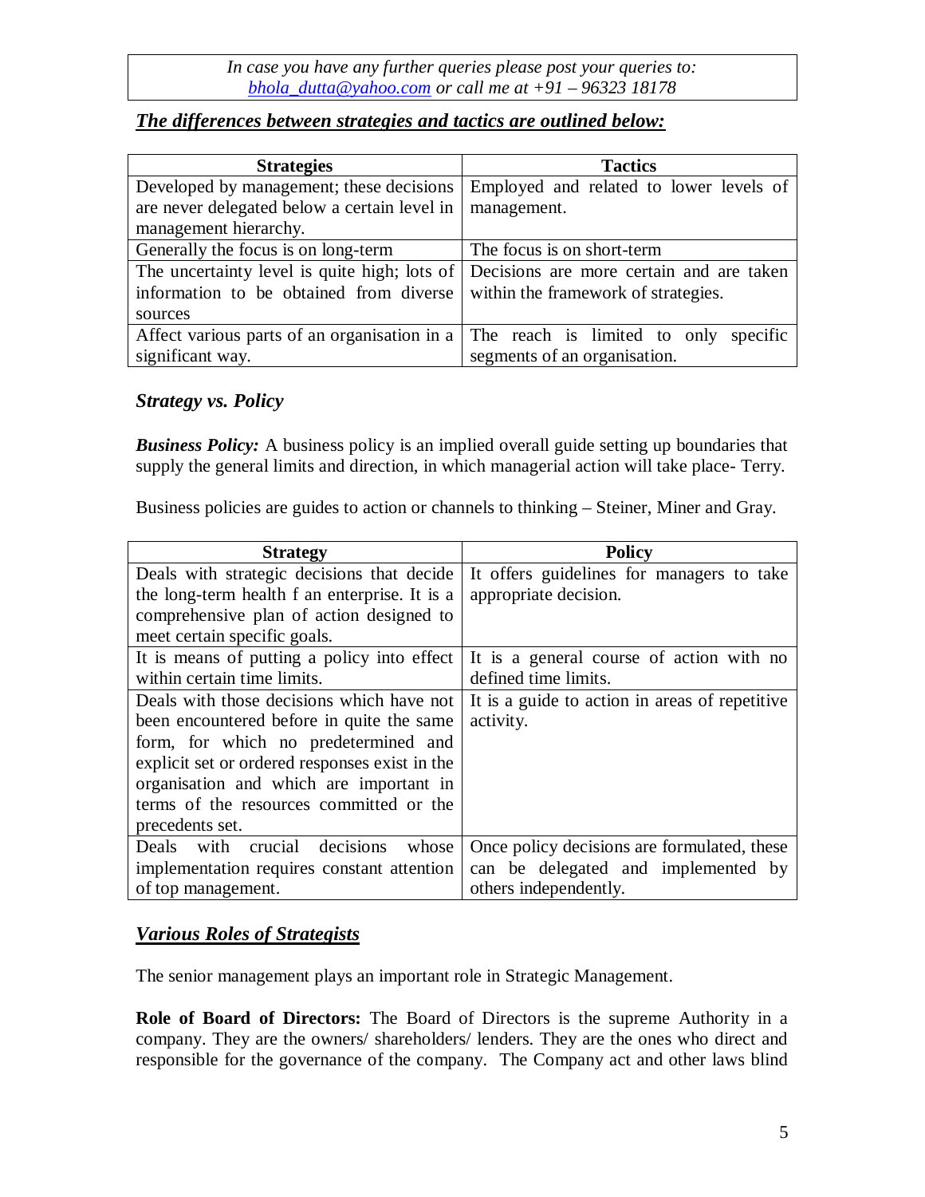*In case you have any further queries please post your queries to: [bhola_dutta@yahoo.com](mailto:bhola_dutta@yahoo.com) or call me at +91 – 96323 18178*

***The differences between strategies and tactics are outlined below:***

| Strategies | Tactics |
|---|---|
| Developed by management; these decisions are never delegated below a certain level in management hierarchy. | Employed and related to lower levels of management. |
| Generally the focus is on long-term | The focus is on short-term |
| The uncertainty level is quite high; lots of information to be obtained from diverse sources | Decisions are more certain and are taken within the framework of strategies. |
| Affect various parts of an organisation in a significant way. | The reach is limited to only specific segments of an organisation. |

### *Strategy vs. Policy*

***Business Policy:*** A business policy is an implied overall guide setting up boundaries that supply the general limits and direction, in which managerial action will take place- Terry.

Business policies are guides to action or channels to thinking – Steiner, Miner and Gray.

| Strategy | Policy |
|---|---|
| Deals with strategic decisions that decide the long-term health f an enterprise. It is a comprehensive plan of action designed to meet certain specific goals. | It offers guidelines for managers to take appropriate decision. |
| It is means of putting a policy into effect within certain time limits. | It is a general course of action with no defined time limits. |
| Deals with those decisions which have not been encountered before in quite the same form, for which no predetermined and explicit set or ordered responses exist in the organisation and which are important in terms of the resources committed or the precedents set. | It is a guide to action in areas of repetitive activity. |
| Deals with crucial decisions whose implementation requires constant attention of top management. | Once policy decisions are formulated, these can be delegated and implemented by others independently. |

### ***Various Roles of Strategists***

The senior management plays an important role in Strategic Management.

**Role of Board of Directors:** The Board of Directors is the supreme Authority in a company. They are the owners/ shareholders/ lenders. They are the ones who direct and responsible for the governance of the company. The Company act and other laws blind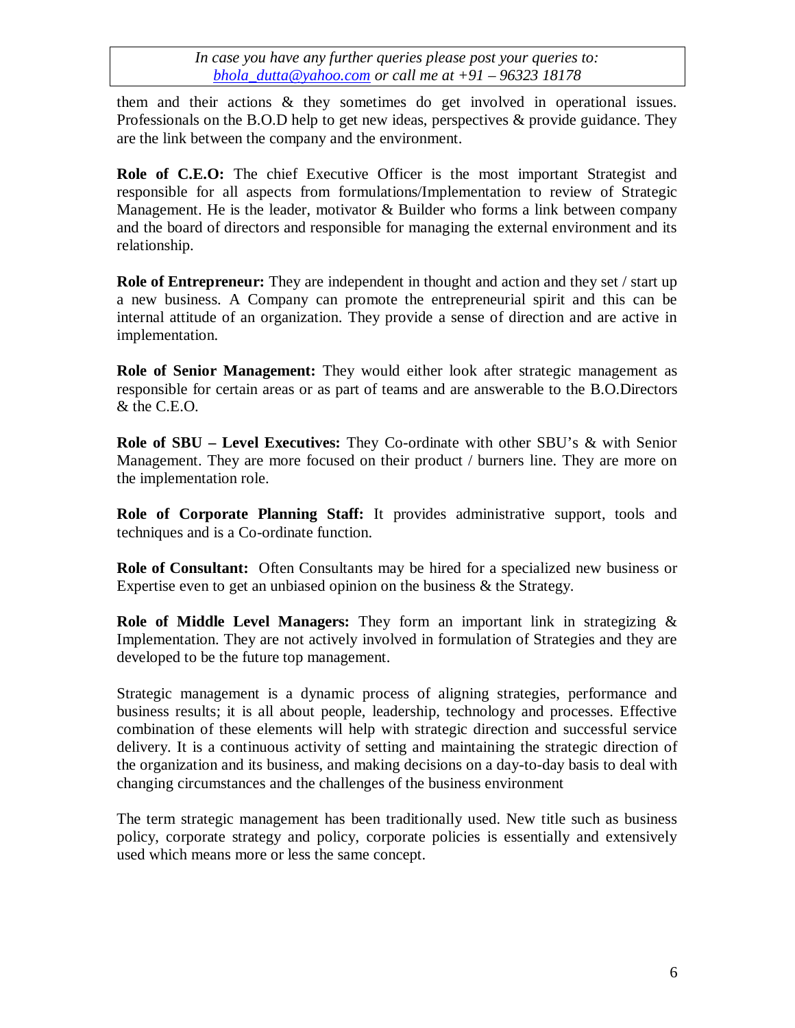them and their actions & they sometimes do get involved in operational issues. Professionals on the B.O.D help to get new ideas, perspectives & provide guidance. They are the link between the company and the environment.

**Role of C.E.O:** The chief Executive Officer is the most important Strategist and responsible for all aspects from formulations/Implementation to review of Strategic Management. He is the leader, motivator & Builder who forms a link between company and the board of directors and responsible for managing the external environment and its relationship.

**Role of Entrepreneur:** They are independent in thought and action and they set / start up a new business. A Company can promote the entrepreneurial spirit and this can be internal attitude of an organization. They provide a sense of direction and are active in implementation.

**Role of Senior Management:** They would either look after strategic management as responsible for certain areas or as part of teams and are answerable to the B.O.Directors & the C.E.O.

**Role of SBU – Level Executives:** They Co-ordinate with other SBU's & with Senior Management. They are more focused on their product / burners line. They are more on the implementation role.

**Role of Corporate Planning Staff:** It provides administrative support, tools and techniques and is a Co-ordinate function.

**Role of Consultant:** Often Consultants may be hired for a specialized new business or Expertise even to get an unbiased opinion on the business & the Strategy.

**Role of Middle Level Managers:** They form an important link in strategizing & Implementation. They are not actively involved in formulation of Strategies and they are developed to be the future top management.

Strategic management is a dynamic process of aligning strategies, performance and business results; it is all about people, leadership, technology and processes. Effective combination of these elements will help with strategic direction and successful service delivery. It is a continuous activity of setting and maintaining the strategic direction of the organization and its business, and making decisions on a day-to-day basis to deal with changing circumstances and the challenges of the business environment

The term strategic management has been traditionally used. New title such as business policy, corporate strategy and policy, corporate policies is essentially and extensively used which means more or less the same concept.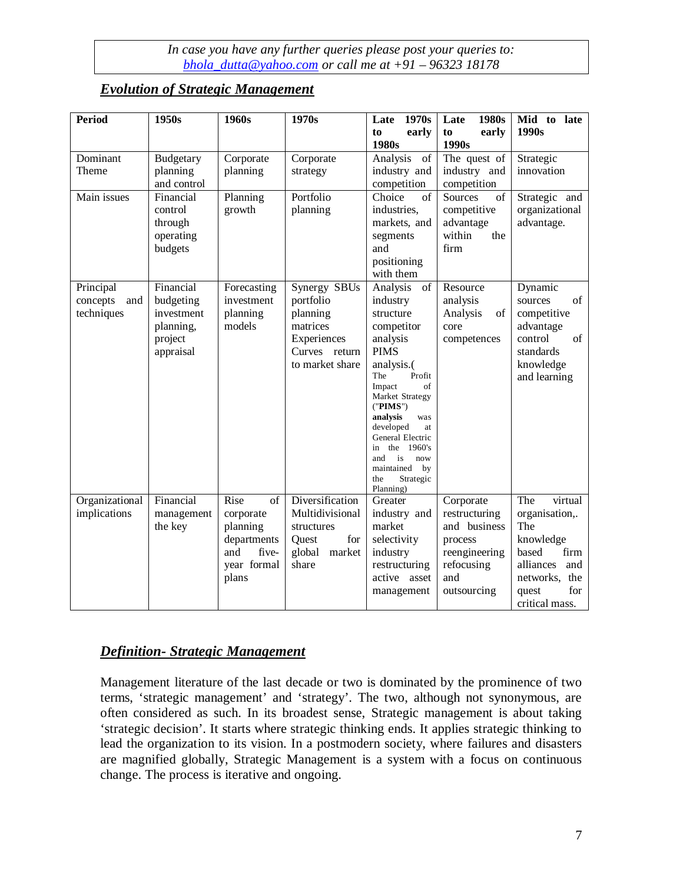*In case you have any further queries please post your queries to: bhola_dutta@yahoo.com or call me at +91 – 96323 18178*

## ***Evolution of Strategic Management***

| **Period** | **1950s** | **1960s** | **1970s** | **Late 1970s to early 1980s** | **Late 1980s to early 1990s** | **Mid to late 1990s** |
|---|---|---|---|---|---|---|
| Dominant Theme | Budgetary planning and control | Corporate planning | Corporate strategy | Analysis of industry and competition | The quest of industry and competition | Strategic innovation |
| Main issues | Financial control through operating budgets | Planning growth | Portfolio planning | Choice of industries, markets, and segments and positioning with them | Sources of competitive advantage within the firm | Strategic and organizational advantage. |
| Principal concepts and techniques | Financial budgeting investment planning, project appraisal | Forecasting investment planning models | Synergy SBUs portfolio planning matrices Experiences Curves return to market share | Analysis of industry structure competitor analysis PIMS analysis.( The Profit Impact of Market Strategy ("**PIMS**") **analysis** was developed at General Electric in the 1960's and is now maintained by the Strategic Planning) | Resource analysis Analysis of core competences | Dynamic sources of competitive advantage control of standards knowledge and learning |
| Organizational implications | Financial management the key | Rise of corporate planning departments and five-year formal plans | Diversification Multidivisional structures Quest for global market share | Greater industry and market selectivity industry restructuring active asset management | Corporate restructuring and business process reengineering refocusing and outsourcing | The virtual organisation,. The knowledge based firm alliances and networks, the quest for critical mass. |

## ***Definition- Strategic Management***

Management literature of the last decade or two is dominated by the prominence of two terms, 'strategic management' and 'strategy'. The two, although not synonymous, are often considered as such. In its broadest sense, Strategic management is about taking 'strategic decision'. It starts where strategic thinking ends. It applies strategic thinking to lead the organization to its vision. In a postmodern society, where failures and disasters are magnified globally, Strategic Management is a system with a focus on continuous change. The process is iterative and ongoing.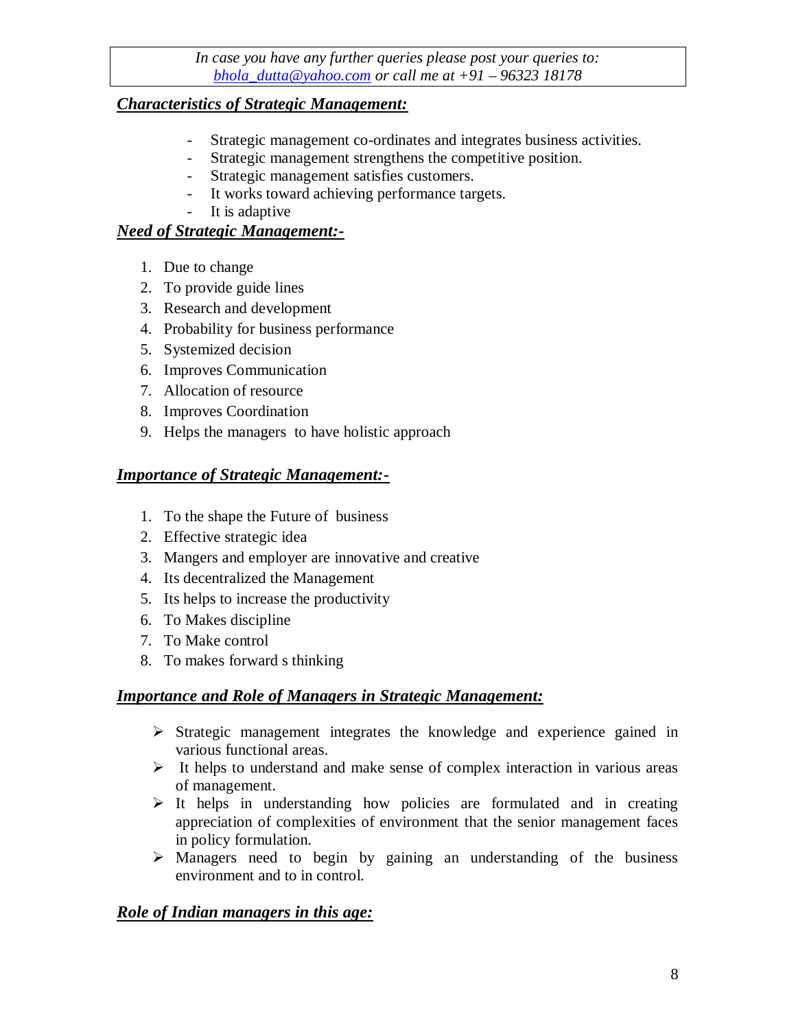*In case you have any further queries please post your queries to: [bhola_dutta@yahoo.com](mailto:bhola_dutta@yahoo.com) or call me at +91 – 96323 18178*

## ***Characteristics of Strategic Management:***

- Strategic management co-ordinates and integrates business activities.
- Strategic management strengthens the competitive position.
- Strategic management satisfies customers.
- It works toward achieving performance targets.
- It is adaptive

## ***Need of Strategic Management:-***

1. Due to change
2. To provide guide lines
3. Research and development
4. Probability for business performance
5. Systemized decision
6. Improves Communication
7. Allocation of resource
8. Improves Coordination
9. Helps the managers to have holistic approach

## ***Importance of Strategic Management:-***

1. To the shape the Future of business
2. Effective strategic idea
3. Mangers and employer are innovative and creative
4. Its decentralized the Management
5. Its helps to increase the productivity
6. To Makes discipline
7. To Make control
8. To makes forward s thinking

## ***Importance and Role of Managers in Strategic Management:***

- Strategic management integrates the knowledge and experience gained in various functional areas.
- It helps to understand and make sense of complex interaction in various areas of management.
- It helps in understanding how policies are formulated and in creating appreciation of complexities of environment that the senior management faces in policy formulation.
- Managers need to begin by gaining an understanding of the business environment and to in control.

## ***Role of Indian managers in this age:***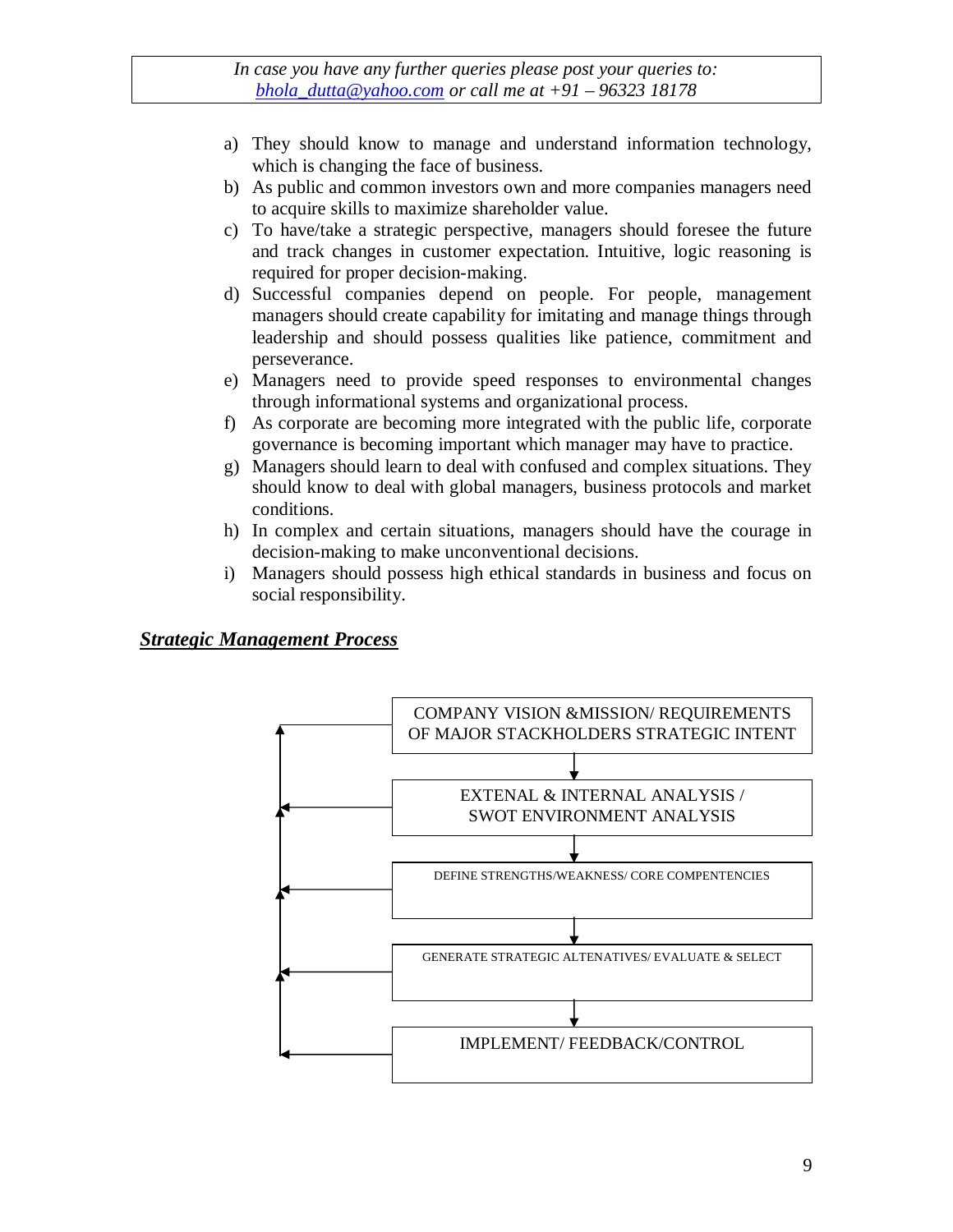a) They should know to manage and understand information technology, which is changing the face of business.
b) As public and common investors own and more companies managers need to acquire skills to maximize shareholder value.
c) To have/take a strategic perspective, managers should foresee the future and track changes in customer expectation. Intuitive, logic reasoning is required for proper decision-making.
d) Successful companies depend on people. For people, management managers should create capability for imitating and manage things through leadership and should possess qualities like patience, commitment and perseverance.
e) Managers need to provide speed responses to environmental changes through informational systems and organizational process.
f) As corporate are becoming more integrated with the public life, corporate governance is becoming important which manager may have to practice.
g) Managers should learn to deal with confused and complex situations. They should know to deal with global managers, business protocols and market conditions.
h) In complex and certain situations, managers should have the courage in decision-making to make unconventional decisions.
i) Managers should possess high ethical standards in business and focus on social responsibility.

## ***Strategic Management Process***

COMPANY VISION &MISSION/ REQUIREMENTS OF MAJOR STACKHOLDERS STRATEGIC INTENT

↓

EXTENAL & INTERNAL ANALYSIS / SWOT ENVIRONMENT ANALYSIS

↓

DEFINE STRENGTHS/WEAKNESS/ CORE COMPENTENCIES

↓

GENERATE STRATEGIC ALTENATIVES/ EVALUATE & SELECT

↓

IMPLEMENT/ FEEDBACK/CONTROL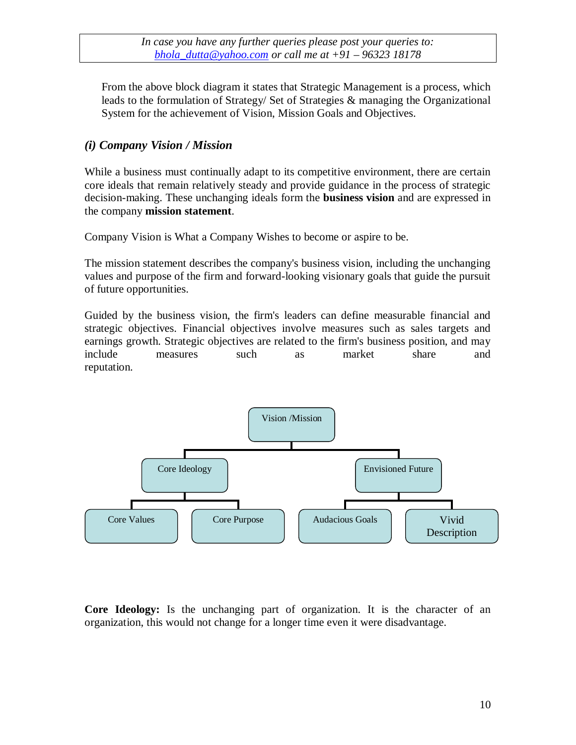In case you have any further queries please post your queries to: bhola_dutta@yahoo.com or call me at +91 – 96323 18178

From the above block diagram it states that Strategic Management is a process, which leads to the formulation of Strategy/ Set of Strategies & managing the Organizational System for the achievement of Vision, Mission Goals and Objectives.

### *(i) Company Vision / Mission*

While a business must continually adapt to its competitive environment, there are certain core ideals that remain relatively steady and provide guidance in the process of strategic decision-making. These unchanging ideals form the **business vision** and are expressed in the company **mission statement**.

Company Vision is What a Company Wishes to become or aspire to be.

The mission statement describes the company's business vision, including the unchanging values and purpose of the firm and forward-looking visionary goals that guide the pursuit of future opportunities.

Guided by the business vision, the firm's leaders can define measurable financial and strategic objectives. Financial objectives involve measures such as sales targets and earnings growth. Strategic objectives are related to the firm's business position, and may include measures such as market share and reputation.

- Vision /Mission
  - Core Ideology
    - Core Values
    - Core Purpose
  - Envisioned Future
    - Audacious Goals
    - Vivid Description

**Core Ideology:** Is the unchanging part of organization. It is the character of an organization, this would not change for a longer time even it were disadvantage.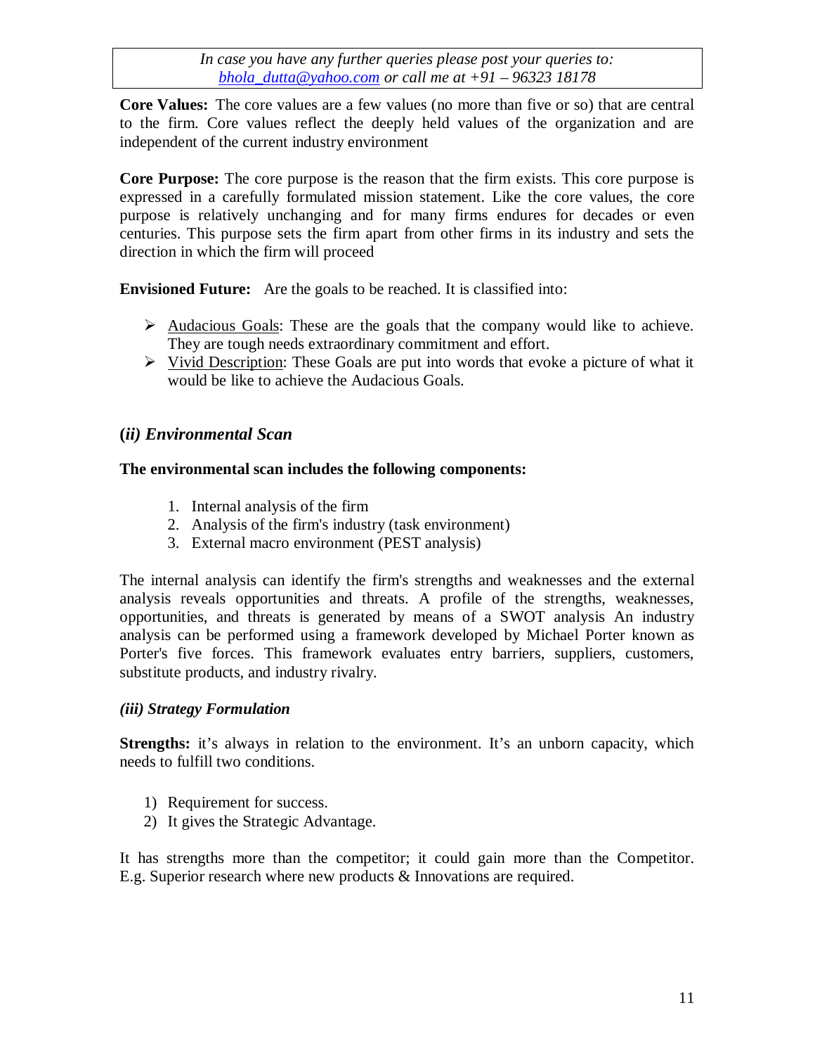**Core Values:** The core values are a few values (no more than five or so) that are central to the firm. Core values reflect the deeply held values of the organization and are independent of the current industry environment

**Core Purpose:** The core purpose is the reason that the firm exists. This core purpose is expressed in a carefully formulated mission statement. Like the core values, the core purpose is relatively unchanging and for many firms endures for decades or even centuries. This purpose sets the firm apart from other firms in its industry and sets the direction in which the firm will proceed

**Envisioned Future:** Are the goals to be reached. It is classified into:

- Audacious Goals: These are the goals that the company would like to achieve. They are tough needs extraordinary commitment and effort.
- Vivid Description: These Goals are put into words that evoke a picture of what it would be like to achieve the Audacious Goals.

### *(ii) Environmental Scan*

**The environmental scan includes the following components:**

1. Internal analysis of the firm
2. Analysis of the firm's industry (task environment)
3. External macro environment (PEST analysis)

The internal analysis can identify the firm's strengths and weaknesses and the external analysis reveals opportunities and threats. A profile of the strengths, weaknesses, opportunities, and threats is generated by means of a SWOT analysis An industry analysis can be performed using a framework developed by Michael Porter known as Porter's five forces. This framework evaluates entry barriers, suppliers, customers, substitute products, and industry rivalry.

### *(iii) Strategy Formulation*

**Strengths:** it's always in relation to the environment. It's an unborn capacity, which needs to fulfill two conditions.

1) Requirement for success.
2) It gives the Strategic Advantage.

It has strengths more than the competitor; it could gain more than the Competitor. E.g. Superior research where new products & Innovations are required.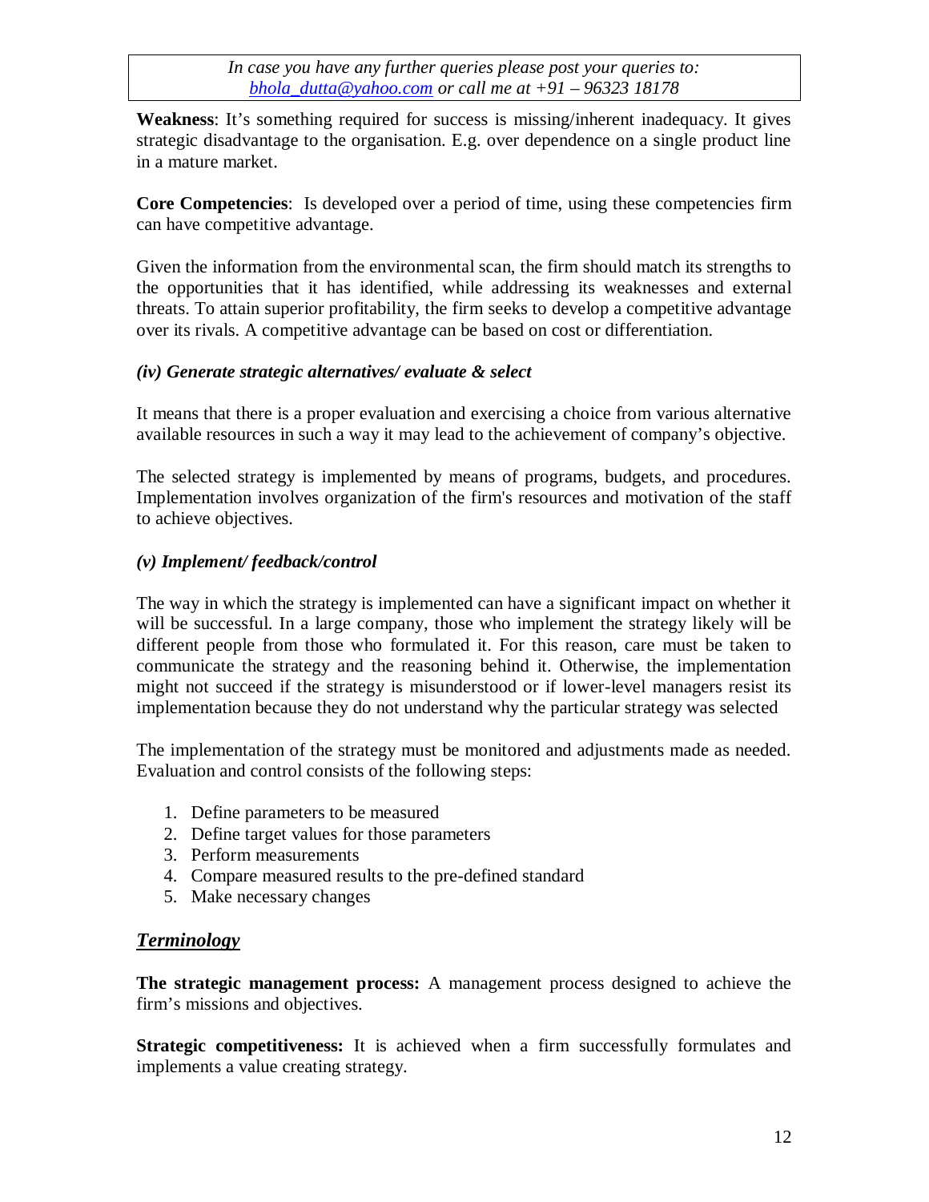**Weakness**: It's something required for success is missing/inherent inadequacy. It gives strategic disadvantage to the organisation. E.g. over dependence on a single product line in a mature market.

**Core Competencies**: Is developed over a period of time, using these competencies firm can have competitive advantage.

Given the information from the environmental scan, the firm should match its strengths to the opportunities that it has identified, while addressing its weaknesses and external threats. To attain superior profitability, the firm seeks to develop a competitive advantage over its rivals. A competitive advantage can be based on cost or differentiation.

***(iv) Generate strategic alternatives/ evaluate & select***

It means that there is a proper evaluation and exercising a choice from various alternative available resources in such a way it may lead to the achievement of company's objective.

The selected strategy is implemented by means of programs, budgets, and procedures. Implementation involves organization of the firm's resources and motivation of the staff to achieve objectives.

***(v) Implement/ feedback/control***

The way in which the strategy is implemented can have a significant impact on whether it will be successful. In a large company, those who implement the strategy likely will be different people from those who formulated it. For this reason, care must be taken to communicate the strategy and the reasoning behind it. Otherwise, the implementation might not succeed if the strategy is misunderstood or if lower-level managers resist its implementation because they do not understand why the particular strategy was selected

The implementation of the strategy must be monitored and adjustments made as needed. Evaluation and control consists of the following steps:

1. Define parameters to be measured
2. Define target values for those parameters
3. Perform measurements
4. Compare measured results to the pre-defined standard
5. Make necessary changes

## ***Terminology***

**The strategic management process:** A management process designed to achieve the firm's missions and objectives.

**Strategic competitiveness:** It is achieved when a firm successfully formulates and implements a value creating strategy.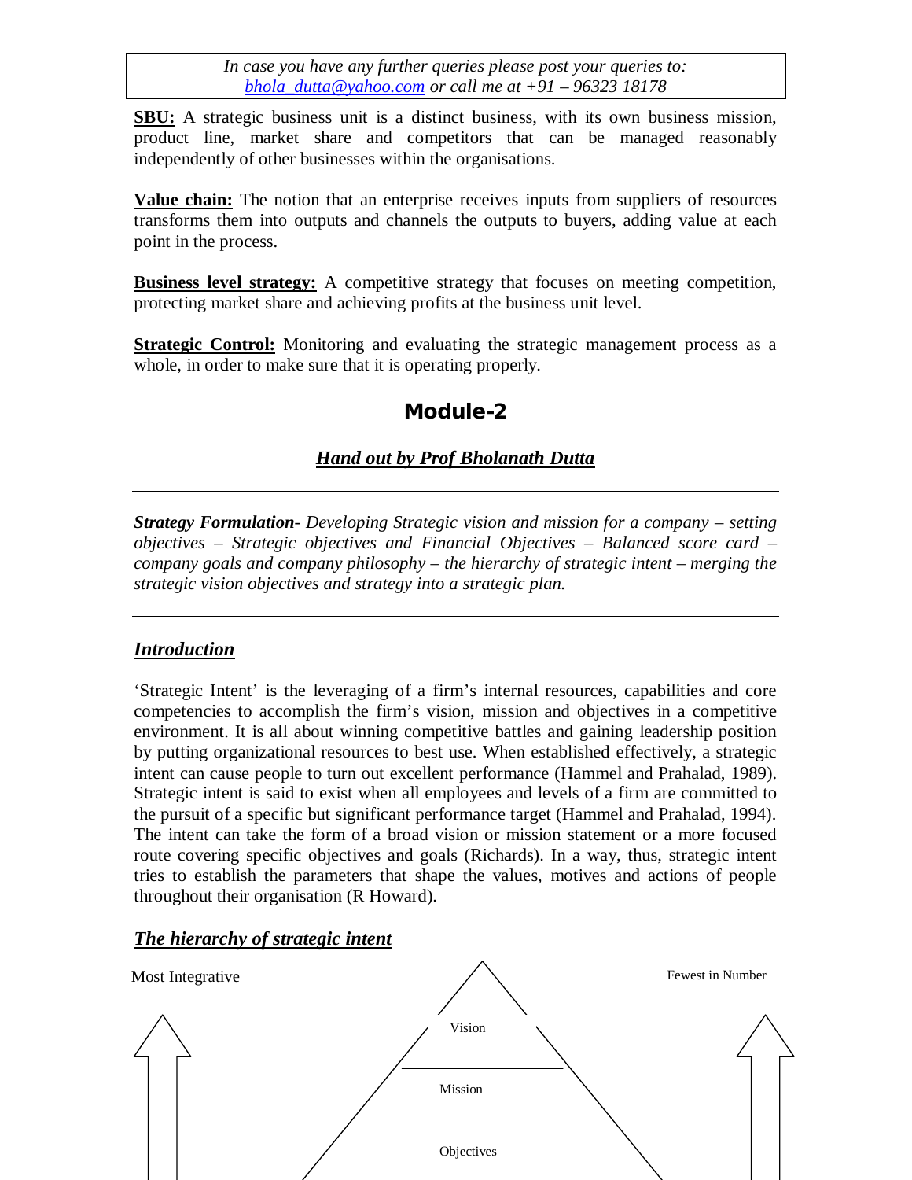*In case you have any further queries please post your queries to: bhola_dutta@yahoo.com or call me at +91 – 96323 18178*

**SBU:** A strategic business unit is a distinct business, with its own business mission, product line, market share and competitors that can be managed reasonably independently of other businesses within the organisations.

**Value chain:** The notion that an enterprise receives inputs from suppliers of resources transforms them into outputs and channels the outputs to buyers, adding value at each point in the process.

**Business level strategy:** A competitive strategy that focuses on meeting competition, protecting market share and achieving profits at the business unit level.

**Strategic Control:** Monitoring and evaluating the strategic management process as a whole, in order to make sure that it is operating properly.

# Module-2

## *Hand out by Prof Bholanath Dutta*

---

***Strategy Formulation**- Developing Strategic vision and mission for a company – setting objectives – Strategic objectives and Financial Objectives – Balanced score card – company goals and company philosophy – the hierarchy of strategic intent – merging the strategic vision objectives and strategy into a strategic plan.*

---

### *Introduction*

'Strategic Intent' is the leveraging of a firm's internal resources, capabilities and core competencies to accomplish the firm's vision, mission and objectives in a competitive environment. It is all about winning competitive battles and gaining leadership position by putting organizational resources to best use. When established effectively, a strategic intent can cause people to turn out excellent performance (Hammel and Prahalad, 1989). Strategic intent is said to exist when all employees and levels of a firm are committed to the pursuit of a specific but significant performance target (Hammel and Prahalad, 1994). The intent can take the form of a broad vision or mission statement or a more focused route covering specific objectives and goals (Richards). In a way, thus, strategic intent tries to establish the parameters that shape the values, motives and actions of people throughout their organisation (R Howard).

### *The hierarchy of strategic intent*

Most Integrative

Fewest in Number

Vision

Mission

Objectives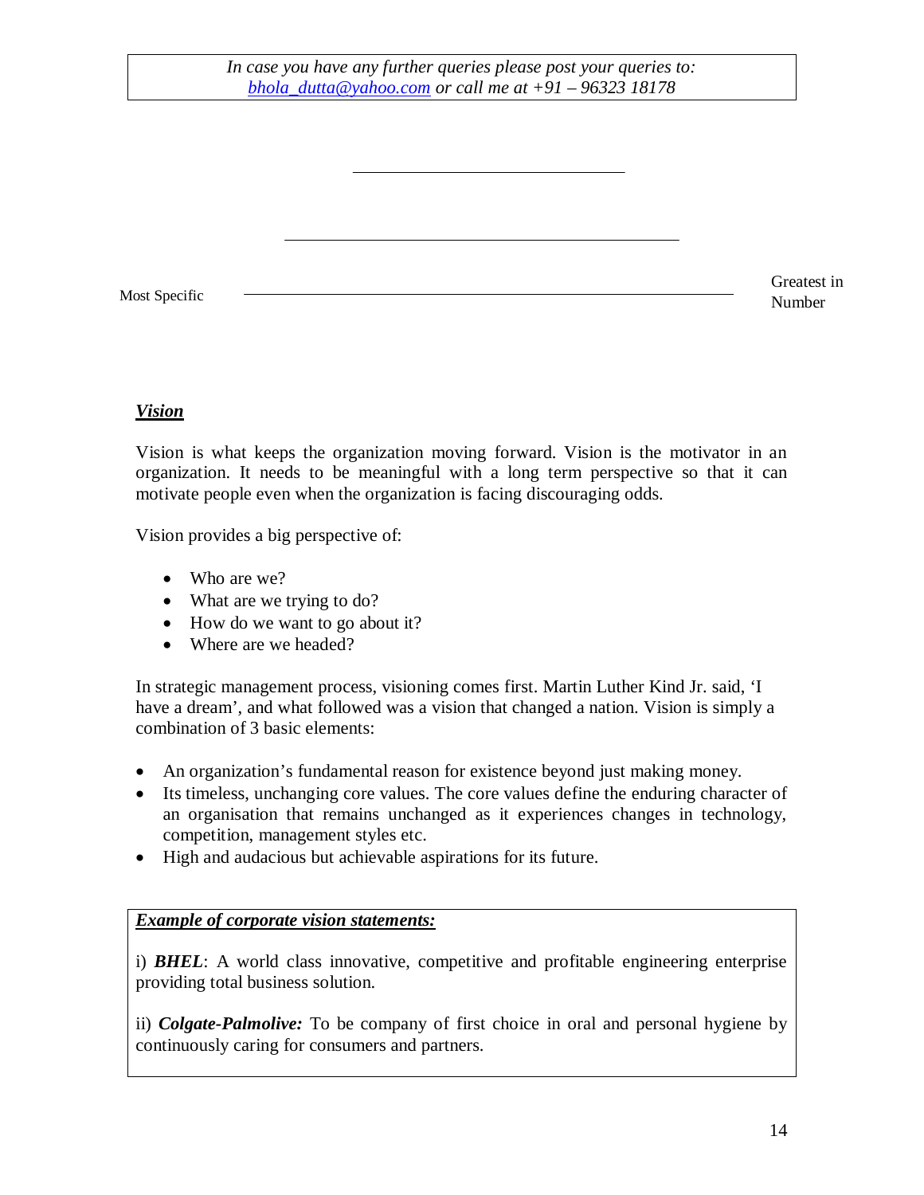*In case you have any further queries please post your queries to: [bhola_dutta@yahoo.com](mailto:bhola_dutta@yahoo.com) or call me at +91 – 96323 18178*

Most Specific — Greatest in Number

### ***Vision***

Vision is what keeps the organization moving forward. Vision is the motivator in an organization. It needs to be meaningful with a long term perspective so that it can motivate people even when the organization is facing discouraging odds.

Vision provides a big perspective of:

- Who are we?
- What are we trying to do?
- How do we want to go about it?
- Where are we headed?

In strategic management process, visioning comes first. Martin Luther Kind Jr. said, 'I have a dream', and what followed was a vision that changed a nation. Vision is simply a combination of 3 basic elements:

- An organization's fundamental reason for existence beyond just making money.
- Its timeless, unchanging core values. The core values define the enduring character of an organisation that remains unchanged as it experiences changes in technology, competition, management styles etc.
- High and audacious but achievable aspirations for its future.

***Example of corporate vision statements:***

i) ***BHEL***: A world class innovative, competitive and profitable engineering enterprise providing total business solution.

ii) ***Colgate-Palmolive:*** To be company of first choice in oral and personal hygiene by continuously caring for consumers and partners.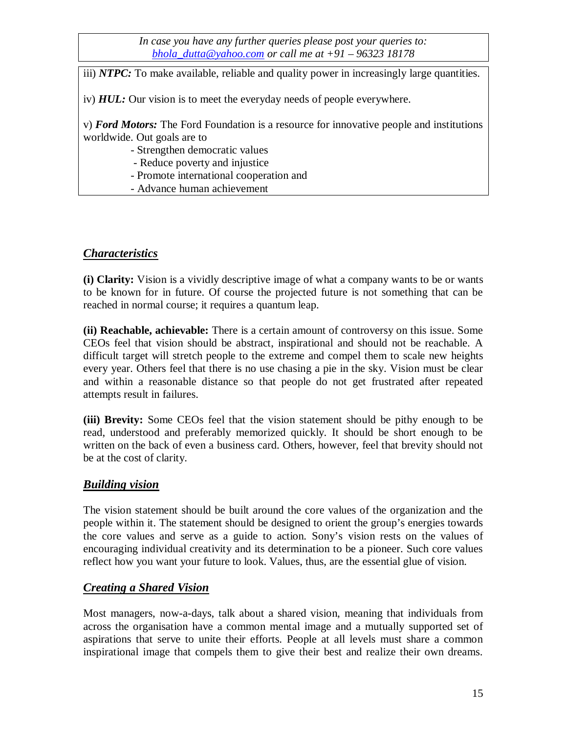*In case you have any further queries please post your queries to: [bhola_dutta@yahoo.com](mailto:bhola_dutta@yahoo.com) or call me at +91 – 96323 18178*

iii) ***NTPC:*** To make available, reliable and quality power in increasingly large quantities.

iv) ***HUL:*** Our vision is to meet the everyday needs of people everywhere.

v) ***Ford Motors:*** The Ford Foundation is a resource for innovative people and institutions worldwide. Out goals are to

- Strengthen democratic values
- Reduce poverty and injustice
- Promote international cooperation and
- Advance human achievement

## ***Characteristics***

**(i) Clarity:** Vision is a vividly descriptive image of what a company wants to be or wants to be known for in future. Of course the projected future is not something that can be reached in normal course; it requires a quantum leap.

**(ii) Reachable, achievable:** There is a certain amount of controversy on this issue. Some CEOs feel that vision should be abstract, inspirational and should not be reachable. A difficult target will stretch people to the extreme and compel them to scale new heights every year. Others feel that there is no use chasing a pie in the sky. Vision must be clear and within a reasonable distance so that people do not get frustrated after repeated attempts result in failures.

**(iii) Brevity:** Some CEOs feel that the vision statement should be pithy enough to be read, understood and preferably memorized quickly. It should be short enough to be written on the back of even a business card. Others, however, feel that brevity should not be at the cost of clarity.

## ***Building vision***

The vision statement should be built around the core values of the organization and the people within it. The statement should be designed to orient the group's energies towards the core values and serve as a guide to action. Sony's vision rests on the values of encouraging individual creativity and its determination to be a pioneer. Such core values reflect how you want your future to look. Values, thus, are the essential glue of vision.

## ***Creating a Shared Vision***

Most managers, now-a-days, talk about a shared vision, meaning that individuals from across the organisation have a common mental image and a mutually supported set of aspirations that serve to unite their efforts. People at all levels must share a common inspirational image that compels them to give their best and realize their own dreams.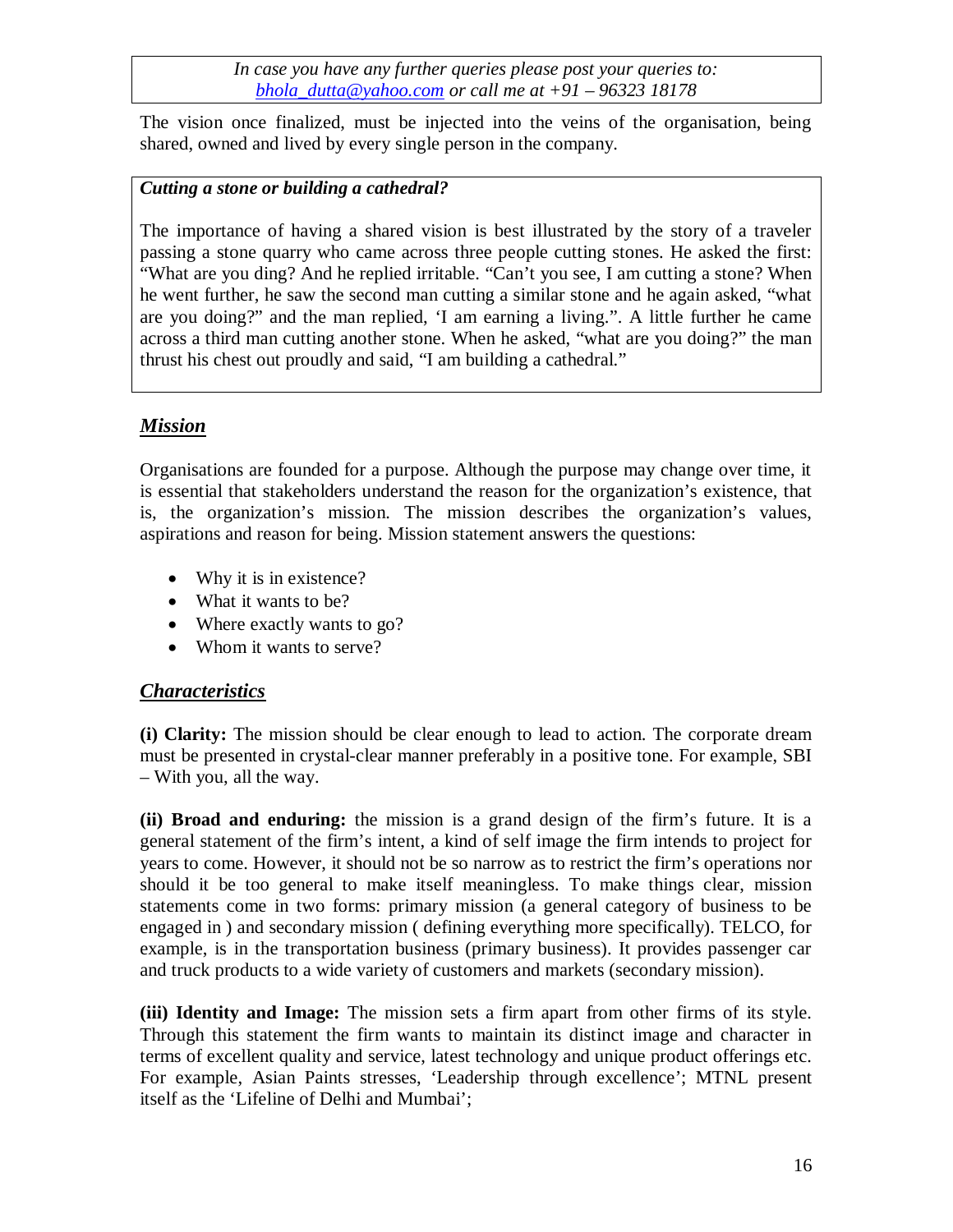*In case you have any further queries please post your queries to: [bhola_dutta@yahoo.com](mailto:bhola_dutta@yahoo.com) or call me at +91 – 96323 18178*

The vision once finalized, must be injected into the veins of the organisation, being shared, owned and lived by every single person in the company.

***Cutting a stone or building a cathedral?***

The importance of having a shared vision is best illustrated by the story of a traveler passing a stone quarry who came across three people cutting stones. He asked the first: "What are you ding? And he replied irritable. "Can't you see, I am cutting a stone? When he went further, he saw the second man cutting a similar stone and he again asked, "what are you doing?" and the man replied, 'I am earning a living.". A little further he came across a third man cutting another stone. When he asked, "what are you doing?" the man thrust his chest out proudly and said, "I am building a cathedral."

## ***Mission***

Organisations are founded for a purpose. Although the purpose may change over time, it is essential that stakeholders understand the reason for the organization's existence, that is, the organization's mission. The mission describes the organization's values, aspirations and reason for being. Mission statement answers the questions:

- Why it is in existence?
- What it wants to be?
- Where exactly wants to go?
- Whom it wants to serve?

## ***Characteristics***

**(i) Clarity:** The mission should be clear enough to lead to action. The corporate dream must be presented in crystal-clear manner preferably in a positive tone. For example, SBI – With you, all the way.

**(ii) Broad and enduring:** the mission is a grand design of the firm's future. It is a general statement of the firm's intent, a kind of self image the firm intends to project for years to come. However, it should not be so narrow as to restrict the firm's operations nor should it be too general to make itself meaningless. To make things clear, mission statements come in two forms: primary mission (a general category of business to be engaged in ) and secondary mission ( defining everything more specifically). TELCO, for example, is in the transportation business (primary business). It provides passenger car and truck products to a wide variety of customers and markets (secondary mission).

**(iii) Identity and Image:** The mission sets a firm apart from other firms of its style. Through this statement the firm wants to maintain its distinct image and character in terms of excellent quality and service, latest technology and unique product offerings etc. For example, Asian Paints stresses, 'Leadership through excellence'; MTNL present itself as the 'Lifeline of Delhi and Mumbai';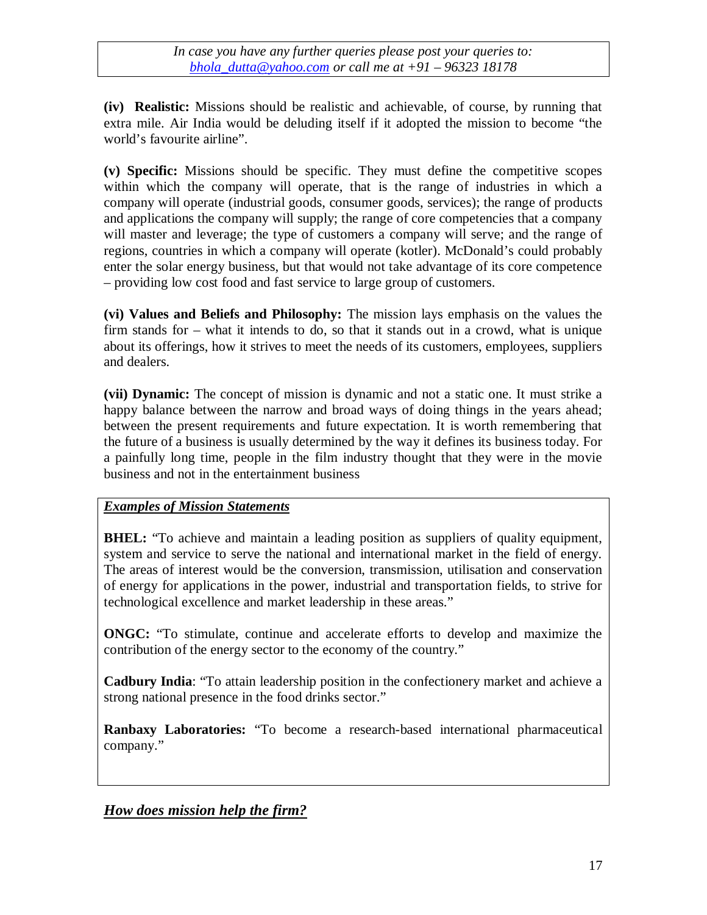**(iv) Realistic:** Missions should be realistic and achievable, of course, by running that extra mile. Air India would be deluding itself if it adopted the mission to become "the world's favourite airline".

**(v) Specific:** Missions should be specific. They must define the competitive scopes within which the company will operate, that is the range of industries in which a company will operate (industrial goods, consumer goods, services); the range of products and applications the company will supply; the range of core competencies that a company will master and leverage; the type of customers a company will serve; and the range of regions, countries in which a company will operate (kotler). McDonald's could probably enter the solar energy business, but that would not take advantage of its core competence – providing low cost food and fast service to large group of customers.

**(vi) Values and Beliefs and Philosophy:** The mission lays emphasis on the values the firm stands for – what it intends to do, so that it stands out in a crowd, what is unique about its offerings, how it strives to meet the needs of its customers, employees, suppliers and dealers.

**(vii) Dynamic:** The concept of mission is dynamic and not a static one. It must strike a happy balance between the narrow and broad ways of doing things in the years ahead; between the present requirements and future expectation. It is worth remembering that the future of a business is usually determined by the way it defines its business today. For a painfully long time, people in the film industry thought that they were in the movie business and not in the entertainment business

***Examples of Mission Statements***

**BHEL:** "To achieve and maintain a leading position as suppliers of quality equipment, system and service to serve the national and international market in the field of energy. The areas of interest would be the conversion, transmission, utilisation and conservation of energy for applications in the power, industrial and transportation fields, to strive for technological excellence and market leadership in these areas."

**ONGC:** "To stimulate, continue and accelerate efforts to develop and maximize the contribution of the energy sector to the economy of the country."

**Cadbury India**: "To attain leadership position in the confectionery market and achieve a strong national presence in the food drinks sector."

**Ranbaxy Laboratories:** "To become a research-based international pharmaceutical company."

## ***How does mission help the firm?***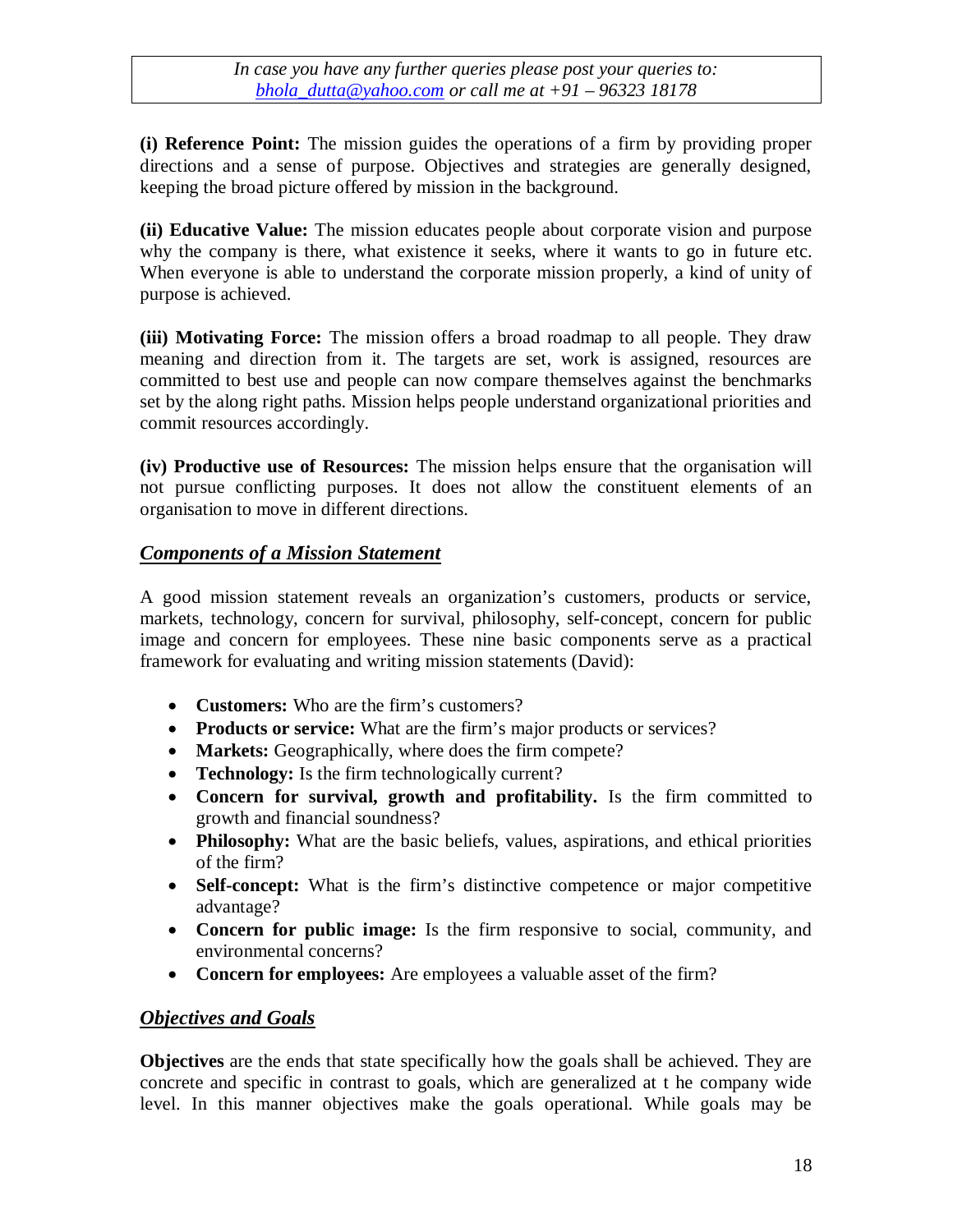*In case you have any further queries please post your queries to: bhola_dutta@yahoo.com or call me at +91 – 96323 18178*

**(i) Reference Point:** The mission guides the operations of a firm by providing proper directions and a sense of purpose. Objectives and strategies are generally designed, keeping the broad picture offered by mission in the background.

**(ii) Educative Value:** The mission educates people about corporate vision and purpose why the company is there, what existence it seeks, where it wants to go in future etc. When everyone is able to understand the corporate mission properly, a kind of unity of purpose is achieved.

**(iii) Motivating Force:** The mission offers a broad roadmap to all people. They draw meaning and direction from it. The targets are set, work is assigned, resources are committed to best use and people can now compare themselves against the benchmarks set by the along right paths. Mission helps people understand organizational priorities and commit resources accordingly.

**(iv) Productive use of Resources:** The mission helps ensure that the organisation will not pursue conflicting purposes. It does not allow the constituent elements of an organisation to move in different directions.

## ***Components of a Mission Statement***

A good mission statement reveals an organization's customers, products or service, markets, technology, concern for survival, philosophy, self-concept, concern for public image and concern for employees. These nine basic components serve as a practical framework for evaluating and writing mission statements (David):

- **Customers:** Who are the firm's customers?
- **Products or service:** What are the firm's major products or services?
- **Markets:** Geographically, where does the firm compete?
- **Technology:** Is the firm technologically current?
- **Concern for survival, growth and profitability.** Is the firm committed to growth and financial soundness?
- **Philosophy:** What are the basic beliefs, values, aspirations, and ethical priorities of the firm?
- **Self-concept:** What is the firm's distinctive competence or major competitive advantage?
- **Concern for public image:** Is the firm responsive to social, community, and environmental concerns?
- **Concern for employees:** Are employees a valuable asset of the firm?

## ***Objectives and Goals***

**Objectives** are the ends that state specifically how the goals shall be achieved. They are concrete and specific in contrast to goals, which are generalized at t he company wide level. In this manner objectives make the goals operational. While goals may be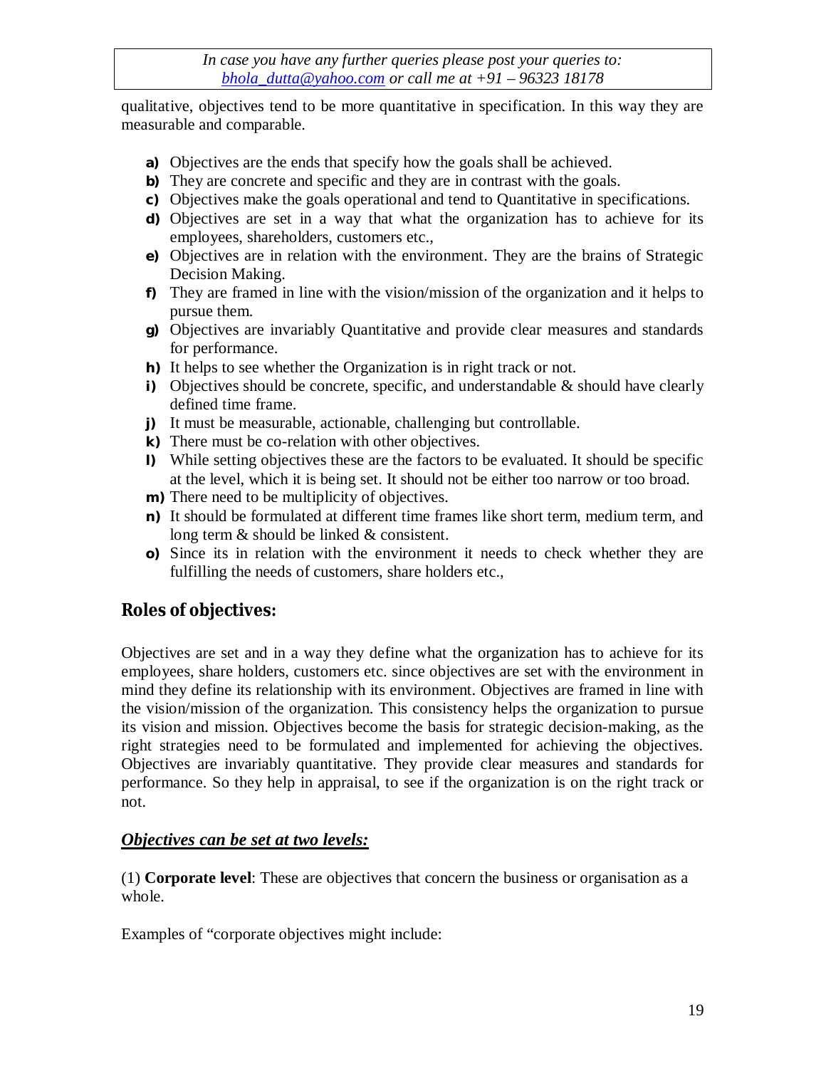qualitative, objectives tend to be more quantitative in specification. In this way they are measurable and comparable.

- **a)** Objectives are the ends that specify how the goals shall be achieved.
- **b)** They are concrete and specific and they are in contrast with the goals.
- **c)** Objectives make the goals operational and tend to Quantitative in specifications.
- **d)** Objectives are set in a way that what the organization has to achieve for its employees, shareholders, customers etc.,
- **e)** Objectives are in relation with the environment. They are the brains of Strategic Decision Making.
- **f)** They are framed in line with the vision/mission of the organization and it helps to pursue them.
- **g)** Objectives are invariably Quantitative and provide clear measures and standards for performance.
- **h)** It helps to see whether the Organization is in right track or not.
- **i)** Objectives should be concrete, specific, and understandable & should have clearly defined time frame.
- **j)** It must be measurable, actionable, challenging but controllable.
- **k)** There must be co-relation with other objectives.
- **l)** While setting objectives these are the factors to be evaluated. It should be specific at the level, which it is being set. It should not be either too narrow or too broad.
- **m)** There need to be multiplicity of objectives.
- **n)** It should be formulated at different time frames like short term, medium term, and long term & should be linked & consistent.
- **o)** Since its in relation with the environment it needs to check whether they are fulfilling the needs of customers, share holders etc.,

## Roles of objectives:

Objectives are set and in a way they define what the organization has to achieve for its employees, share holders, customers etc. since objectives are set with the environment in mind they define its relationship with its environment. Objectives are framed in line with the vision/mission of the organization. This consistency helps the organization to pursue its vision and mission. Objectives become the basis for strategic decision-making, as the right strategies need to be formulated and implemented for achieving the objectives. Objectives are invariably quantitative. They provide clear measures and standards for performance. So they help in appraisal, to see if the organization is on the right track or not.

***Objectives can be set at two levels:***

(1) **Corporate level**: These are objectives that concern the business or organisation as a whole.

Examples of "corporate objectives might include: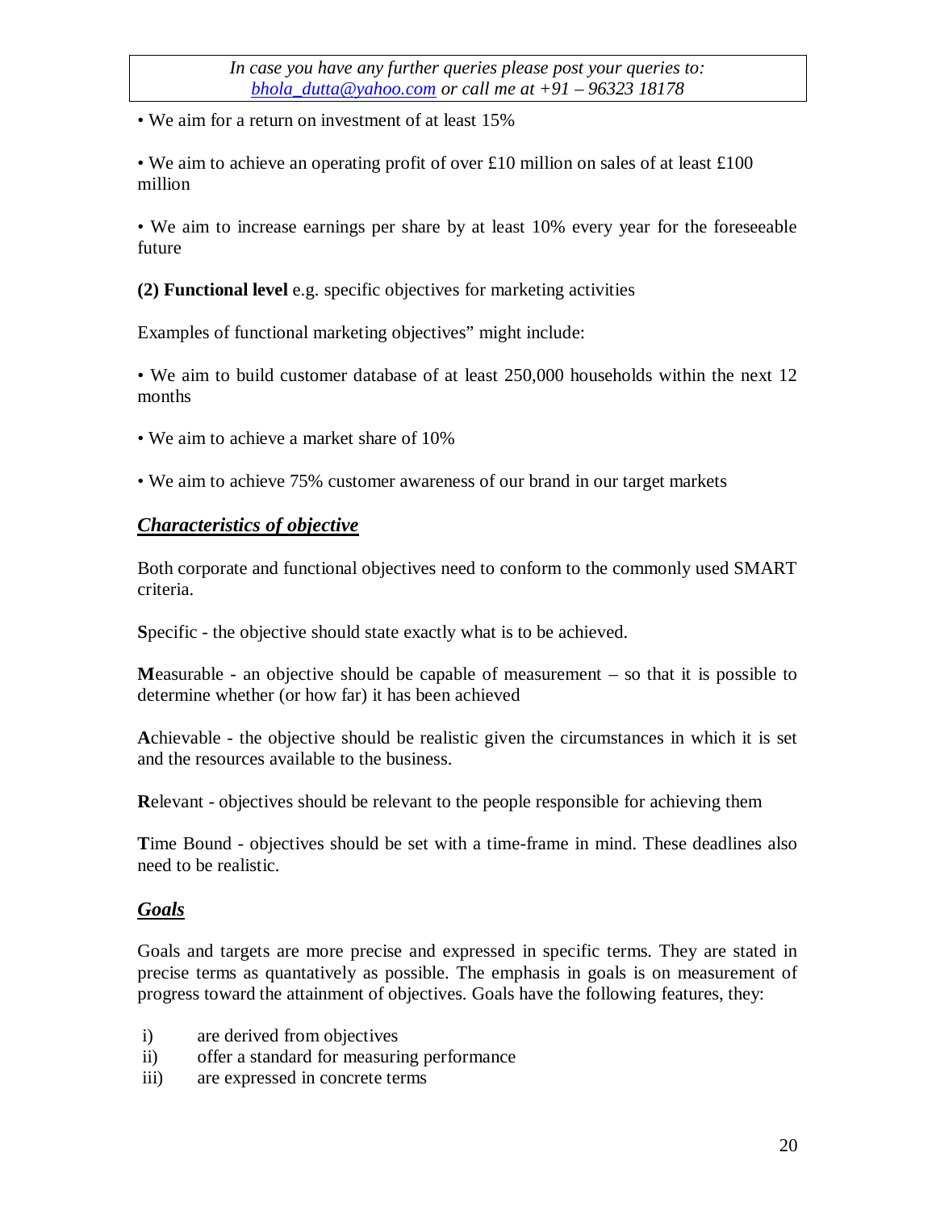• We aim for a return on investment of at least 15%

• We aim to achieve an operating profit of over £10 million on sales of at least £100 million

• We aim to increase earnings per share by at least 10% every year for the foreseeable future

**(2) Functional level** e.g. specific objectives for marketing activities

Examples of functional marketing objectives" might include:

• We aim to build customer database of at least 250,000 households within the next 12 months

• We aim to achieve a market share of 10%

• We aim to achieve 75% customer awareness of our brand in our target markets

## ***Characteristics of objective***

Both corporate and functional objectives need to conform to the commonly used SMART criteria.

**S**pecific - the objective should state exactly what is to be achieved.

**M**easurable - an objective should be capable of measurement – so that it is possible to determine whether (or how far) it has been achieved

**A**chievable - the objective should be realistic given the circumstances in which it is set and the resources available to the business.

**R**elevant - objectives should be relevant to the people responsible for achieving them

**T**ime Bound - objectives should be set with a time-frame in mind. These deadlines also need to be realistic.

## ***Goals***

Goals and targets are more precise and expressed in specific terms. They are stated in precise terms as quantatively as possible. The emphasis in goals is on measurement of progress toward the attainment of objectives. Goals have the following features, they:

i) are derived from objectives
ii) offer a standard for measuring performance
iii) are expressed in concrete terms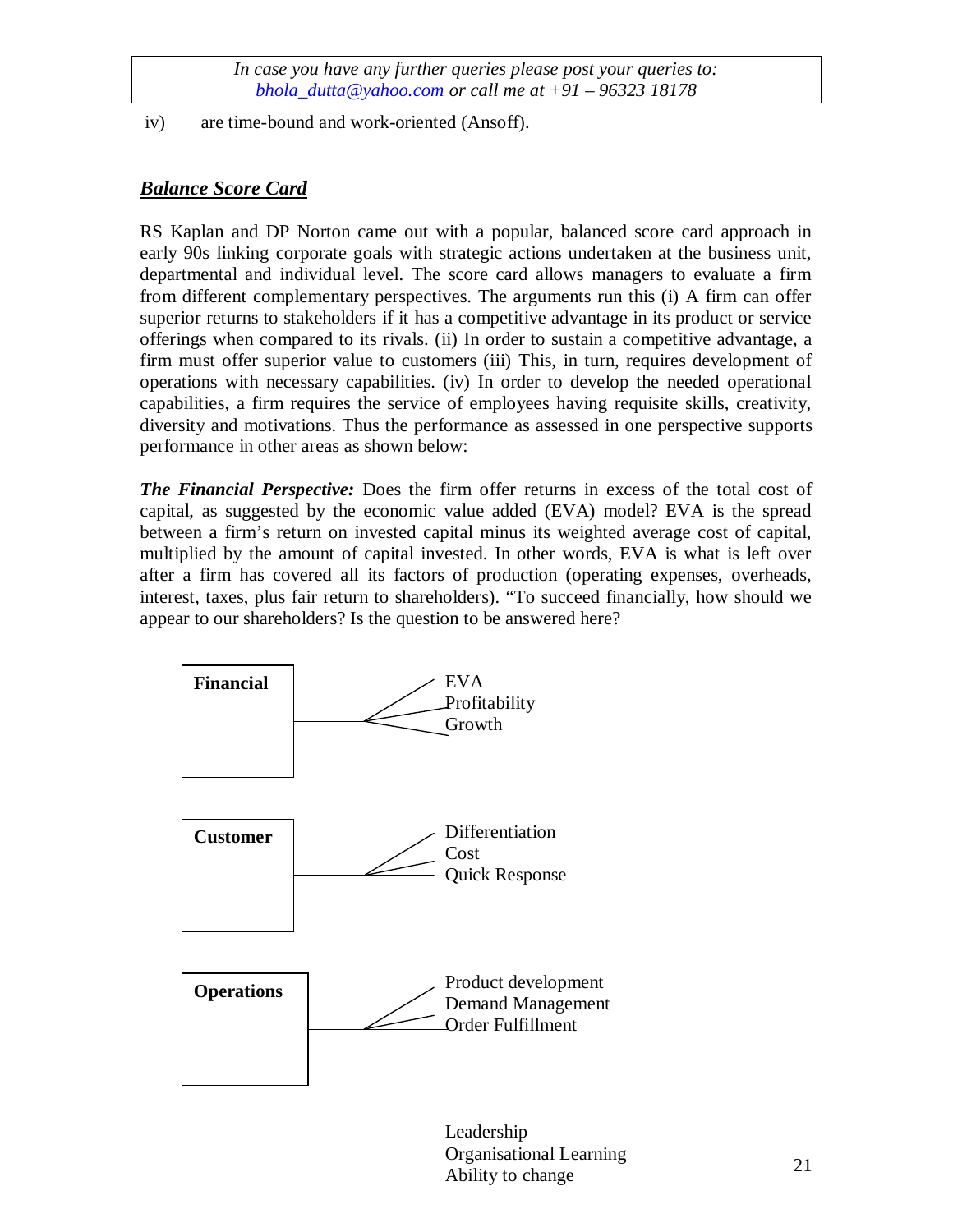iv) are time-bound and work-oriented (Ansoff).

## ***Balance Score Card***

RS Kaplan and DP Norton came out with a popular, balanced score card approach in early 90s linking corporate goals with strategic actions undertaken at the business unit, departmental and individual level. The score card allows managers to evaluate a firm from different complementary perspectives. The arguments run this (i) A firm can offer superior returns to stakeholders if it has a competitive advantage in its product or service offerings when compared to its rivals. (ii) In order to sustain a competitive advantage, a firm must offer superior value to customers (iii) This, in turn, requires development of operations with necessary capabilities. (iv) In order to develop the needed operational capabilities, a firm requires the service of employees having requisite skills, creativity, diversity and motivations. Thus the performance as assessed in one perspective supports performance in other areas as shown below:

***The Financial Perspective:*** Does the firm offer returns in excess of the total cost of capital, as suggested by the economic value added (EVA) model? EVA is the spread between a firm's return on invested capital minus its weighted average cost of capital, multiplied by the amount of capital invested. In other words, EVA is what is left over after a firm has covered all its factors of production (operating expenses, overheads, interest, taxes, plus fair return to shareholders). "To succeed financially, how should we appear to our shareholders? Is the question to be answered here?

**Financial**
- EVA
- Profitability
- Growth

**Customer**
- Differentiation
- Cost
- Quick Response

**Operations**
- Product development
- Demand Management
- Order Fulfillment

- Leadership
- Organisational Learning
- Ability to change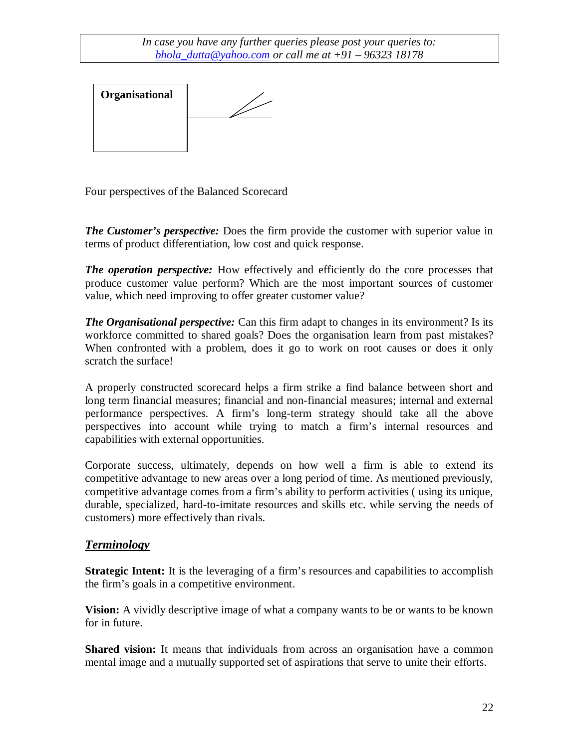In case you have any further queries please post your queries to: bhola_dutta@yahoo.com or call me at +91 – 96323 18178

**Organisational**

Four perspectives of the Balanced Scorecard

***The Customer's perspective:*** Does the firm provide the customer with superior value in terms of product differentiation, low cost and quick response.

***The operation perspective:*** How effectively and efficiently do the core processes that produce customer value perform? Which are the most important sources of customer value, which need improving to offer greater customer value?

***The Organisational perspective:*** Can this firm adapt to changes in its environment? Is its workforce committed to shared goals? Does the organisation learn from past mistakes? When confronted with a problem, does it go to work on root causes or does it only scratch the surface!

A properly constructed scorecard helps a firm strike a find balance between short and long term financial measures; financial and non-financial measures; internal and external performance perspectives. A firm's long-term strategy should take all the above perspectives into account while trying to match a firm's internal resources and capabilities with external opportunities.

Corporate success, ultimately, depends on how well a firm is able to extend its competitive advantage to new areas over a long period of time. As mentioned previously, competitive advantage comes from a firm's ability to perform activities ( using its unique, durable, specialized, hard-to-imitate resources and skills etc. while serving the needs of customers) more effectively than rivals.

## ***Terminology***

**Strategic Intent:** It is the leveraging of a firm's resources and capabilities to accomplish the firm's goals in a competitive environment.

**Vision:** A vividly descriptive image of what a company wants to be or wants to be known for in future.

**Shared vision:** It means that individuals from across an organisation have a common mental image and a mutually supported set of aspirations that serve to unite their efforts.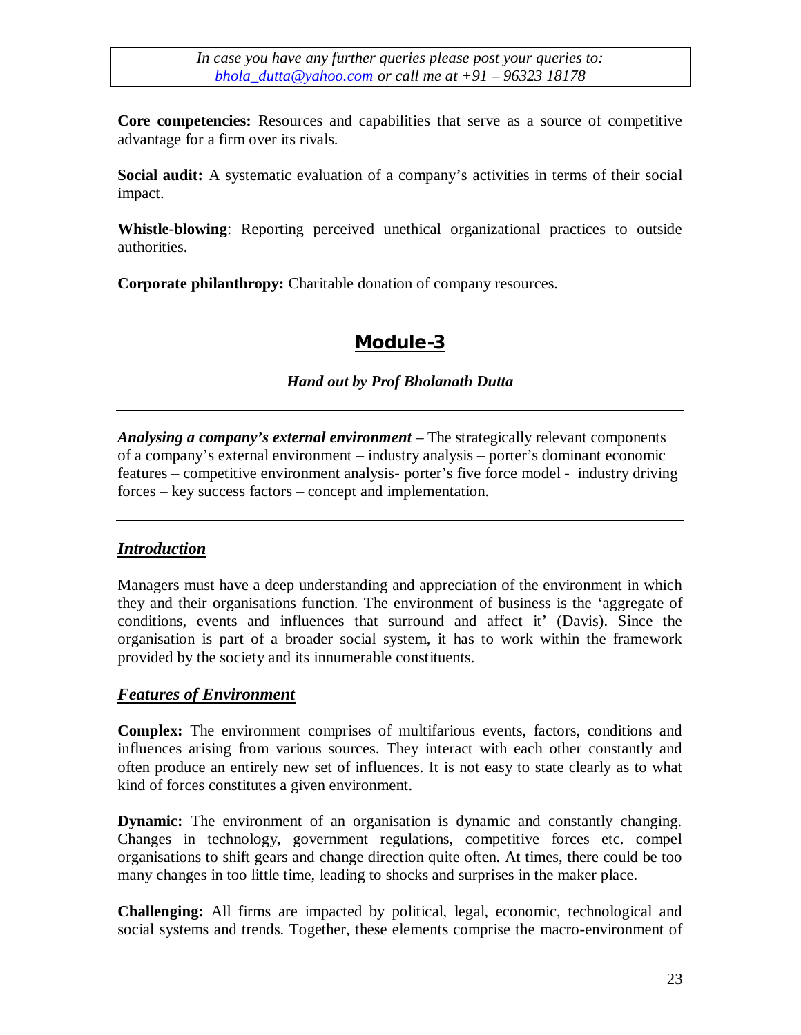*In case you have any further queries please post your queries to: bhola_dutta@yahoo.com or call me at +91 – 96323 18178*

**Core competencies:** Resources and capabilities that serve as a source of competitive advantage for a firm over its rivals.

**Social audit:** A systematic evaluation of a company's activities in terms of their social impact.

**Whistle-blowing**: Reporting perceived unethical organizational practices to outside authorities.

**Corporate philanthropy:** Charitable donation of company resources.

## Module-3

***Hand out by Prof Bholanath Dutta***

---

***Analysing a company's external environment*** – The strategically relevant components of a company's external environment – industry analysis – porter's dominant economic features – competitive environment analysis- porter's five force model - industry driving forces – key success factors – concept and implementation.

---

### *Introduction*

Managers must have a deep understanding and appreciation of the environment in which they and their organisations function. The environment of business is the 'aggregate of conditions, events and influences that surround and affect it' (Davis). Since the organisation is part of a broader social system, it has to work within the framework provided by the society and its innumerable constituents.

### *Features of Environment*

**Complex:** The environment comprises of multifarious events, factors, conditions and influences arising from various sources. They interact with each other constantly and often produce an entirely new set of influences. It is not easy to state clearly as to what kind of forces constitutes a given environment.

**Dynamic:** The environment of an organisation is dynamic and constantly changing. Changes in technology, government regulations, competitive forces etc. compel organisations to shift gears and change direction quite often. At times, there could be too many changes in too little time, leading to shocks and surprises in the maker place.

**Challenging:** All firms are impacted by political, legal, economic, technological and social systems and trends. Together, these elements comprise the macro-environment of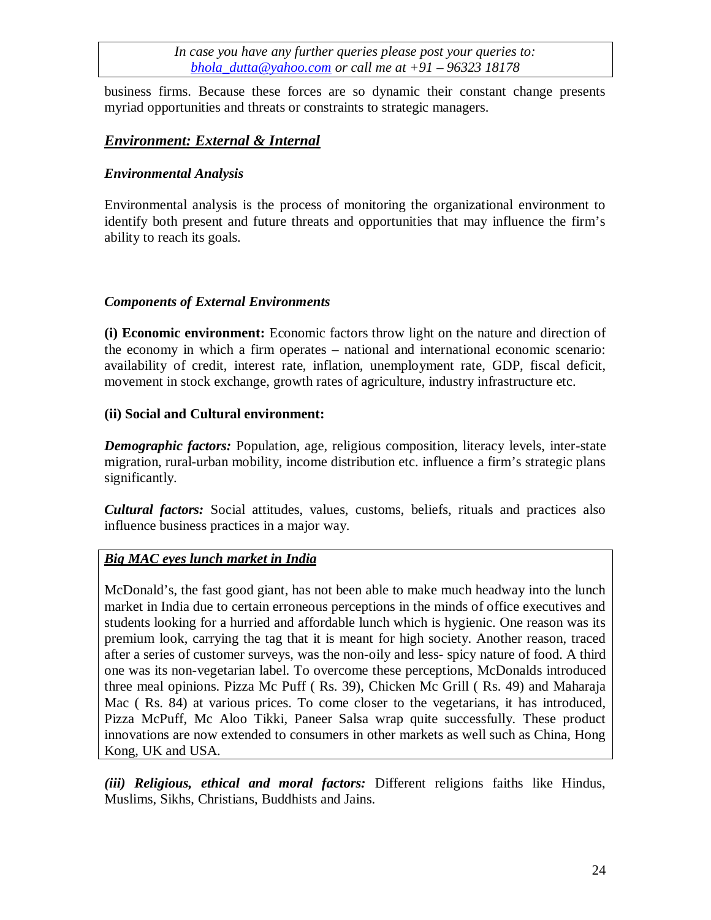business firms. Because these forces are so dynamic their constant change presents myriad opportunities and threats or constraints to strategic managers.

## ***Environment: External & Internal***

### *Environmental Analysis*

Environmental analysis is the process of monitoring the organizational environment to identify both present and future threats and opportunities that may influence the firm's ability to reach its goals.

### *Components of External Environments*

**(i) Economic environment:** Economic factors throw light on the nature and direction of the economy in which a firm operates – national and international economic scenario: availability of credit, interest rate, inflation, unemployment rate, GDP, fiscal deficit, movement in stock exchange, growth rates of agriculture, industry infrastructure etc.

**(ii) Social and Cultural environment:**

***Demographic factors:*** Population, age, religious composition, literacy levels, inter-state migration, rural-urban mobility, income distribution etc. influence a firm's strategic plans significantly.

***Cultural factors:*** Social attitudes, values, customs, beliefs, rituals and practices also influence business practices in a major way.

> ***Big MAC eyes lunch market in India***
>
> McDonald's, the fast good giant, has not been able to make much headway into the lunch market in India due to certain erroneous perceptions in the minds of office executives and students looking for a hurried and affordable lunch which is hygienic. One reason was its premium look, carrying the tag that it is meant for high society. Another reason, traced after a series of customer surveys, was the non-oily and less- spicy nature of food. A third one was its non-vegetarian label. To overcome these perceptions, McDonalds introduced three meal opinions. Pizza Mc Puff ( Rs. 39), Chicken Mc Grill ( Rs. 49) and Maharaja Mac ( Rs. 84) at various prices. To come closer to the vegetarians, it has introduced, Pizza McPuff, Mc Aloo Tikki, Paneer Salsa wrap quite successfully. These product innovations are now extended to consumers in other markets as well such as China, Hong Kong, UK and USA.

***(iii) Religious, ethical and moral factors:*** Different religions faiths like Hindus, Muslims, Sikhs, Christians, Buddhists and Jains.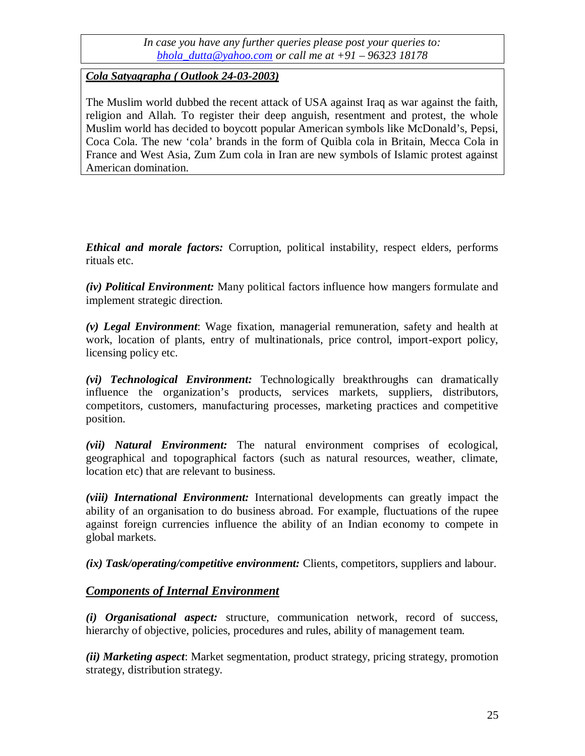In case you have any further queries please post your queries to: *bhola_dutta@yahoo.com* or call me at +91 – 96323 18178

***Cola Satyagrapha ( Outlook 24-03-2003)***

The Muslim world dubbed the recent attack of USA against Iraq as war against the faith, religion and Allah. To register their deep anguish, resentment and protest, the whole Muslim world has decided to boycott popular American symbols like McDonald's, Pepsi, Coca Cola. The new 'cola' brands in the form of Quibla cola in Britain, Mecca Cola in France and West Asia, Zum Zum cola in Iran are new symbols of Islamic protest against American domination.

***Ethical and morale factors:*** Corruption, political instability, respect elders, performs rituals etc.

***(iv) Political Environment:*** Many political factors influence how mangers formulate and implement strategic direction.

***(v) Legal Environment***: Wage fixation, managerial remuneration, safety and health at work, location of plants, entry of multinationals, price control, import-export policy, licensing policy etc.

***(vi) Technological Environment:*** Technologically breakthroughs can dramatically influence the organization's products, services markets, suppliers, distributors, competitors, customers, manufacturing processes, marketing practices and competitive position.

***(vii) Natural Environment:*** The natural environment comprises of ecological, geographical and topographical factors (such as natural resources, weather, climate, location etc) that are relevant to business.

***(viii) International Environment:*** International developments can greatly impact the ability of an organisation to do business abroad. For example, fluctuations of the rupee against foreign currencies influence the ability of an Indian economy to compete in global markets.

***(ix) Task/operating/competitive environment:*** Clients, competitors, suppliers and labour.

## ***Components of Internal Environment***

***(i) Organisational aspect:*** structure, communication network, record of success, hierarchy of objective, policies, procedures and rules, ability of management team.

***(ii) Marketing aspect***: Market segmentation, product strategy, pricing strategy, promotion strategy, distribution strategy.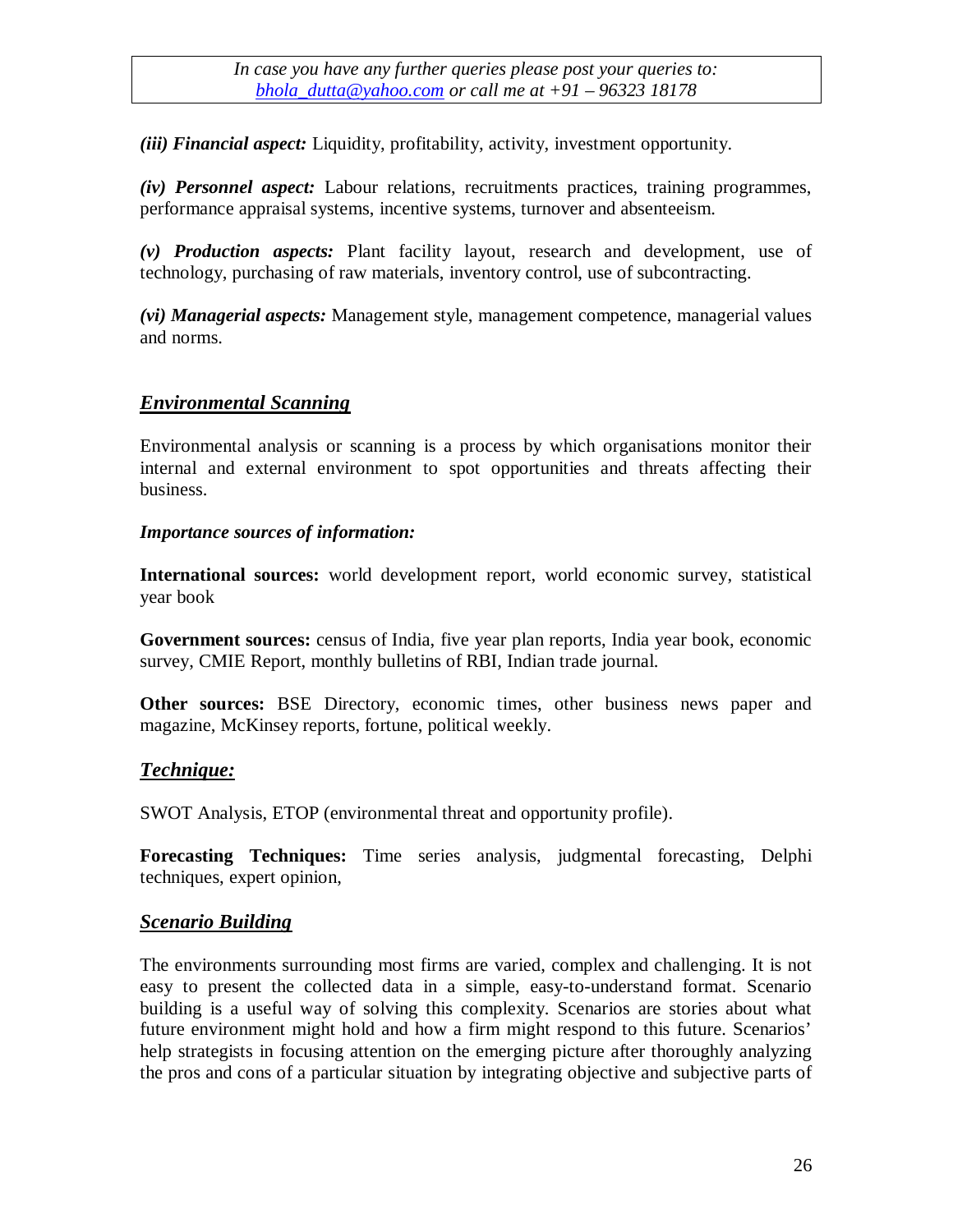*In case you have any further queries please post your queries to:*
*[bhola_dutta@yahoo.com](mailto:bhola_dutta@yahoo.com) or call me at +91 – 96323 18178*

***(iii) Financial aspect:*** Liquidity, profitability, activity, investment opportunity.

***(iv) Personnel aspect:*** Labour relations, recruitments practices, training programmes, performance appraisal systems, incentive systems, turnover and absenteeism.

***(v) Production aspects:*** Plant facility layout, research and development, use of technology, purchasing of raw materials, inventory control, use of subcontracting.

***(vi) Managerial aspects:*** Management style, management competence, managerial values and norms.

## ***Environmental Scanning***

Environmental analysis or scanning is a process by which organisations monitor their internal and external environment to spot opportunities and threats affecting their business.

***Importance sources of information:***

**International sources:** world development report, world economic survey, statistical year book

**Government sources:** census of India, five year plan reports, India year book, economic survey, CMIE Report, monthly bulletins of RBI, Indian trade journal.

**Other sources:** BSE Directory, economic times, other business news paper and magazine, McKinsey reports, fortune, political weekly.

## ***Technique:***

SWOT Analysis, ETOP (environmental threat and opportunity profile).

**Forecasting Techniques:** Time series analysis, judgmental forecasting, Delphi techniques, expert opinion,

## ***Scenario Building***

The environments surrounding most firms are varied, complex and challenging. It is not easy to present the collected data in a simple, easy-to-understand format. Scenario building is a useful way of solving this complexity. Scenarios are stories about what future environment might hold and how a firm might respond to this future. Scenarios' help strategists in focusing attention on the emerging picture after thoroughly analyzing the pros and cons of a particular situation by integrating objective and subjective parts of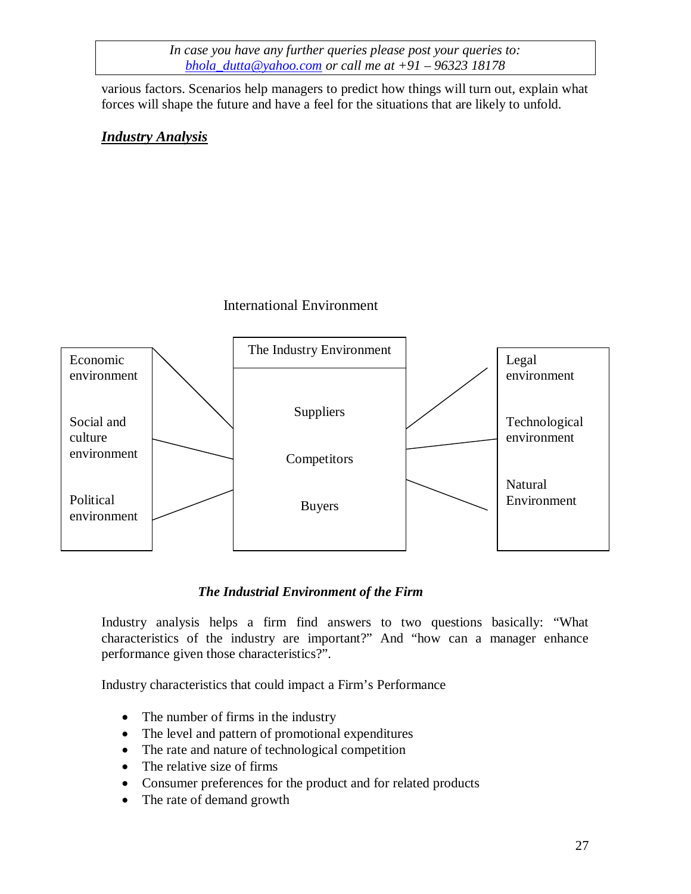various factors. Scenarios help managers to predict how things will turn out, explain what forces will shape the future and have a feel for the situations that are likely to unfold.

***Industry Analysis***

International Environment

| Economic environment | The Industry Environment | Legal environment |
|---|---|---|
| Social and culture environment | Suppliers | Technological environment |
| Political environment | Competitors | Natural Environment |
| | Buyers | |

***The Industrial Environment of the Firm***

Industry analysis helps a firm find answers to two questions basically: "What characteristics of the industry are important?" And "how can a manager enhance performance given those characteristics?".

Industry characteristics that could impact a Firm's Performance

- The number of firms in the industry
- The level and pattern of promotional expenditures
- The rate and nature of technological competition
- The relative size of firms
- Consumer preferences for the product and for related products
- The rate of demand growth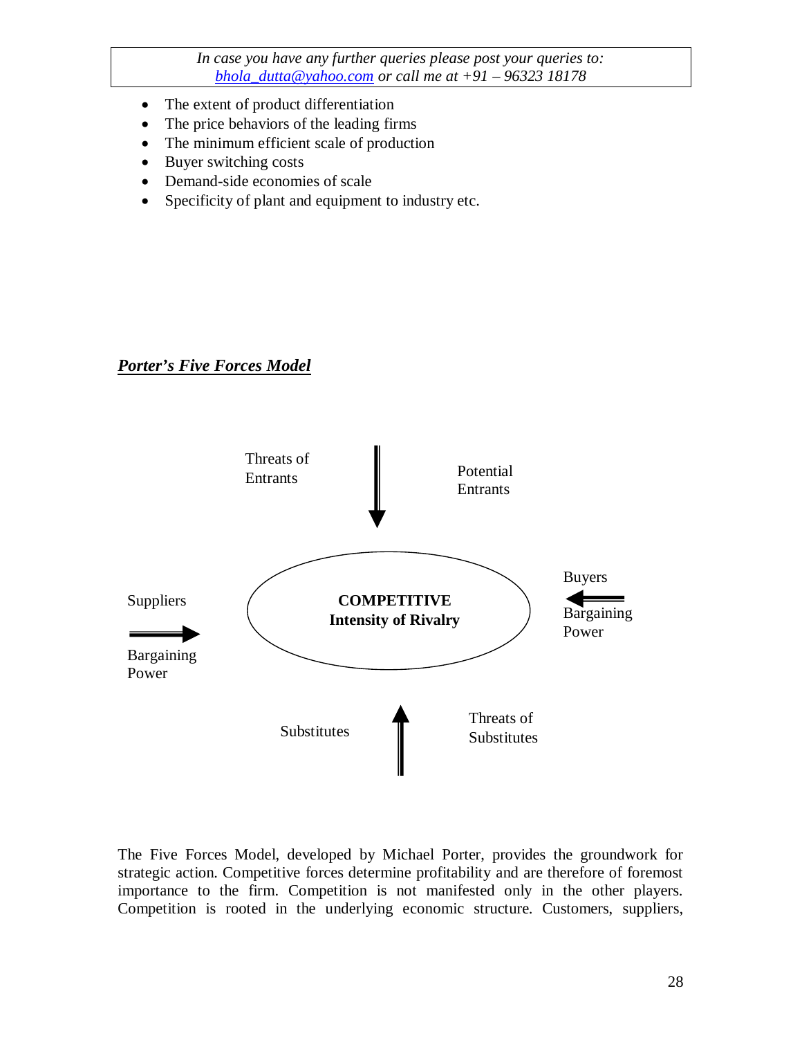- The extent of product differentiation
- The price behaviors of the leading firms
- The minimum efficient scale of production
- Buyer switching costs
- Demand-side economies of scale
- Specificity of plant and equipment to industry etc.

***Porter's Five Forces Model***

Threats of Entrants

Potential Entrants

Suppliers

Bargaining Power

**COMPETITIVE Intensity of Rivalry**

Buyers

Bargaining Power

Substitutes

Threats of Substitutes

The Five Forces Model, developed by Michael Porter, provides the groundwork for strategic action. Competitive forces determine profitability and are therefore of foremost importance to the firm. Competition is not manifested only in the other players. Competition is rooted in the underlying economic structure. Customers, suppliers,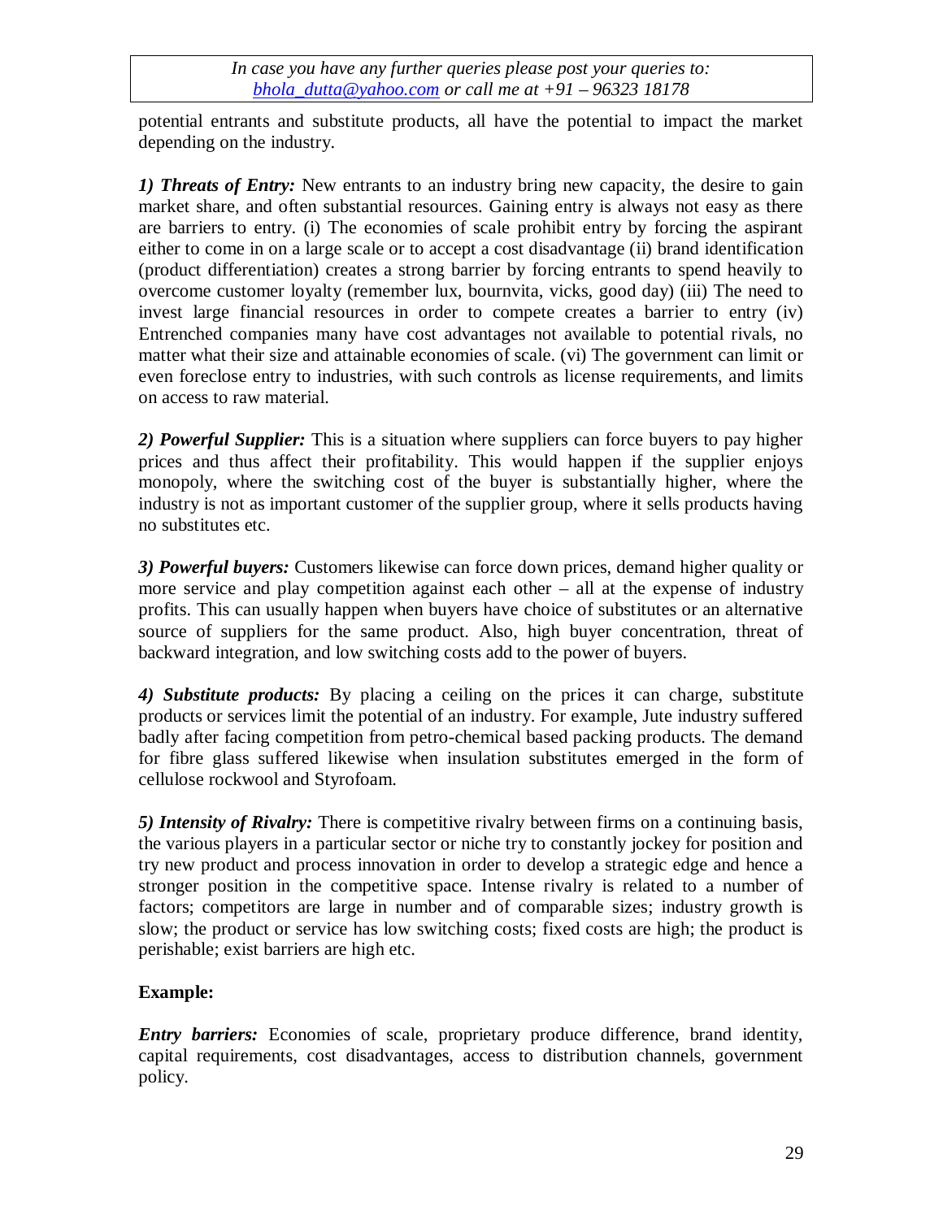potential entrants and substitute products, all have the potential to impact the market depending on the industry.

***1) Threats of Entry:*** New entrants to an industry bring new capacity, the desire to gain market share, and often substantial resources. Gaining entry is always not easy as there are barriers to entry. (i) The economies of scale prohibit entry by forcing the aspirant either to come in on a large scale or to accept a cost disadvantage (ii) brand identification (product differentiation) creates a strong barrier by forcing entrants to spend heavily to overcome customer loyalty (remember lux, bournvita, vicks, good day) (iii) The need to invest large financial resources in order to compete creates a barrier to entry (iv) Entrenched companies many have cost advantages not available to potential rivals, no matter what their size and attainable economies of scale. (vi) The government can limit or even foreclose entry to industries, with such controls as license requirements, and limits on access to raw material.

***2) Powerful Supplier:*** This is a situation where suppliers can force buyers to pay higher prices and thus affect their profitability. This would happen if the supplier enjoys monopoly, where the switching cost of the buyer is substantially higher, where the industry is not as important customer of the supplier group, where it sells products having no substitutes etc.

***3) Powerful buyers:*** Customers likewise can force down prices, demand higher quality or more service and play competition against each other – all at the expense of industry profits. This can usually happen when buyers have choice of substitutes or an alternative source of suppliers for the same product. Also, high buyer concentration, threat of backward integration, and low switching costs add to the power of buyers.

***4) Substitute products:*** By placing a ceiling on the prices it can charge, substitute products or services limit the potential of an industry. For example, Jute industry suffered badly after facing competition from petro-chemical based packing products. The demand for fibre glass suffered likewise when insulation substitutes emerged in the form of cellulose rockwool and Styrofoam.

***5) Intensity of Rivalry:*** There is competitive rivalry between firms on a continuing basis, the various players in a particular sector or niche try to constantly jockey for position and try new product and process innovation in order to develop a strategic edge and hence a stronger position in the competitive space. Intense rivalry is related to a number of factors; competitors are large in number and of comparable sizes; industry growth is slow; the product or service has low switching costs; fixed costs are high; the product is perishable; exist barriers are high etc.

**Example:**

***Entry barriers:*** Economies of scale, proprietary produce difference, brand identity, capital requirements, cost disadvantages, access to distribution channels, government policy.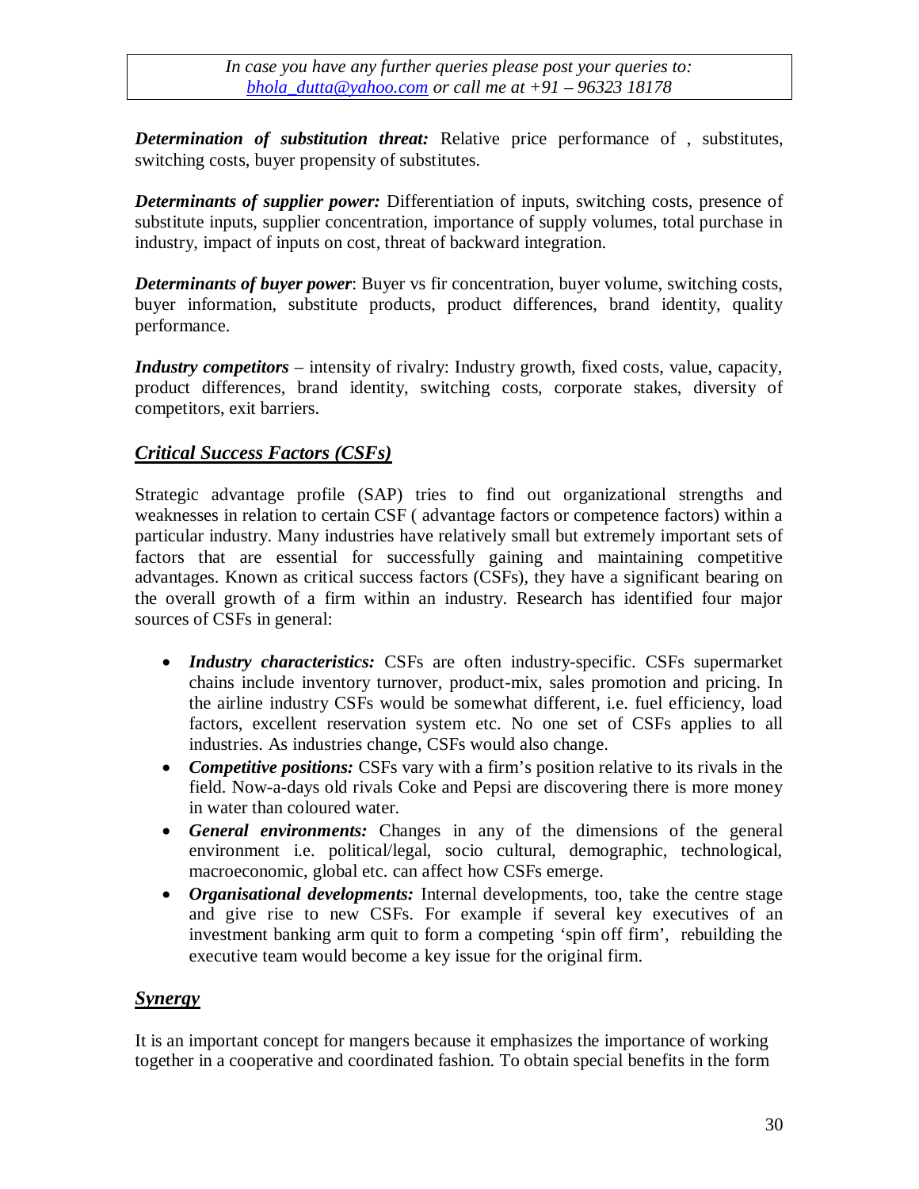***Determination of substitution threat:*** Relative price performance of , substitutes, switching costs, buyer propensity of substitutes.

***Determinants of supplier power:*** Differentiation of inputs, switching costs, presence of substitute inputs, supplier concentration, importance of supply volumes, total purchase in industry, impact of inputs on cost, threat of backward integration.

***Determinants of buyer power***: Buyer vs fir concentration, buyer volume, switching costs, buyer information, substitute products, product differences, brand identity, quality performance.

***Industry competitors*** – intensity of rivalry: Industry growth, fixed costs, value, capacity, product differences, brand identity, switching costs, corporate stakes, diversity of competitors, exit barriers.

## ***Critical Success Factors (CSFs)***

Strategic advantage profile (SAP) tries to find out organizational strengths and weaknesses in relation to certain CSF ( advantage factors or competence factors) within a particular industry. Many industries have relatively small but extremely important sets of factors that are essential for successfully gaining and maintaining competitive advantages. Known as critical success factors (CSFs), they have a significant bearing on the overall growth of a firm within an industry. Research has identified four major sources of CSFs in general:

- ***Industry characteristics:*** CSFs are often industry-specific. CSFs supermarket chains include inventory turnover, product-mix, sales promotion and pricing. In the airline industry CSFs would be somewhat different, i.e. fuel efficiency, load factors, excellent reservation system etc. No one set of CSFs applies to all industries. As industries change, CSFs would also change.
- ***Competitive positions:*** CSFs vary with a firm's position relative to its rivals in the field. Now-a-days old rivals Coke and Pepsi are discovering there is more money in water than coloured water.
- ***General environments:*** Changes in any of the dimensions of the general environment i.e. political/legal, socio cultural, demographic, technological, macroeconomic, global etc. can affect how CSFs emerge.
- ***Organisational developments:*** Internal developments, too, take the centre stage and give rise to new CSFs. For example if several key executives of an investment banking arm quit to form a competing 'spin off firm', rebuilding the executive team would become a key issue for the original firm.

## ***Synergy***

It is an important concept for mangers because it emphasizes the importance of working together in a cooperative and coordinated fashion. To obtain special benefits in the form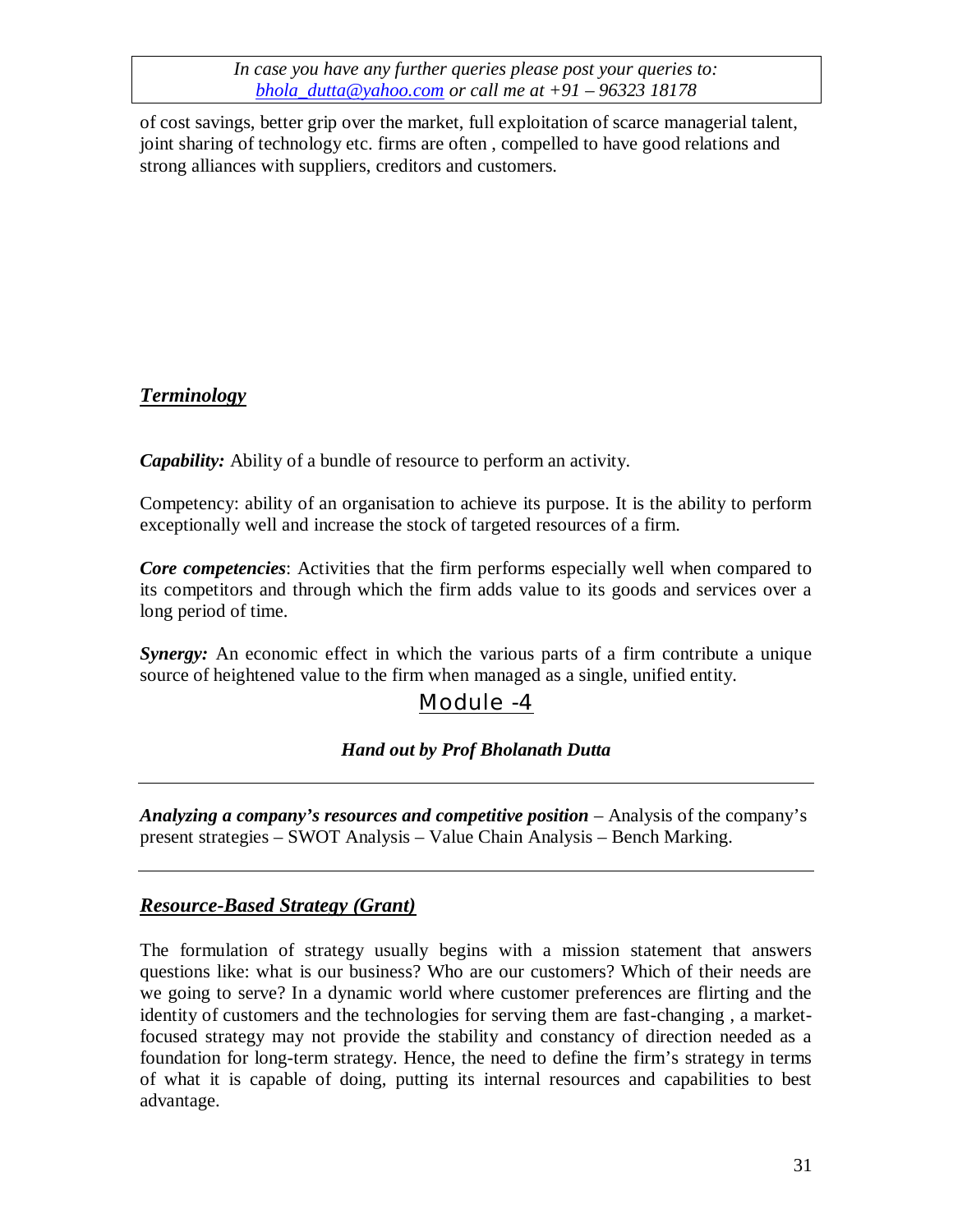of cost savings, better grip over the market, full exploitation of scarce managerial talent, joint sharing of technology etc. firms are often , compelled to have good relations and strong alliances with suppliers, creditors and customers.

## ***Terminology***

***Capability:*** Ability of a bundle of resource to perform an activity.

Competency: ability of an organisation to achieve its purpose. It is the ability to perform exceptionally well and increase the stock of targeted resources of a firm.

***Core competencies***: Activities that the firm performs especially well when compared to its competitors and through which the firm adds value to its goods and services over a long period of time.

***Synergy:*** An economic effect in which the various parts of a firm contribute a unique source of heightened value to the firm when managed as a single, unified entity.

# Module -4

***Hand out by Prof Bholanath Dutta***

---

***Analyzing a company's resources and competitive position*** – Analysis of the company's present strategies – SWOT Analysis – Value Chain Analysis – Bench Marking.

---

## ***Resource-Based Strategy (Grant)***

The formulation of strategy usually begins with a mission statement that answers questions like: what is our business? Who are our customers? Which of their needs are we going to serve? In a dynamic world where customer preferences are flirting and the identity of customers and the technologies for serving them are fast-changing , a market-focused strategy may not provide the stability and constancy of direction needed as a foundation for long-term strategy. Hence, the need to define the firm's strategy in terms of what it is capable of doing, putting its internal resources and capabilities to best advantage.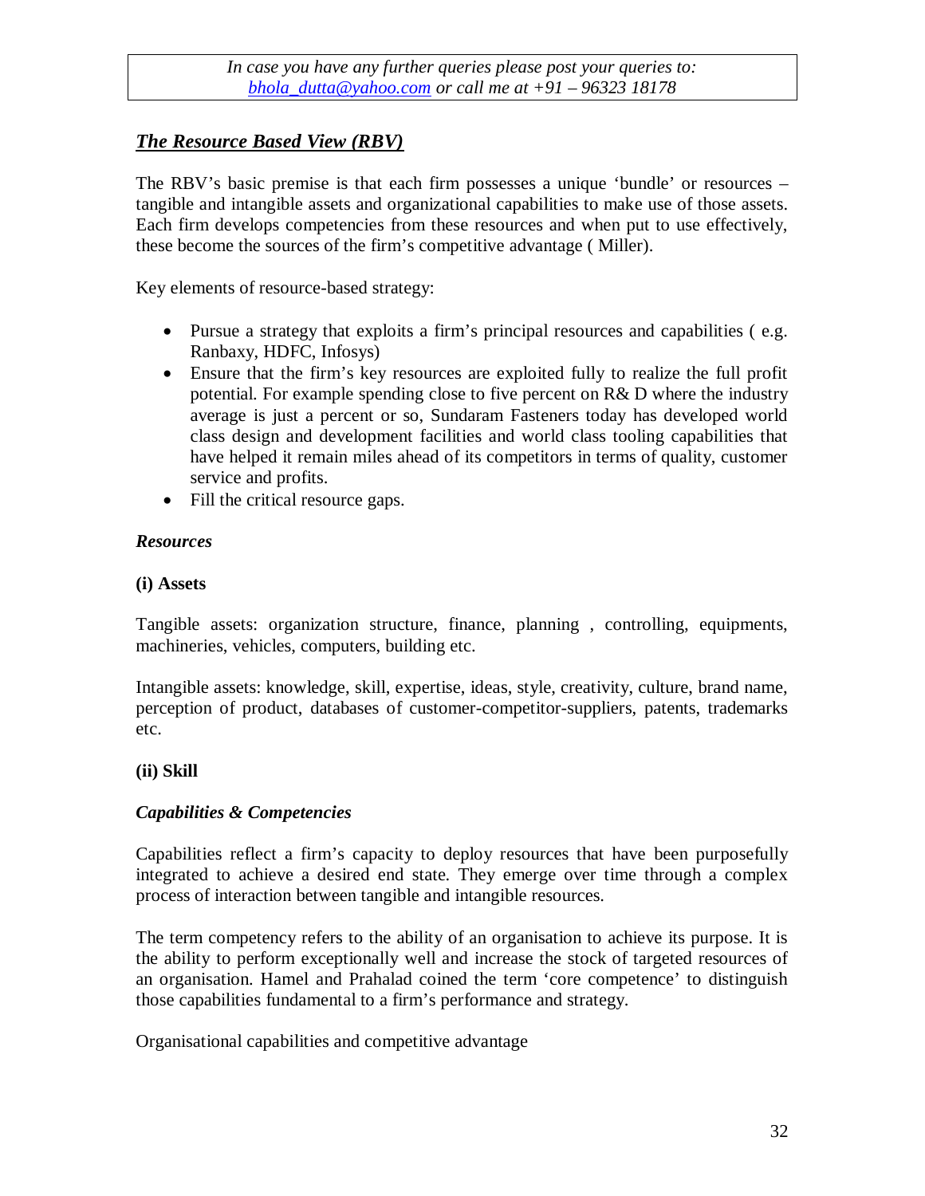*In case you have any further queries please post your queries to: bhola_dutta@yahoo.com or call me at +91 – 96323 18178*

## ***The Resource Based View (RBV)***

The RBV's basic premise is that each firm possesses a unique 'bundle' or resources – tangible and intangible assets and organizational capabilities to make use of those assets. Each firm develops competencies from these resources and when put to use effectively, these become the sources of the firm's competitive advantage ( Miller).

Key elements of resource-based strategy:

- Pursue a strategy that exploits a firm's principal resources and capabilities ( e.g. Ranbaxy, HDFC, Infosys)
- Ensure that the firm's key resources are exploited fully to realize the full profit potential. For example spending close to five percent on R& D where the industry average is just a percent or so, Sundaram Fasteners today has developed world class design and development facilities and world class tooling capabilities that have helped it remain miles ahead of its competitors in terms of quality, customer service and profits.
- Fill the critical resource gaps.

***Resources***

**(i) Assets**

Tangible assets: organization structure, finance, planning , controlling, equipments, machineries, vehicles, computers, building etc.

Intangible assets: knowledge, skill, expertise, ideas, style, creativity, culture, brand name, perception of product, databases of customer-competitor-suppliers, patents, trademarks etc.

**(ii) Skill**

***Capabilities & Competencies***

Capabilities reflect a firm's capacity to deploy resources that have been purposefully integrated to achieve a desired end state. They emerge over time through a complex process of interaction between tangible and intangible resources.

The term competency refers to the ability of an organisation to achieve its purpose. It is the ability to perform exceptionally well and increase the stock of targeted resources of an organisation. Hamel and Prahalad coined the term 'core competence' to distinguish those capabilities fundamental to a firm's performance and strategy.

Organisational capabilities and competitive advantage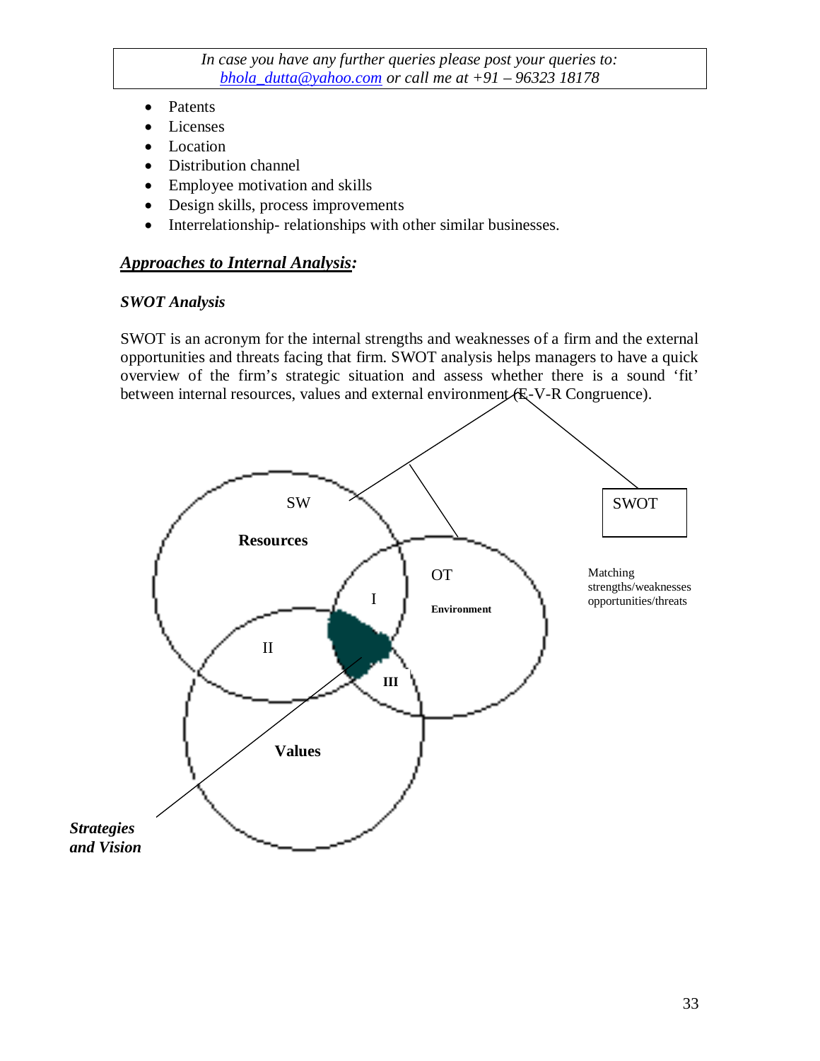In case you have any further queries please post your queries to: bhola_dutta@yahoo.com or call me at +91 – 96323 18178

- Patents
- Licenses
- Location
- Distribution channel
- Employee motivation and skills
- Design skills, process improvements
- Interrelationship- relationships with other similar businesses.

## ***Approaches to Internal Analysis:***

### *SWOT Analysis*

SWOT is an acronym for the internal strengths and weaknesses of a firm and the external opportunities and threats facing that firm. SWOT analysis helps managers to have a quick overview of the firm's strategic situation and assess whether there is a sound 'fit' between internal resources, values and external environment (E-V-R Congruence).

SW

**Resources**

OT

**Environment**

I

II

III

**Values**

SWOT

Matching strengths/weaknesses opportunities/threats

***Strategies and Vision***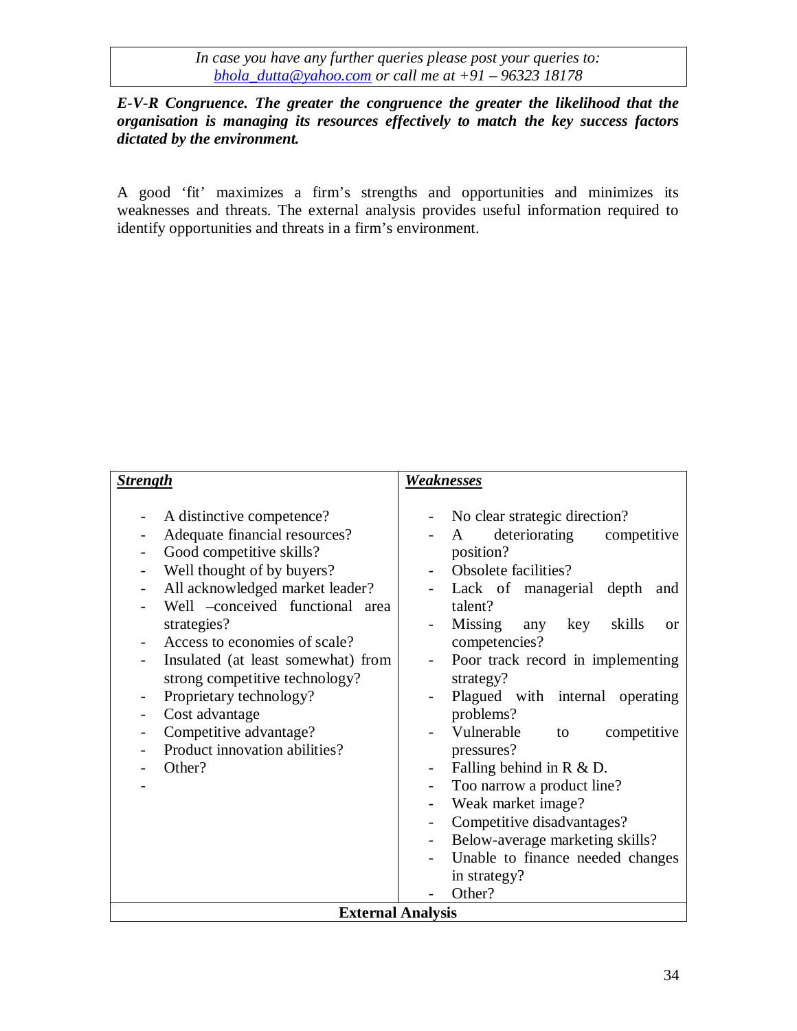*In case you have any further queries please post your queries to: bhola_dutta@yahoo.com or call me at +91 – 96323 18178*

***E-V-R Congruence. The greater the congruence the greater the likelihood that the organisation is managing its resources effectively to match the key success factors dictated by the environment.***

A good 'fit' maximizes a firm's strengths and opportunities and minimizes its weaknesses and threats. The external analysis provides useful information required to identify opportunities and threats in a firm's environment.

| ***Strength*** | ***Weaknesses*** |
|---|---|
| - A distinctive competence?<br>- Adequate financial resources?<br>- Good competitive skills?<br>- Well thought of by buyers?<br>- All acknowledged market leader?<br>- Well –conceived functional area strategies?<br>- Access to economies of scale?<br>- Insulated (at least somewhat) from strong competitive technology?<br>- Proprietary technology?<br>- Cost advantage<br>- Competitive advantage?<br>- Product innovation abilities?<br>- Other?<br>- | - No clear strategic direction?<br>- A deteriorating competitive position?<br>- Obsolete facilities?<br>- Lack of managerial depth and talent?<br>- Missing any key skills or competencies?<br>- Poor track record in implementing strategy?<br>- Plagued with internal operating problems?<br>- Vulnerable to competitive pressures?<br>- Falling behind in R & D.<br>- Too narrow a product line?<br>- Weak market image?<br>- Competitive disadvantages?<br>- Below-average marketing skills?<br>- Unable to finance needed changes in strategy?<br>- Other? |
| **External Analysis** | |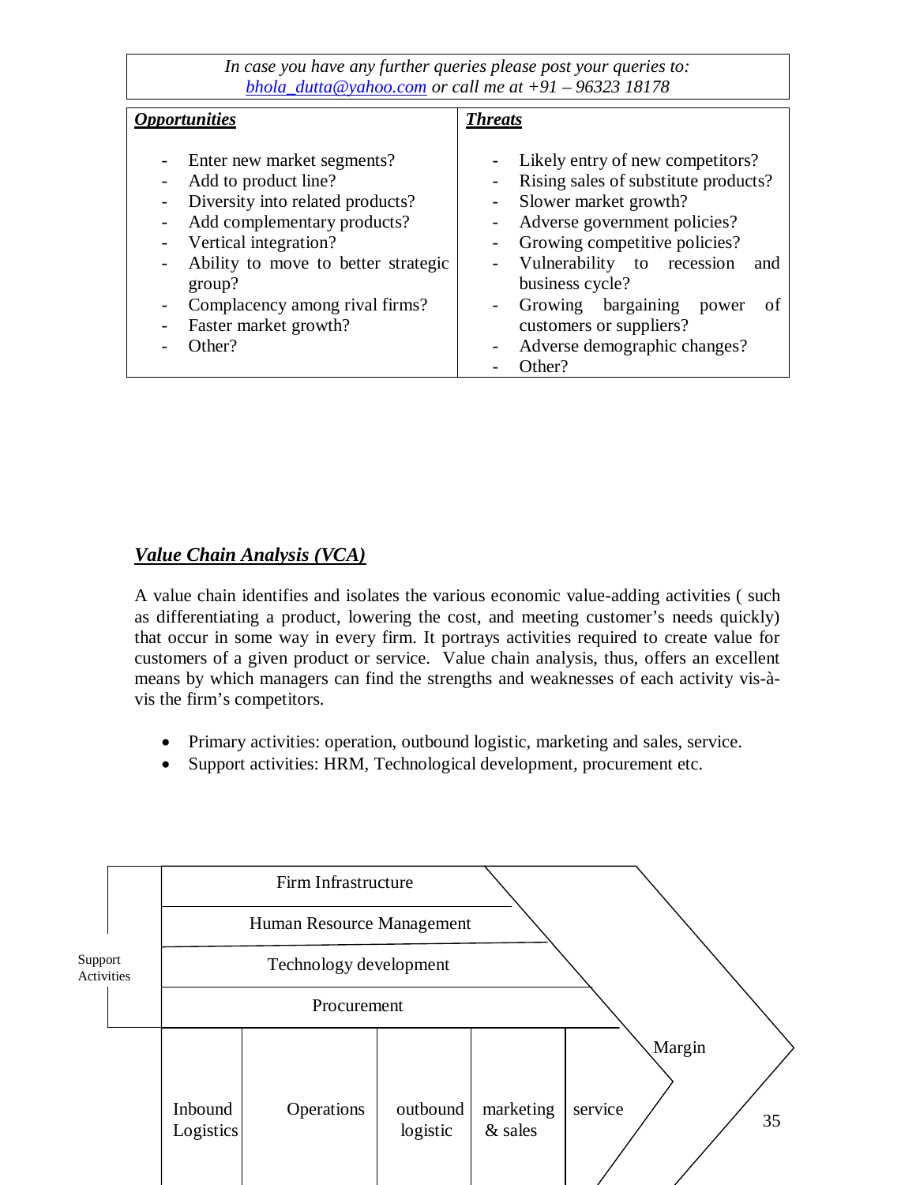In case you have any further queries please post your queries to: bhola_dutta@yahoo.com or call me at +91 – 96323 18178

| ***Opportunities*** | ***Threats*** |
|---|---|
| - Enter new market segments?<br>- Add to product line?<br>- Diversity into related products?<br>- Add complementary products?<br>- Vertical integration?<br>- Ability to move to better strategic group?<br>- Complacency among rival firms?<br>- Faster market growth?<br>- Other? | - Likely entry of new competitors?<br>- Rising sales of substitute products?<br>- Slower market growth?<br>- Adverse government policies?<br>- Growing competitive policies?<br>- Vulnerability to recession and business cycle?<br>- Growing bargaining power of customers or suppliers?<br>- Adverse demographic changes?<br>- Other? |

## ***Value Chain Analysis (VCA)***

A value chain identifies and isolates the various economic value-adding activities ( such as differentiating a product, lowering the cost, and meeting customer's needs quickly) that occur in some way in every firm. It portrays activities required to create value for customers of a given product or service. Value chain analysis, thus, offers an excellent means by which managers can find the strengths and weaknesses of each activity vis-à-vis the firm's competitors.

- Primary activities: operation, outbound logistic, marketing and sales, service.
- Support activities: HRM, Technological development, procurement etc.

Support Activities

| Firm Infrastructure | | | | |
|---|---|---|---|---|
| Human Resource Management | | | | |
| Technology development | | | | |
| Procurement | | | | |
| Inbound Logistics | Operations | outbound logistic | marketing & sales | service |

Margin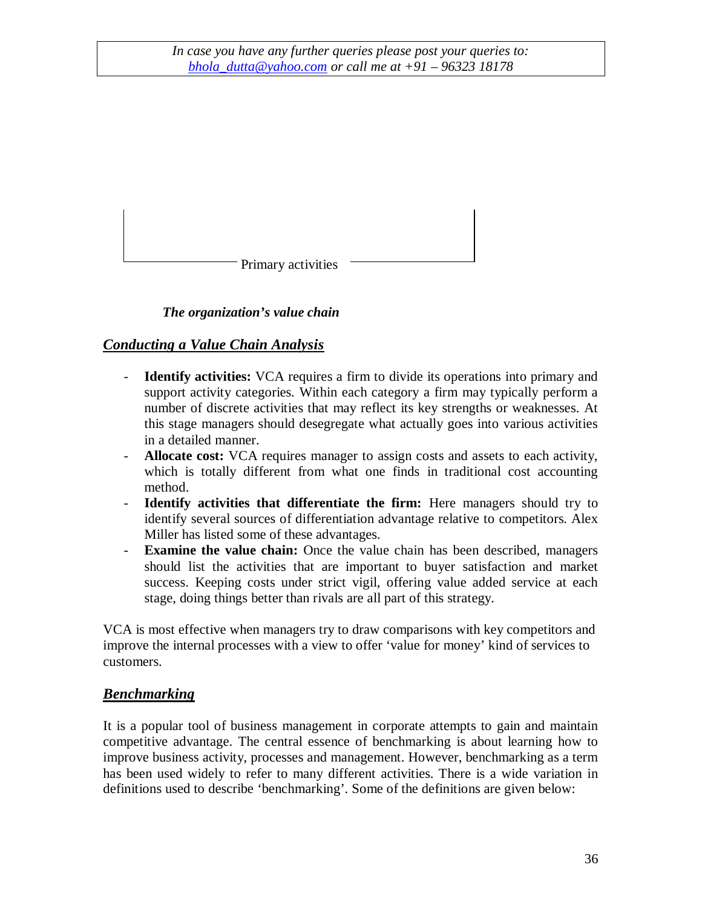In case you have any further queries please post your queries to: bhola_dutta@yahoo.com or call me at +91 – 96323 18178

Primary activities

***The organization's value chain***

## ***Conducting a Value Chain Analysis***

- **Identify activities:** VCA requires a firm to divide its operations into primary and support activity categories. Within each category a firm may typically perform a number of discrete activities that may reflect its key strengths or weaknesses. At this stage managers should desegregate what actually goes into various activities in a detailed manner.
- **Allocate cost:** VCA requires manager to assign costs and assets to each activity, which is totally different from what one finds in traditional cost accounting method.
- **Identify activities that differentiate the firm:** Here managers should try to identify several sources of differentiation advantage relative to competitors. Alex Miller has listed some of these advantages.
- **Examine the value chain:** Once the value chain has been described, managers should list the activities that are important to buyer satisfaction and market success. Keeping costs under strict vigil, offering value added service at each stage, doing things better than rivals are all part of this strategy.

VCA is most effective when managers try to draw comparisons with key competitors and improve the internal processes with a view to offer 'value for money' kind of services to customers.

## ***Benchmarking***

It is a popular tool of business management in corporate attempts to gain and maintain competitive advantage. The central essence of benchmarking is about learning how to improve business activity, processes and management. However, benchmarking as a term has been used widely to refer to many different activities. There is a wide variation in definitions used to describe 'benchmarking'. Some of the definitions are given below: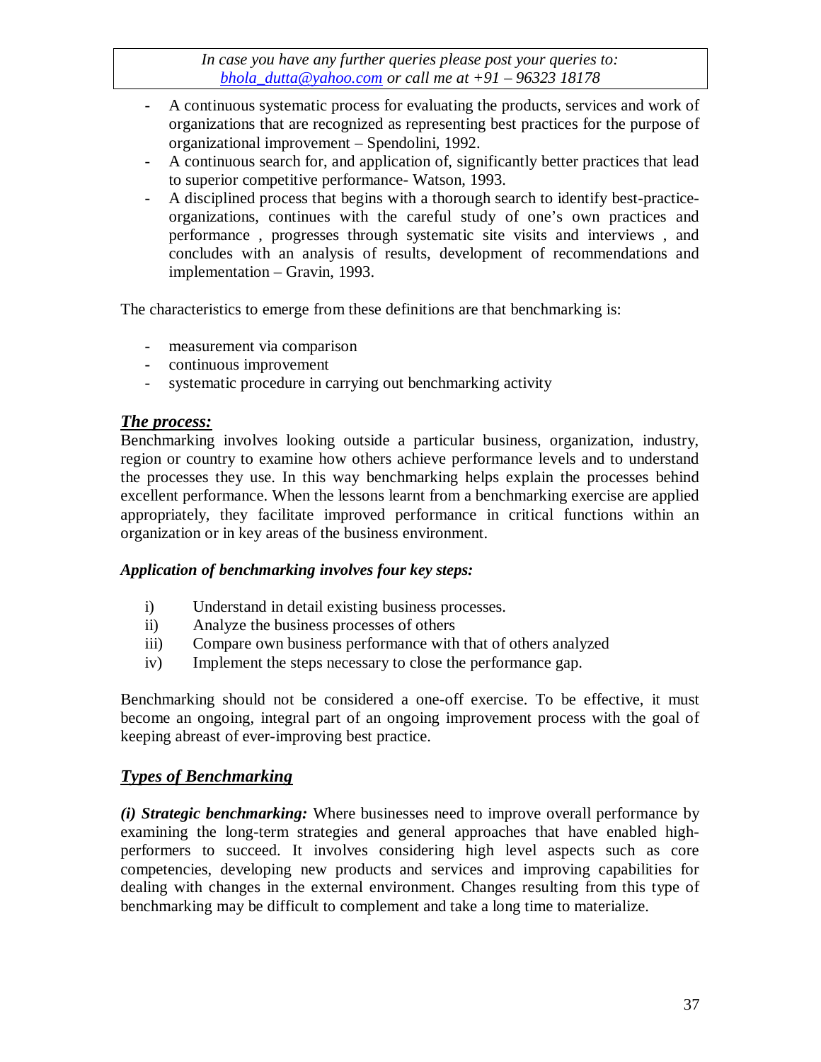- A continuous systematic process for evaluating the products, services and work of organizations that are recognized as representing best practices for the purpose of organizational improvement – Spendolini, 1992.
- A continuous search for, and application of, significantly better practices that lead to superior competitive performance- Watson, 1993.
- A disciplined process that begins with a thorough search to identify best-practice-organizations, continues with the careful study of one's own practices and performance , progresses through systematic site visits and interviews , and concludes with an analysis of results, development of recommendations and implementation – Gravin, 1993.

The characteristics to emerge from these definitions are that benchmarking is:

- measurement via comparison
- continuous improvement
- systematic procedure in carrying out benchmarking activity

## ***The process:***

Benchmarking involves looking outside a particular business, organization, industry, region or country to examine how others achieve performance levels and to understand the processes they use. In this way benchmarking helps explain the processes behind excellent performance. When the lessons learnt from a benchmarking exercise are applied appropriately, they facilitate improved performance in critical functions within an organization or in key areas of the business environment.

***Application of benchmarking involves four key steps:***

i) Understand in detail existing business processes.
ii) Analyze the business processes of others
iii) Compare own business performance with that of others analyzed
iv) Implement the steps necessary to close the performance gap.

Benchmarking should not be considered a one-off exercise. To be effective, it must become an ongoing, integral part of an ongoing improvement process with the goal of keeping abreast of ever-improving best practice.

## ***Types of Benchmarking***

***(i) Strategic benchmarking:*** Where businesses need to improve overall performance by examining the long-term strategies and general approaches that have enabled high-performers to succeed. It involves considering high level aspects such as core competencies, developing new products and services and improving capabilities for dealing with changes in the external environment. Changes resulting from this type of benchmarking may be difficult to complement and take a long time to materialize.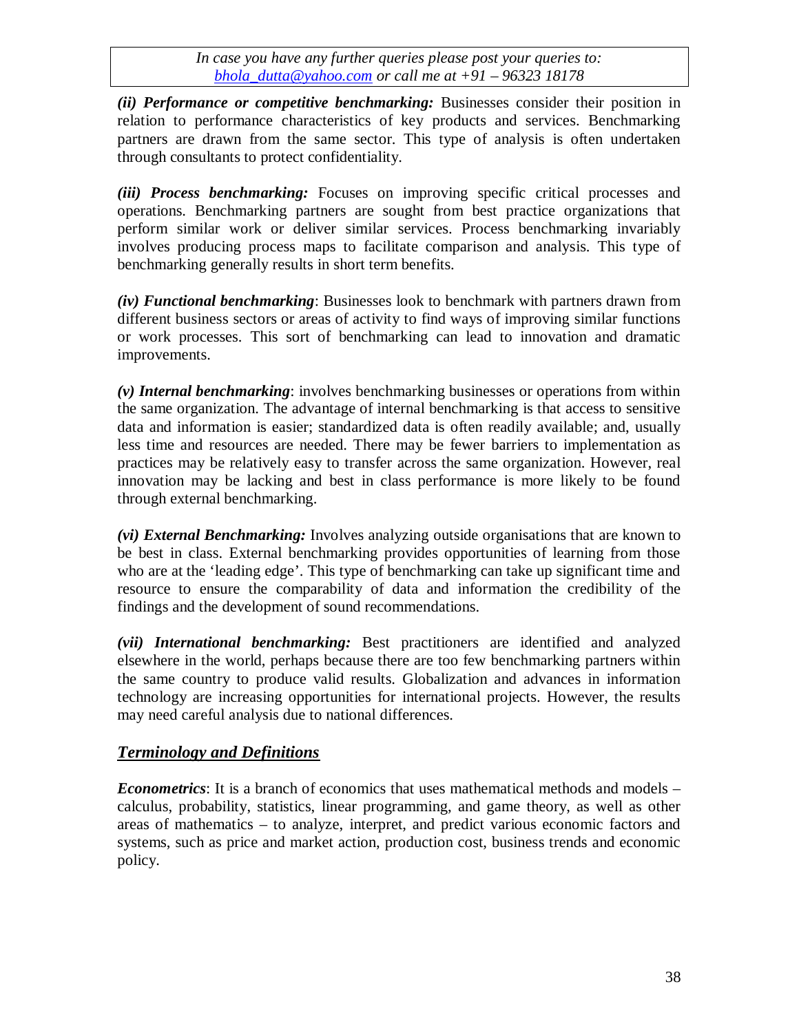*(ii) **Performance or competitive benchmarking:*** Businesses consider their position in relation to performance characteristics of key products and services. Benchmarking partners are drawn from the same sector. This type of analysis is often undertaken through consultants to protect confidentiality.

*(iii) **Process benchmarking:*** Focuses on improving specific critical processes and operations. Benchmarking partners are sought from best practice organizations that perform similar work or deliver similar services. Process benchmarking invariably involves producing process maps to facilitate comparison and analysis. This type of benchmarking generally results in short term benefits.

*(iv) **Functional benchmarking***: Businesses look to benchmark with partners drawn from different business sectors or areas of activity to find ways of improving similar functions or work processes. This sort of benchmarking can lead to innovation and dramatic improvements.

*(v) **Internal benchmarking***: involves benchmarking businesses or operations from within the same organization. The advantage of internal benchmarking is that access to sensitive data and information is easier; standardized data is often readily available; and, usually less time and resources are needed. There may be fewer barriers to implementation as practices may be relatively easy to transfer across the same organization. However, real innovation may be lacking and best in class performance is more likely to be found through external benchmarking.

*(vi) **External Benchmarking:*** Involves analyzing outside organisations that are known to be best in class. External benchmarking provides opportunities of learning from those who are at the 'leading edge'. This type of benchmarking can take up significant time and resource to ensure the comparability of data and information the credibility of the findings and the development of sound recommendations.

*(vii) **International benchmarking:*** Best practitioners are identified and analyzed elsewhere in the world, perhaps because there are too few benchmarking partners within the same country to produce valid results. Globalization and advances in information technology are increasing opportunities for international projects. However, the results may need careful analysis due to national differences.

## ***Terminology and Definitions***

***Econometrics***: It is a branch of economics that uses mathematical methods and models – calculus, probability, statistics, linear programming, and game theory, as well as other areas of mathematics – to analyze, interpret, and predict various economic factors and systems, such as price and market action, production cost, business trends and economic policy.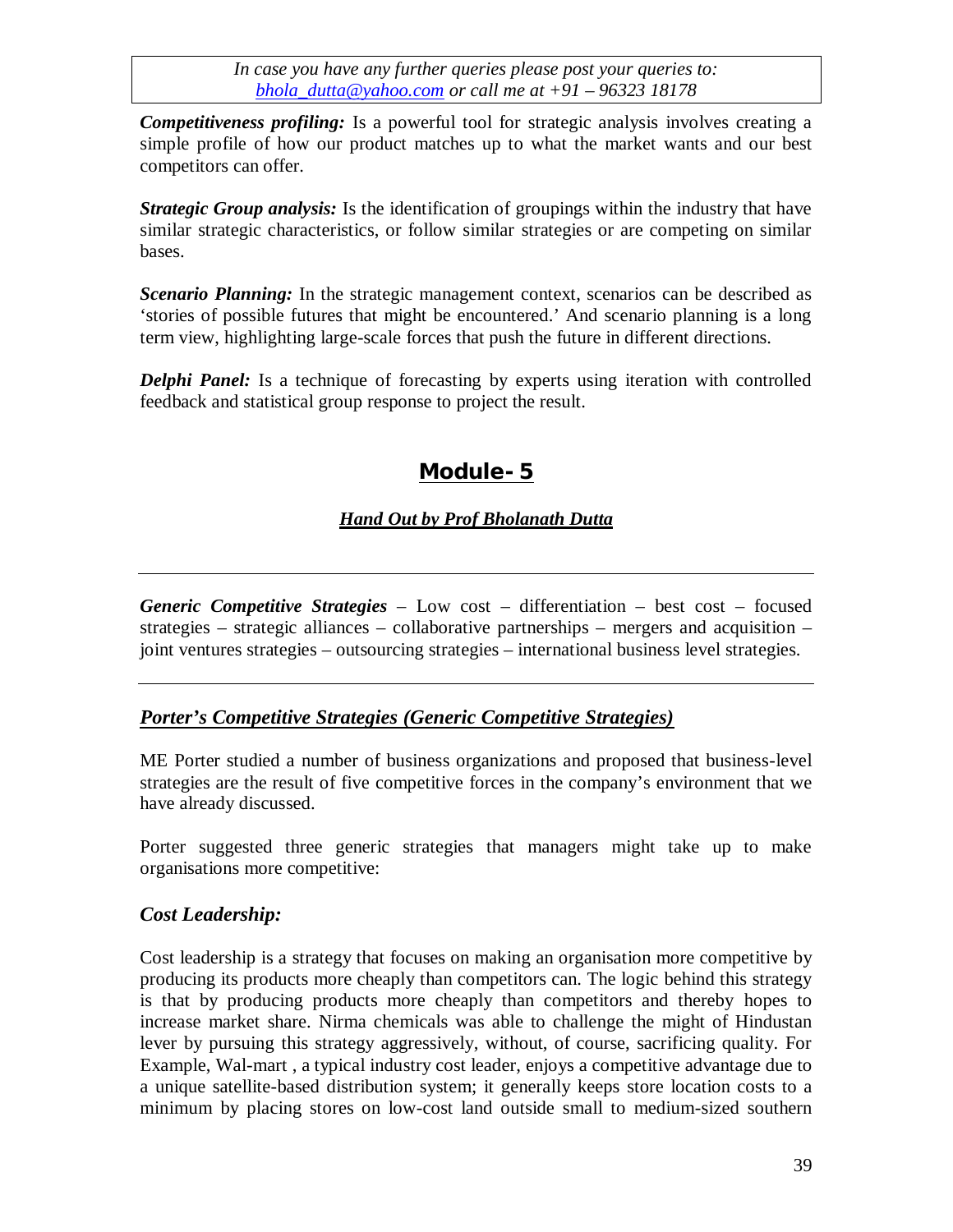In case you have any further queries please post your queries to: bhola_dutta@yahoo.com or call me at +91 – 96323 18178

***Competitiveness profiling:*** Is a powerful tool for strategic analysis involves creating a simple profile of how our product matches up to what the market wants and our best competitors can offer.

***Strategic Group analysis:*** Is the identification of groupings within the industry that have similar strategic characteristics, or follow similar strategies or are competing on similar bases.

***Scenario Planning:*** In the strategic management context, scenarios can be described as 'stories of possible futures that might be encountered.' And scenario planning is a long term view, highlighting large-scale forces that push the future in different directions.

***Delphi Panel:*** Is a technique of forecasting by experts using iteration with controlled feedback and statistical group response to project the result.

# Module- 5

***Hand Out by Prof Bholanath Dutta***

---

***Generic Competitive Strategies*** – Low cost – differentiation – best cost – focused strategies – strategic alliances – collaborative partnerships – mergers and acquisition – joint ventures strategies – outsourcing strategies – international business level strategies.

---

## *Porter's Competitive Strategies (Generic Competitive Strategies)*

ME Porter studied a number of business organizations and proposed that business-level strategies are the result of five competitive forces in the company's environment that we have already discussed.

Porter suggested three generic strategies that managers might take up to make organisations more competitive:

### *Cost Leadership:*

Cost leadership is a strategy that focuses on making an organisation more competitive by producing its products more cheaply than competitors can. The logic behind this strategy is that by producing products more cheaply than competitors and thereby hopes to increase market share. Nirma chemicals was able to challenge the might of Hindustan lever by pursuing this strategy aggressively, without, of course, sacrificing quality. For Example, Wal-mart , a typical industry cost leader, enjoys a competitive advantage due to a unique satellite-based distribution system; it generally keeps store location costs to a minimum by placing stores on low-cost land outside small to medium-sized southern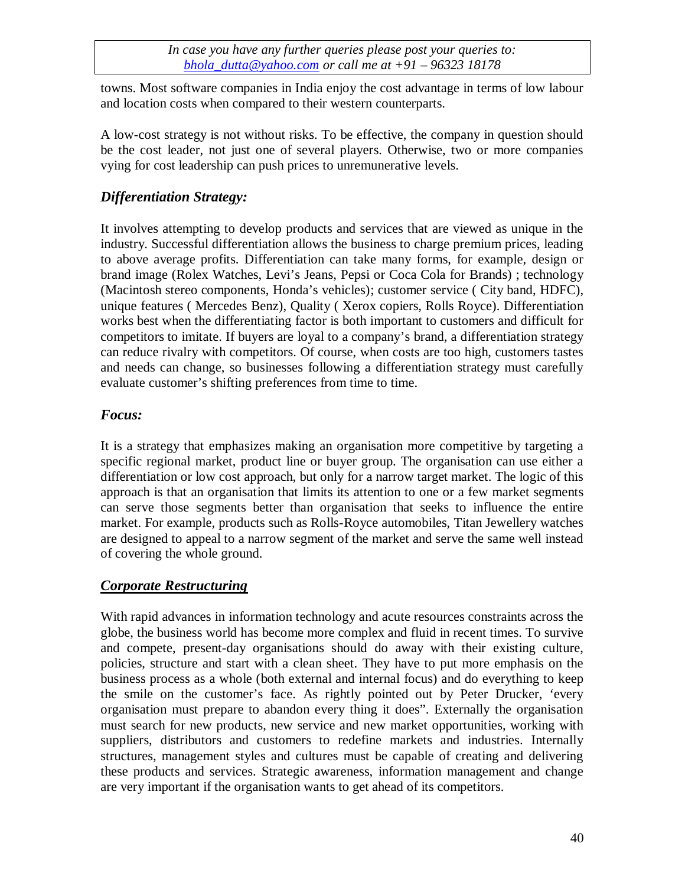towns. Most software companies in India enjoy the cost advantage in terms of low labour and location costs when compared to their western counterparts.

A low-cost strategy is not without risks. To be effective, the company in question should be the cost leader, not just one of several players. Otherwise, two or more companies vying for cost leadership can push prices to unremunerative levels.

### *Differentiation Strategy:*

It involves attempting to develop products and services that are viewed as unique in the industry. Successful differentiation allows the business to charge premium prices, leading to above average profits. Differentiation can take many forms, for example, design or brand image (Rolex Watches, Levi's Jeans, Pepsi or Coca Cola for Brands) ; technology (Macintosh stereo components, Honda's vehicles); customer service ( City band, HDFC), unique features ( Mercedes Benz), Quality ( Xerox copiers, Rolls Royce). Differentiation works best when the differentiating factor is both important to customers and difficult for competitors to imitate. If buyers are loyal to a company's brand, a differentiation strategy can reduce rivalry with competitors. Of course, when costs are too high, customers tastes and needs can change, so businesses following a differentiation strategy must carefully evaluate customer's shifting preferences from time to time.

### *Focus:*

It is a strategy that emphasizes making an organisation more competitive by targeting a specific regional market, product line or buyer group. The organisation can use either a differentiation or low cost approach, but only for a narrow target market. The logic of this approach is that an organisation that limits its attention to one or a few market segments can serve those segments better than organisation that seeks to influence the entire market. For example, products such as Rolls-Royce automobiles, Titan Jewellery watches are designed to appeal to a narrow segment of the market and serve the same well instead of covering the whole ground.

## ***Corporate Restructuring***

With rapid advances in information technology and acute resources constraints across the globe, the business world has become more complex and fluid in recent times. To survive and compete, present-day organisations should do away with their existing culture, policies, structure and start with a clean sheet. They have to put more emphasis on the business process as a whole (both external and internal focus) and do everything to keep the smile on the customer's face. As rightly pointed out by Peter Drucker, 'every organisation must prepare to abandon every thing it does". Externally the organisation must search for new products, new service and new market opportunities, working with suppliers, distributors and customers to redefine markets and industries. Internally structures, management styles and cultures must be capable of creating and delivering these products and services. Strategic awareness, information management and change are very important if the organisation wants to get ahead of its competitors.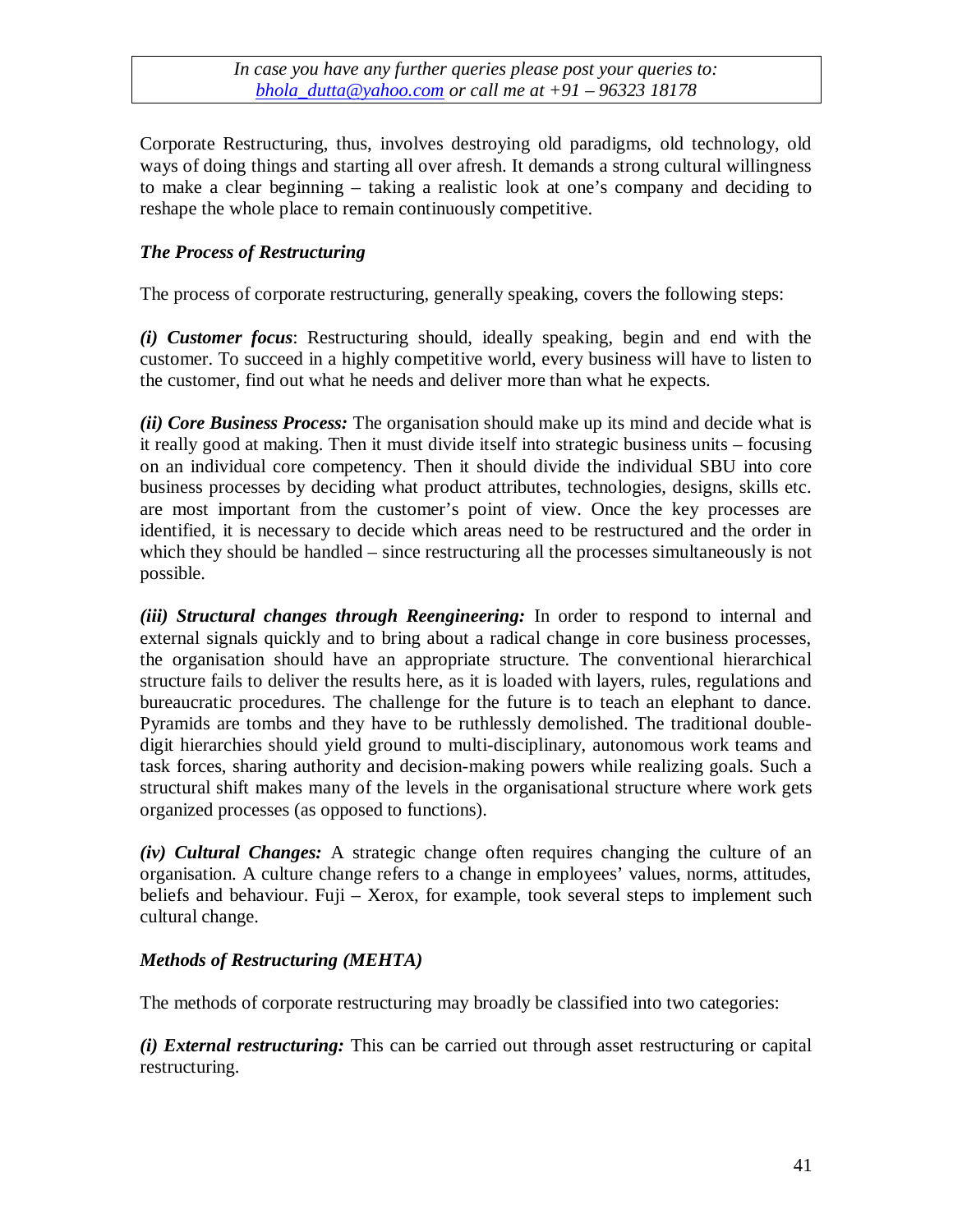Corporate Restructuring, thus, involves destroying old paradigms, old technology, old ways of doing things and starting all over afresh. It demands a strong cultural willingness to make a clear beginning – taking a realistic look at one's company and deciding to reshape the whole place to remain continuously competitive.

***The Process of Restructuring***

The process of corporate restructuring, generally speaking, covers the following steps:

***(i) Customer focus***: Restructuring should, ideally speaking, begin and end with the customer. To succeed in a highly competitive world, every business will have to listen to the customer, find out what he needs and deliver more than what he expects.

***(ii) Core Business Process:*** The organisation should make up its mind and decide what is it really good at making. Then it must divide itself into strategic business units – focusing on an individual core competency. Then it should divide the individual SBU into core business processes by deciding what product attributes, technologies, designs, skills etc. are most important from the customer's point of view. Once the key processes are identified, it is necessary to decide which areas need to be restructured and the order in which they should be handled – since restructuring all the processes simultaneously is not possible.

***(iii) Structural changes through Reengineering:*** In order to respond to internal and external signals quickly and to bring about a radical change in core business processes, the organisation should have an appropriate structure. The conventional hierarchical structure fails to deliver the results here, as it is loaded with layers, rules, regulations and bureaucratic procedures. The challenge for the future is to teach an elephant to dance. Pyramids are tombs and they have to be ruthlessly demolished. The traditional double-digit hierarchies should yield ground to multi-disciplinary, autonomous work teams and task forces, sharing authority and decision-making powers while realizing goals. Such a structural shift makes many of the levels in the organisational structure where work gets organized processes (as opposed to functions).

***(iv) Cultural Changes:*** A strategic change often requires changing the culture of an organisation. A culture change refers to a change in employees' values, norms, attitudes, beliefs and behaviour. Fuji – Xerox, for example, took several steps to implement such cultural change.

***Methods of Restructuring (MEHTA)***

The methods of corporate restructuring may broadly be classified into two categories:

***(i) External restructuring:*** This can be carried out through asset restructuring or capital restructuring.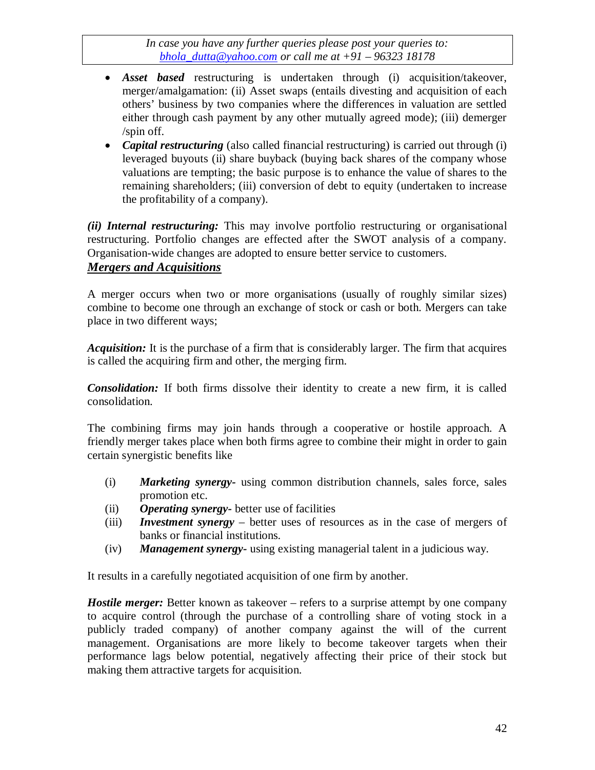- ***Asset based*** restructuring is undertaken through (i) acquisition/takeover, merger/amalgamation: (ii) Asset swaps (entails divesting and acquisition of each others' business by two companies where the differences in valuation are settled either through cash payment by any other mutually agreed mode); (iii) demerger /spin off.
- ***Capital restructuring*** (also called financial restructuring) is carried out through (i) leveraged buyouts (ii) share buyback (buying back shares of the company whose valuations are tempting; the basic purpose is to enhance the value of shares to the remaining shareholders; (iii) conversion of debt to equity (undertaken to increase the profitability of a company).

***(ii) Internal restructuring:*** This may involve portfolio restructuring or organisational restructuring. Portfolio changes are effected after the SWOT analysis of a company. Organisation-wide changes are adopted to ensure better service to customers.

## ***Mergers and Acquisitions***

A merger occurs when two or more organisations (usually of roughly similar sizes) combine to become one through an exchange of stock or cash or both. Mergers can take place in two different ways;

***Acquisition:*** It is the purchase of a firm that is considerably larger. The firm that acquires is called the acquiring firm and other, the merging firm.

***Consolidation:*** If both firms dissolve their identity to create a new firm, it is called consolidation.

The combining firms may join hands through a cooperative or hostile approach. A friendly merger takes place when both firms agree to combine their might in order to gain certain synergistic benefits like

(i) ***Marketing synergy-*** using common distribution channels, sales force, sales promotion etc.

(ii) ***Operating synergy-*** better use of facilities

(iii) ***Investment synergy*** – better uses of resources as in the case of mergers of banks or financial institutions.

(iv) ***Management synergy-*** using existing managerial talent in a judicious way.

It results in a carefully negotiated acquisition of one firm by another.

***Hostile merger:*** Better known as takeover – refers to a surprise attempt by one company to acquire control (through the purchase of a controlling share of voting stock in a publicly traded company) of another company against the will of the current management. Organisations are more likely to become takeover targets when their performance lags below potential, negatively affecting their price of their stock but making them attractive targets for acquisition.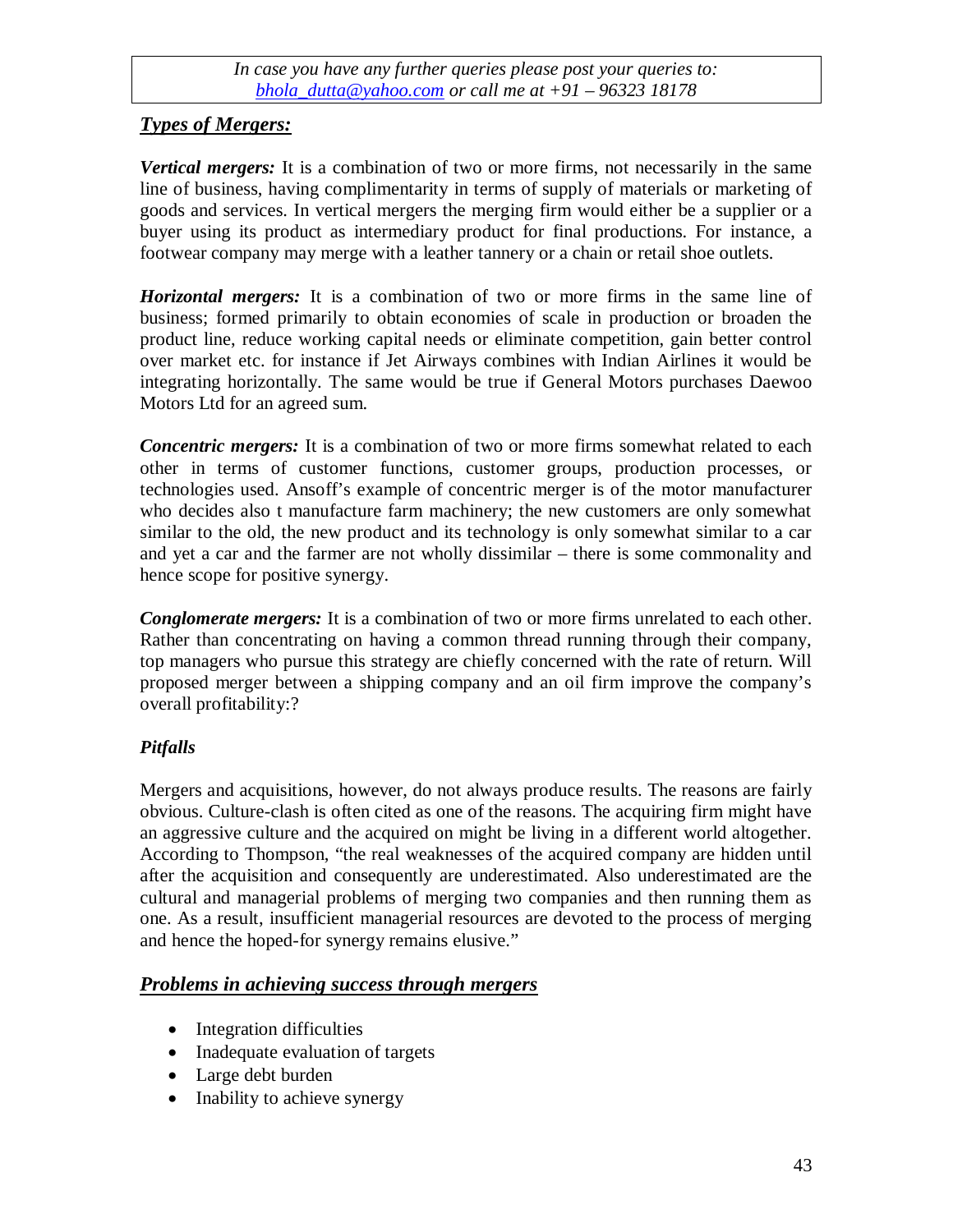*In case you have any further queries please post your queries to: bhola_dutta@yahoo.com or call me at +91 – 96323 18178*

## ***Types of Mergers:***

***Vertical mergers:*** It is a combination of two or more firms, not necessarily in the same line of business, having complimentarity in terms of supply of materials or marketing of goods and services. In vertical mergers the merging firm would either be a supplier or a buyer using its product as intermediary product for final productions. For instance, a footwear company may merge with a leather tannery or a chain or retail shoe outlets.

***Horizontal mergers:*** It is a combination of two or more firms in the same line of business; formed primarily to obtain economies of scale in production or broaden the product line, reduce working capital needs or eliminate competition, gain better control over market etc. for instance if Jet Airways combines with Indian Airlines it would be integrating horizontally. The same would be true if General Motors purchases Daewoo Motors Ltd for an agreed sum.

***Concentric mergers:*** It is a combination of two or more firms somewhat related to each other in terms of customer functions, customer groups, production processes, or technologies used. Ansoff's example of concentric merger is of the motor manufacturer who decides also t manufacture farm machinery; the new customers are only somewhat similar to the old, the new product and its technology is only somewhat similar to a car and yet a car and the farmer are not wholly dissimilar – there is some commonality and hence scope for positive synergy.

***Conglomerate mergers:*** It is a combination of two or more firms unrelated to each other. Rather than concentrating on having a common thread running through their company, top managers who pursue this strategy are chiefly concerned with the rate of return. Will proposed merger between a shipping company and an oil firm improve the company's overall profitability:?

### ***Pitfalls***

Mergers and acquisitions, however, do not always produce results. The reasons are fairly obvious. Culture-clash is often cited as one of the reasons. The acquiring firm might have an aggressive culture and the acquired on might be living in a different world altogether. According to Thompson, "the real weaknesses of the acquired company are hidden until after the acquisition and consequently are underestimated. Also underestimated are the cultural and managerial problems of merging two companies and then running them as one. As a result, insufficient managerial resources are devoted to the process of merging and hence the hoped-for synergy remains elusive."

## ***Problems in achieving success through mergers***

- Integration difficulties
- Inadequate evaluation of targets
- Large debt burden
- Inability to achieve synergy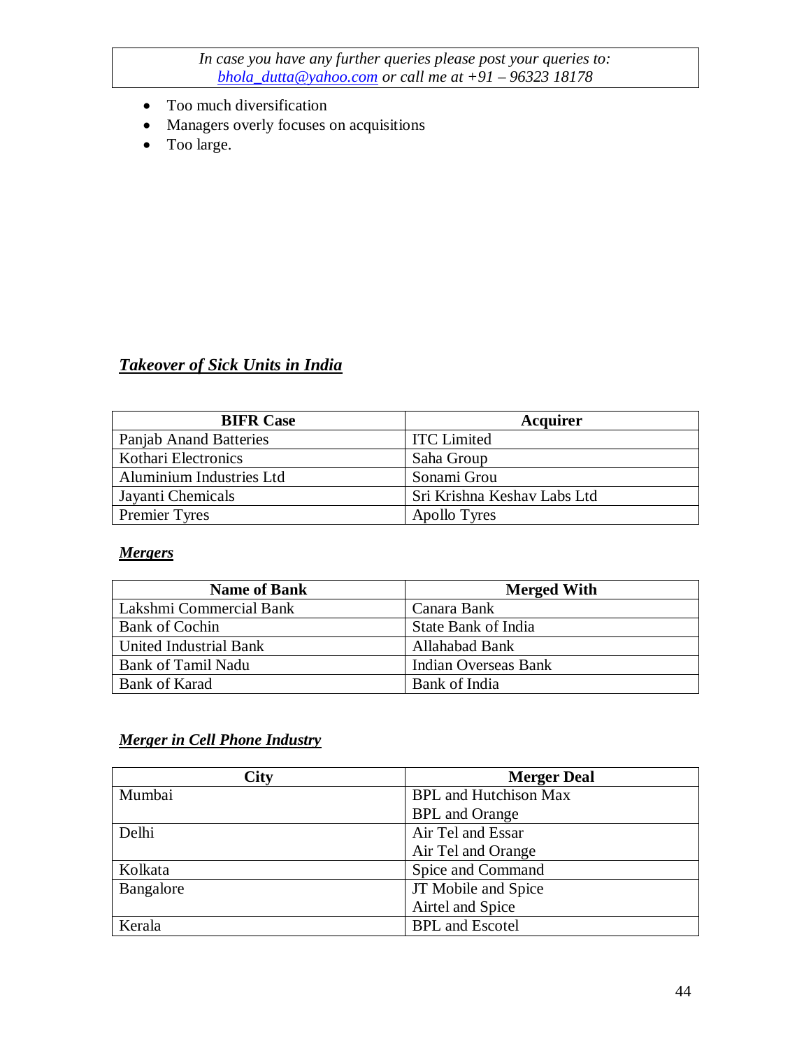- Too much diversification
- Managers overly focuses on acquisitions
- Too large.

## ***Takeover of Sick Units in India***

| BIFR Case | Acquirer |
|---|---|
| Panjab Anand Batteries | ITC Limited |
| Kothari Electronics | Saha Group |
| Aluminium Industries Ltd | Sonami Grou |
| Jayanti Chemicals | Sri Krishna Keshav Labs Ltd |
| Premier Tyres | Apollo Tyres |

## ***Mergers***

| Name of Bank | Merged With |
|---|---|
| Lakshmi Commercial Bank | Canara Bank |
| Bank of Cochin | State Bank of India |
| United Industrial Bank | Allahabad Bank |
| Bank of Tamil Nadu | Indian Overseas Bank |
| Bank of Karad | Bank of India |

## ***Merger in Cell Phone Industry***

| City | Merger Deal |
|---|---|
| Mumbai | BPL and Hutchison Max<br>BPL and Orange |
| Delhi | Air Tel and Essar<br>Air Tel and Orange |
| Kolkata | Spice and Command |
| Bangalore | JT Mobile and Spice<br>Airtel and Spice |
| Kerala | BPL and Escotel |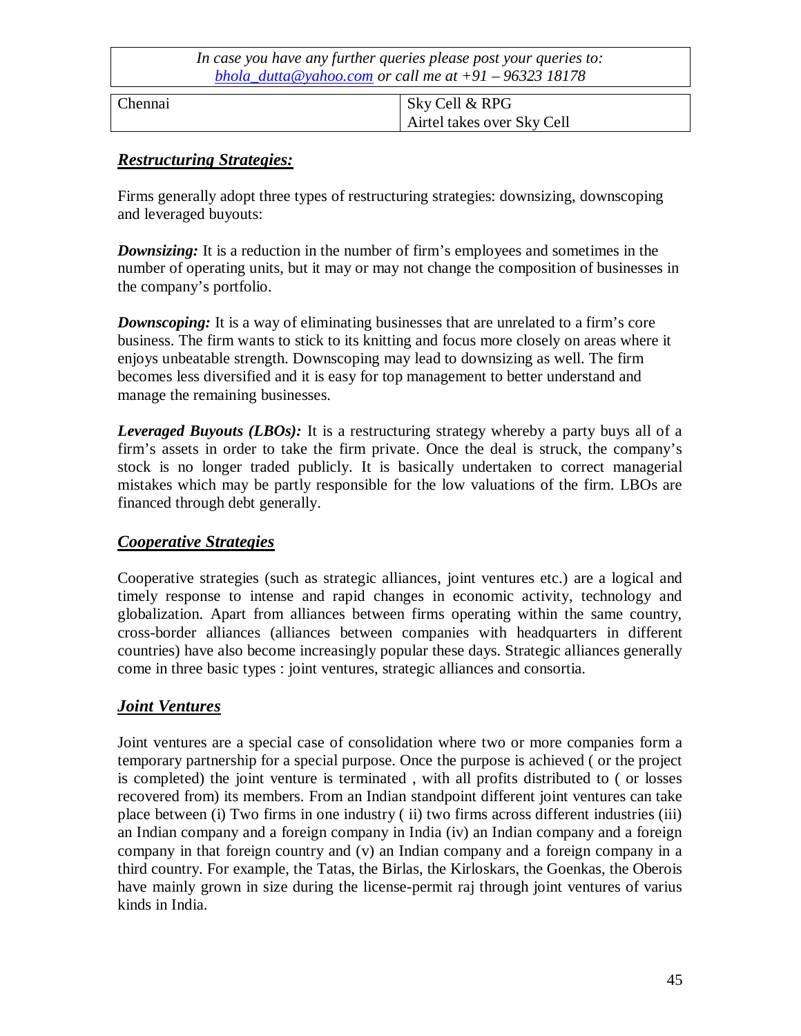In case you have any further queries please post your queries to: bhola_dutta@yahoo.com or call me at +91 – 96323 18178

| Chennai | Sky Cell & RPG<br>Airtel takes over Sky Cell |
|---|---|

## ***Restructuring Strategies:***

Firms generally adopt three types of restructuring strategies: downsizing, downscoping and leveraged buyouts:

***Downsizing:*** It is a reduction in the number of firm's employees and sometimes in the number of operating units, but it may or may not change the composition of businesses in the company's portfolio.

***Downscoping:*** It is a way of eliminating businesses that are unrelated to a firm's core business. The firm wants to stick to its knitting and focus more closely on areas where it enjoys unbeatable strength. Downscoping may lead to downsizing as well. The firm becomes less diversified and it is easy for top management to better understand and manage the remaining businesses.

***Leveraged Buyouts (LBOs):*** It is a restructuring strategy whereby a party buys all of a firm's assets in order to take the firm private. Once the deal is struck, the company's stock is no longer traded publicly. It is basically undertaken to correct managerial mistakes which may be partly responsible for the low valuations of the firm. LBOs are financed through debt generally.

## ***Cooperative Strategies***

Cooperative strategies (such as strategic alliances, joint ventures etc.) are a logical and timely response to intense and rapid changes in economic activity, technology and globalization. Apart from alliances between firms operating within the same country, cross-border alliances (alliances between companies with headquarters in different countries) have also become increasingly popular these days. Strategic alliances generally come in three basic types : joint ventures, strategic alliances and consortia.

## ***Joint Ventures***

Joint ventures are a special case of consolidation where two or more companies form a temporary partnership for a special purpose. Once the purpose is achieved ( or the project is completed) the joint venture is terminated , with all profits distributed to ( or losses recovered from) its members. From an Indian standpoint different joint ventures can take place between (i) Two firms in one industry ( ii) two firms across different industries (iii) an Indian company and a foreign company in India (iv) an Indian company and a foreign company in that foreign country and (v) an Indian company and a foreign company in a third country. For example, the Tatas, the Birlas, the Kirloskars, the Goenkas, the Oberois have mainly grown in size during the license-permit raj through joint ventures of varius kinds in India.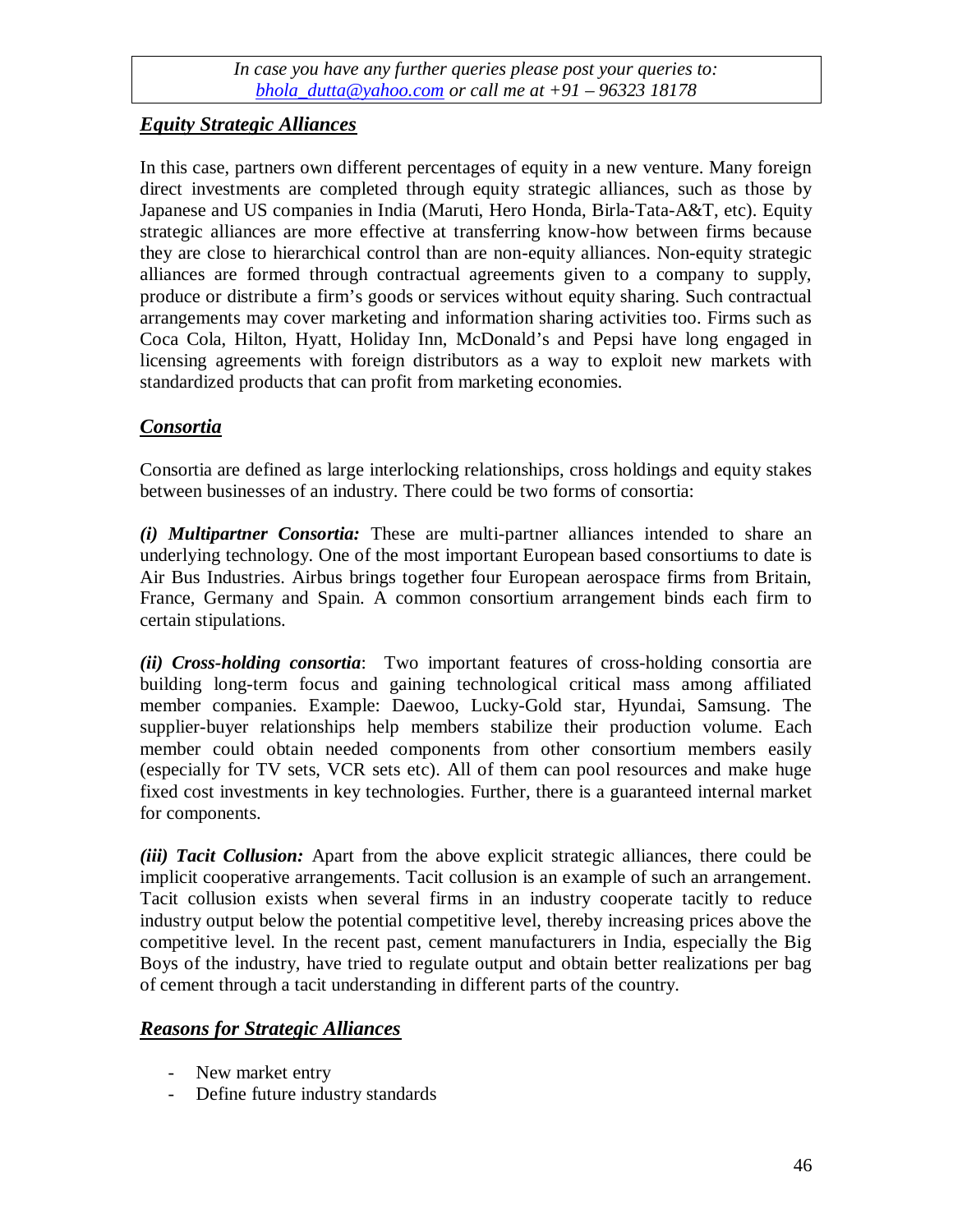## *Equity Strategic Alliances*

In this case, partners own different percentages of equity in a new venture. Many foreign direct investments are completed through equity strategic alliances, such as those by Japanese and US companies in India (Maruti, Hero Honda, Birla-Tata-A&T, etc). Equity strategic alliances are more effective at transferring know-how between firms because they are close to hierarchical control than are non-equity alliances. Non-equity strategic alliances are formed through contractual agreements given to a company to supply, produce or distribute a firm's goods or services without equity sharing. Such contractual arrangements may cover marketing and information sharing activities too. Firms such as Coca Cola, Hilton, Hyatt, Holiday Inn, McDonald's and Pepsi have long engaged in licensing agreements with foreign distributors as a way to exploit new markets with standardized products that can profit from marketing economies.

## *Consortia*

Consortia are defined as large interlocking relationships, cross holdings and equity stakes between businesses of an industry. There could be two forms of consortia:

***(i) Multipartner Consortia:*** These are multi-partner alliances intended to share an underlying technology. One of the most important European based consortiums to date is Air Bus Industries. Airbus brings together four European aerospace firms from Britain, France, Germany and Spain. A common consortium arrangement binds each firm to certain stipulations.

***(ii) Cross-holding consortia***: Two important features of cross-holding consortia are building long-term focus and gaining technological critical mass among affiliated member companies. Example: Daewoo, Lucky-Gold star, Hyundai, Samsung. The supplier-buyer relationships help members stabilize their production volume. Each member could obtain needed components from other consortium members easily (especially for TV sets, VCR sets etc). All of them can pool resources and make huge fixed cost investments in key technologies. Further, there is a guaranteed internal market for components.

***(iii) Tacit Collusion:*** Apart from the above explicit strategic alliances, there could be implicit cooperative arrangements. Tacit collusion is an example of such an arrangement. Tacit collusion exists when several firms in an industry cooperate tacitly to reduce industry output below the potential competitive level, thereby increasing prices above the competitive level. In the recent past, cement manufacturers in India, especially the Big Boys of the industry, have tried to regulate output and obtain better realizations per bag of cement through a tacit understanding in different parts of the country.

## *Reasons for Strategic Alliances*

- New market entry
- Define future industry standards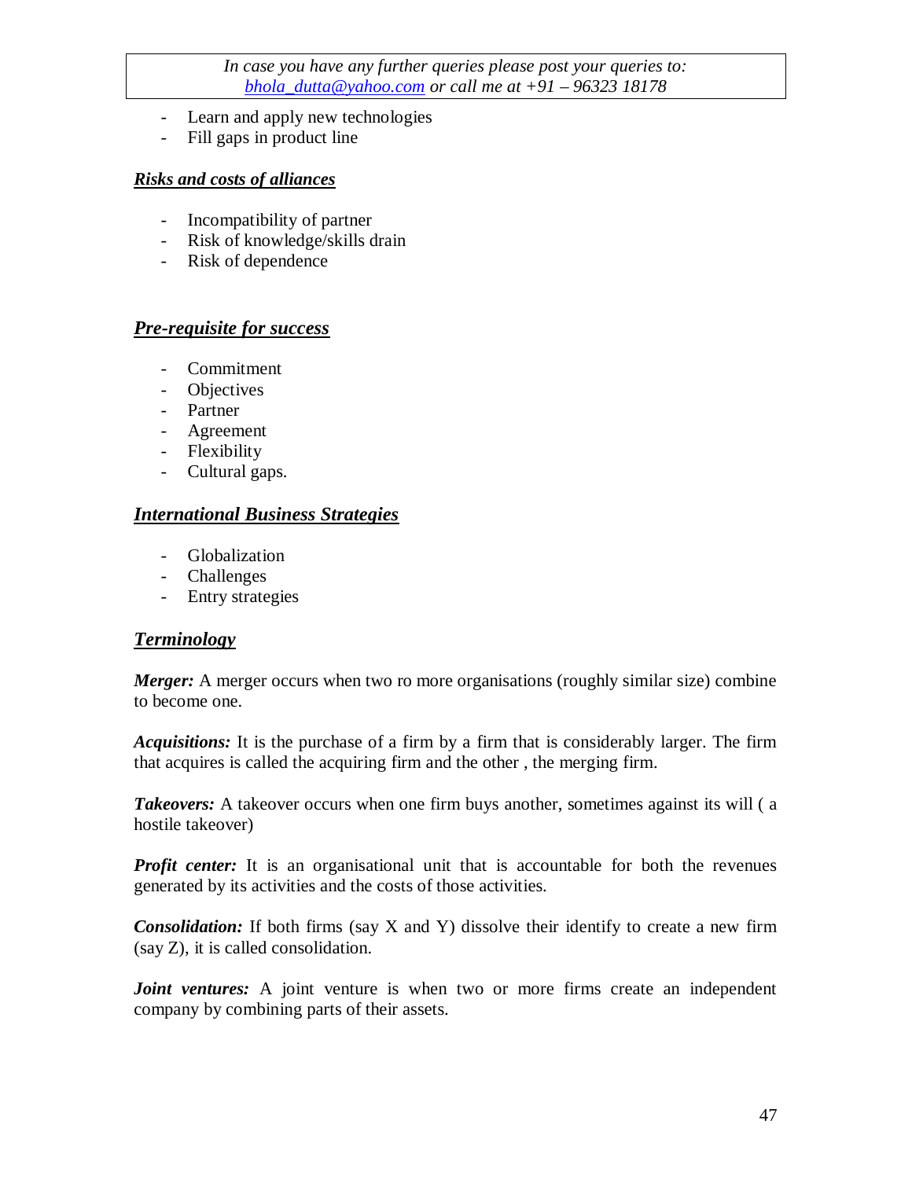- Learn and apply new technologies
- Fill gaps in product line

***Risks and costs of alliances***

- Incompatibility of partner
- Risk of knowledge/skills drain
- Risk of dependence

***Pre-requisite for success***

- Commitment
- Objectives
- Partner
- Agreement
- Flexibility
- Cultural gaps.

***International Business Strategies***

- Globalization
- Challenges
- Entry strategies

***Terminology***

***Merger:*** A merger occurs when two ro more organisations (roughly similar size) combine to become one.

***Acquisitions:*** It is the purchase of a firm by a firm that is considerably larger. The firm that acquires is called the acquiring firm and the other , the merging firm.

***Takeovers:*** A takeover occurs when one firm buys another, sometimes against its will ( a hostile takeover)

***Profit center:*** It is an organisational unit that is accountable for both the revenues generated by its activities and the costs of those activities.

***Consolidation:*** If both firms (say X and Y) dissolve their identify to create a new firm (say Z), it is called consolidation.

***Joint ventures:*** A joint venture is when two or more firms create an independent company by combining parts of their assets.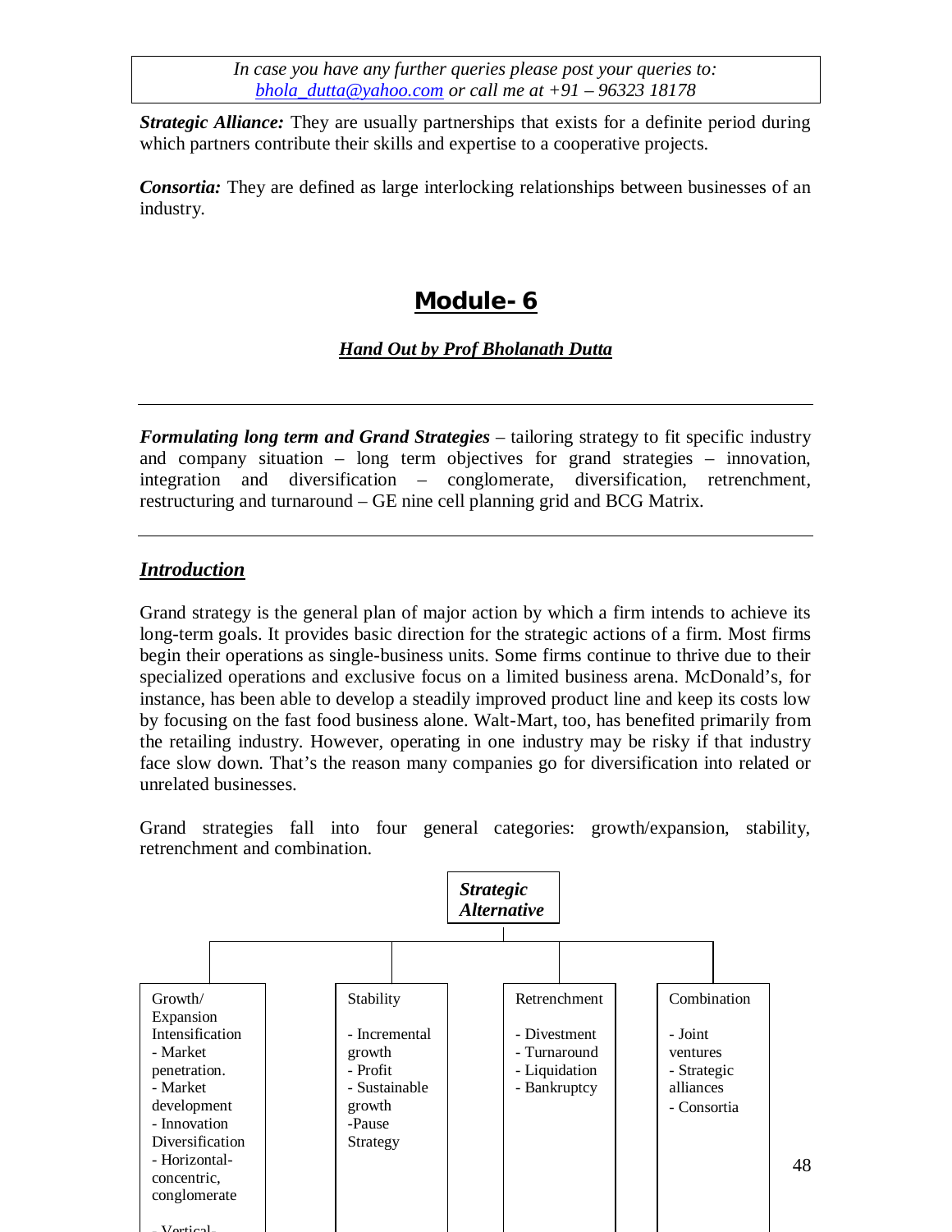*In case you have any further queries please post your queries to: bhola_dutta@yahoo.com or call me at +91 – 96323 18178*

***Strategic Alliance:*** They are usually partnerships that exists for a definite period during which partners contribute their skills and expertise to a cooperative projects.

***Consortia:*** They are defined as large interlocking relationships between businesses of an industry.

# Module- 6

***Hand Out by Prof Bholanath Dutta***

---

***Formulating long term and Grand Strategies*** – tailoring strategy to fit specific industry and company situation – long term objectives for grand strategies – innovation, integration and diversification – conglomerate, diversification, retrenchment, restructuring and turnaround – GE nine cell planning grid and BCG Matrix.

---

## *Introduction*

Grand strategy is the general plan of major action by which a firm intends to achieve its long-term goals. It provides basic direction for the strategic actions of a firm. Most firms begin their operations as single-business units. Some firms continue to thrive due to their specialized operations and exclusive focus on a limited business arena. McDonald's, for instance, has been able to develop a steadily improved product line and keep its costs low by focusing on the fast food business alone. Walt-Mart, too, has benefited primarily from the retailing industry. However, operating in one industry may be risky if that industry face slow down. That's the reason many companies go for diversification into related or unrelated businesses.

Grand strategies fall into four general categories: growth/expansion, stability, retrenchment and combination.

***Strategic Alternative***

| Growth/ Expansion | Stability | Retrenchment | Combination |
|---|---|---|---|
| Intensification<br>- Market penetration.<br>- Market development<br>- Innovation<br>Diversification<br>- Horizontal-concentric, conglomerate<br>- Vertical- | - Incremental growth<br>- Profit<br>- Sustainable growth<br>-Pause Strategy | - Divestment<br>- Turnaround<br>- Liquidation<br>- Bankruptcy | - Joint ventures<br>- Strategic alliances<br>- Consortia |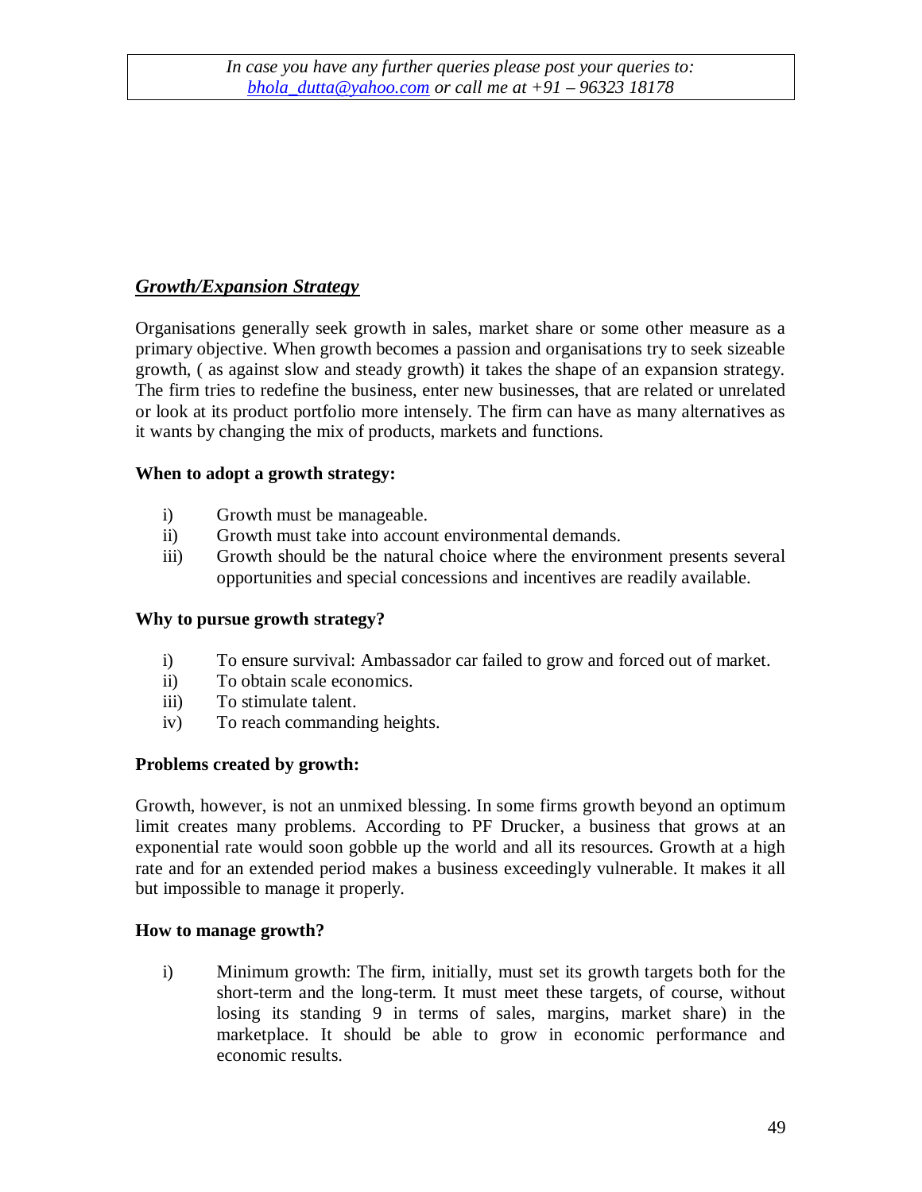*In case you have any further queries please post your queries to: bhola_dutta@yahoo.com or call me at +91 – 96323 18178*

## ***Growth/Expansion Strategy***

Organisations generally seek growth in sales, market share or some other measure as a primary objective. When growth becomes a passion and organisations try to seek sizeable growth, ( as against slow and steady growth) it takes the shape of an expansion strategy. The firm tries to redefine the business, enter new businesses, that are related or unrelated or look at its product portfolio more intensely. The firm can have as many alternatives as it wants by changing the mix of products, markets and functions.

**When to adopt a growth strategy:**

- i) Growth must be manageable.
- ii) Growth must take into account environmental demands.
- iii) Growth should be the natural choice where the environment presents several opportunities and special concessions and incentives are readily available.

**Why to pursue growth strategy?**

- i) To ensure survival: Ambassador car failed to grow and forced out of market.
- ii) To obtain scale economics.
- iii) To stimulate talent.
- iv) To reach commanding heights.

**Problems created by growth:**

Growth, however, is not an unmixed blessing. In some firms growth beyond an optimum limit creates many problems. According to PF Drucker, a business that grows at an exponential rate would soon gobble up the world and all its resources. Growth at a high rate and for an extended period makes a business exceedingly vulnerable. It makes it all but impossible to manage it properly.

**How to manage growth?**

- i) Minimum growth: The firm, initially, must set its growth targets both for the short-term and the long-term. It must meet these targets, of course, without losing its standing 9 in terms of sales, margins, market share) in the marketplace. It should be able to grow in economic performance and economic results.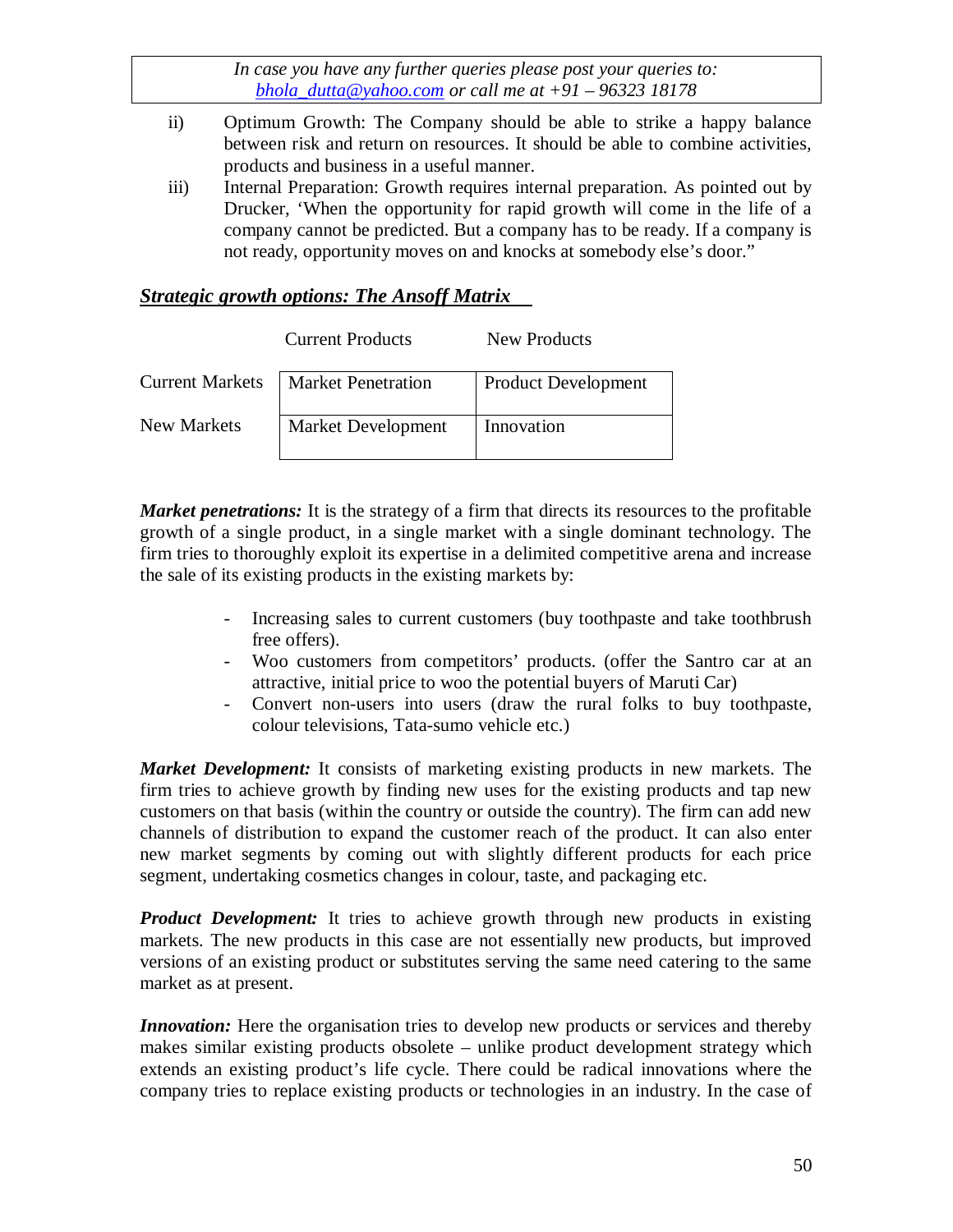In case you have any further queries please post your queries to: bhola_dutta@yahoo.com or call me at +91 – 96323 18178

ii) Optimum Growth: The Company should be able to strike a happy balance between risk and return on resources. It should be able to combine activities, products and business in a useful manner.

iii) Internal Preparation: Growth requires internal preparation. As pointed out by Drucker, 'When the opportunity for rapid growth will come in the life of a company cannot be predicted. But a company has to be ready. If a company is not ready, opportunity moves on and knocks at somebody else's door."

## ***Strategic growth options: The Ansoff Matrix***

| | Current Products | New Products |
|---|---|---|
| Current Markets | Market Penetration | Product Development |
| New Markets | Market Development | Innovation |

***Market penetrations:*** It is the strategy of a firm that directs its resources to the profitable growth of a single product, in a single market with a single dominant technology. The firm tries to thoroughly exploit its expertise in a delimited competitive arena and increase the sale of its existing products in the existing markets by:

- Increasing sales to current customers (buy toothpaste and take toothbrush free offers).
- Woo customers from competitors' products. (offer the Santro car at an attractive, initial price to woo the potential buyers of Maruti Car)
- Convert non-users into users (draw the rural folks to buy toothpaste, colour televisions, Tata-sumo vehicle etc.)

***Market Development:*** It consists of marketing existing products in new markets. The firm tries to achieve growth by finding new uses for the existing products and tap new customers on that basis (within the country or outside the country). The firm can add new channels of distribution to expand the customer reach of the product. It can also enter new market segments by coming out with slightly different products for each price segment, undertaking cosmetics changes in colour, taste, and packaging etc.

***Product Development:*** It tries to achieve growth through new products in existing markets. The new products in this case are not essentially new products, but improved versions of an existing product or substitutes serving the same need catering to the same market as at present.

***Innovation:*** Here the organisation tries to develop new products or services and thereby makes similar existing products obsolete – unlike product development strategy which extends an existing product's life cycle. There could be radical innovations where the company tries to replace existing products or technologies in an industry. In the case of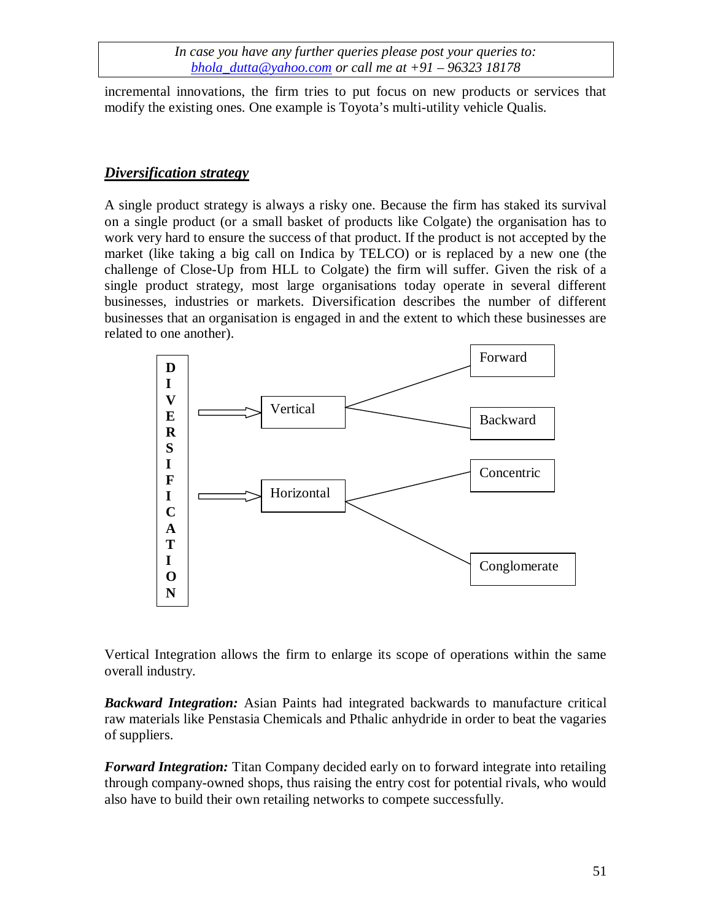incremental innovations, the firm tries to put focus on new products or services that modify the existing ones. One example is Toyota's multi-utility vehicle Qualis.

## ***Diversification strategy***

A single product strategy is always a risky one. Because the firm has staked its survival on a single product (or a small basket of products like Colgate) the organisation has to work very hard to ensure the success of that product. If the product is not accepted by the market (like taking a big call on Indica by TELCO) or is replaced by a new one (the challenge of Close-Up from HLL to Colgate) the firm will suffer. Given the risk of a single product strategy, most large organisations today operate in several different businesses, industries or markets. Diversification describes the number of different businesses that an organisation is engaged in and the extent to which these businesses are related to one another).

**DIVERSIFICATION**
- Vertical
  - Forward
  - Backward
- Horizontal
  - Concentric
  - Conglomerate

Vertical Integration allows the firm to enlarge its scope of operations within the same overall industry.

***Backward Integration:*** Asian Paints had integrated backwards to manufacture critical raw materials like Penstasia Chemicals and Pthalic anhydride in order to beat the vagaries of suppliers.

***Forward Integration:*** Titan Company decided early on to forward integrate into retailing through company-owned shops, thus raising the entry cost for potential rivals, who would also have to build their own retailing networks to compete successfully.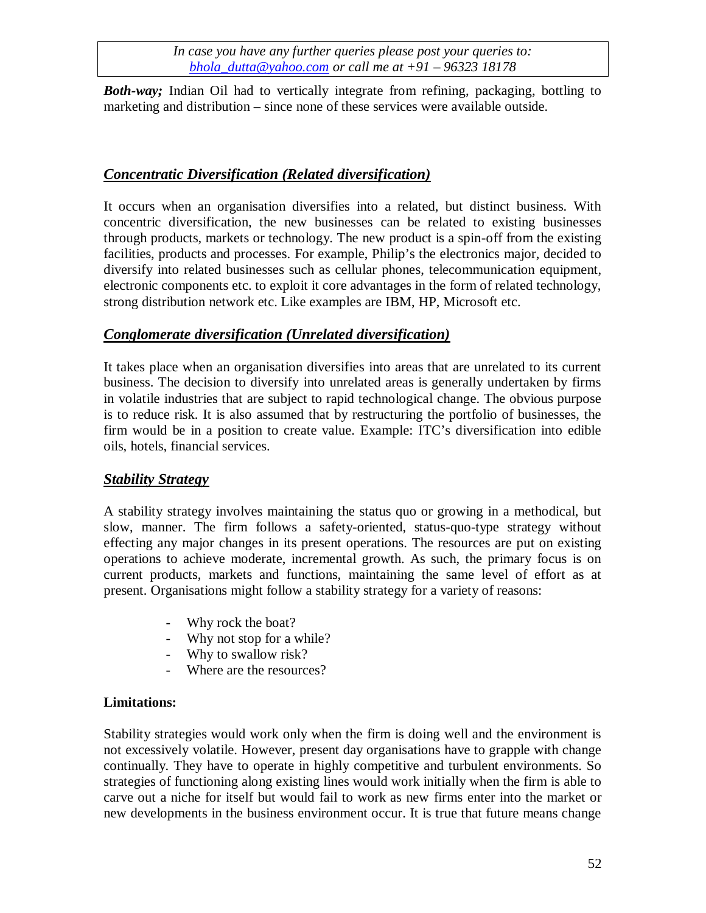***Both-way;*** Indian Oil had to vertically integrate from refining, packaging, bottling to marketing and distribution – since none of these services were available outside.

## ***Concentratic Diversification (Related diversification)***

It occurs when an organisation diversifies into a related, but distinct business. With concentric diversification, the new businesses can be related to existing businesses through products, markets or technology. The new product is a spin-off from the existing facilities, products and processes. For example, Philip's the electronics major, decided to diversify into related businesses such as cellular phones, telecommunication equipment, electronic components etc. to exploit it core advantages in the form of related technology, strong distribution network etc. Like examples are IBM, HP, Microsoft etc.

## ***Conglomerate diversification (Unrelated diversification)***

It takes place when an organisation diversifies into areas that are unrelated to its current business. The decision to diversify into unrelated areas is generally undertaken by firms in volatile industries that are subject to rapid technological change. The obvious purpose is to reduce risk. It is also assumed that by restructuring the portfolio of businesses, the firm would be in a position to create value. Example: ITC's diversification into edible oils, hotels, financial services.

## ***Stability Strategy***

A stability strategy involves maintaining the status quo or growing in a methodical, but slow, manner. The firm follows a safety-oriented, status-quo-type strategy without effecting any major changes in its present operations. The resources are put on existing operations to achieve moderate, incremental growth. As such, the primary focus is on current products, markets and functions, maintaining the same level of effort as at present. Organisations might follow a stability strategy for a variety of reasons:

- Why rock the boat?
- Why not stop for a while?
- Why to swallow risk?
- Where are the resources?

**Limitations:**

Stability strategies would work only when the firm is doing well and the environment is not excessively volatile. However, present day organisations have to grapple with change continually. They have to operate in highly competitive and turbulent environments. So strategies of functioning along existing lines would work initially when the firm is able to carve out a niche for itself but would fail to work as new firms enter into the market or new developments in the business environment occur. It is true that future means change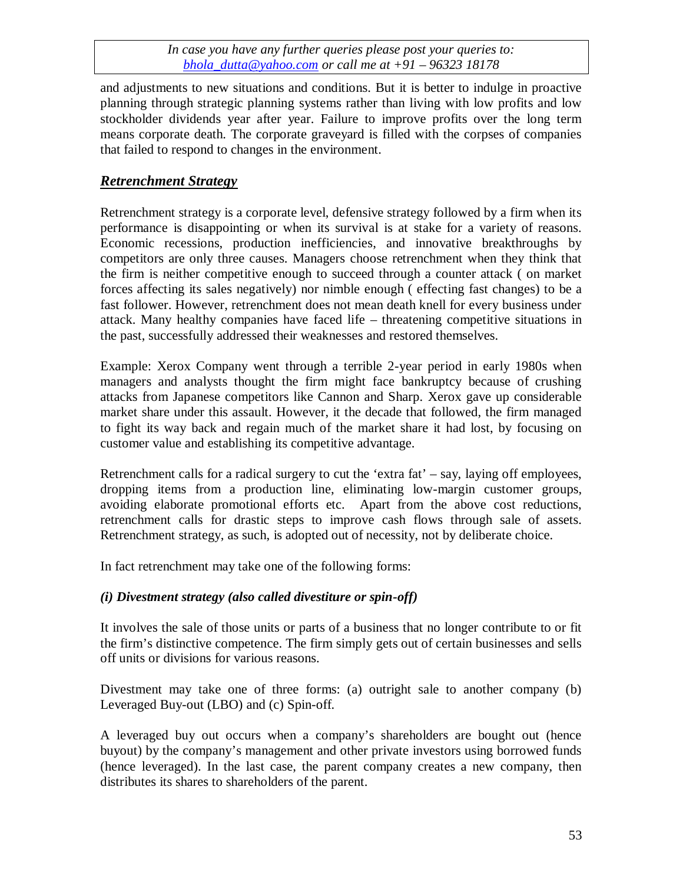and adjustments to new situations and conditions. But it is better to indulge in proactive planning through strategic planning systems rather than living with low profits and low stockholder dividends year after year. Failure to improve profits over the long term means corporate death. The corporate graveyard is filled with the corpses of companies that failed to respond to changes in the environment.

## ***Retrenchment Strategy***

Retrenchment strategy is a corporate level, defensive strategy followed by a firm when its performance is disappointing or when its survival is at stake for a variety of reasons. Economic recessions, production inefficiencies, and innovative breakthroughs by competitors are only three causes. Managers choose retrenchment when they think that the firm is neither competitive enough to succeed through a counter attack ( on market forces affecting its sales negatively) nor nimble enough ( effecting fast changes) to be a fast follower. However, retrenchment does not mean death knell for every business under attack. Many healthy companies have faced life – threatening competitive situations in the past, successfully addressed their weaknesses and restored themselves.

Example: Xerox Company went through a terrible 2-year period in early 1980s when managers and analysts thought the firm might face bankruptcy because of crushing attacks from Japanese competitors like Cannon and Sharp. Xerox gave up considerable market share under this assault. However, it the decade that followed, the firm managed to fight its way back and regain much of the market share it had lost, by focusing on customer value and establishing its competitive advantage.

Retrenchment calls for a radical surgery to cut the 'extra fat' – say, laying off employees, dropping items from a production line, eliminating low-margin customer groups, avoiding elaborate promotional efforts etc. Apart from the above cost reductions, retrenchment calls for drastic steps to improve cash flows through sale of assets. Retrenchment strategy, as such, is adopted out of necessity, not by deliberate choice.

In fact retrenchment may take one of the following forms:

### *(i) Divestment strategy (also called divestiture or spin-off)*

It involves the sale of those units or parts of a business that no longer contribute to or fit the firm's distinctive competence. The firm simply gets out of certain businesses and sells off units or divisions for various reasons.

Divestment may take one of three forms: (a) outright sale to another company (b) Leveraged Buy-out (LBO) and (c) Spin-off.

A leveraged buy out occurs when a company's shareholders are bought out (hence buyout) by the company's management and other private investors using borrowed funds (hence leveraged). In the last case, the parent company creates a new company, then distributes its shares to shareholders of the parent.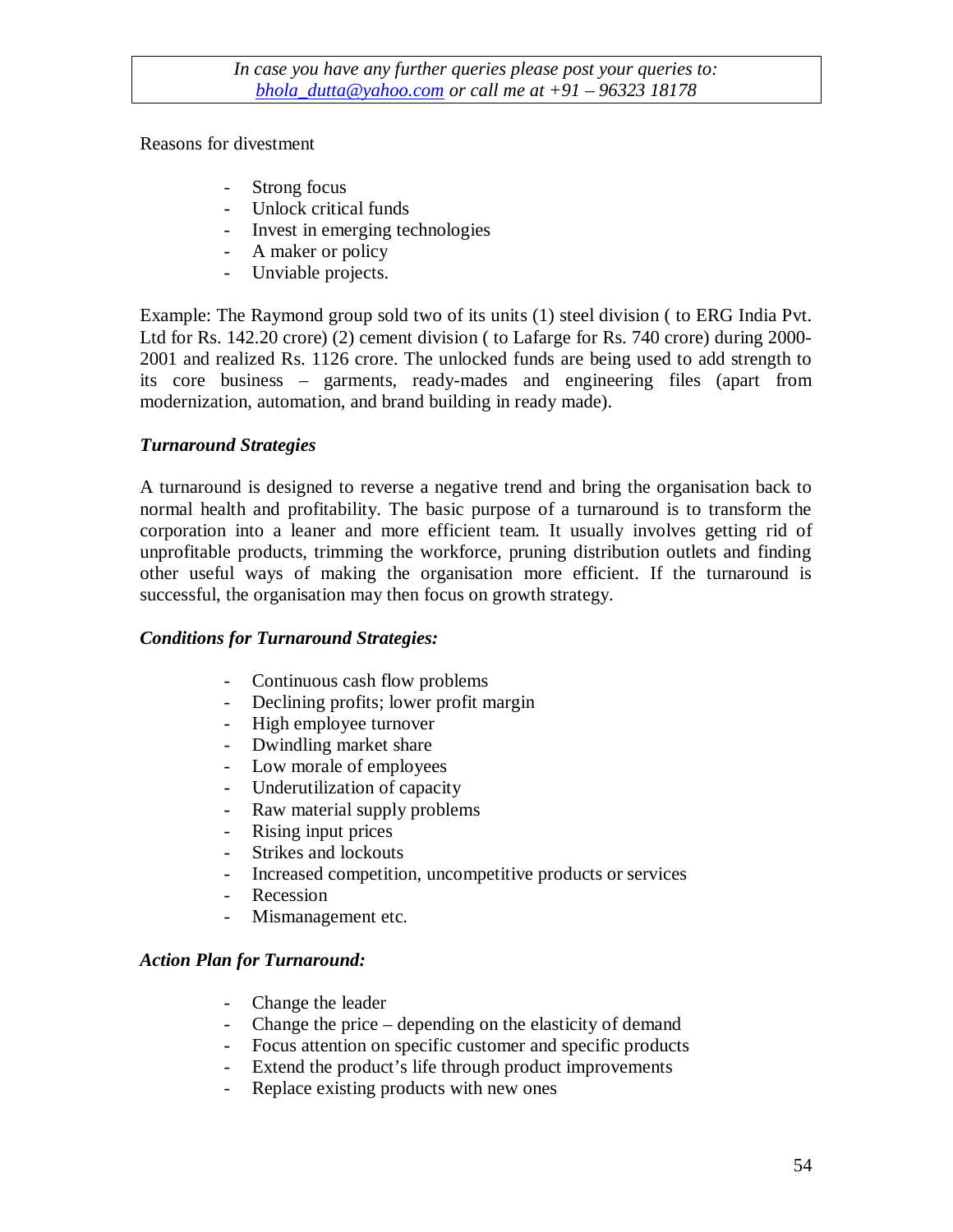Reasons for divestment

- Strong focus
- Unlock critical funds
- Invest in emerging technologies
- A maker or policy
- Unviable projects.

Example: The Raymond group sold two of its units (1) steel division ( to ERG India Pvt. Ltd for Rs. 142.20 crore) (2) cement division ( to Lafarge for Rs. 740 crore) during 2000-2001 and realized Rs. 1126 crore. The unlocked funds are being used to add strength to its core business – garments, ready-mades and engineering files (apart from modernization, automation, and brand building in ready made).

***Turnaround Strategies***

A turnaround is designed to reverse a negative trend and bring the organisation back to normal health and profitability. The basic purpose of a turnaround is to transform the corporation into a leaner and more efficient team. It usually involves getting rid of unprofitable products, trimming the workforce, pruning distribution outlets and finding other useful ways of making the organisation more efficient. If the turnaround is successful, the organisation may then focus on growth strategy.

***Conditions for Turnaround Strategies:***

- Continuous cash flow problems
- Declining profits; lower profit margin
- High employee turnover
- Dwindling market share
- Low morale of employees
- Underutilization of capacity
- Raw material supply problems
- Rising input prices
- Strikes and lockouts
- Increased competition, uncompetitive products or services
- Recession
- Mismanagement etc.

***Action Plan for Turnaround:***

- Change the leader
- Change the price – depending on the elasticity of demand
- Focus attention on specific customer and specific products
- Extend the product's life through product improvements
- Replace existing products with new ones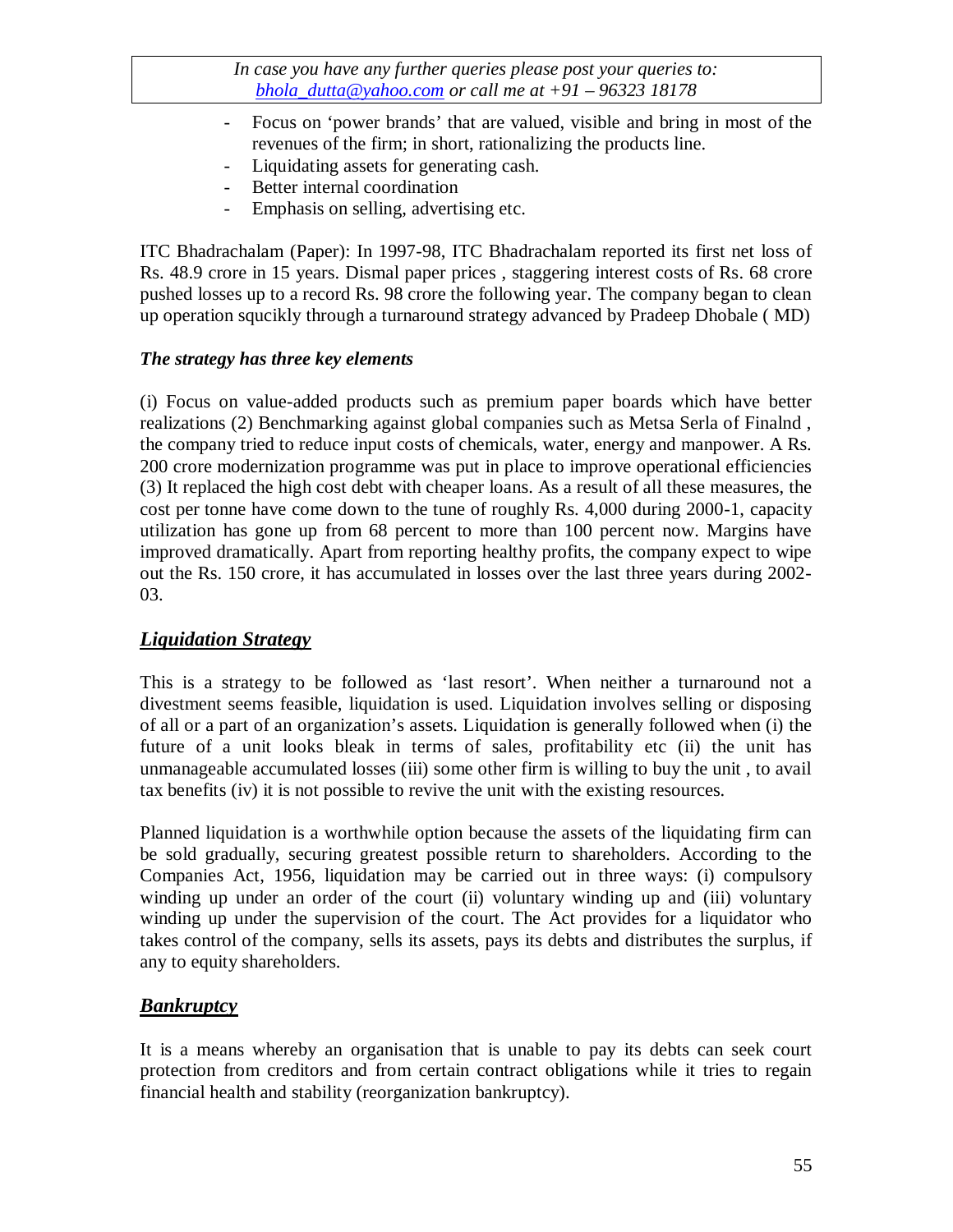- Focus on 'power brands' that are valued, visible and bring in most of the revenues of the firm; in short, rationalizing the products line.
- Liquidating assets for generating cash.
- Better internal coordination
- Emphasis on selling, advertising etc.

ITC Bhadrachalam (Paper): In 1997-98, ITC Bhadrachalam reported its first net loss of Rs. 48.9 crore in 15 years. Dismal paper prices , staggering interest costs of Rs. 68 crore pushed losses up to a record Rs. 98 crore the following year. The company began to clean up operation squcikly through a turnaround strategy advanced by Pradeep Dhobale ( MD)

***The strategy has three key elements***

(i) Focus on value-added products such as premium paper boards which have better realizations (2) Benchmarking against global companies such as Metsa Serla of Finalnd , the company tried to reduce input costs of chemicals, water, energy and manpower. A Rs. 200 crore modernization programme was put in place to improve operational efficiencies (3) It replaced the high cost debt with cheaper loans. As a result of all these measures, the cost per tonne have come down to the tune of roughly Rs. 4,000 during 2000-1, capacity utilization has gone up from 68 percent to more than 100 percent now. Margins have improved dramatically. Apart from reporting healthy profits, the company expect to wipe out the Rs. 150 crore, it has accumulated in losses over the last three years during 2002-03.

## ***Liquidation Strategy***

This is a strategy to be followed as 'last resort'. When neither a turnaround not a divestment seems feasible, liquidation is used. Liquidation involves selling or disposing of all or a part of an organization's assets. Liquidation is generally followed when (i) the future of a unit looks bleak in terms of sales, profitability etc (ii) the unit has unmanageable accumulated losses (iii) some other firm is willing to buy the unit , to avail tax benefits (iv) it is not possible to revive the unit with the existing resources.

Planned liquidation is a worthwhile option because the assets of the liquidating firm can be sold gradually, securing greatest possible return to shareholders. According to the Companies Act, 1956, liquidation may be carried out in three ways: (i) compulsory winding up under an order of the court (ii) voluntary winding up and (iii) voluntary winding up under the supervision of the court. The Act provides for a liquidator who takes control of the company, sells its assets, pays its debts and distributes the surplus, if any to equity shareholders.

## ***Bankruptcy***

It is a means whereby an organisation that is unable to pay its debts can seek court protection from creditors and from certain contract obligations while it tries to regain financial health and stability (reorganization bankruptcy).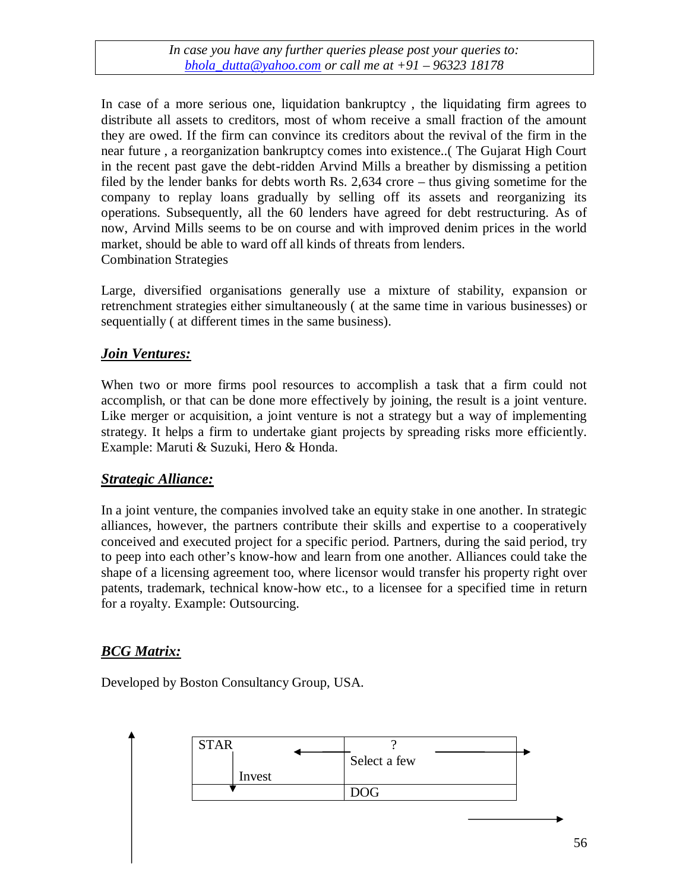In case of a more serious one, liquidation bankruptcy , the liquidating firm agrees to distribute all assets to creditors, most of whom receive a small fraction of the amount they are owed. If the firm can convince its creditors about the revival of the firm in the near future , a reorganization bankruptcy comes into existence..( The Gujarat High Court in the recent past gave the debt-ridden Arvind Mills a breather by dismissing a petition filed by the lender banks for debts worth Rs. 2,634 crore – thus giving sometime for the company to replay loans gradually by selling off its assets and reorganizing its operations. Subsequently, all the 60 lenders have agreed for debt restructuring. As of now, Arvind Mills seems to be on course and with improved denim prices in the world market, should be able to ward off all kinds of threats from lenders.

Combination Strategies

Large, diversified organisations generally use a mixture of stability, expansion or retrenchment strategies either simultaneously ( at the same time in various businesses) or sequentially ( at different times in the same business).

## ***Join Ventures:***

When two or more firms pool resources to accomplish a task that a firm could not accomplish, or that can be done more effectively by joining, the result is a joint venture. Like merger or acquisition, a joint venture is not a strategy but a way of implementing strategy. It helps a firm to undertake giant projects by spreading risks more efficiently. Example: Maruti & Suzuki, Hero & Honda.

## ***Strategic Alliance:***

In a joint venture, the companies involved take an equity stake in one another. In strategic alliances, however, the partners contribute their skills and expertise to a cooperatively conceived and executed project for a specific period. Partners, during the said period, try to peep into each other's know-how and learn from one another. Alliances could take the shape of a licensing agreement too, where licensor would transfer his property right over patents, trademark, technical know-how etc., to a licensee for a specified time in return for a royalty. Example: Outsourcing.

## ***BCG Matrix:***

Developed by Boston Consultancy Group, USA.

| STAR | ? |
| --- | --- |
| Invest | Select a few |
| | DOG |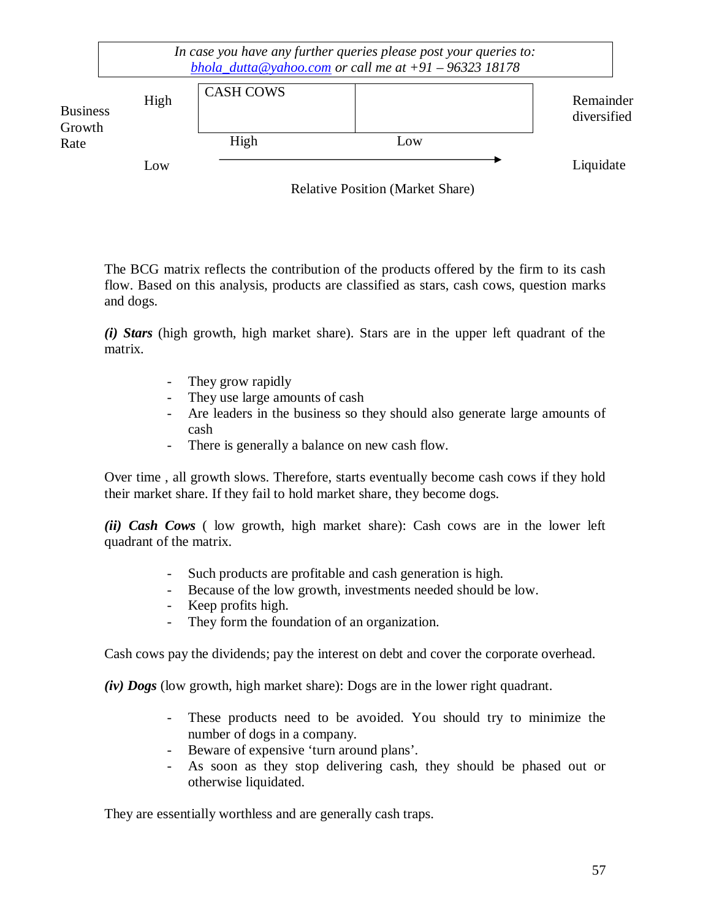*In case you have any further queries please post your queries to:*
*bhola_dutta@yahoo.com or call me at +91 – 96323 18178*

| Business Growth Rate | | Relative Position (Market Share) | | |
|---|---|---|---|---|
| | High | CASH COWS | | Remainder diversified |
| | | High | Low | |
| | Low | | | Liquidate |

The BCG matrix reflects the contribution of the products offered by the firm to its cash flow. Based on this analysis, products are classified as stars, cash cows, question marks and dogs.

***(i) Stars*** (high growth, high market share). Stars are in the upper left quadrant of the matrix.

- They grow rapidly
- They use large amounts of cash
- Are leaders in the business so they should also generate large amounts of cash
- There is generally a balance on new cash flow.

Over time , all growth slows. Therefore, starts eventually become cash cows if they hold their market share. If they fail to hold market share, they become dogs.

***(ii) Cash Cows*** ( low growth, high market share): Cash cows are in the lower left quadrant of the matrix.

- Such products are profitable and cash generation is high.
- Because of the low growth, investments needed should be low.
- Keep profits high.
- They form the foundation of an organization.

Cash cows pay the dividends; pay the interest on debt and cover the corporate overhead.

***(iv) Dogs*** (low growth, high market share): Dogs are in the lower right quadrant.

- These products need to be avoided. You should try to minimize the number of dogs in a company.
- Beware of expensive 'turn around plans'.
- As soon as they stop delivering cash, they should be phased out or otherwise liquidated.

They are essentially worthless and are generally cash traps.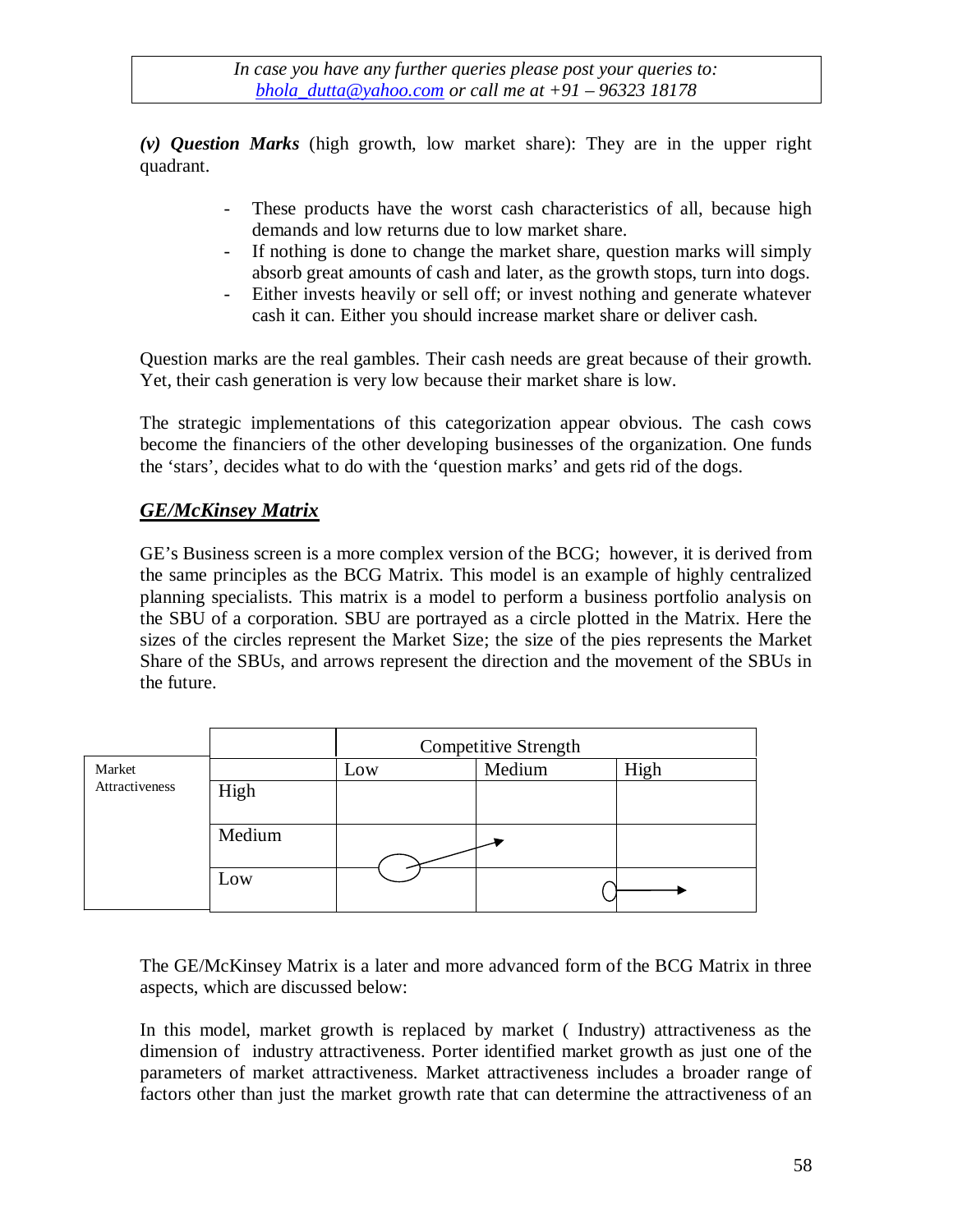In case you have any further queries please post your queries to: bhola_dutta@yahoo.com or call me at +91 – 96323 18178

***(v) Question Marks*** (high growth, low market share): They are in the upper right quadrant.

- These products have the worst cash characteristics of all, because high demands and low returns due to low market share.
- If nothing is done to change the market share, question marks will simply absorb great amounts of cash and later, as the growth stops, turn into dogs.
- Either invests heavily or sell off; or invest nothing and generate whatever cash it can. Either you should increase market share or deliver cash.

Question marks are the real gambles. Their cash needs are great because of their growth. Yet, their cash generation is very low because their market share is low.

The strategic implementations of this categorization appear obvious. The cash cows become the financiers of the other developing businesses of the organization. One funds the 'stars', decides what to do with the 'question marks' and gets rid of the dogs.

## ***GE/McKinsey Matrix***

GE's Business screen is a more complex version of the BCG; however, it is derived from the same principles as the BCG Matrix. This model is an example of highly centralized planning specialists. This matrix is a model to perform a business portfolio analysis on the SBU of a corporation. SBU are portrayed as a circle plotted in the Matrix. Here the sizes of the circles represent the Market Size; the size of the pies represents the Market Share of the SBUs, and arrows represent the direction and the movement of the SBUs in the future.

| | | Competitive Strength | | |
|---|---|---|---|---|
| Market Attractiveness | | Low | Medium | High |
| | High | | | |
| | Medium | | | |
| | Low | | | |

The GE/McKinsey Matrix is a later and more advanced form of the BCG Matrix in three aspects, which are discussed below:

In this model, market growth is replaced by market ( Industry) attractiveness as the dimension of industry attractiveness. Porter identified market growth as just one of the parameters of market attractiveness. Market attractiveness includes a broader range of factors other than just the market growth rate that can determine the attractiveness of an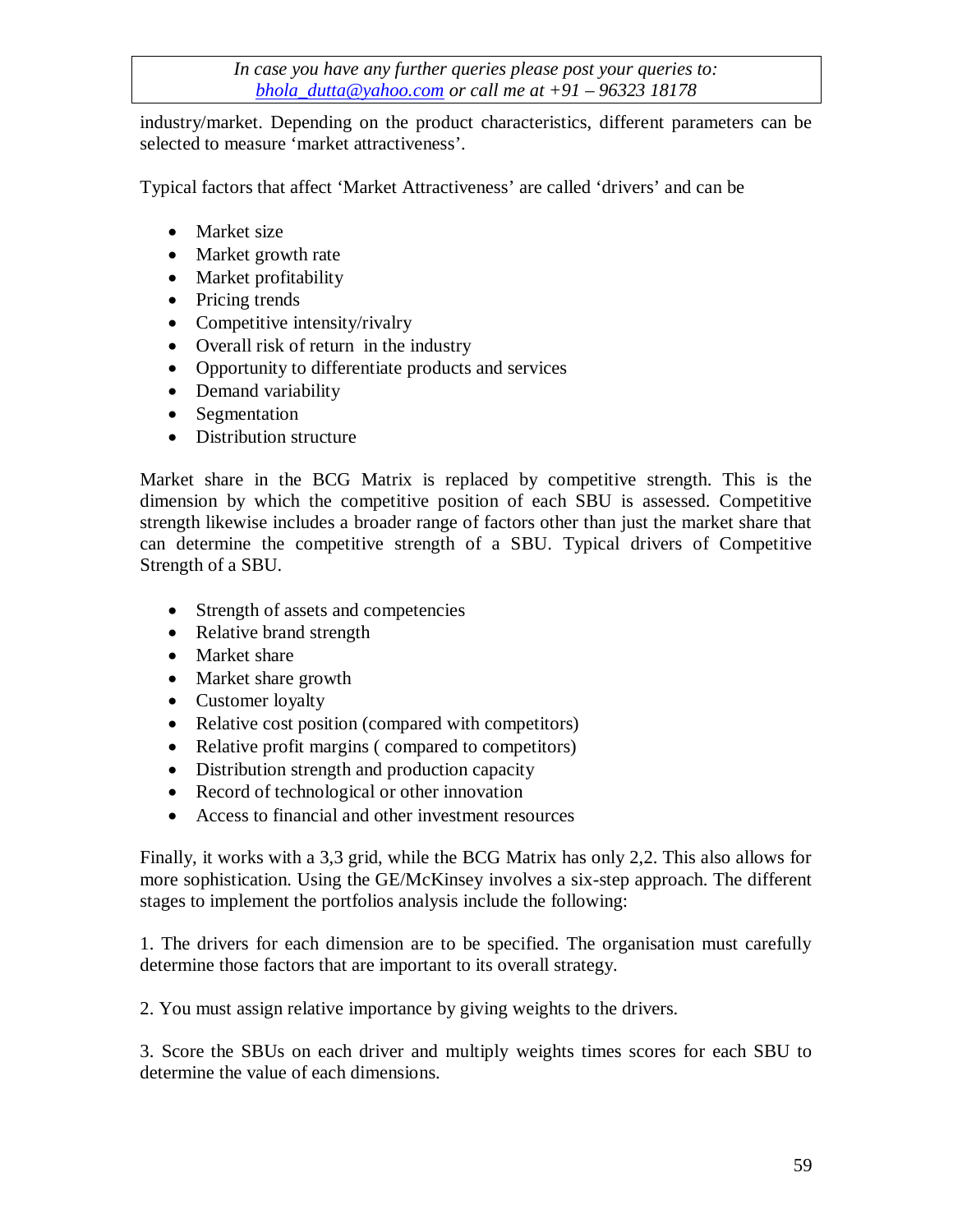industry/market. Depending on the product characteristics, different parameters can be selected to measure 'market attractiveness'.

Typical factors that affect 'Market Attractiveness' are called 'drivers' and can be

- Market size
- Market growth rate
- Market profitability
- Pricing trends
- Competitive intensity/rivalry
- Overall risk of return in the industry
- Opportunity to differentiate products and services
- Demand variability
- Segmentation
- Distribution structure

Market share in the BCG Matrix is replaced by competitive strength. This is the dimension by which the competitive position of each SBU is assessed. Competitive strength likewise includes a broader range of factors other than just the market share that can determine the competitive strength of a SBU. Typical drivers of Competitive Strength of a SBU.

- Strength of assets and competencies
- Relative brand strength
- Market share
- Market share growth
- Customer loyalty
- Relative cost position (compared with competitors)
- Relative profit margins ( compared to competitors)
- Distribution strength and production capacity
- Record of technological or other innovation
- Access to financial and other investment resources

Finally, it works with a 3,3 grid, while the BCG Matrix has only 2,2. This also allows for more sophistication. Using the GE/McKinsey involves a six-step approach. The different stages to implement the portfolios analysis include the following:

1. The drivers for each dimension are to be specified. The organisation must carefully determine those factors that are important to its overall strategy.

2. You must assign relative importance by giving weights to the drivers.

3. Score the SBUs on each driver and multiply weights times scores for each SBU to determine the value of each dimensions.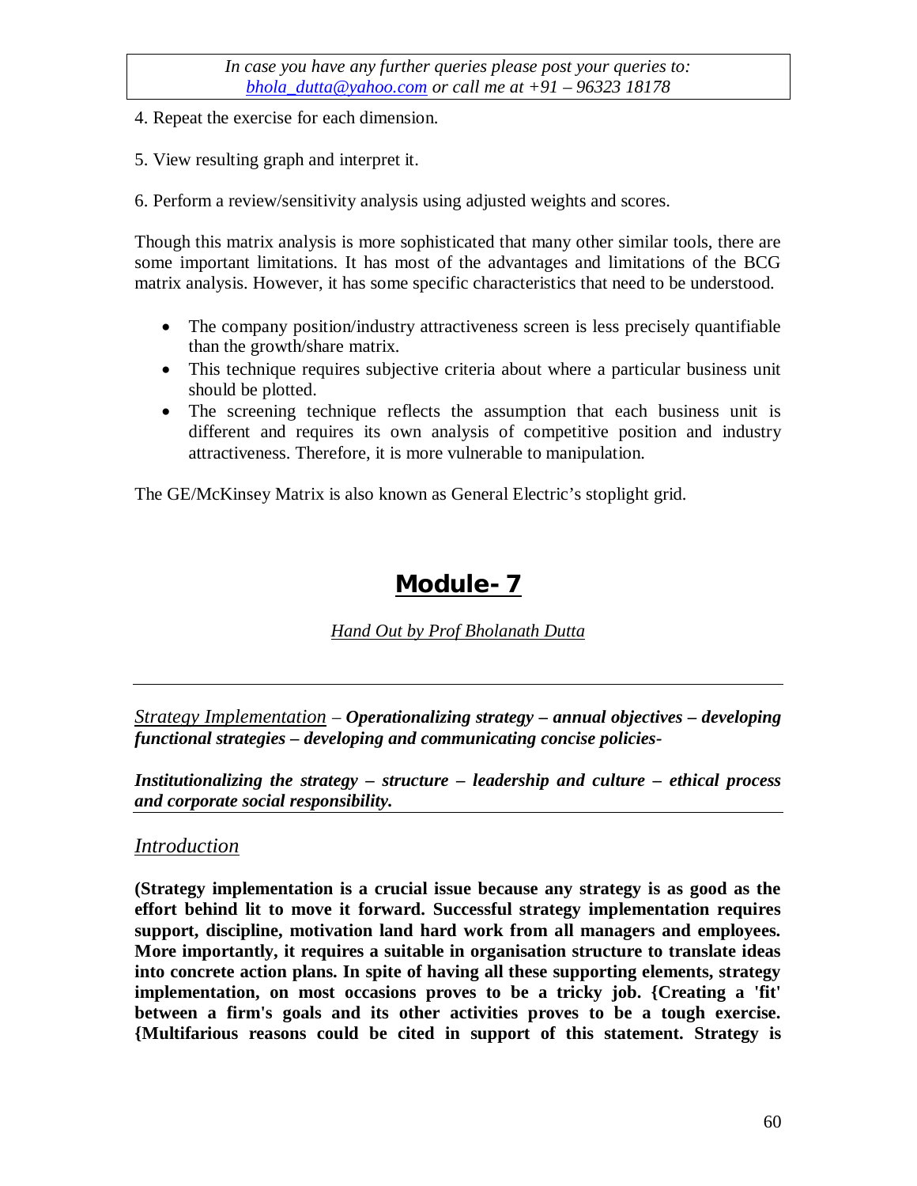4. Repeat the exercise for each dimension.

5. View resulting graph and interpret it.

6. Perform a review/sensitivity analysis using adjusted weights and scores.

Though this matrix analysis is more sophisticated that many other similar tools, there are some important limitations. It has most of the advantages and limitations of the BCG matrix analysis. However, it has some specific characteristics that need to be understood.

- The company position/industry attractiveness screen is less precisely quantifiable than the growth/share matrix.
- This technique requires subjective criteria about where a particular business unit should be plotted.
- The screening technique reflects the assumption that each business unit is different and requires its own analysis of competitive position and industry attractiveness. Therefore, it is more vulnerable to manipulation.

The GE/McKinsey Matrix is also known as General Electric's stoplight grid.

# Module- 7

*Hand Out by Prof Bholanath Dutta*

---

*Strategy Implementation* – ***Operationalizing strategy – annual objectives – developing functional strategies – developing and communicating concise policies-***

***Institutionalizing the strategy – structure – leadership and culture – ethical process and corporate social responsibility.***

---

## *Introduction*

**(Strategy implementation is a crucial issue because any strategy is as good as the effort behind lit to move it forward. Successful strategy implementation requires support, discipline, motivation land hard work from all managers and employees. More importantly, it requires a suitable in organisation structure to translate ideas into concrete action plans. In spite of having all these supporting elements, strategy implementation, on most occasions proves to be a tricky job. {Creating a 'fit' between a firm's goals and its other activities proves to be a tough exercise. {Multifarious reasons could be cited in support of this statement. Strategy is**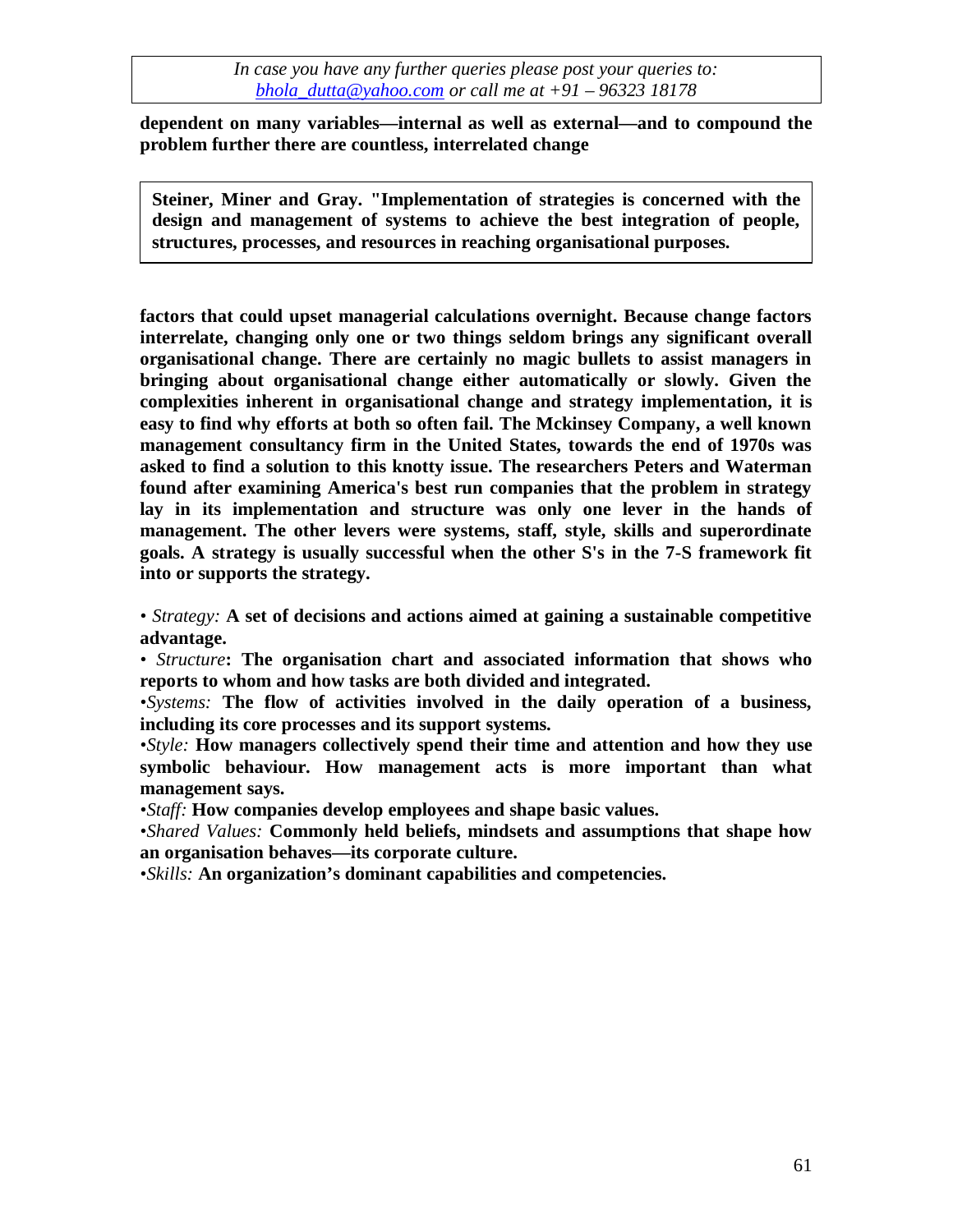**dependent on many variables—internal as well as external—and to compound the problem further there are countless, interrelated change**

> **Steiner, Miner and Gray. "Implementation of strategies is concerned with the design and management of systems to achieve the best integration of people, structures, processes, and resources in reaching organisational purposes.**

**factors that could upset managerial calculations overnight. Because change factors interrelate, changing only one or two things seldom brings any significant overall organisational change. There are certainly no magic bullets to assist managers in bringing about organisational change either automatically or slowly. Given the complexities inherent in organisational change and strategy implementation, it is easy to find why efforts at both so often fail. The Mckinsey Company, a well known management consultancy firm in the United States, towards the end of 1970s was asked to find a solution to this knotty issue. The researchers Peters and Waterman found after examining America's best run companies that the problem in strategy lay in its implementation and structure was only one lever in the hands of management. The other levers were systems, staff, style, skills and superordinate goals. A strategy is usually successful when the other S's in the 7-S framework fit into or supports the strategy.**

- *Strategy:* **A set of decisions and actions aimed at gaining a sustainable competitive advantage.**
- *Structure*: **The organisation chart and associated information that shows who reports to whom and how tasks are both divided and integrated.**
- *Systems:* **The flow of activities involved in the daily operation of a business, including its core processes and its support systems.**
- *Style:* **How managers collectively spend their time and attention and how they use symbolic behaviour. How management acts is more important than what management says.**
- *Staff:* **How companies develop employees and shape basic values.**
- *Shared Values:* **Commonly held beliefs, mindsets and assumptions that shape how an organisation behaves—its corporate culture.**
- *Skills:* **An organization's dominant capabilities and competencies.**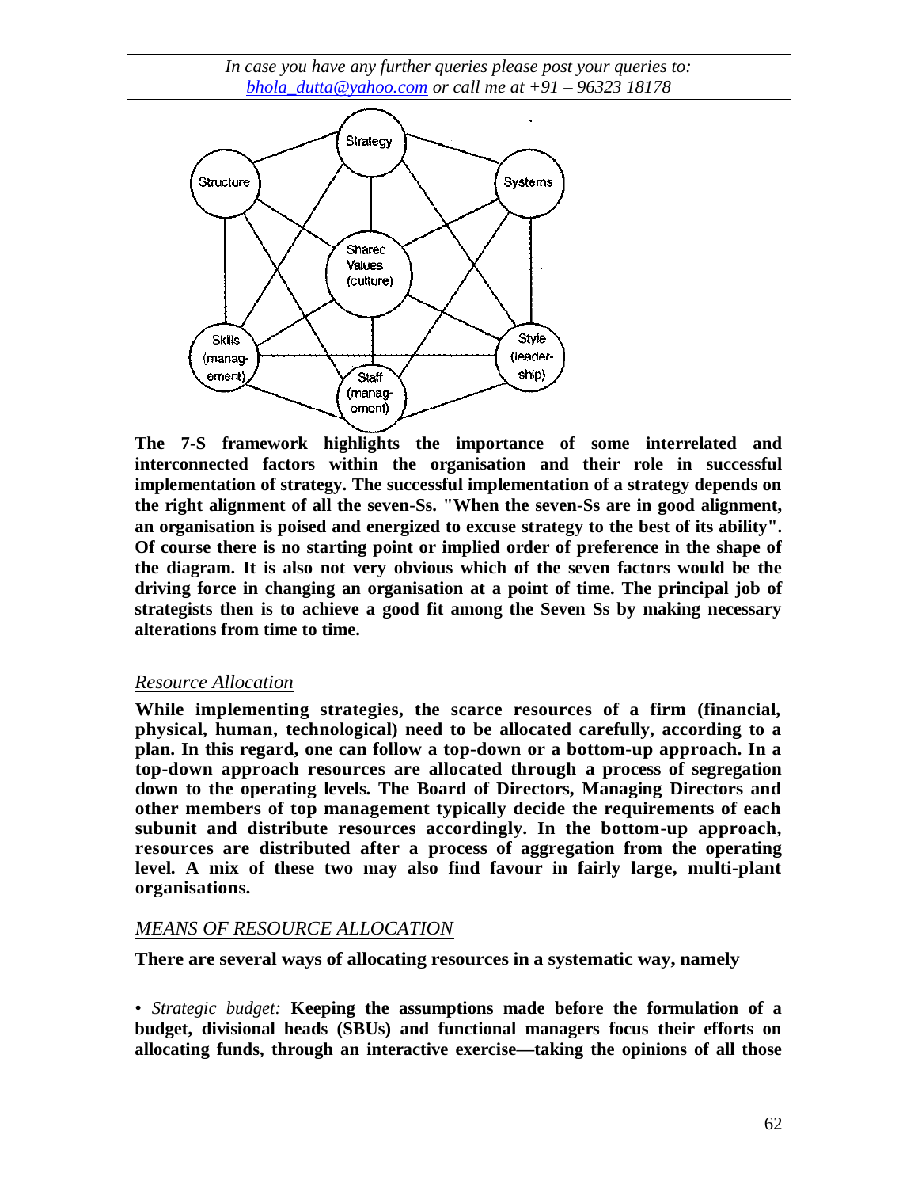*In case you have any further queries please post your queries to: bhola_dutta@yahoo.com or call me at +91 – 96323 18178*

**The 7-S framework highlights the importance of some interrelated and interconnected factors within the organisation and their role in successful implementation of strategy. The successful implementation of a strategy depends on the right alignment of all the seven-Ss. "When the seven-Ss are in good alignment, an organisation is poised and energized to excuse strategy to the best of its ability". Of course there is no starting point or implied order of preference in the shape of the diagram. It is also not very obvious which of the seven factors would be the driving force in changing an organisation at a point of time. The principal job of strategists then is to achieve a good fit among the Seven Ss by making necessary alterations from time to time.**

## *Resource Allocation*

**While implementing strategies, the scarce resources of a firm (financial, physical, human, technological) need to be allocated carefully, according to a plan. In this regard, one can follow a top-down or a bottom-up approach. In a top-down approach resources are allocated through a process of segregation down to the operating levels. The Board of Directors, Managing Directors and other members of top management typically decide the requirements of each subunit and distribute resources accordingly. In the bottom-up approach, resources are distributed after a process of aggregation from the operating level. A mix of these two may also find favour in fairly large, multi-plant organisations.**

## *MEANS OF RESOURCE ALLOCATION*

**There are several ways of allocating resources in a systematic way, namely**

• *Strategic budget:* **Keeping the assumptions made before the formulation of a budget, divisional heads (SBUs) and functional managers focus their efforts on allocating funds, through an interactive exercise—taking the opinions of all those**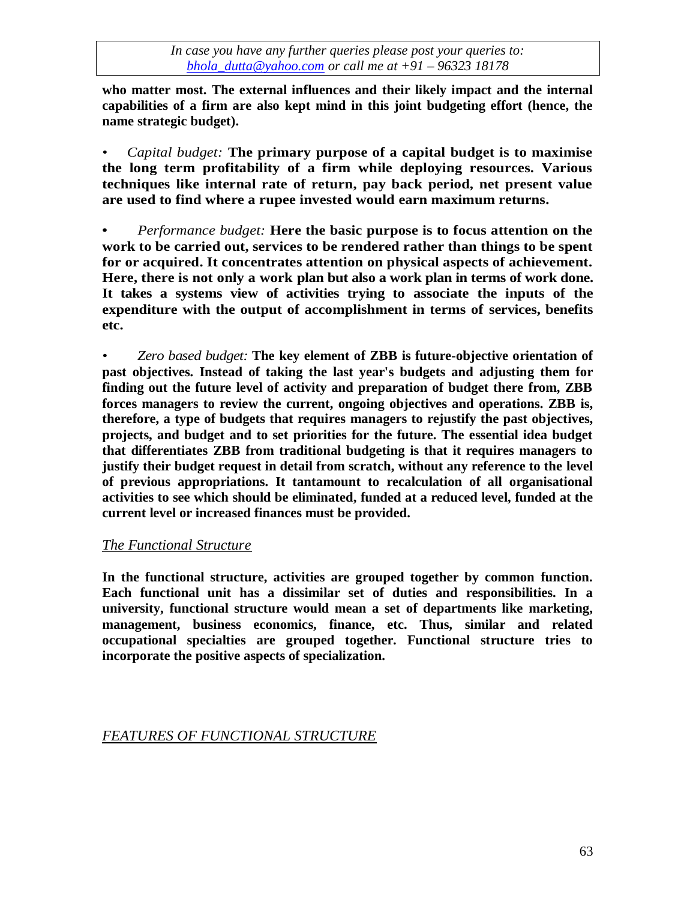**who matter most. The external influences and their likely impact and the internal capabilities of a firm are also kept mind in this joint budgeting effort (hence, the name strategic budget).**

- *Capital budget:* **The primary purpose of a capital budget is to maximise the long term profitability of a firm while deploying resources. Various techniques like internal rate of return, pay back period, net present value are used to find where a rupee invested would earn maximum returns.**

- *Performance budget:* **Here the basic purpose is to focus attention on the work to be carried out, services to be rendered rather than things to be spent for or acquired. It concentrates attention on physical aspects of achievement. Here, there is not only a work plan but also a work plan in terms of work done. It takes a systems view of activities trying to associate the inputs of the expenditure with the output of accomplishment in terms of services, benefits etc.**

- *Zero based budget:* **The key element of ZBB is future-objective orientation of past objectives. Instead of taking the last year's budgets and adjusting them for finding out the future level of activity and preparation of budget there from, ZBB forces managers to review the current, ongoing objectives and operations. ZBB is, therefore, a type of budgets that requires managers to rejustify the past objectives, projects, and budget and to set priorities for the future. The essential idea budget that differentiates ZBB from traditional budgeting is that it requires managers to justify their budget request in detail from scratch, without any reference to the level of previous appropriations. It tantamount to recalculation of all organisational activities to see which should be eliminated, funded at a reduced level, funded at the current level or increased finances must be provided.**

## *The Functional Structure*

**In the functional structure, activities are grouped together by common function. Each functional unit has a dissimilar set of duties and responsibilities. In a university, functional structure would mean a set of departments like marketing, management, business economics, finance, etc. Thus, similar and related occupational specialties are grouped together. Functional structure tries to incorporate the positive aspects of specialization.**

## *FEATURES OF FUNCTIONAL STRUCTURE*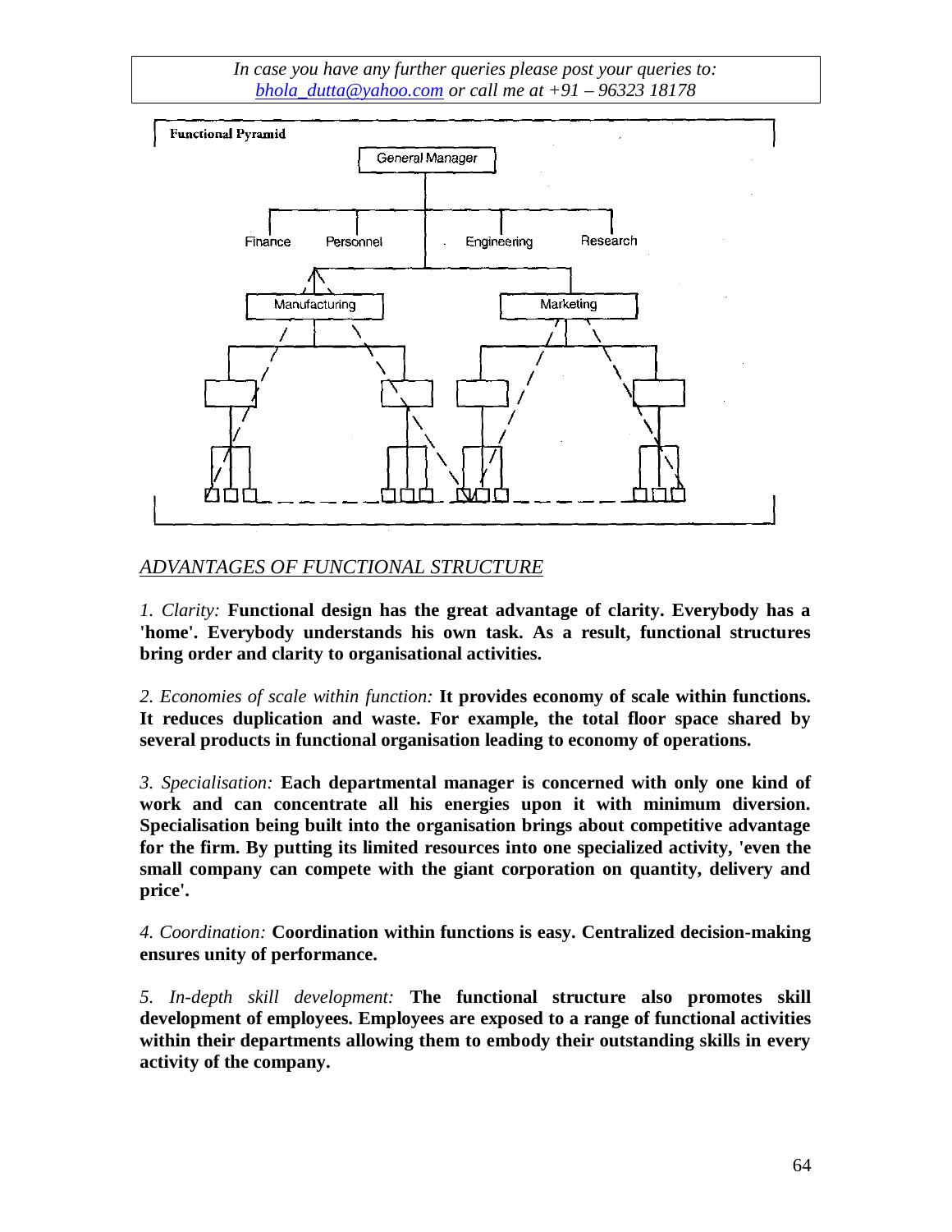*In case you have any further queries please post your queries to: bhola_dutta@yahoo.com or call me at +91 – 96323 18178*

**Functional Pyramid**

General Manager

Finance Personnel Engineering Research

Manufacturing Marketing

## ADVANTAGES OF FUNCTIONAL STRUCTURE

*1. Clarity:* **Functional design has the great advantage of clarity. Everybody has a 'home'. Everybody understands his own task. As a result, functional structures bring order and clarity to organisational activities.**

*2. Economies of scale within function:* **It provides economy of scale within functions. It reduces duplication and waste. For example, the total floor space shared by several products in functional organisation leading to economy of operations.**

*3. Specialisation:* **Each departmental manager is concerned with only one kind of work and can concentrate all his energies upon it with minimum diversion. Specialisation being built into the organisation brings about competitive advantage for the firm. By putting its limited resources into one specialized activity, 'even the small company can compete with the giant corporation on quantity, delivery and price'.**

*4. Coordination:* **Coordination within functions is easy. Centralized decision-making ensures unity of performance.**

*5. In-depth skill development:* **The functional structure also promotes skill development of employees. Employees are exposed to a range of functional activities within their departments allowing them to embody their outstanding skills in every activity of the company.**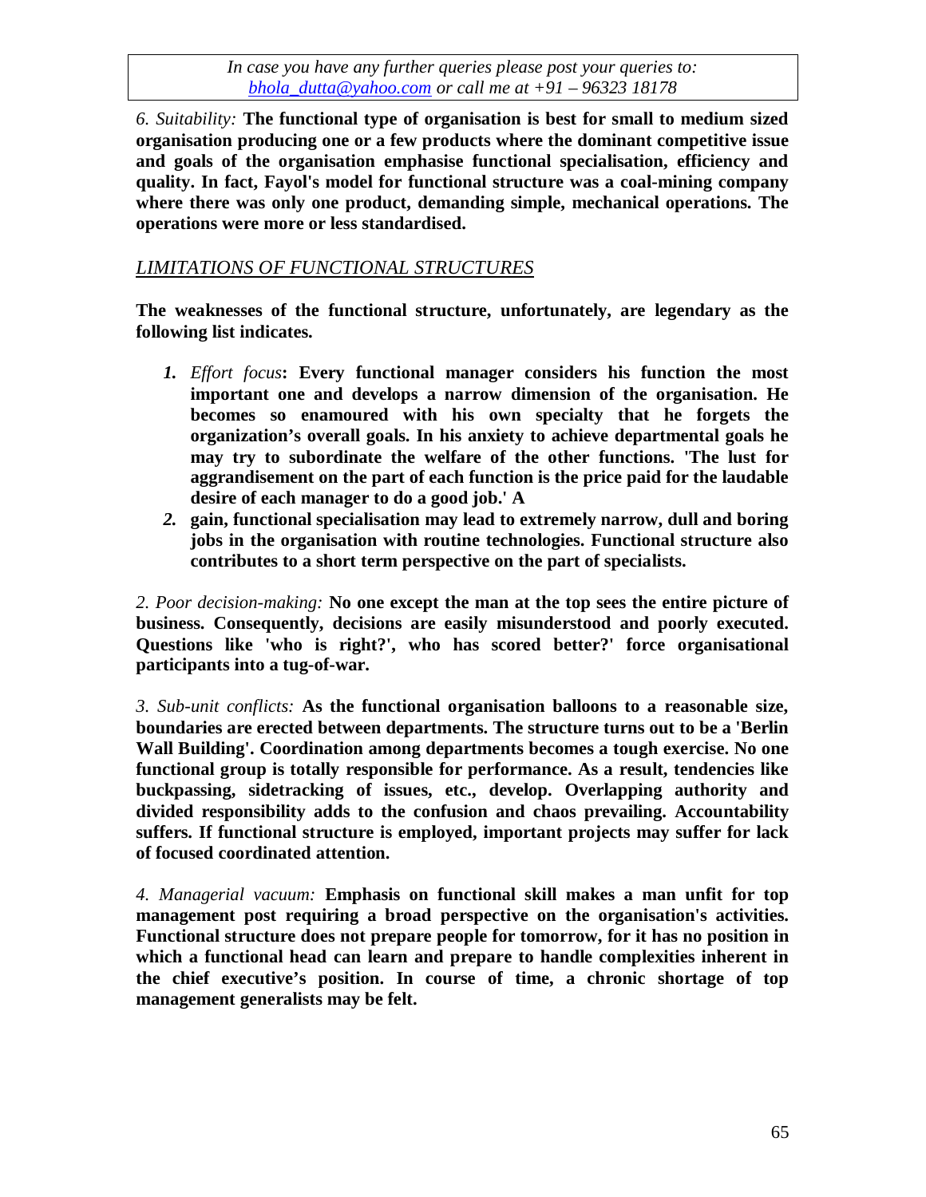*6. Suitability:* **The functional type of organisation is best for small to medium sized organisation producing one or a few products where the dominant competitive issue and goals of the organisation emphasise functional specialisation, efficiency and quality. In fact, Fayol's model for functional structure was a coal-mining company where there was only one product, demanding simple, mechanical operations. The operations were more or less standardised.**

## *LIMITATIONS OF FUNCTIONAL STRUCTURES*

**The weaknesses of the functional structure, unfortunately, are legendary as the following list indicates.**

1. *Effort focus*: **Every functional manager considers his function the most important one and develops a narrow dimension of the organisation. He becomes so enamoured with his own specialty that he forgets the organization's overall goals. In his anxiety to achieve departmental goals he may try to subordinate the welfare of the other functions. 'The lust for aggrandisement on the part of each function is the price paid for the laudable desire of each manager to do a good job.' A**
2. **gain, functional specialisation may lead to extremely narrow, dull and boring jobs in the organisation with routine technologies. Functional structure also contributes to a short term perspective on the part of specialists.**

*2. Poor decision-making:* **No one except the man at the top sees the entire picture of business. Consequently, decisions are easily misunderstood and poorly executed. Questions like 'who is right?', who has scored better?' force organisational participants into a tug-of-war.**

*3. Sub-unit conflicts:* **As the functional organisation balloons to a reasonable size, boundaries are erected between departments. The structure turns out to be a 'Berlin Wall Building'. Coordination among departments becomes a tough exercise. No one functional group is totally responsible for performance. As a result, tendencies like buckpassing, sidetracking of issues, etc., develop. Overlapping authority and divided responsibility adds to the confusion and chaos prevailing. Accountability suffers. If functional structure is employed, important projects may suffer for lack of focused coordinated attention.**

*4. Managerial vacuum:* **Emphasis on functional skill makes a man unfit for top management post requiring a broad perspective on the organisation's activities. Functional structure does not prepare people for tomorrow, for it has no position in which a functional head can learn and prepare to handle complexities inherent in the chief executive's position. In course of time, a chronic shortage of top management generalists may be felt.**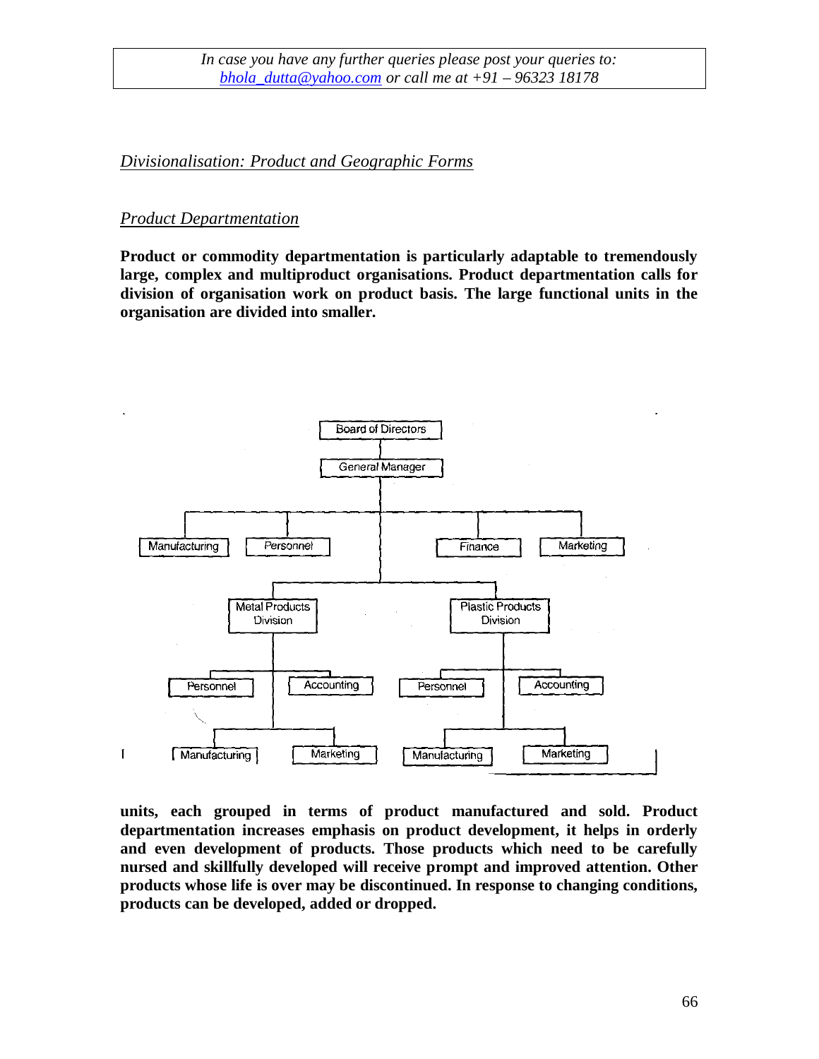*Divisionalisation: Product and Geographic Forms*

*Product Departmentation*

**Product or commodity departmentation is particularly adaptable to tremendously large, complex and multiproduct organisations. Product departmentation calls for division of organisation work on product basis. The large functional units in the organisation are divided into smaller units, each grouped in terms of product manufactured and sold. Product departmentation increases emphasis on product development, it helps in orderly and even development of products. Those products which need to be carefully nursed and skillfully developed will receive prompt and improved attention. Other products whose life is over may be discontinued. In response to changing conditions, products can be developed, added or dropped.**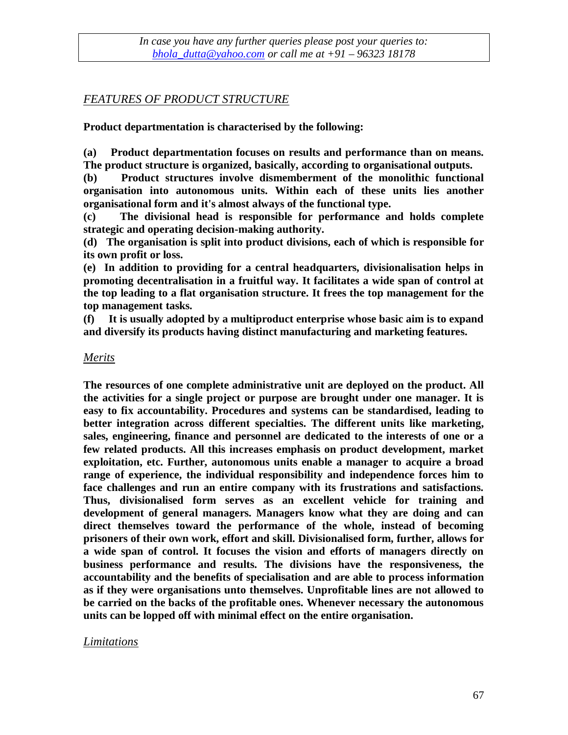## *FEATURES OF PRODUCT STRUCTURE*

**Product departmentation is characterised by the following:**

**(a) Product departmentation focuses on results and performance than on means. The product structure is organized, basically, according to organisational outputs.**

**(b) Product structures involve dismemberment of the monolithic functional organisation into autonomous units. Within each of these units lies another organisational form and it's almost always of the functional type.**

**(c) The divisional head is responsible for performance and holds complete strategic and operating decision-making authority.**

**(d) The organisation is split into product divisions, each of which is responsible for its own profit or loss.**

**(e) In addition to providing for a central headquarters, divisionalisation helps in promoting decentralisation in a fruitful way. It facilitates a wide span of control at the top leading to a flat organisation structure. It frees the top management for the top management tasks.**

**(f) It is usually adopted by a multiproduct enterprise whose basic aim is to expand and diversify its products having distinct manufacturing and marketing features.**

### *Merits*

**The resources of one complete administrative unit are deployed on the product. All the activities for a single project or purpose are brought under one manager. It is easy to fix accountability. Procedures and systems can be standardised, leading to better integration across different specialties. The different units like marketing, sales, engineering, finance and personnel are dedicated to the interests of one or a few related products. All this increases emphasis on product development, market exploitation, etc. Further, autonomous units enable a manager to acquire a broad range of experience, the individual responsibility and independence forces him to face challenges and run an entire company with its frustrations and satisfactions. Thus, divisionalised form serves as an excellent vehicle for training and development of general managers. Managers know what they are doing and can direct themselves toward the performance of the whole, instead of becoming prisoners of their own work, effort and skill. Divisionalised form, further, allows for a wide span of control. It focuses the vision and efforts of managers directly on business performance and results. The divisions have the responsiveness, the accountability and the benefits of specialisation and are able to process information as if they were organisations unto themselves. Unprofitable lines are not allowed to be carried on the backs of the profitable ones. Whenever necessary the autonomous units can be lopped off with minimal effect on the entire organisation.**

### *Limitations*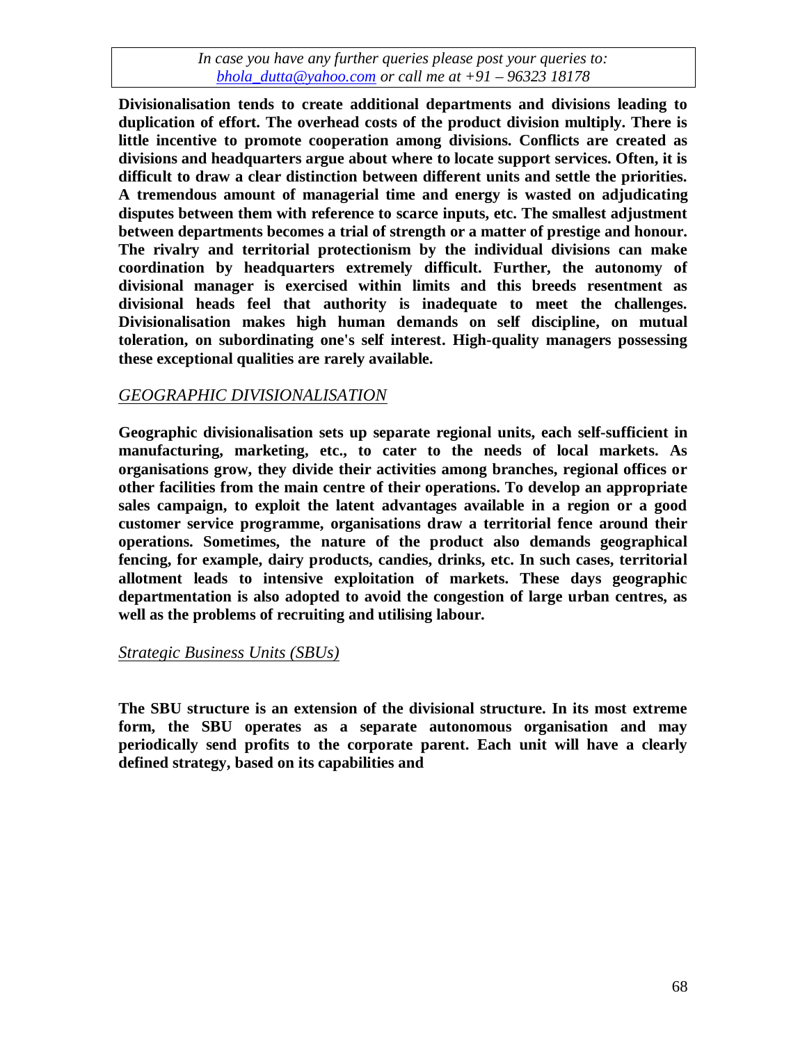**Divisionalisation tends to create additional departments and divisions leading to duplication of effort. The overhead costs of the product division multiply. There is little incentive to promote cooperation among divisions. Conflicts are created as divisions and headquarters argue about where to locate support services. Often, it is difficult to draw a clear distinction between different units and settle the priorities. A tremendous amount of managerial time and energy is wasted on adjudicating disputes between them with reference to scarce inputs, etc. The smallest adjustment between departments becomes a trial of strength or a matter of prestige and honour. The rivalry and territorial protectionism by the individual divisions can make coordination by headquarters extremely difficult. Further, the autonomy of divisional manager is exercised within limits and this breeds resentment as divisional heads feel that authority is inadequate to meet the challenges. Divisionalisation makes high human demands on self discipline, on mutual toleration, on subordinating one's self interest. High-quality managers possessing these exceptional qualities are rarely available.**

## *GEOGRAPHIC DIVISIONALISATION*

**Geographic divisionalisation sets up separate regional units, each self-sufficient in manufacturing, marketing, etc., to cater to the needs of local markets. As organisations grow, they divide their activities among branches, regional offices or other facilities from the main centre of their operations. To develop an appropriate sales campaign, to exploit the latent advantages available in a region or a good customer service programme, organisations draw a territorial fence around their operations. Sometimes, the nature of the product also demands geographical fencing, for example, dairy products, candies, drinks, etc. In such cases, territorial allotment leads to intensive exploitation of markets. These days geographic departmentation is also adopted to avoid the congestion of large urban centres, as well as the problems of recruiting and utilising labour.**

### *Strategic Business Units (SBUs)*

**The SBU structure is an extension of the divisional structure. In its most extreme form, the SBU operates as a separate autonomous organisation and may periodically send profits to the corporate parent. Each unit will have a clearly defined strategy, based on its capabilities and**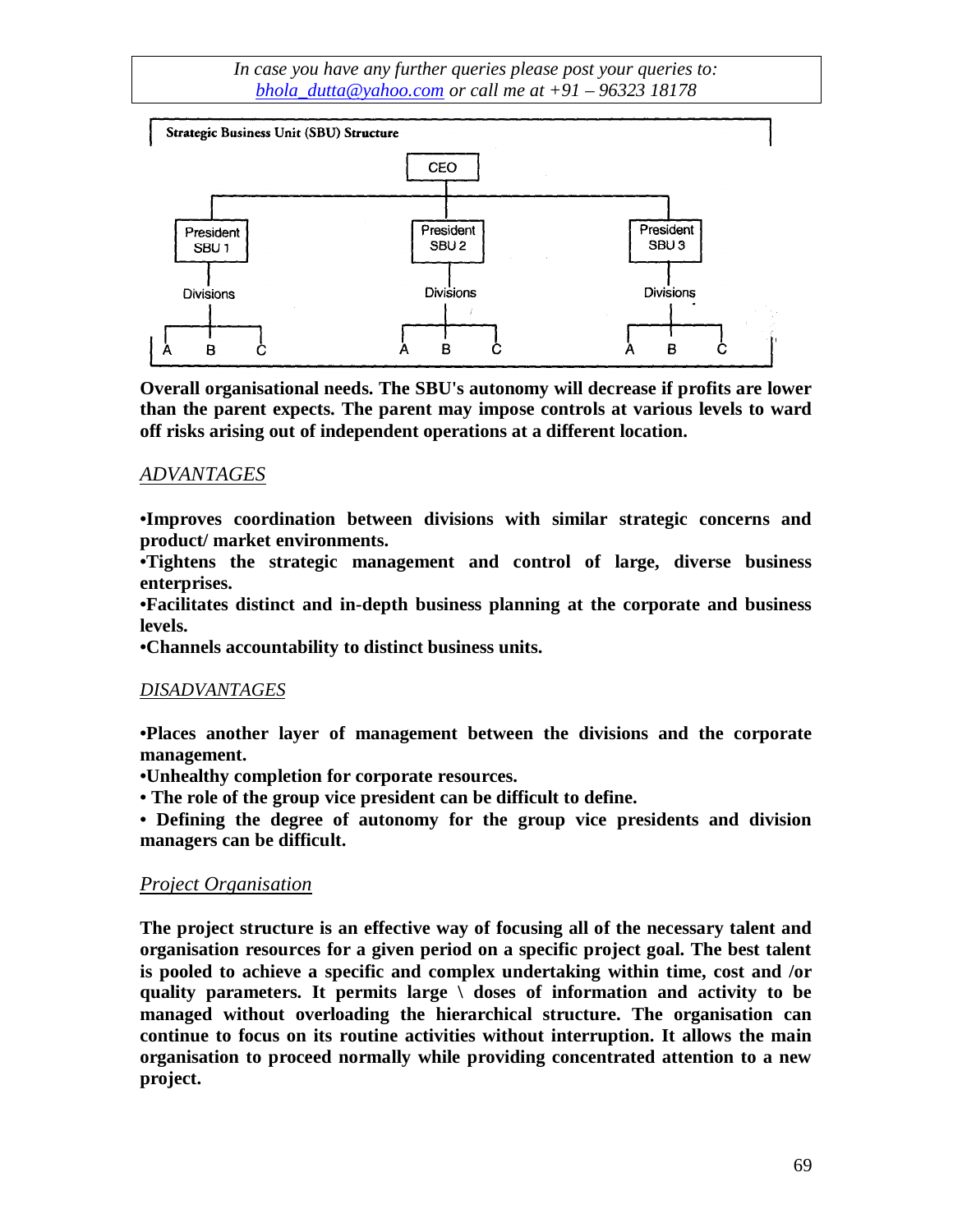*In case you have any further queries please post your queries to:*
*bhola_dutta@yahoo.com or call me at +91 – 96323 18178*

**Strategic Business Unit (SBU) Structure**

```
                              CEO
                               |
        ---------------------------------------------------
        |                      |                          |
   President SBU 1       President SBU 2           President SBU 3
        |                      |                          |
    Divisions              Divisions                  Divisions
        |                      |                          |
    A   B   C              A   B   C                  A   B   C
```

**Overall organisational needs. The SBU's autonomy will decrease if profits are lower than the parent expects. The parent may impose controls at various levels to ward off risks arising out of independent operations at a different location.**

*ADVANTAGES*

**•Improves coordination between divisions with similar strategic concerns and product/ market environments.**
**•Tightens the strategic management and control of large, diverse business enterprises.**
**•Facilitates distinct and in-depth business planning at the corporate and business levels.**
**•Channels accountability to distinct business units.**

*DISADVANTAGES*

**•Places another layer of management between the divisions and the corporate management.**
**•Unhealthy completion for corporate resources.**
**• The role of the group vice president can be difficult to define.**
**• Defining the degree of autonomy for the group vice presidents and division managers can be difficult.**

*Project Organisation*

**The project structure is an effective way of focusing all of the necessary talent and organisation resources for a given period on a specific project goal. The best talent is pooled to achieve a specific and complex undertaking within time, cost and /or quality parameters. It permits large \ doses of information and activity to be managed without overloading the hierarchical structure. The organisation can continue to focus on its routine activities without interruption. It allows the main organisation to proceed normally while providing concentrated attention to a new project.**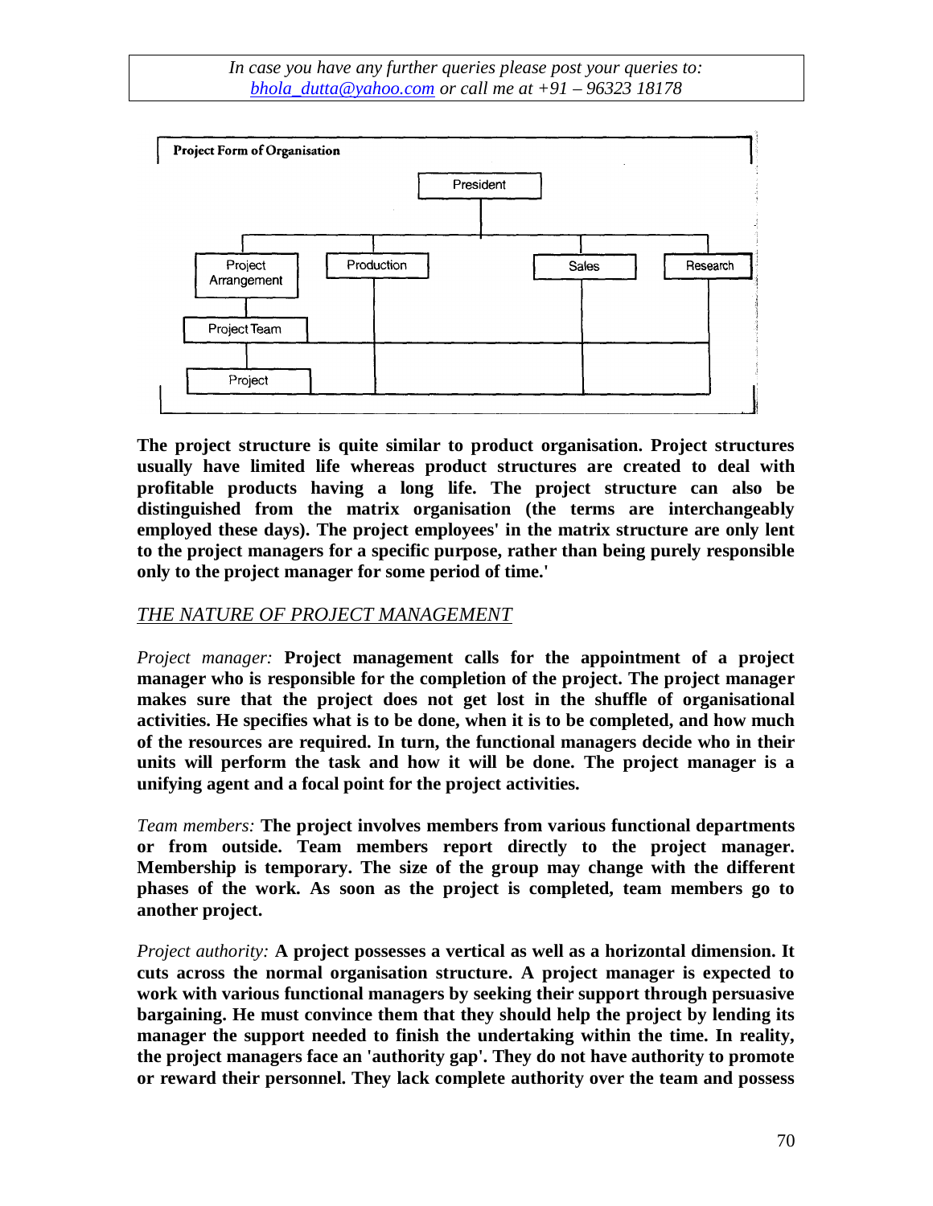In case you have any further queries please post your queries to: bhola_dutta@yahoo.com or call me at +91 – 96323 18178

**Project Form of Organisation**

President

Project Arrangement | Production | Sales | Research

Project Team

Project

**The project structure is quite similar to product organisation. Project structures usually have limited life whereas product structures are created to deal with profitable products having a long life. The project structure can also be distinguished from the matrix organisation (the terms are interchangeably employed these days). The project employees' in the matrix structure are only lent to the project managers for a specific purpose, rather than being purely responsible only to the project manager for some period of time.'**

## *THE NATURE OF PROJECT MANAGEMENT*

*Project manager:* **Project management calls for the appointment of a project manager who is responsible for the completion of the project. The project manager makes sure that the project does not get lost in the shuffle of organisational activities. He specifies what is to be done, when it is to be completed, and how much of the resources are required. In turn, the functional managers decide who in their units will perform the task and how it will be done. The project manager is a unifying agent and a focal point for the project activities.**

*Team members:* **The project involves members from various functional departments or from outside. Team members report directly to the project manager. Membership is temporary. The size of the group may change with the different phases of the work. As soon as the project is completed, team members go to another project.**

*Project authority:* **A project possesses a vertical as well as a horizontal dimension. It cuts across the normal organisation structure. A project manager is expected to work with various functional managers by seeking their support through persuasive bargaining. He must convince them that they should help the project by lending its manager the support needed to finish the undertaking within the time. In reality, the project managers face an 'authority gap'. They do not have authority to promote or reward their personnel. They lack complete authority over the team and possess**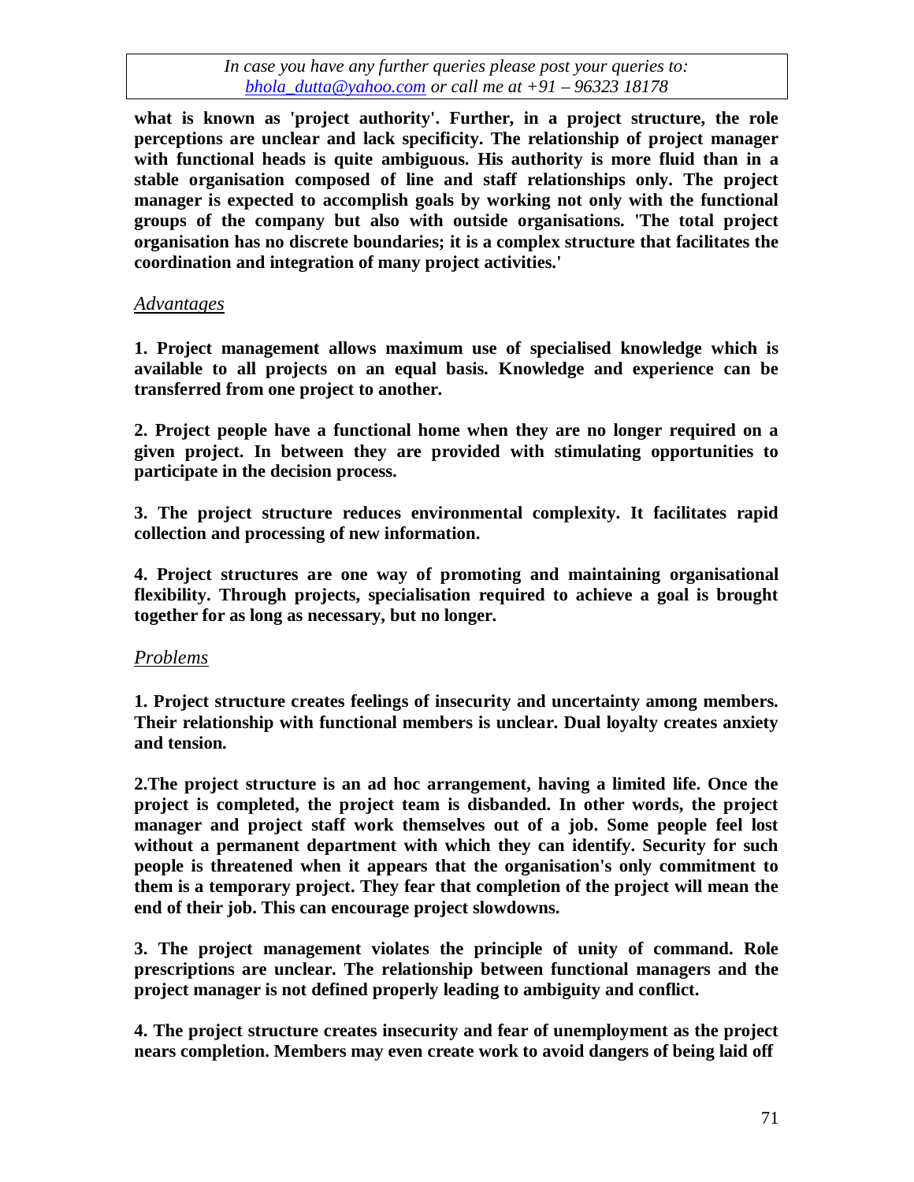**what is known as 'project authority'. Further, in a project structure, the role perceptions are unclear and lack specificity. The relationship of project manager with functional heads is quite ambiguous. His authority is more fluid than in a stable organisation composed of line and staff relationships only. The project manager is expected to accomplish goals by working not only with the functional groups of the company but also with outside organisations. 'The total project organisation has no discrete boundaries; it is a complex structure that facilitates the coordination and integration of many project activities.'**

*Advantages*

**1. Project management allows maximum use of specialised knowledge which is available to all projects on an equal basis. Knowledge and experience can be transferred from one project to another.**

**2. Project people have a functional home when they are no longer required on a given project. In between they are provided with stimulating opportunities to participate in the decision process.**

**3. The project structure reduces environmental complexity. It facilitates rapid collection and processing of new information.**

**4. Project structures are one way of promoting and maintaining organisational flexibility. Through projects, specialisation required to achieve a goal is brought together for as long as necessary, but no longer.**

*Problems*

**1. Project structure creates feelings of insecurity and uncertainty among members. Their relationship with functional members is unclear. Dual loyalty creates anxiety and tension.**

**2.The project structure is an ad hoc arrangement, having a limited life. Once the project is completed, the project team is disbanded. In other words, the project manager and project staff work themselves out of a job. Some people feel lost without a permanent department with which they can identify. Security for such people is threatened when it appears that the organisation's only commitment to them is a temporary project. They fear that completion of the project will mean the end of their job. This can encourage project slowdowns.**

**3. The project management violates the principle of unity of command. Role prescriptions are unclear. The relationship between functional managers and the project manager is not defined properly leading to ambiguity and conflict.**

**4. The project structure creates insecurity and fear of unemployment as the project nears completion. Members may even create work to avoid dangers of being laid off**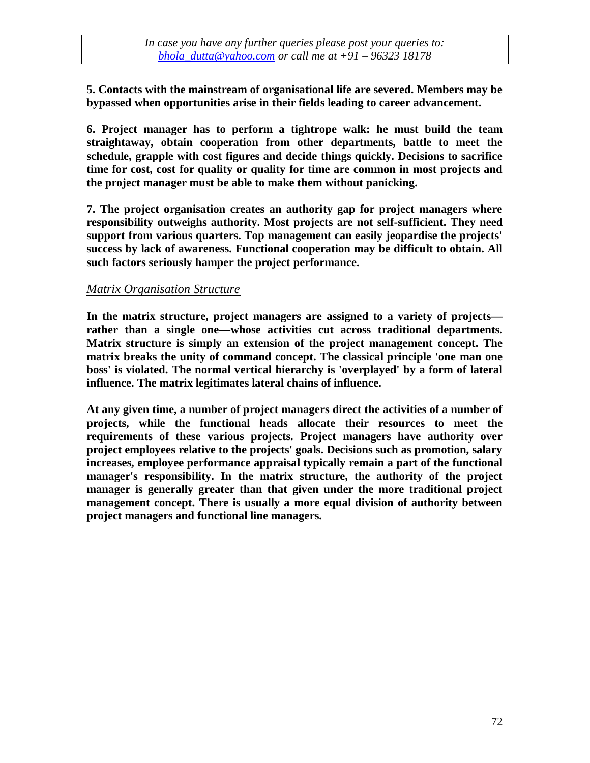**5. Contacts with the mainstream of organisational life are severed. Members may be bypassed when opportunities arise in their fields leading to career advancement.**

**6. Project manager has to perform a tightrope walk: he must build the team straightaway, obtain cooperation from other departments, battle to meet the schedule, grapple with cost figures and decide things quickly. Decisions to sacrifice time for cost, cost for quality or quality for time are common in most projects and the project manager must be able to make them without panicking.**

**7. The project organisation creates an authority gap for project managers where responsibility outweighs authority. Most projects are not self-sufficient. They need support from various quarters. Top management can easily jeopardise the projects' success by lack of awareness. Functional cooperation may be difficult to obtain. All such factors seriously hamper the project performance.**

*Matrix Organisation Structure*

**In the matrix structure, project managers are assigned to a variety of projects—rather than a single one—whose activities cut across traditional departments. Matrix structure is simply an extension of the project management concept. The matrix breaks the unity of command concept. The classical principle 'one man one boss' is violated. The normal vertical hierarchy is 'overplayed' by a form of lateral influence. The matrix legitimates lateral chains of influence.**

**At any given time, a number of project managers direct the activities of a number of projects, while the functional heads allocate their resources to meet the requirements of these various projects. Project managers have authority over project employees relative to the projects' goals. Decisions such as promotion, salary increases, employee performance appraisal typically remain a part of the functional manager's responsibility. In the matrix structure, the authority of the project manager is generally greater than that given under the more traditional project management concept. There is usually a more equal division of authority between project managers and functional line managers.**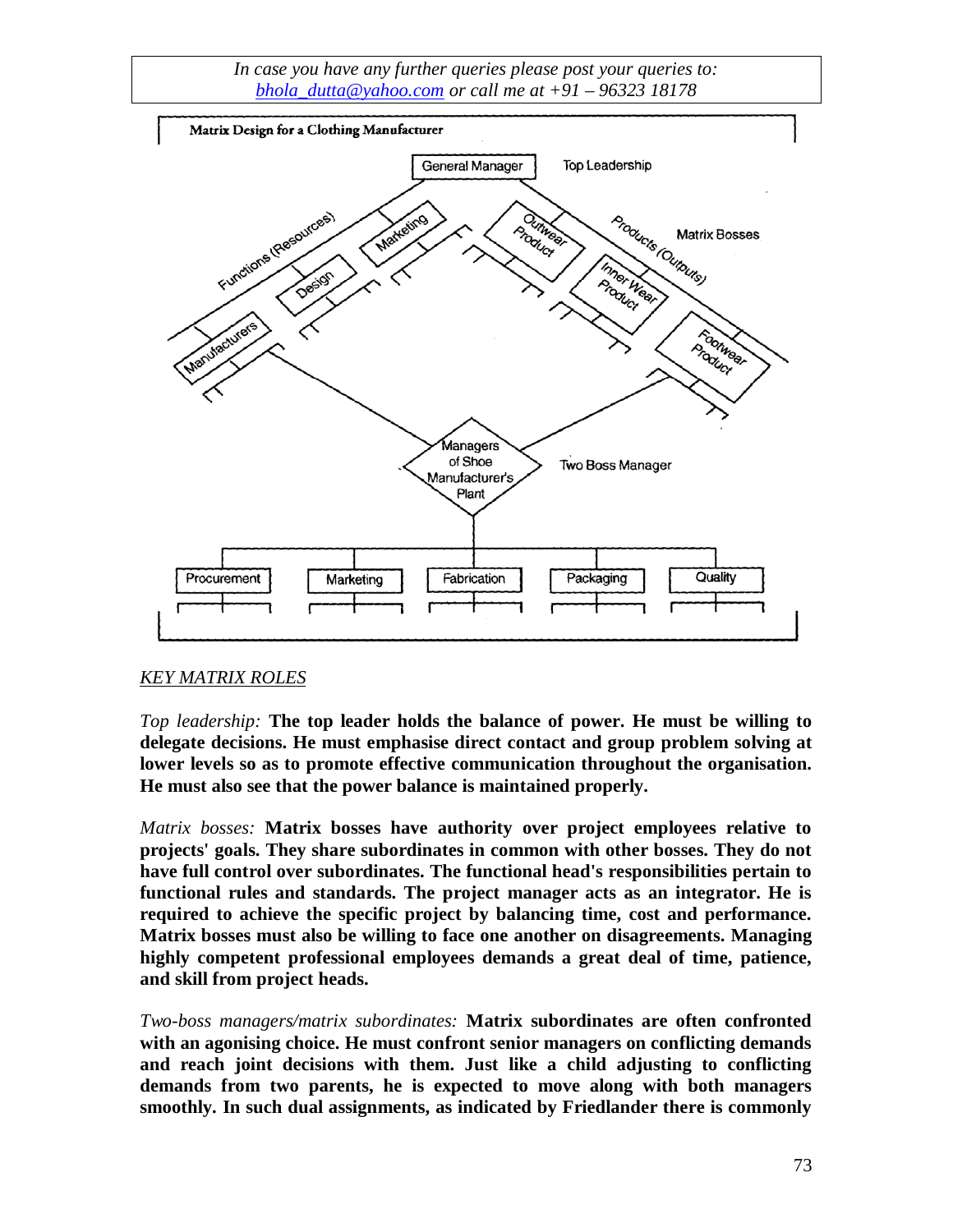In case you have any further queries please post your queries to: bhola_dutta@yahoo.com or call me at +91 – 96323 18178

**Matrix Design for a Clothing Manufacturer**

General Manager — Top Leadership

Functions (Resources): Manufacturers, Design, Marketing

Products (Outputs): Outwear Product, Inner Wear Product, Footwear Product — Matrix Bosses

Managers of Shoe Manufacturer's Plant — Two Boss Manager

Procurement | Marketing | Fabrication | Packaging | Quality

*KEY MATRIX ROLES*

*Top leadership:* **The top leader holds the balance of power. He must be willing to delegate decisions. He must emphasise direct contact and group problem solving at lower levels so as to promote effective communication throughout the organisation. He must also see that the power balance is maintained properly.**

*Matrix bosses:* **Matrix bosses have authority over project employees relative to projects' goals. They share subordinates in common with other bosses. They do not have full control over subordinates. The functional head's responsibilities pertain to functional rules and standards. The project manager acts as an integrator. He is required to achieve the specific project by balancing time, cost and performance. Matrix bosses must also be willing to face one another on disagreements. Managing highly competent professional employees demands a great deal of time, patience, and skill from project heads.**

*Two-boss managers/matrix subordinates:* **Matrix subordinates are often confronted with an agonising choice. He must confront senior managers on conflicting demands and reach joint decisions with them. Just like a child adjusting to conflicting demands from two parents, he is expected to move along with both managers smoothly. In such dual assignments, as indicated by Friedlander there is commonly**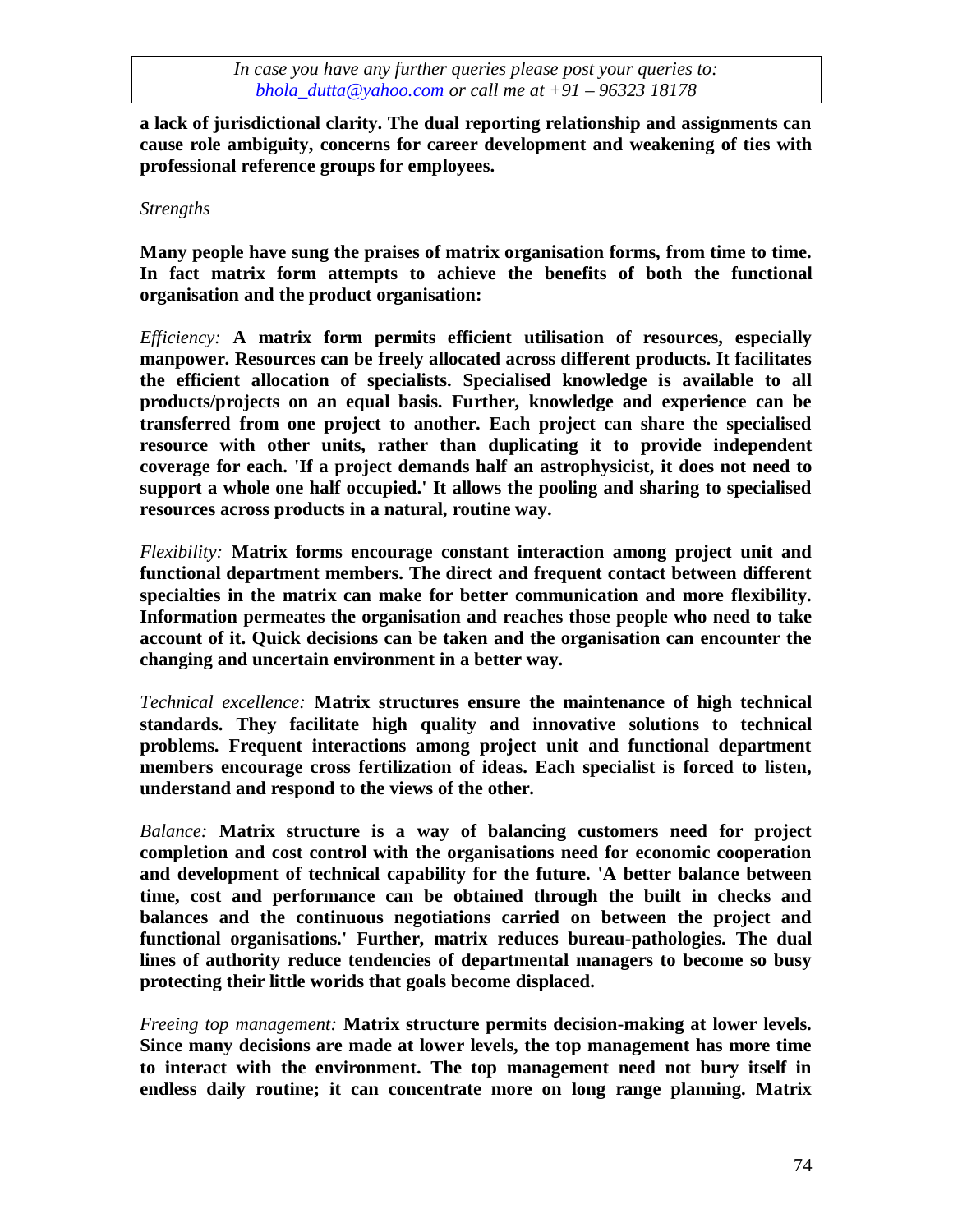**a lack of jurisdictional clarity. The dual reporting relationship and assignments can cause role ambiguity, concerns for career development and weakening of ties with professional reference groups for employees.**

*Strengths*

**Many people have sung the praises of matrix organisation forms, from time to time. In fact matrix form attempts to achieve the benefits of both the functional organisation and the product organisation:**

*Efficiency:* **A matrix form permits efficient utilisation of resources, especially manpower. Resources can be freely allocated across different products. It facilitates the efficient allocation of specialists. Specialised knowledge is available to all products/projects on an equal basis. Further, knowledge and experience can be transferred from one project to another. Each project can share the specialised resource with other units, rather than duplicating it to provide independent coverage for each. 'If a project demands half an astrophysicist, it does not need to support a whole one half occupied.' It allows the pooling and sharing to specialised resources across products in a natural, routine way.**

*Flexibility:* **Matrix forms encourage constant interaction among project unit and functional department members. The direct and frequent contact between different specialties in the matrix can make for better communication and more flexibility. Information permeates the organisation and reaches those people who need to take account of it. Quick decisions can be taken and the organisation can encounter the changing and uncertain environment in a better way.**

*Technical excellence:* **Matrix structures ensure the maintenance of high technical standards. They facilitate high quality and innovative solutions to technical problems. Frequent interactions among project unit and functional department members encourage cross fertilization of ideas. Each specialist is forced to listen, understand and respond to the views of the other.**

*Balance:* **Matrix structure is a way of balancing customers need for project completion and cost control with the organisations need for economic cooperation and development of technical capability for the future. 'A better balance between time, cost and performance can be obtained through the built in checks and balances and the continuous negotiations carried on between the project and functional organisations.' Further, matrix reduces bureau-pathologies. The dual lines of authority reduce tendencies of departmental managers to become so busy protecting their little worids that goals become displaced.**

*Freeing top management:* **Matrix structure permits decision-making at lower levels. Since many decisions are made at lower levels, the top management has more time to interact with the environment. The top management need not bury itself in endless daily routine; it can concentrate more on long range planning. Matrix**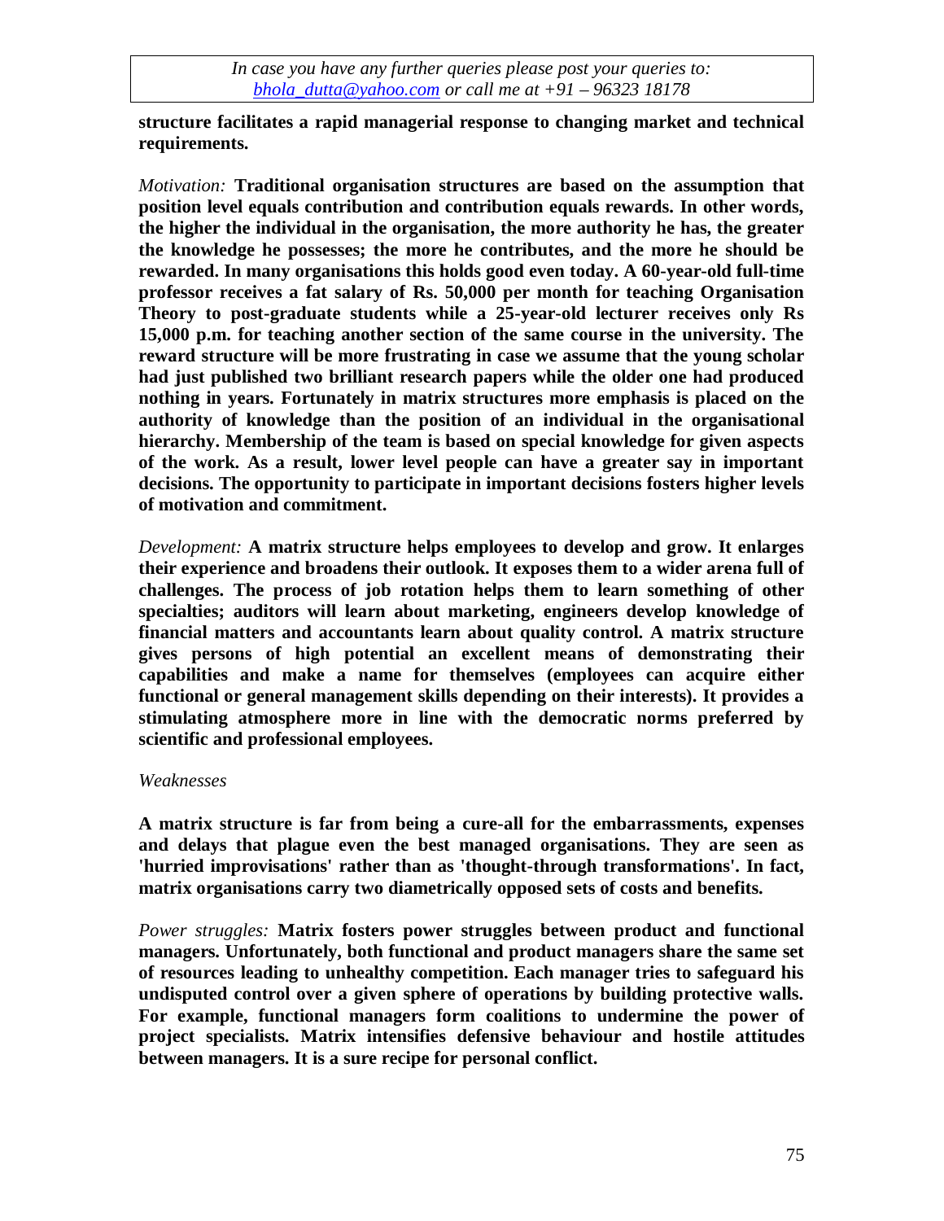**structure facilitates a rapid managerial response to changing market and technical requirements.**

*Motivation:* **Traditional organisation structures are based on the assumption that position level equals contribution and contribution equals rewards. In other words, the higher the individual in the organisation, the more authority he has, the greater the knowledge he possesses; the more he contributes, and the more he should be rewarded. In many organisations this holds good even today. A 60-year-old full-time professor receives a fat salary of Rs. 50,000 per month for teaching Organisation Theory to post-graduate students while a 25-year-old lecturer receives only Rs 15,000 p.m. for teaching another section of the same course in the university. The reward structure will be more frustrating in case we assume that the young scholar had just published two brilliant research papers while the older one had produced nothing in years. Fortunately in matrix structures more emphasis is placed on the authority of knowledge than the position of an individual in the organisational hierarchy. Membership of the team is based on special knowledge for given aspects of the work. As a result, lower level people can have a greater say in important decisions. The opportunity to participate in important decisions fosters higher levels of motivation and commitment.**

*Development:* **A matrix structure helps employees to develop and grow. It enlarges their experience and broadens their outlook. It exposes them to a wider arena full of challenges. The process of job rotation helps them to learn something of other specialties; auditors will learn about marketing, engineers develop knowledge of financial matters and accountants learn about quality control. A matrix structure gives persons of high potential an excellent means of demonstrating their capabilities and make a name for themselves (employees can acquire either functional or general management skills depending on their interests). It provides a stimulating atmosphere more in line with the democratic norms preferred by scientific and professional employees.**

*Weaknesses*

**A matrix structure is far from being a cure-all for the embarrassments, expenses and delays that plague even the best managed organisations. They are seen as 'hurried improvisations' rather than as 'thought-through transformations'. In fact, matrix organisations carry two diametrically opposed sets of costs and benefits.**

*Power struggles:* **Matrix fosters power struggles between product and functional managers. Unfortunately, both functional and product managers share the same set of resources leading to unhealthy competition. Each manager tries to safeguard his undisputed control over a given sphere of operations by building protective walls. For example, functional managers form coalitions to undermine the power of project specialists. Matrix intensifies defensive behaviour and hostile attitudes between managers. It is a sure recipe for personal conflict.**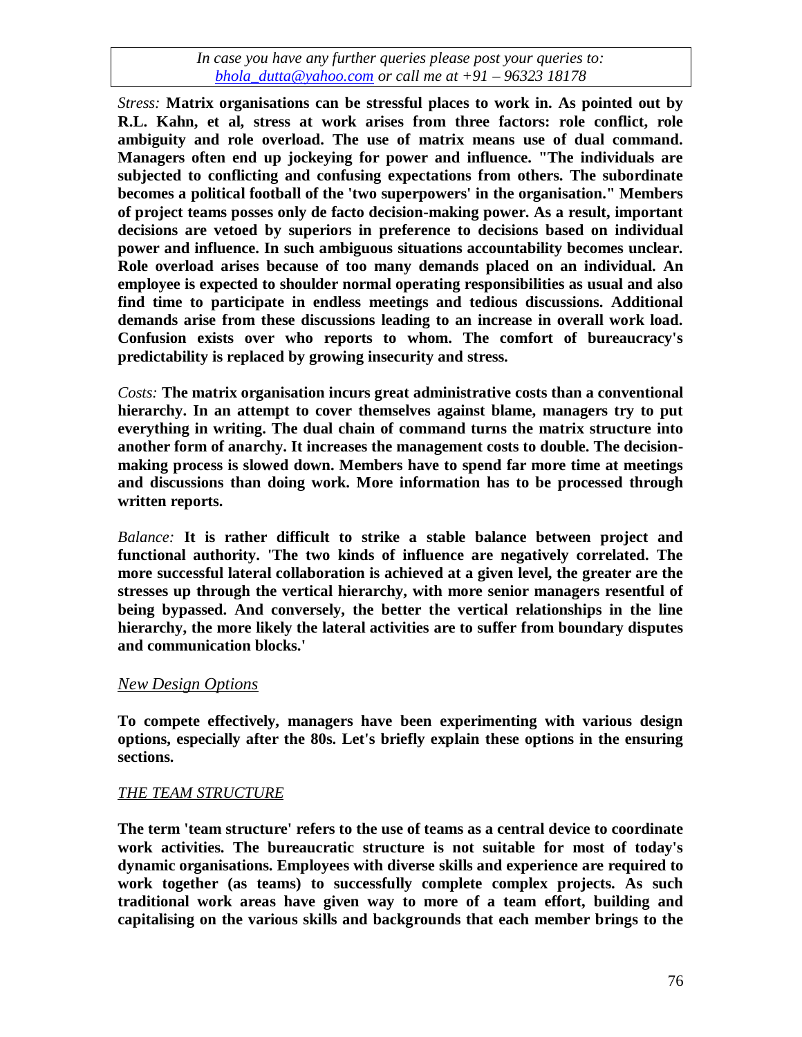*Stress:* **Matrix organisations can be stressful places to work in. As pointed out by R.L. Kahn, et al, stress at work arises from three factors: role conflict, role ambiguity and role overload. The use of matrix means use of dual command. Managers often end up jockeying for power and influence. "The individuals are subjected to conflicting and confusing expectations from others. The subordinate becomes a political football of the 'two superpowers' in the organisation." Members of project teams posses only de facto decision-making power. As a result, important decisions are vetoed by superiors in preference to decisions based on individual power and influence. In such ambiguous situations accountability becomes unclear. Role overload arises because of too many demands placed on an individual. An employee is expected to shoulder normal operating responsibilities as usual and also find time to participate in endless meetings and tedious discussions. Additional demands arise from these discussions leading to an increase in overall work load. Confusion exists over who reports to whom. The comfort of bureaucracy's predictability is replaced by growing insecurity and stress.**

*Costs:* **The matrix organisation incurs great administrative costs than a conventional hierarchy. In an attempt to cover themselves against blame, managers try to put everything in writing. The dual chain of command turns the matrix structure into another form of anarchy. It increases the management costs to double. The decision-making process is slowed down. Members have to spend far more time at meetings and discussions than doing work. More information has to be processed through written reports.**

*Balance:* **It is rather difficult to strike a stable balance between project and functional authority. 'The two kinds of influence are negatively correlated. The more successful lateral collaboration is achieved at a given level, the greater are the stresses up through the vertical hierarchy, with more senior managers resentful of being bypassed. And conversely, the better the vertical relationships in the line hierarchy, the more likely the lateral activities are to suffer from boundary disputes and communication blocks.'**

## *New Design Options*

**To compete effectively, managers have been experimenting with various design options, especially after the 80s. Let's briefly explain these options in the ensuring sections.**

### *THE TEAM STRUCTURE*

**The term 'team structure' refers to the use of teams as a central device to coordinate work activities. The bureaucratic structure is not suitable for most of today's dynamic organisations. Employees with diverse skills and experience are required to work together (as teams) to successfully complete complex projects. As such traditional work areas have given way to more of a team effort, building and capitalising on the various skills and backgrounds that each member brings to the**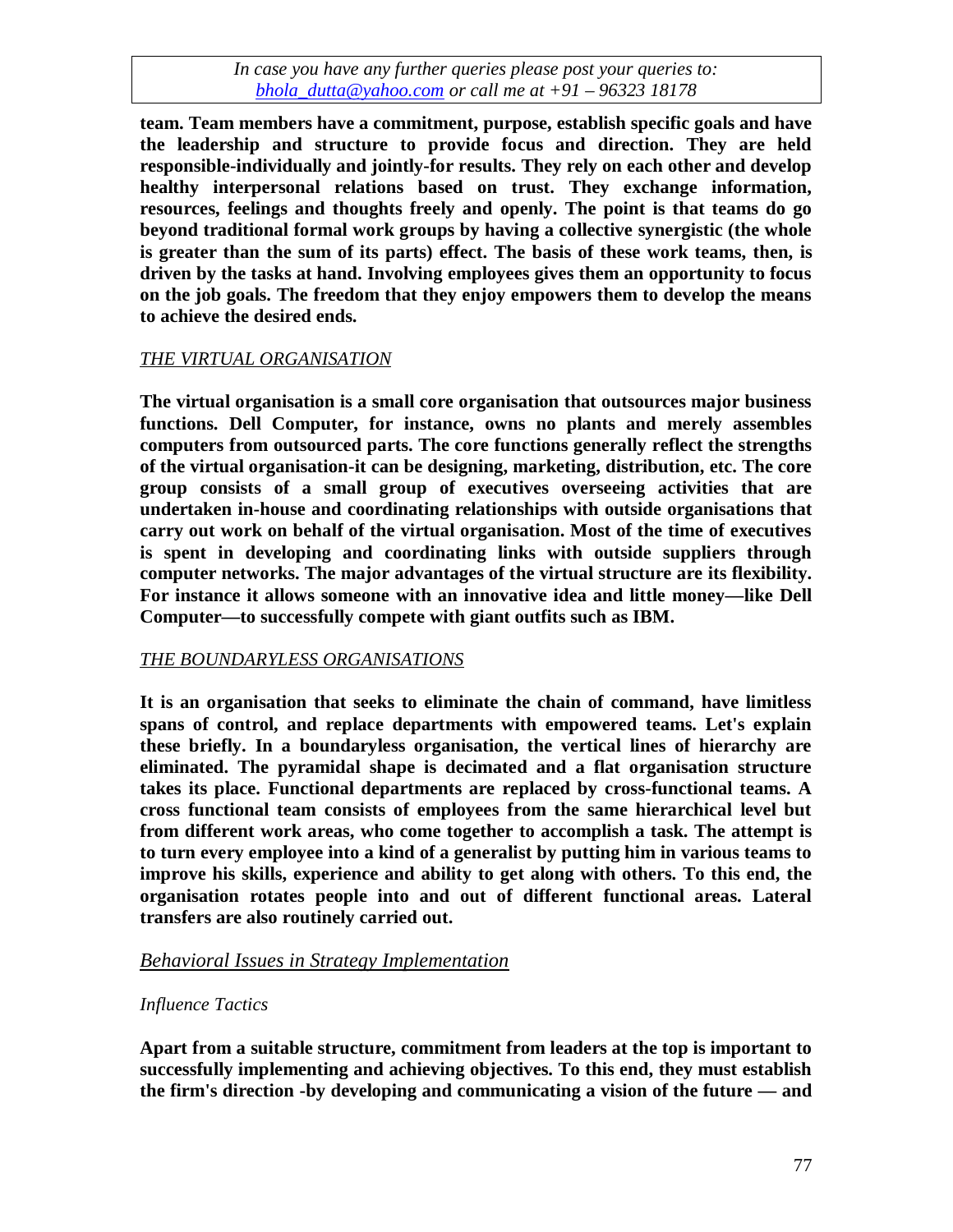**team. Team members have a commitment, purpose, establish specific goals and have the leadership and structure to provide focus and direction. They are held responsible-individually and jointly-for results. They rely on each other and develop healthy interpersonal relations based on trust. They exchange information, resources, feelings and thoughts freely and openly. The point is that teams do go beyond traditional formal work groups by having a collective synergistic (the whole is greater than the sum of its parts) effect. The basis of these work teams, then, is driven by the tasks at hand. Involving employees gives them an opportunity to focus on the job goals. The freedom that they enjoy empowers them to develop the means to achieve the desired ends.**

*THE VIRTUAL ORGANISATION*

**The virtual organisation is a small core organisation that outsources major business functions. Dell Computer, for instance, owns no plants and merely assembles computers from outsourced parts. The core functions generally reflect the strengths of the virtual organisation-it can be designing, marketing, distribution, etc. The core group consists of a small group of executives overseeing activities that are undertaken in-house and coordinating relationships with outside organisations that carry out work on behalf of the virtual organisation. Most of the time of executives is spent in developing and coordinating links with outside suppliers through computer networks. The major advantages of the virtual structure are its flexibility. For instance it allows someone with an innovative idea and little money—like Dell Computer—to successfully compete with giant outfits such as IBM.**

*THE BOUNDARYLESS ORGANISATIONS*

**It is an organisation that seeks to eliminate the chain of command, have limitless spans of control, and replace departments with empowered teams. Let's explain these briefly. In a boundaryless organisation, the vertical lines of hierarchy are eliminated. The pyramidal shape is decimated and a flat organisation structure takes its place. Functional departments are replaced by cross-functional teams. A cross functional team consists of employees from the same hierarchical level but from different work areas, who come together to accomplish a task. The attempt is to turn every employee into a kind of a generalist by putting him in various teams to improve his skills, experience and ability to get along with others. To this end, the organisation rotates people into and out of different functional areas. Lateral transfers are also routinely carried out.**

## *Behavioral Issues in Strategy Implementation*

### *Influence Tactics*

**Apart from a suitable structure, commitment from leaders at the top is important to successfully implementing and achieving objectives. To this end, they must establish the firm's direction -by developing and communicating a vision of the future — and**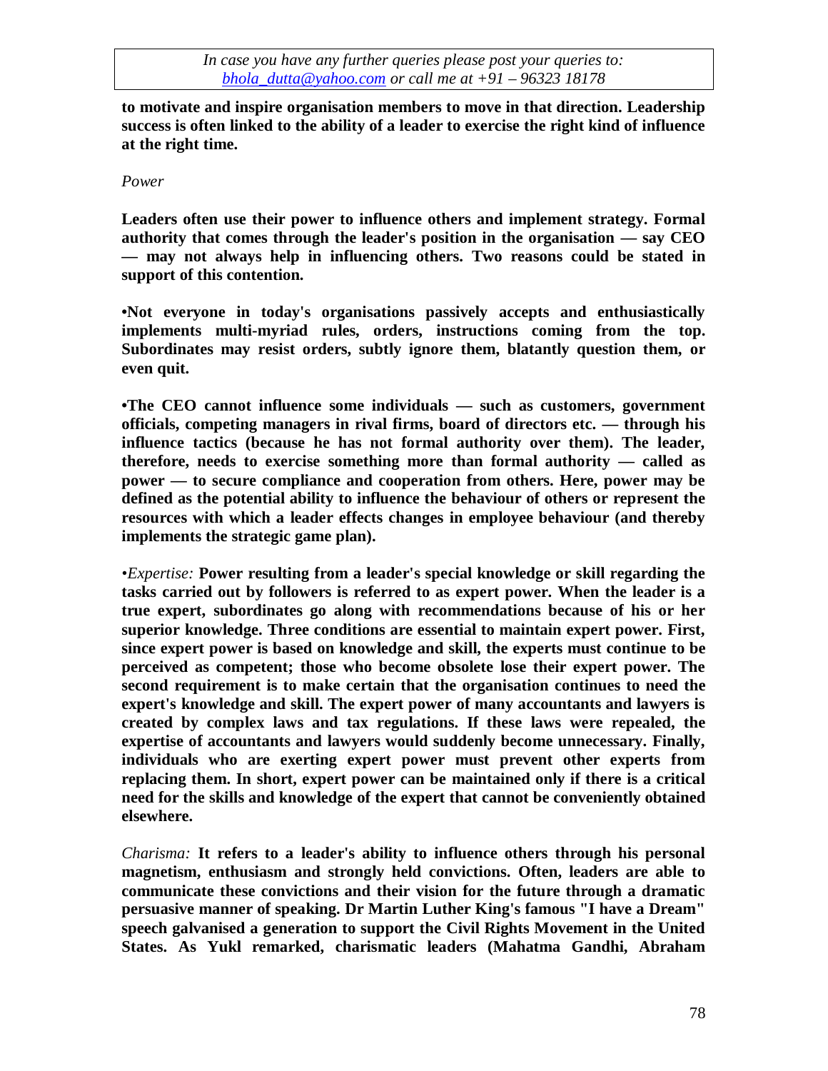**to motivate and inspire organisation members to move in that direction. Leadership success is often linked to the ability of a leader to exercise the right kind of influence at the right time.**

*Power*

**Leaders often use their power to influence others and implement strategy. Formal authority that comes through the leader's position in the organisation — say CEO — may not always help in influencing others. Two reasons could be stated in support of this contention.**

**•Not everyone in today's organisations passively accepts and enthusiastically implements multi-myriad rules, orders, instructions coming from the top. Subordinates may resist orders, subtly ignore them, blatantly question them, or even quit.**

**•The CEO cannot influence some individuals — such as customers, government officials, competing managers in rival firms, board of directors etc. — through his influence tactics (because he has not formal authority over them). The leader, therefore, needs to exercise something more than formal authority — called as power — to secure compliance and cooperation from others. Here, power may be defined as the potential ability to influence the behaviour of others or represent the resources with which a leader effects changes in employee behaviour (and thereby implements the strategic game plan).**

*•Expertise:* **Power resulting from a leader's special knowledge or skill regarding the tasks carried out by followers is referred to as expert power. When the leader is a true expert, subordinates go along with recommendations because of his or her superior knowledge. Three conditions are essential to maintain expert power. First, since expert power is based on knowledge and skill, the experts must continue to be perceived as competent; those who become obsolete lose their expert power. The second requirement is to make certain that the organisation continues to need the expert's knowledge and skill. The expert power of many accountants and lawyers is created by complex laws and tax regulations. If these laws were repealed, the expertise of accountants and lawyers would suddenly become unnecessary. Finally, individuals who are exerting expert power must prevent other experts from replacing them. In short, expert power can be maintained only if there is a critical need for the skills and knowledge of the expert that cannot be conveniently obtained elsewhere.**

*Charisma:* **It refers to a leader's ability to influence others through his personal magnetism, enthusiasm and strongly held convictions. Often, leaders are able to communicate these convictions and their vision for the future through a dramatic persuasive manner of speaking. Dr Martin Luther King's famous "I have a Dream" speech galvanised a generation to support the Civil Rights Movement in the United States. As Yukl remarked, charismatic leaders (Mahatma Gandhi, Abraham**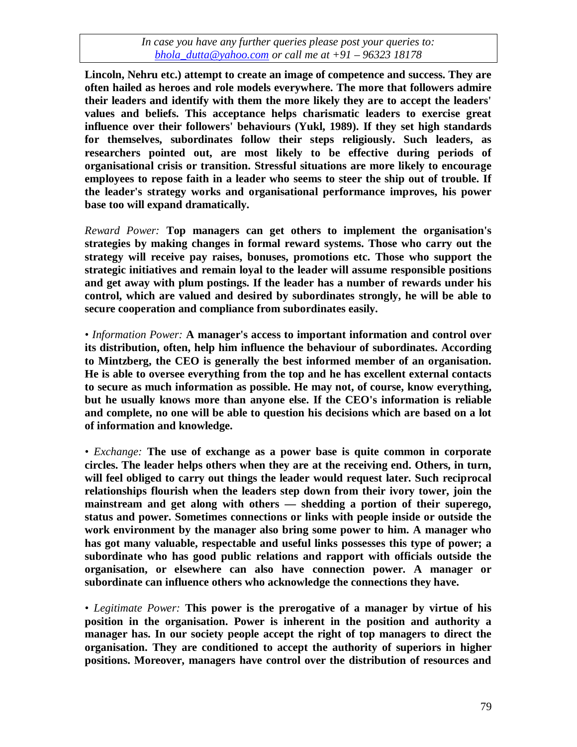**Lincoln, Nehru etc.) attempt to create an image of competence and success. They are often hailed as heroes and role models everywhere. The more that followers admire their leaders and identify with them the more likely they are to accept the leaders' values and beliefs. This acceptance helps charismatic leaders to exercise great influence over their followers' behaviours (Yukl, 1989). If they set high standards for themselves, subordinates follow their steps religiously. Such leaders, as researchers pointed out, are most likely to be effective during periods of organisational crisis or transition. Stressful situations are more likely to encourage employees to repose faith in a leader who seems to steer the ship out of trouble. If the leader's strategy works and organisational performance improves, his power base too will expand dramatically.**

*Reward Power:* **Top managers can get others to implement the organisation's strategies by making changes in formal reward systems. Those who carry out the strategy will receive pay raises, bonuses, promotions etc. Those who support the strategic initiatives and remain loyal to the leader will assume responsible positions and get away with plum postings. If the leader has a number of rewards under his control, which are valued and desired by subordinates strongly, he will be able to secure cooperation and compliance from subordinates easily.**

• *Information Power:* **A manager's access to important information and control over its distribution, often, help him influence the behaviour of subordinates. According to Mintzberg, the CEO is generally the best informed member of an organisation. He is able to oversee everything from the top and he has excellent external contacts to secure as much information as possible. He may not, of course, know everything, but he usually knows more than anyone else. If the CEO's information is reliable and complete, no one will be able to question his decisions which are based on a lot of information and knowledge.**

• *Exchange:* **The use of exchange as a power base is quite common in corporate circles. The leader helps others when they are at the receiving end. Others, in turn, will feel obliged to carry out things the leader would request later. Such reciprocal relationships flourish when the leaders step down from their ivory tower, join the mainstream and get along with others — shedding a portion of their superego, status and power. Sometimes connections or links with people inside or outside the work environment by the manager also bring some power to him. A manager who has got many valuable, respectable and useful links possesses this type of power; a subordinate who has good public relations and rapport with officials outside the organisation, or elsewhere can also have connection power. A manager or subordinate can influence others who acknowledge the connections they have.**

• *Legitimate Power:* **This power is the prerogative of a manager by virtue of his position in the organisation. Power is inherent in the position and authority a manager has. In our society people accept the right of top managers to direct the organisation. They are conditioned to accept the authority of superiors in higher positions. Moreover, managers have control over the distribution of resources and**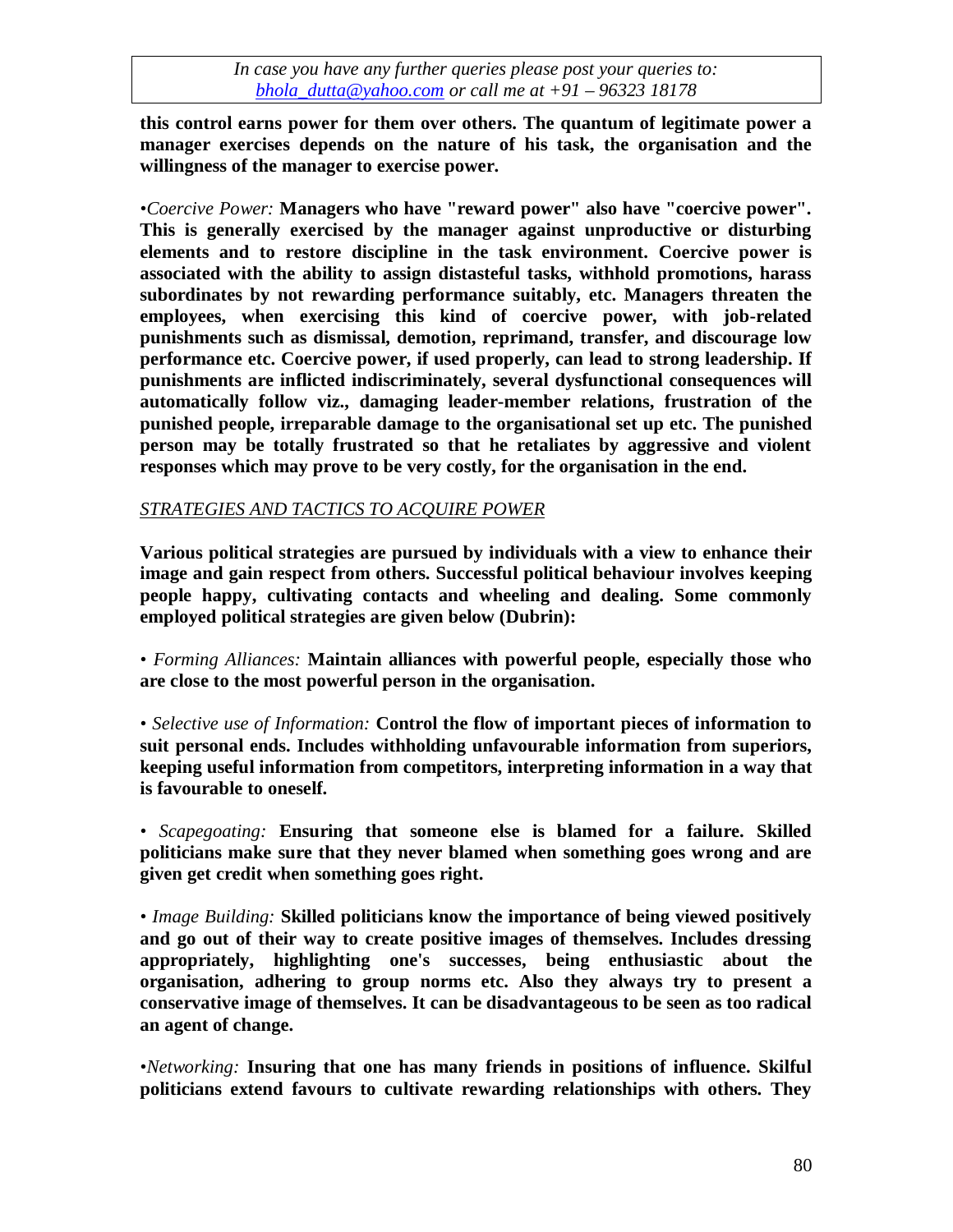**this control earns power for them over others. The quantum of legitimate power a manager exercises depends on the nature of his task, the organisation and the willingness of the manager to exercise power.**

•*Coercive Power:* **Managers who have "reward power" also have "coercive power". This is generally exercised by the manager against unproductive or disturbing elements and to restore discipline in the task environment. Coercive power is associated with the ability to assign distasteful tasks, withhold promotions, harass subordinates by not rewarding performance suitably, etc. Managers threaten the employees, when exercising this kind of coercive power, with job-related punishments such as dismissal, demotion, reprimand, transfer, and discourage low performance etc. Coercive power, if used properly, can lead to strong leadership. If punishments are inflicted indiscriminately, several dysfunctional consequences will automatically follow viz., damaging leader-member relations, frustration of the punished people, irreparable damage to the organisational set up etc. The punished person may be totally frustrated so that he retaliates by aggressive and violent responses which may prove to be very costly, for the organisation in the end.**

*STRATEGIES AND TACTICS TO ACQUIRE POWER*

**Various political strategies are pursued by individuals with a view to enhance their image and gain respect from others. Successful political behaviour involves keeping people happy, cultivating contacts and wheeling and dealing. Some commonly employed political strategies are given below (Dubrin):**

• *Forming Alliances:* **Maintain alliances with powerful people, especially those who are close to the most powerful person in the organisation.**

• *Selective use of Information:* **Control the flow of important pieces of information to suit personal ends. Includes withholding unfavourable information from superiors, keeping useful information from competitors, interpreting information in a way that is favourable to oneself.**

• *Scapegoating:* **Ensuring that someone else is blamed for a failure. Skilled politicians make sure that they never blamed when something goes wrong and are given get credit when something goes right.**

• *Image Building:* **Skilled politicians know the importance of being viewed positively and go out of their way to create positive images of themselves. Includes dressing appropriately, highlighting one's successes, being enthusiastic about the organisation, adhering to group norms etc. Also they always try to present a conservative image of themselves. It can be disadvantageous to be seen as too radical an agent of change.**

•*Networking:* **Insuring that one has many friends in positions of influence. Skilful politicians extend favours to cultivate rewarding relationships with others. They**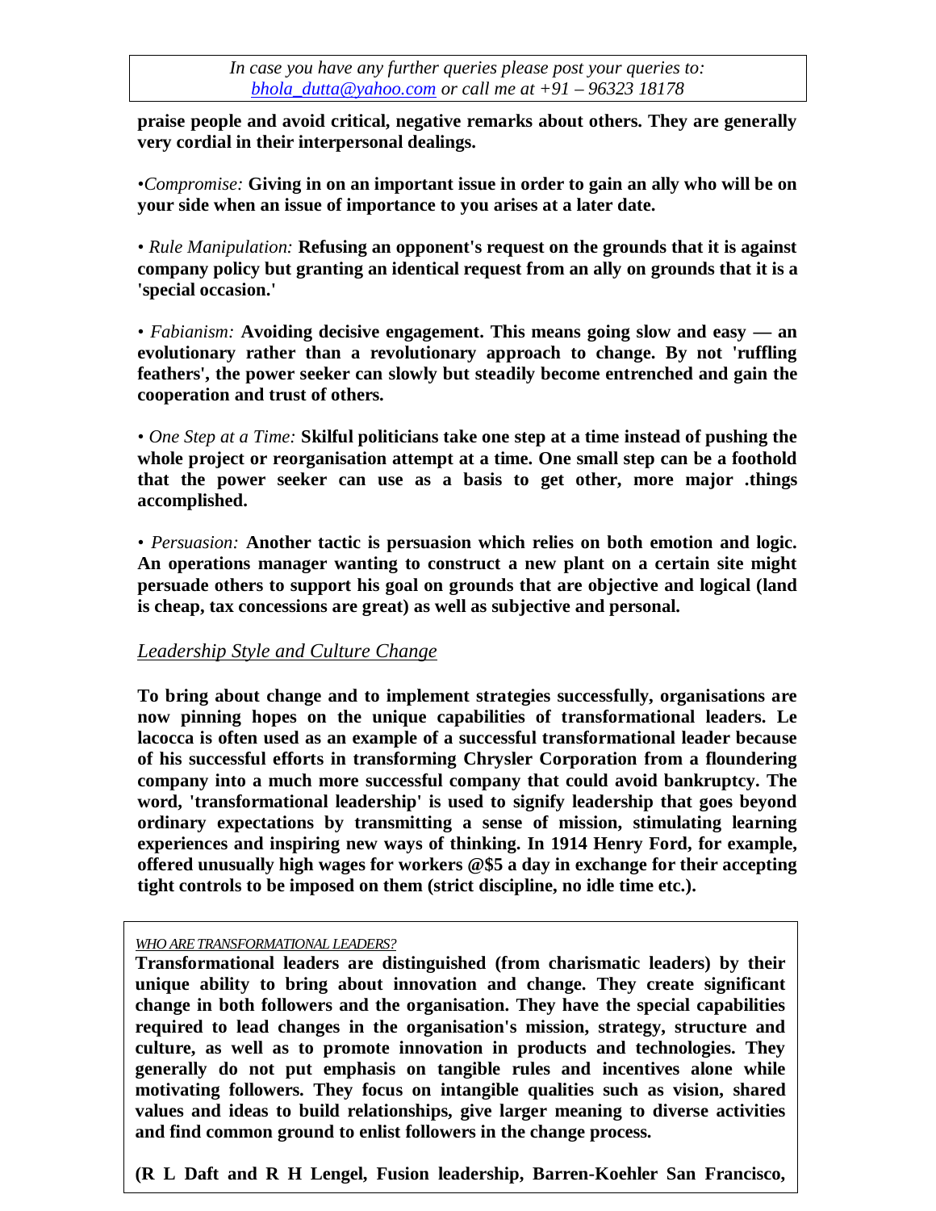**praise people and avoid critical, negative remarks about others. They are generally very cordial in their interpersonal dealings.**

•*Compromise:* **Giving in on an important issue in order to gain an ally who will be on your side when an issue of importance to you arises at a later date.**

• *Rule Manipulation:* **Refusing an opponent's request on the grounds that it is against company policy but granting an identical request from an ally on grounds that it is a 'special occasion.'**

• *Fabianism:* **Avoiding decisive engagement. This means going slow and easy — an evolutionary rather than a revolutionary approach to change. By not 'ruffling feathers', the power seeker can slowly but steadily become entrenched and gain the cooperation and trust of others.**

• *One Step at a Time:* **Skilful politicians take one step at a time instead of pushing the whole project or reorganisation attempt at a time. One small step can be a foothold that the power seeker can use as a basis to get other, more major .things accomplished.**

• *Persuasion:* **Another tactic is persuasion which relies on both emotion and logic. An operations manager wanting to construct a new plant on a certain site might persuade others to support his goal on grounds that are objective and logical (land is cheap, tax concessions are great) as well as subjective and personal.**

## *Leadership Style and Culture Change*

**To bring about change and to implement strategies successfully, organisations are now pinning hopes on the unique capabilities of transformational leaders. Le lacocca is often used as an example of a successful transformational leader because of his successful efforts in transforming Chrysler Corporation from a floundering company into a much more successful company that could avoid bankruptcy. The word, 'transformational leadership' is used to signify leadership that goes beyond ordinary expectations by transmitting a sense of mission, stimulating learning experiences and inspiring new ways of thinking. In 1914 Henry Ford, for example, offered unusually high wages for workers @$5 a day in exchange for their accepting tight controls to be imposed on them (strict discipline, no idle time etc.).**

*WHO ARE TRANSFORMATIONAL LEADERS?*

**Transformational leaders are distinguished (from charismatic leaders) by their unique ability to bring about innovation and change. They create significant change in both followers and the organisation. They have the special capabilities required to lead changes in the organisation's mission, strategy, structure and culture, as well as to promote innovation in products and technologies. They generally do not put emphasis on tangible rules and incentives alone while motivating followers. They focus on intangible qualities such as vision, shared values and ideas to build relationships, give larger meaning to diverse activities and find common ground to enlist followers in the change process.**

**(R L Daft and R H Lengel, Fusion leadership, Barren-Koehler San Francisco,**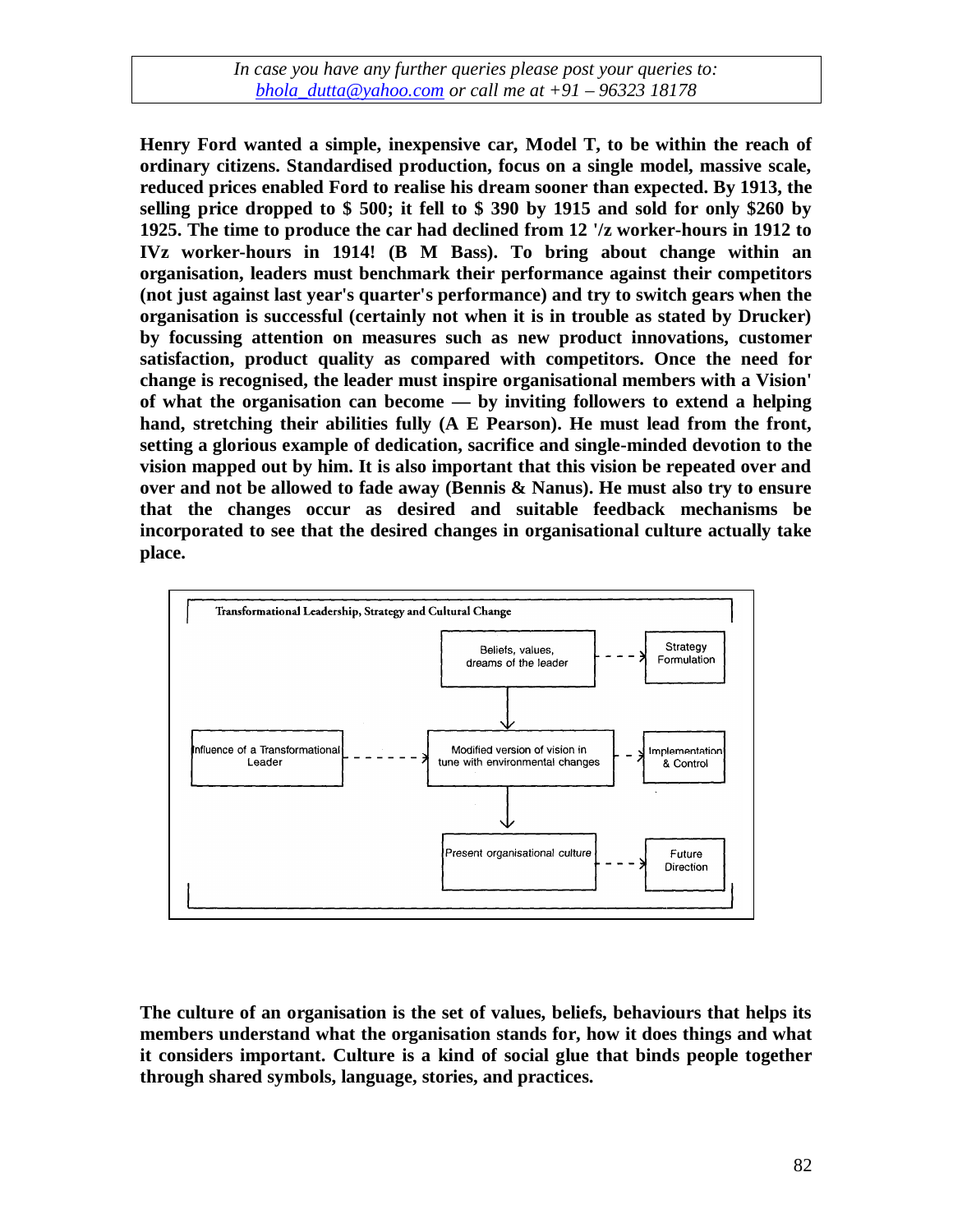*In case you have any further queries please post your queries to: bhola_dutta@yahoo.com or call me at +91 – 96323 18178*

**Henry Ford wanted a simple, inexpensive car, Model T, to be within the reach of ordinary citizens. Standardised production, focus on a single model, massive scale, reduced prices enabled Ford to realise his dream sooner than expected. By 1913, the selling price dropped to $ 500; it fell to $ 390 by 1915 and sold for only $260 by 1925. The time to produce the car had declined from 12 '/z worker-hours in 1912 to IVz worker-hours in 1914! (B M Bass). To bring about change within an organisation, leaders must benchmark their performance against their competitors (not just against last year's quarter's performance) and try to switch gears when the organisation is successful (certainly not when it is in trouble as stated by Drucker) by focussing attention on measures such as new product innovations, customer satisfaction, product quality as compared with competitors. Once the need for change is recognised, the leader must inspire organisational members with a Vision' of what the organisation can become — by inviting followers to extend a helping hand, stretching their abilities fully (A E Pearson). He must lead from the front, setting a glorious example of dedication, sacrifice and single-minded devotion to the vision mapped out by him. It is also important that this vision be repeated over and over and not be allowed to fade away (Bennis & Nanus). He must also try to ensure that the changes occur as desired and suitable feedback mechanisms be incorporated to see that the desired changes in organisational culture actually take place.**

Transformational Leadership, Strategy and Cultural Change

- Beliefs, values, dreams of the leader → Strategy Formulation
- Influence of a Transformational Leader → Modified version of vision in tune with environmental changes → Implementation & Control
- Present organisational culture → Future Direction

**The culture of an organisation is the set of values, beliefs, behaviours that helps its members understand what the organisation stands for, how it does things and what it considers important. Culture is a kind of social glue that binds people together through shared symbols, language, stories, and practices.**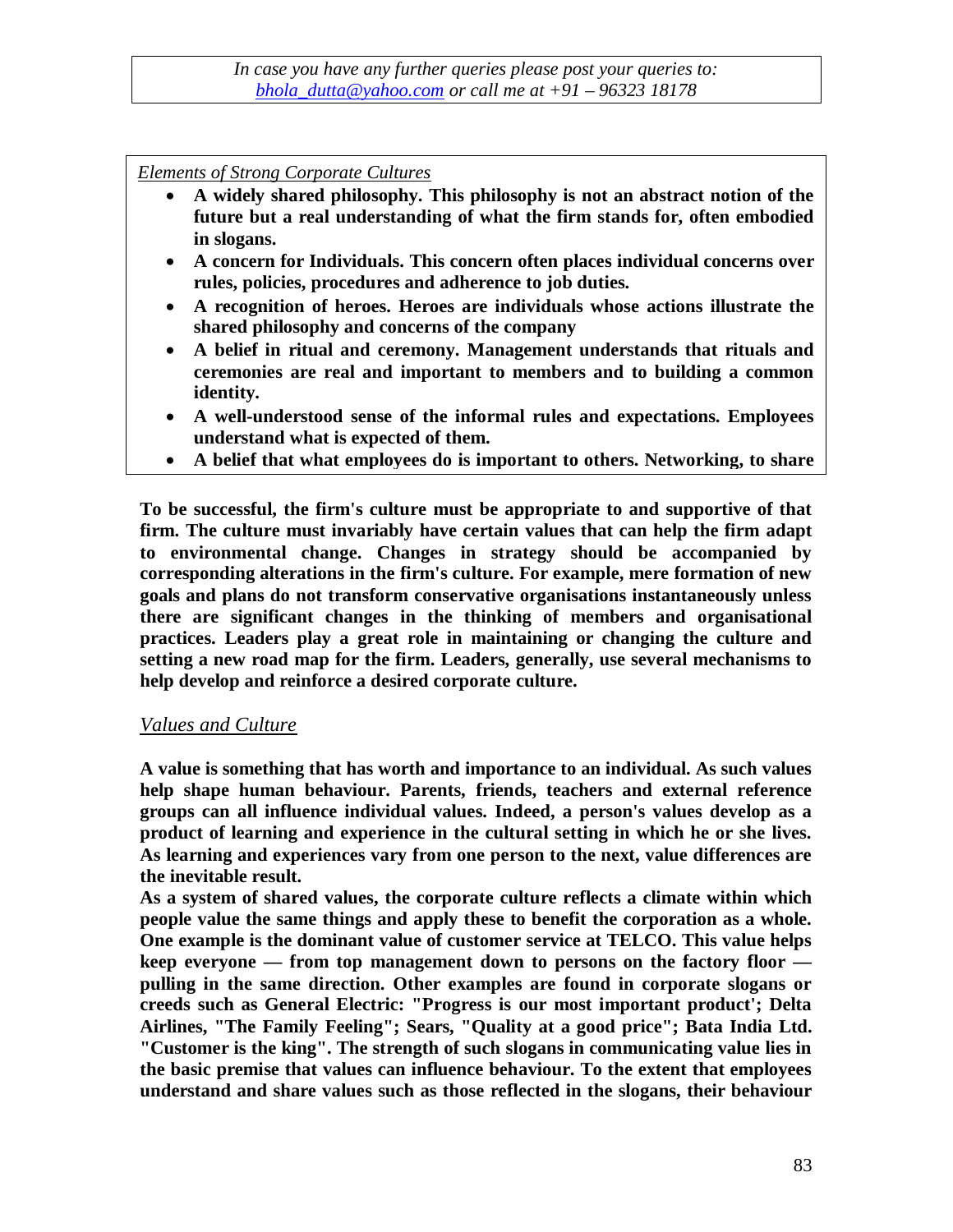In case you have any further queries please post your queries to: bhola_dutta@yahoo.com or call me at +91 – 96323 18178

*Elements of Strong Corporate Cultures*

- **A widely shared philosophy. This philosophy is not an abstract notion of the future but a real understanding of what the firm stands for, often embodied in slogans.**
- **A concern for Individuals. This concern often places individual concerns over rules, policies, procedures and adherence to job duties.**
- **A recognition of heroes. Heroes are individuals whose actions illustrate the shared philosophy and concerns of the company**
- **A belief in ritual and ceremony. Management understands that rituals and ceremonies are real and important to members and to building a common identity.**
- **A well-understood sense of the informal rules and expectations. Employees understand what is expected of them.**
- **A belief that what employees do is important to others. Networking, to share**

**To be successful, the firm's culture must be appropriate to and supportive of that firm. The culture must invariably have certain values that can help the firm adapt to environmental change. Changes in strategy should be accompanied by corresponding alterations in the firm's culture. For example, mere formation of new goals and plans do not transform conservative organisations instantaneously unless there are significant changes in the thinking of members and organisational practices. Leaders play a great role in maintaining or changing the culture and setting a new road map for the firm. Leaders, generally, use several mechanisms to help develop and reinforce a desired corporate culture.**

*Values and Culture*

**A value is something that has worth and importance to an individual. As such values help shape human behaviour. Parents, friends, teachers and external reference groups can all influence individual values. Indeed, a person's values develop as a product of learning and experience in the cultural setting in which he or she lives. As learning and experiences vary from one person to the next, value differences are the inevitable result.**

**As a system of shared values, the corporate culture reflects a climate within which people value the same things and apply these to benefit the corporation as a whole. One example is the dominant value of customer service at TELCO. This value helps keep everyone — from top management down to persons on the factory floor — pulling in the same direction. Other examples are found in corporate slogans or creeds such as General Electric: "Progress is our most important product'; Delta Airlines, "The Family Feeling"; Sears, "Quality at a good price"; Bata India Ltd. "Customer is the king". The strength of such slogans in communicating value lies in the basic premise that values can influence behaviour. To the extent that employees understand and share values such as those reflected in the slogans, their behaviour**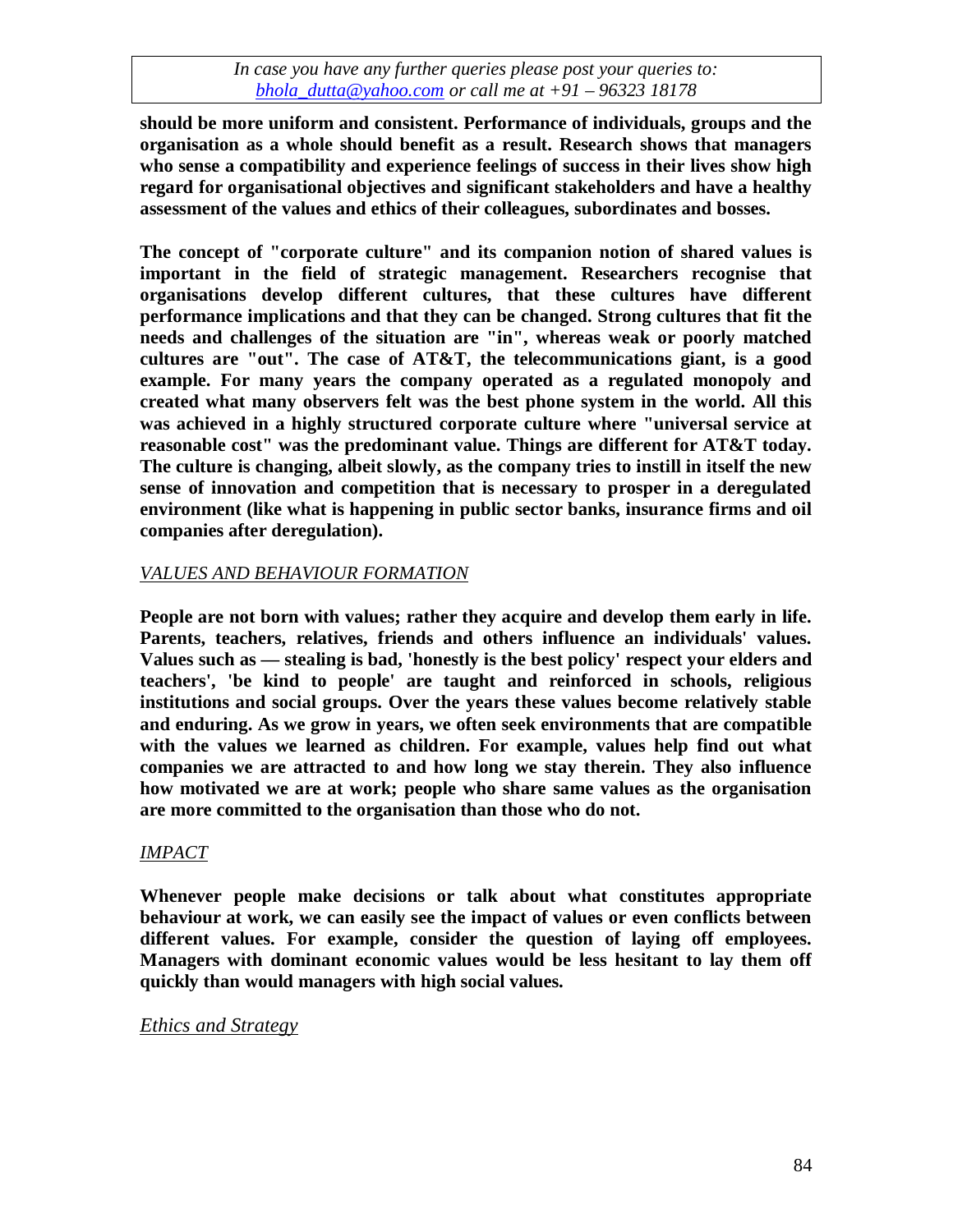**should be more uniform and consistent. Performance of individuals, groups and the organisation as a whole should benefit as a result. Research shows that managers who sense a compatibility and experience feelings of success in their lives show high regard for organisational objectives and significant stakeholders and have a healthy assessment of the values and ethics of their colleagues, subordinates and bosses.**

**The concept of "corporate culture" and its companion notion of shared values is important in the field of strategic management. Researchers recognise that organisations develop different cultures, that these cultures have different performance implications and that they can be changed. Strong cultures that fit the needs and challenges of the situation are "in", whereas weak or poorly matched cultures are "out". The case of AT&T, the telecommunications giant, is a good example. For many years the company operated as a regulated monopoly and created what many observers felt was the best phone system in the world. All this was achieved in a highly structured corporate culture where "universal service at reasonable cost" was the predominant value. Things are different for AT&T today. The culture is changing, albeit slowly, as the company tries to instill in itself the new sense of innovation and competition that is necessary to prosper in a deregulated environment (like what is happening in public sector banks, insurance firms and oil companies after deregulation).**

*VALUES AND BEHAVIOUR FORMATION*

**People are not born with values; rather they acquire and develop them early in life. Parents, teachers, relatives, friends and others influence an individuals' values. Values such as — stealing is bad, 'honestly is the best policy' respect your elders and teachers', 'be kind to people' are taught and reinforced in schools, religious institutions and social groups. Over the years these values become relatively stable and enduring. As we grow in years, we often seek environments that are compatible with the values we learned as children. For example, values help find out what companies we are attracted to and how long we stay therein. They also influence how motivated we are at work; people who share same values as the organisation are more committed to the organisation than those who do not.**

*IMPACT*

**Whenever people make decisions or talk about what constitutes appropriate behaviour at work, we can easily see the impact of values or even conflicts between different values. For example, consider the question of laying off employees. Managers with dominant economic values would be less hesitant to lay them off quickly than would managers with high social values.**

*Ethics and Strategy*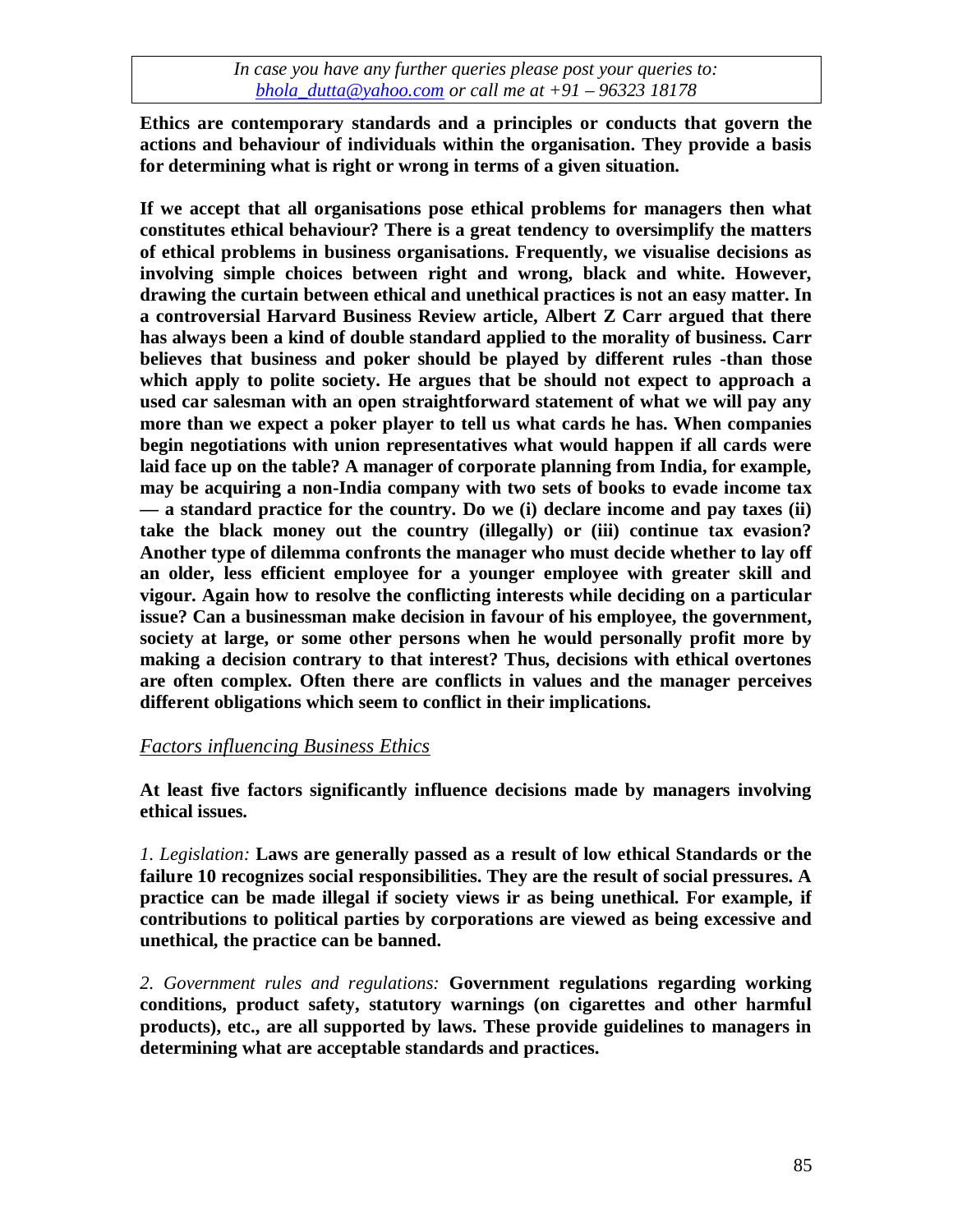In case you have any further queries please post your queries to: bhola_dutta@yahoo.com or call me at +91 – 96323 18178

**Ethics are contemporary standards and a principles or conducts that govern the actions and behaviour of individuals within the organisation. They provide a basis for determining what is right or wrong in terms of a given situation.**

**If we accept that all organisations pose ethical problems for managers then what constitutes ethical behaviour? There is a great tendency to oversimplify the matters of ethical problems in business organisations. Frequently, we visualise decisions as involving simple choices between right and wrong, black and white. However, drawing the curtain between ethical and unethical practices is not an easy matter. In a controversial Harvard Business Review article, Albert Z Carr argued that there has always been a kind of double standard applied to the morality of business. Carr believes that business and poker should be played by different rules -than those which apply to polite society. He argues that be should not expect to approach a used car salesman with an open straightforward statement of what we will pay any more than we expect a poker player to tell us what cards he has. When companies begin negotiations with union representatives what would happen if all cards were laid face up on the table? A manager of corporate planning from India, for example, may be acquiring a non-India company with two sets of books to evade income tax — a standard practice for the country. Do we (i) declare income and pay taxes (ii) take the black money out the country (illegally) or (iii) continue tax evasion? Another type of dilemma confronts the manager who must decide whether to lay off an older, less efficient employee for a younger employee with greater skill and vigour. Again how to resolve the conflicting interests while deciding on a particular issue? Can a businessman make decision in favour of his employee, the government, society at large, or some other persons when he would personally profit more by making a decision contrary to that interest? Thus, decisions with ethical overtones are often complex. Often there are conflicts in values and the manager perceives different obligations which seem to conflict in their implications.**

*Factors influencing Business Ethics*

**At least five factors significantly influence decisions made by managers involving ethical issues.**

*1. Legislation:* **Laws are generally passed as a result of low ethical Standards or the failure 10 recognizes social responsibilities. They are the result of social pressures. A practice can be made illegal if society views ir as being unethical. For example, if contributions to political parties by corporations are viewed as being excessive and unethical, the practice can be banned.**

*2. Government rules and regulations:* **Government regulations regarding working conditions, product safety, statutory warnings (on cigarettes and other harmful products), etc., are all supported by laws. These provide guidelines to managers in determining what are acceptable standards and practices.**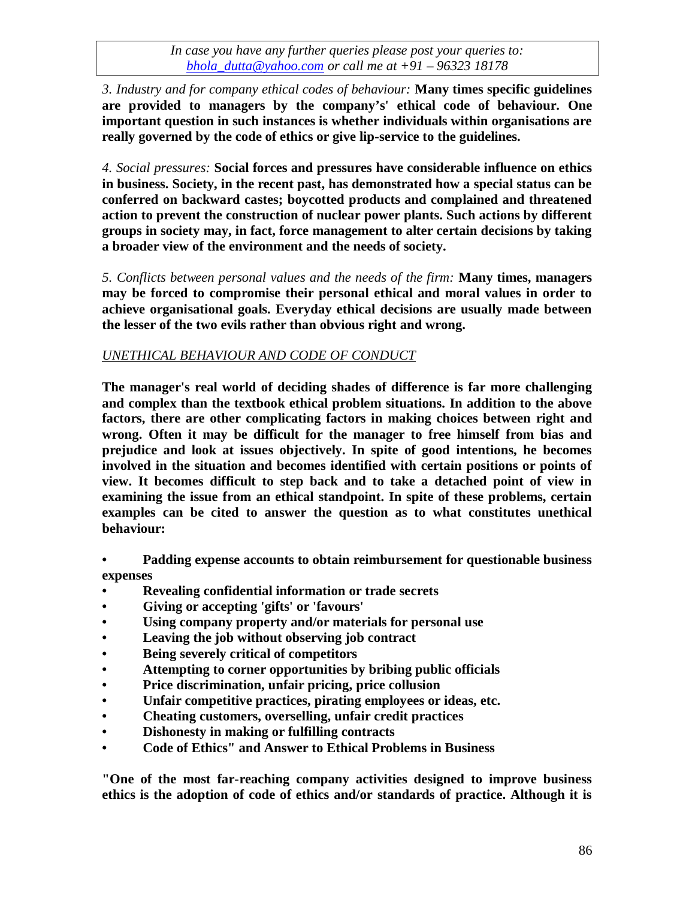*3. Industry and for company ethical codes of behaviour:* **Many times specific guidelines are provided to managers by the company's' ethical code of behaviour. One important question in such instances is whether individuals within organisations are really governed by the code of ethics or give lip-service to the guidelines.**

*4. Social pressures:* **Social forces and pressures have considerable influence on ethics in business. Society, in the recent past, has demonstrated how a special status can be conferred on backward castes; boycotted products and complained and threatened action to prevent the construction of nuclear power plants. Such actions by different groups in society may, in fact, force management to alter certain decisions by taking a broader view of the environment and the needs of society.**

*5. Conflicts between personal values and the needs of the firm:* **Many times, managers may be forced to compromise their personal ethical and moral values in order to achieve organisational goals. Everyday ethical decisions are usually made between the lesser of the two evils rather than obvious right and wrong.**

*UNETHICAL BEHAVIOUR AND CODE OF CONDUCT*

**The manager's real world of deciding shades of difference is far more challenging and complex than the textbook ethical problem situations. In addition to the above factors, there are other complicating factors in making choices between right and wrong. Often it may be difficult for the manager to free himself from bias and prejudice and look at issues objectively. In spite of good intentions, he becomes involved in the situation and becomes identified with certain positions or points of view. It becomes difficult to step back and to take a detached point of view in examining the issue from an ethical standpoint. In spite of these problems, certain examples can be cited to answer the question as to what constitutes unethical behaviour:**

- **Padding expense accounts to obtain reimbursement for questionable business expenses**
- **Revealing confidential information or trade secrets**
- **Giving or accepting 'gifts' or 'favours'**
- **Using company property and/or materials for personal use**
- **Leaving the job without observing job contract**
- **Being severely critical of competitors**
- **Attempting to corner opportunities by bribing public officials**
- **Price discrimination, unfair pricing, price collusion**
- **Unfair competitive practices, pirating employees or ideas, etc.**
- **Cheating customers, overselling, unfair credit practices**
- **Dishonesty in making or fulfilling contracts**
- **Code of Ethics" and Answer to Ethical Problems in Business**

**"One of the most far-reaching company activities designed to improve business ethics is the adoption of code of ethics and/or standards of practice. Although it is**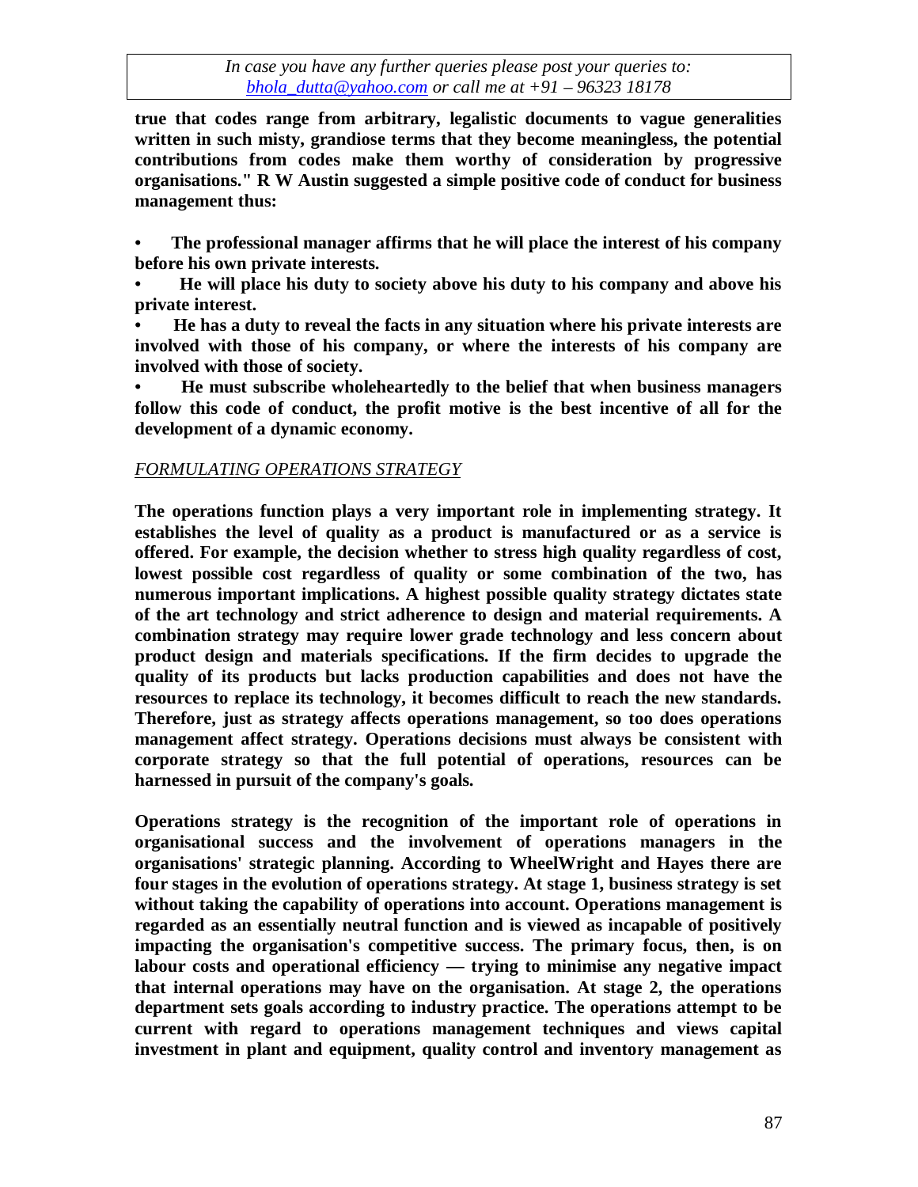**true that codes range from arbitrary, legalistic documents to vague generalities written in such misty, grandiose terms that they become meaningless, the potential contributions from codes make them worthy of consideration by progressive organisations." R W Austin suggested a simple positive code of conduct for business management thus:**

- **The professional manager affirms that he will place the interest of his company before his own private interests.**
- **He will place his duty to society above his duty to his company and above his private interest.**
- **He has a duty to reveal the facts in any situation where his private interests are involved with those of his company, or where the interests of his company are involved with those of society.**
- **He must subscribe wholeheartedly to the belief that when business managers follow this code of conduct, the profit motive is the best incentive of all for the development of a dynamic economy.**

## *FORMULATING OPERATIONS STRATEGY*

**The operations function plays a very important role in implementing strategy. It establishes the level of quality as a product is manufactured or as a service is offered. For example, the decision whether to stress high quality regardless of cost, lowest possible cost regardless of quality or some combination of the two, has numerous important implications. A highest possible quality strategy dictates state of the art technology and strict adherence to design and material requirements. A combination strategy may require lower grade technology and less concern about product design and materials specifications. If the firm decides to upgrade the quality of its products but lacks production capabilities and does not have the resources to replace its technology, it becomes difficult to reach the new standards. Therefore, just as strategy affects operations management, so too does operations management affect strategy. Operations decisions must always be consistent with corporate strategy so that the full potential of operations, resources can be harnessed in pursuit of the company's goals.**

**Operations strategy is the recognition of the important role of operations in organisational success and the involvement of operations managers in the organisations' strategic planning. According to WheelWright and Hayes there are four stages in the evolution of operations strategy. At stage 1, business strategy is set without taking the capability of operations into account. Operations management is regarded as an essentially neutral function and is viewed as incapable of positively impacting the organisation's competitive success. The primary focus, then, is on labour costs and operational efficiency — trying to minimise any negative impact that internal operations may have on the organisation. At stage 2, the operations department sets goals according to industry practice. The operations attempt to be current with regard to operations management techniques and views capital investment in plant and equipment, quality control and inventory management as**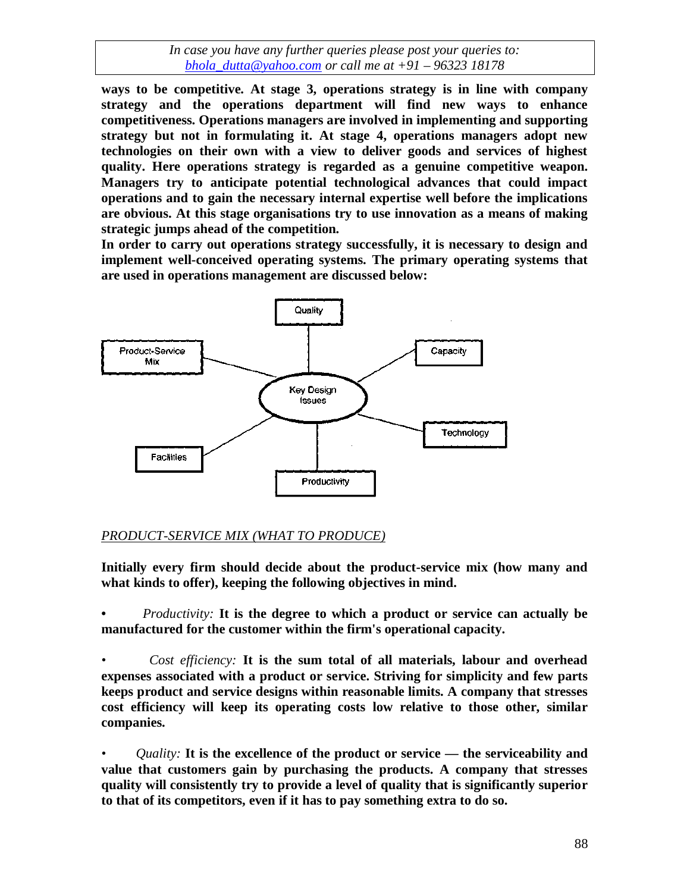**ways to be competitive. At stage 3, operations strategy is in line with company strategy and the operations department will find new ways to enhance competitiveness. Operations managers are involved in implementing and supporting strategy but not in formulating it. At stage 4, operations managers adopt new technologies on their own with a view to deliver goods and services of highest quality. Here operations strategy is regarded as a genuine competitive weapon. Managers try to anticipate potential technological advances that could impact operations and to gain the necessary internal expertise well before the implications are obvious. At this stage organisations try to use innovation as a means of making strategic jumps ahead of the competition.**

**In order to carry out operations strategy successfully, it is necessary to design and implement well-conceived operating systems. The primary operating systems that are used in operations management are discussed below:**

Key Design Issues: Quality, Capacity, Technology, Productivity, Facilities, Product-Service Mix

*PRODUCT-SERVICE MIX (WHAT TO PRODUCE)*

**Initially every firm should decide about the product-service mix (how many and what kinds to offer), keeping the following objectives in mind.**

- *Productivity:* **It is the degree to which a product or service can actually be manufactured for the customer within the firm's operational capacity.**

- *Cost efficiency:* **It is the sum total of all materials, labour and overhead expenses associated with a product or service. Striving for simplicity and few parts keeps product and service designs within reasonable limits. A company that stresses cost efficiency will keep its operating costs low relative to those other, similar companies.**

- *Quality:* **It is the excellence of the product or service — the serviceability and value that customers gain by purchasing the products. A company that stresses quality will consistently try to provide a level of quality that is significantly superior to that of its competitors, even if it has to pay something extra to do so.**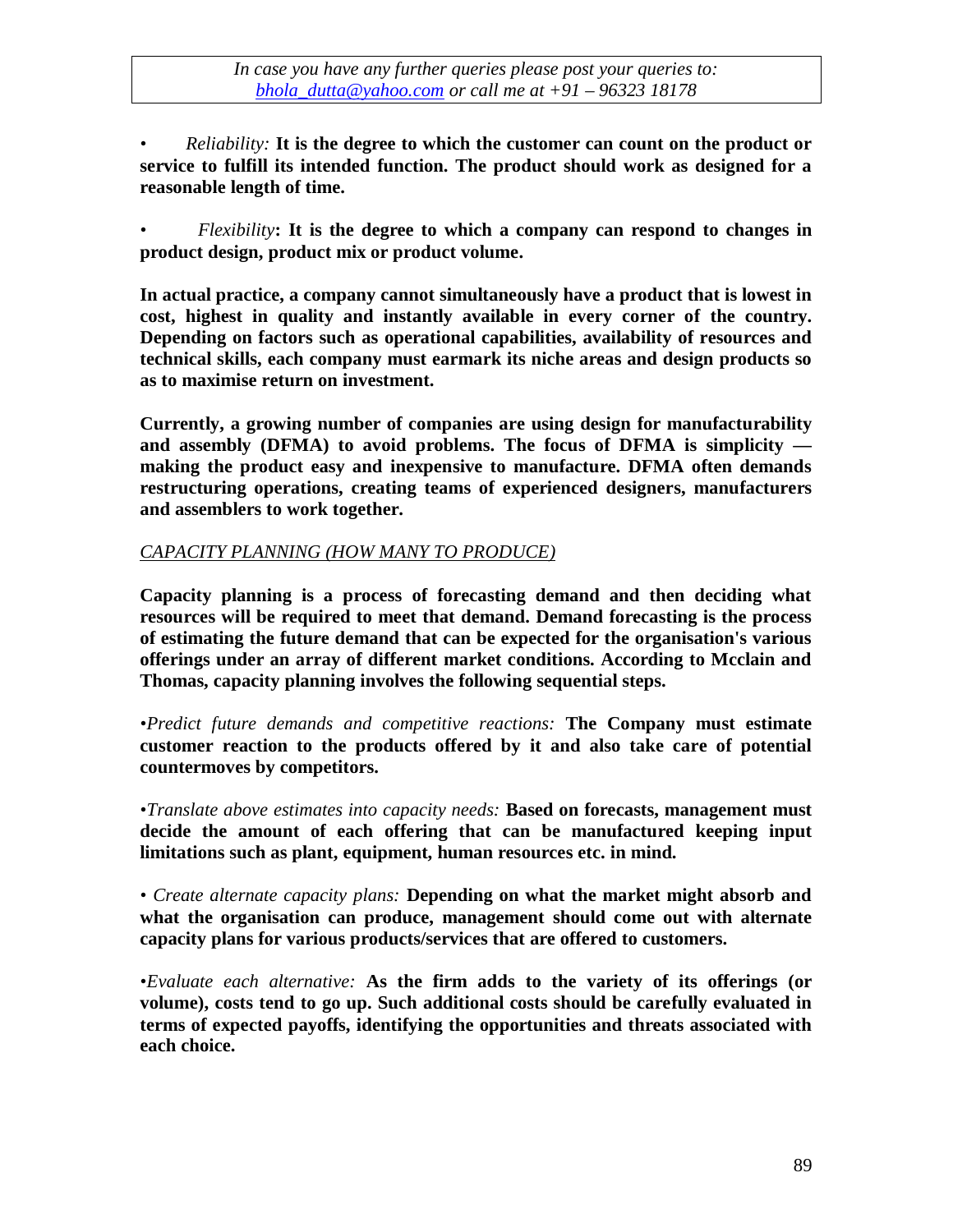- *Reliability:* **It is the degree to which the customer can count on the product or service to fulfill its intended function. The product should work as designed for a reasonable length of time.**

- *Flexibility***: It is the degree to which a company can respond to changes in product design, product mix or product volume.**

**In actual practice, a company cannot simultaneously have a product that is lowest in cost, highest in quality and instantly available in every corner of the country. Depending on factors such as operational capabilities, availability of resources and technical skills, each company must earmark its niche areas and design products so as to maximise return on investment.**

**Currently, a growing number of companies are using design for manufacturability and assembly (DFMA) to avoid problems. The focus of DFMA is simplicity — making the product easy and inexpensive to manufacture. DFMA often demands restructuring operations, creating teams of experienced designers, manufacturers and assemblers to work together.**

*CAPACITY PLANNING (HOW MANY TO PRODUCE)*

**Capacity planning is a process of forecasting demand and then deciding what resources will be required to meet that demand. Demand forecasting is the process of estimating the future demand that can be expected for the organisation's various offerings under an array of different market conditions. According to Mcclain and Thomas, capacity planning involves the following sequential steps.**

- *Predict future demands and competitive reactions:* **The Company must estimate customer reaction to the products offered by it and also take care of potential countermoves by competitors.**

- *Translate above estimates into capacity needs:* **Based on forecasts, management must decide the amount of each offering that can be manufactured keeping input limitations such as plant, equipment, human resources etc. in mind.**

- *Create alternate capacity plans:* **Depending on what the market might absorb and what the organisation can produce, management should come out with alternate capacity plans for various products/services that are offered to customers.**

- *Evaluate each alternative:* **As the firm adds to the variety of its offerings (or volume), costs tend to go up. Such additional costs should be carefully evaluated in terms of expected payoffs, identifying the opportunities and threats associated with each choice.**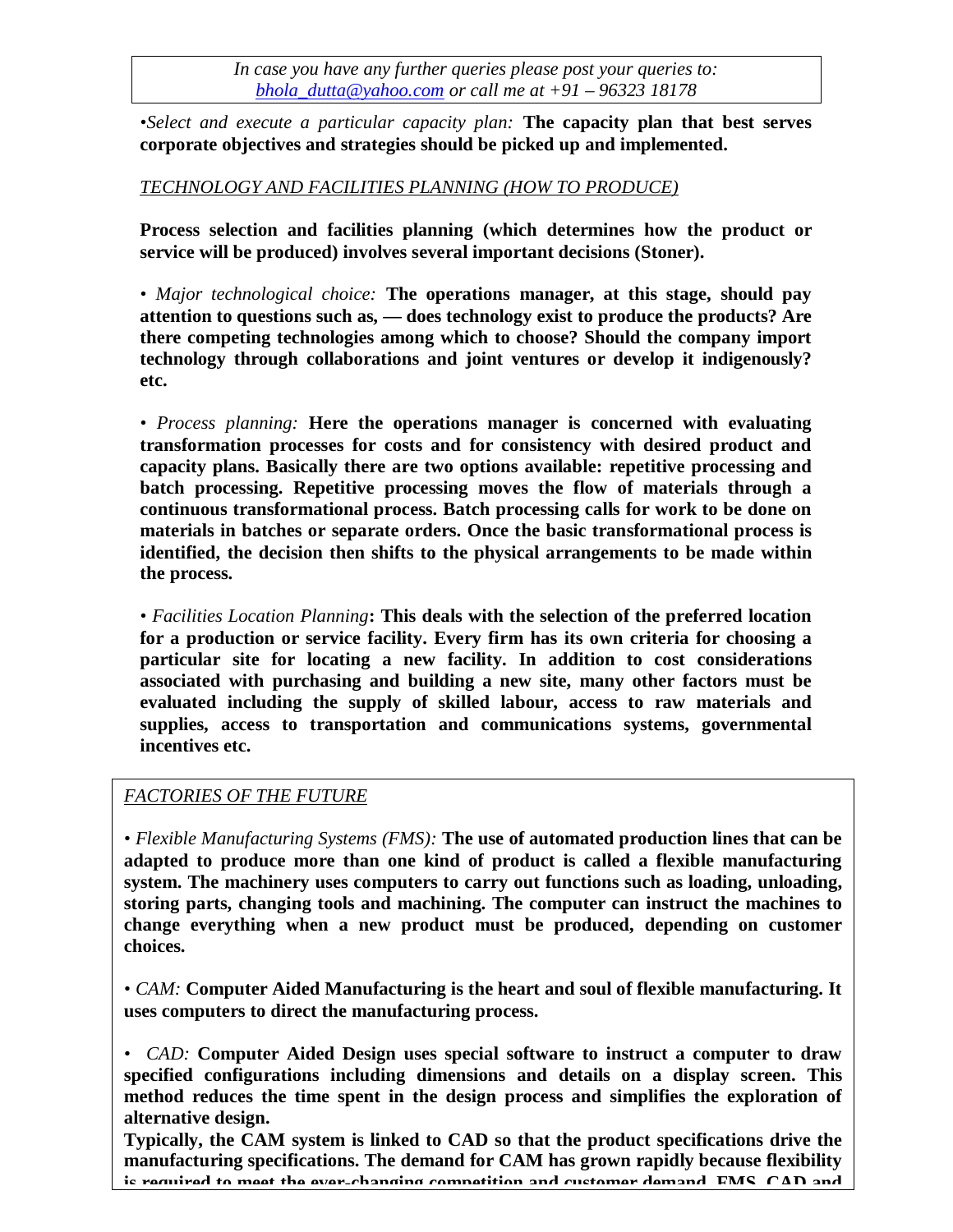•*Select and execute a particular capacity plan:* **The capacity plan that best serves corporate objectives and strategies should be picked up and implemented.**

*TECHNOLOGY AND FACILITIES PLANNING (HOW TO PRODUCE)*

**Process selection and facilities planning (which determines how the product or service will be produced) involves several important decisions (Stoner).**

• *Major technological choice:* **The operations manager, at this stage, should pay attention to questions such as, — does technology exist to produce the products? Are there competing technologies among which to choose? Should the company import technology through collaborations and joint ventures or develop it indigenously? etc.**

• *Process planning:* **Here the operations manager is concerned with evaluating transformation processes for costs and for consistency with desired product and capacity plans. Basically there are two options available: repetitive processing and batch processing. Repetitive processing moves the flow of materials through a continuous transformational process. Batch processing calls for work to be done on materials in batches or separate orders. Once the basic transformational process is identified, the decision then shifts to the physical arrangements to be made within the process.**

• *Facilities Location Planning*: **This deals with the selection of the preferred location for a production or service facility. Every firm has its own criteria for choosing a particular site for locating a new facility. In addition to cost considerations associated with purchasing and building a new site, many other factors must be evaluated including the supply of skilled labour, access to raw materials and supplies, access to transportation and communications systems, governmental incentives etc.**

*FACTORIES OF THE FUTURE*

• *Flexible Manufacturing Systems (FMS):* **The use of automated production lines that can be adapted to produce more than one kind of product is called a flexible manufacturing system. The machinery uses computers to carry out functions such as loading, unloading, storing parts, changing tools and machining. The computer can instruct the machines to change everything when a new product must be produced, depending on customer choices.**

• *CAM:* **Computer Aided Manufacturing is the heart and soul of flexible manufacturing. It uses computers to direct the manufacturing process.**

• *CAD:* **Computer Aided Design uses special software to instruct a computer to draw specified configurations including dimensions and details on a display screen. This method reduces the time spent in the design process and simplifies the exploration of alternative design.**

**Typically, the CAM system is linked to CAD so that the product specifications drive the manufacturing specifications. The demand for CAM has grown rapidly because flexibility is required to meet the ever-changing competition and customer demand. FMS, CAD and**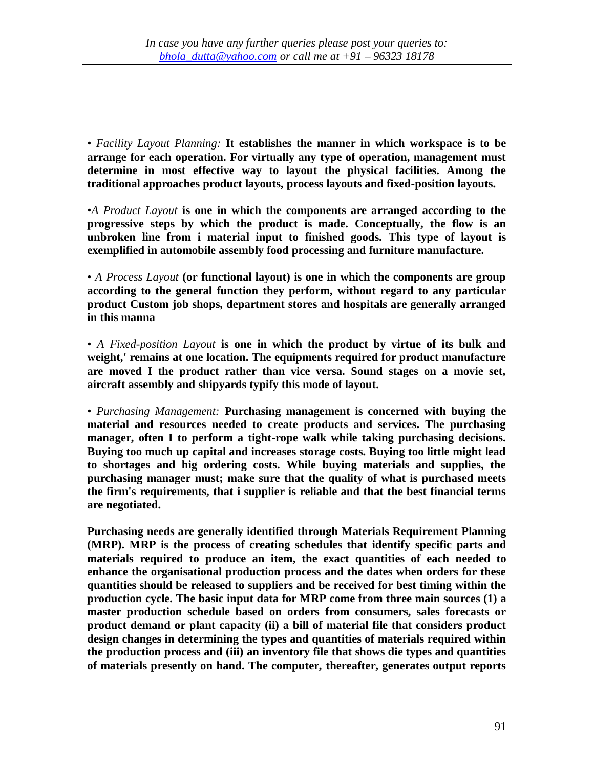> *In case you have any further queries please post your queries to: bhola_dutta@yahoo.com or call me at +91 – 96323 18178*

• *Facility Layout Planning:* **It establishes the manner in which workspace is to be arrange for each operation. For virtually any type of operation, management must determine in most effective way to layout the physical facilities. Among the traditional approaches product layouts, process layouts and fixed-position layouts.**

•*A Product Layout* **is one in which the components are arranged according to the progressive steps by which the product is made. Conceptually, the flow is an unbroken line from i material input to finished goods. This type of layout is exemplified in automobile assembly food processing and furniture manufacture.**

• *A Process Layout* **(or functional layout) is one in which the components are group according to the general function they perform, without regard to any particular product Custom job shops, department stores and hospitals are generally arranged in this manna**

• *A Fixed-position Layout* **is one in which the product by virtue of its bulk and weight,' remains at one location. The equipments required for product manufacture are moved I the product rather than vice versa. Sound stages on a movie set, aircraft assembly and shipyards typify this mode of layout.**

• *Purchasing Management:* **Purchasing management is concerned with buying the material and resources needed to create products and services. The purchasing manager, often I to perform a tight-rope walk while taking purchasing decisions. Buying too much up capital and increases storage costs. Buying too little might lead to shortages and hig ordering costs. While buying materials and supplies, the purchasing manager must; make sure that the quality of what is purchased meets the firm's requirements, that i supplier is reliable and that the best financial terms are negotiated.**

**Purchasing needs are generally identified through Materials Requirement Planning (MRP). MRP is the process of creating schedules that identify specific parts and materials required to produce an item, the exact quantities of each needed to enhance the organisational production process and the dates when orders for these quantities should be released to suppliers and be received for best timing within the production cycle. The basic input data for MRP come from three main sources (1) a master production schedule based on orders from consumers, sales forecasts or product demand or plant capacity (ii) a bill of material file that considers product design changes in determining the types and quantities of materials required within the production process and (iii) an inventory file that shows die types and quantities of materials presently on hand. The computer, thereafter, generates output reports**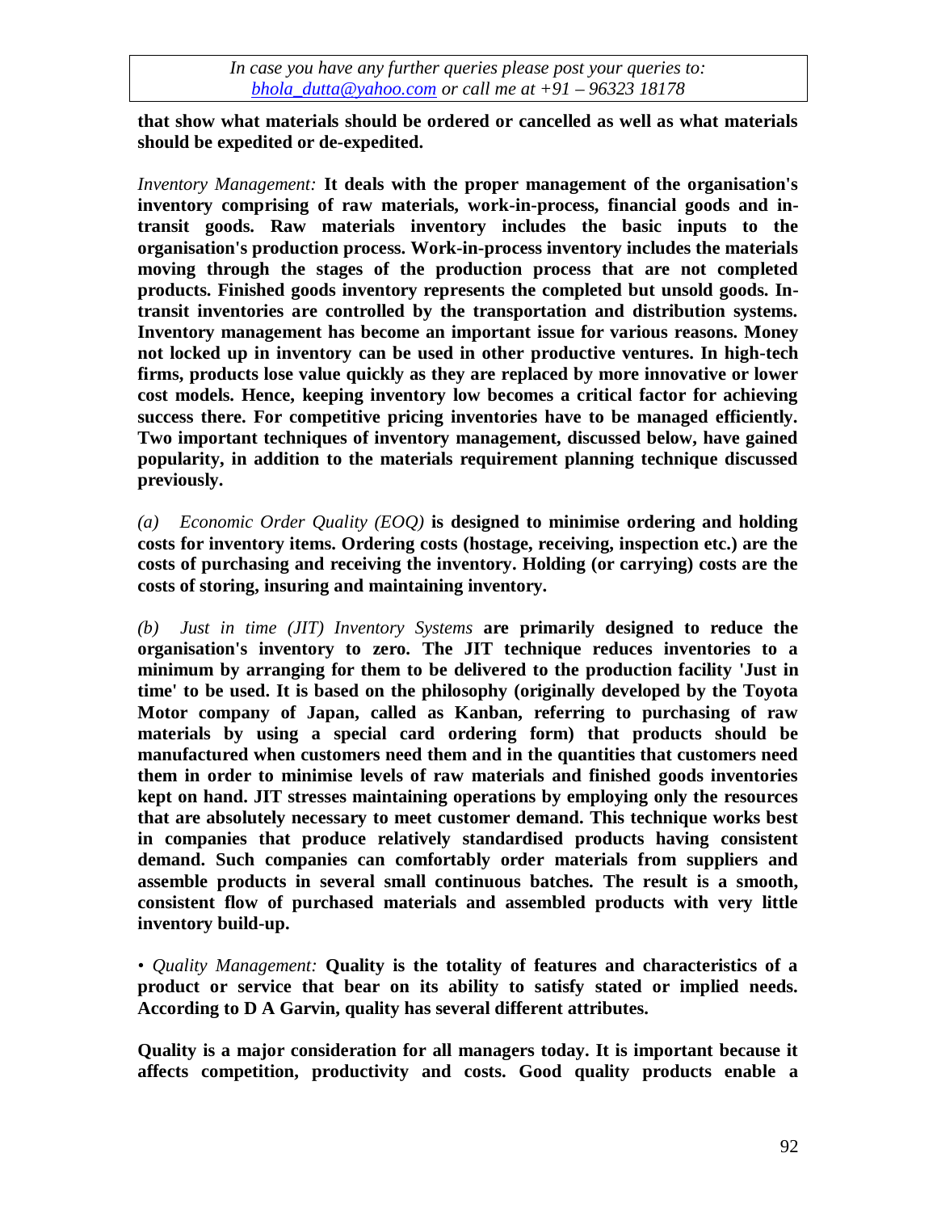**that show what materials should be ordered or cancelled as well as what materials should be expedited or de-expedited.**

*Inventory Management:* **It deals with the proper management of the organisation's inventory comprising of raw materials, work-in-process, financial goods and in-transit goods. Raw materials inventory includes the basic inputs to the organisation's production process. Work-in-process inventory includes the materials moving through the stages of the production process that are not completed products. Finished goods inventory represents the completed but unsold goods. In-transit inventories are controlled by the transportation and distribution systems. Inventory management has become an important issue for various reasons. Money not locked up in inventory can be used in other productive ventures. In high-tech firms, products lose value quickly as they are replaced by more innovative or lower cost models. Hence, keeping inventory low becomes a critical factor for achieving success there. For competitive pricing inventories have to be managed efficiently. Two important techniques of inventory management, discussed below, have gained popularity, in addition to the materials requirement planning technique discussed previously.**

*(a) Economic Order Quality (EOQ)* **is designed to minimise ordering and holding costs for inventory items. Ordering costs (hostage, receiving, inspection etc.) are the costs of purchasing and receiving the inventory. Holding (or carrying) costs are the costs of storing, insuring and maintaining inventory.**

*(b) Just in time (JIT) Inventory Systems* **are primarily designed to reduce the organisation's inventory to zero. The JIT technique reduces inventories to a minimum by arranging for them to be delivered to the production facility 'Just in time' to be used. It is based on the philosophy (originally developed by the Toyota Motor company of Japan, called as Kanban, referring to purchasing of raw materials by using a special card ordering form) that products should be manufactured when customers need them and in the quantities that customers need them in order to minimise levels of raw materials and finished goods inventories kept on hand. JIT stresses maintaining operations by employing only the resources that are absolutely necessary to meet customer demand. This technique works best in companies that produce relatively standardised products having consistent demand. Such companies can comfortably order materials from suppliers and assemble products in several small continuous batches. The result is a smooth, consistent flow of purchased materials and assembled products with very little inventory build-up.**

• *Quality Management:* **Quality is the totality of features and characteristics of a product or service that bear on its ability to satisfy stated or implied needs. According to D A Garvin, quality has several different attributes.**

**Quality is a major consideration for all managers today. It is important because it affects competition, productivity and costs. Good quality products enable a**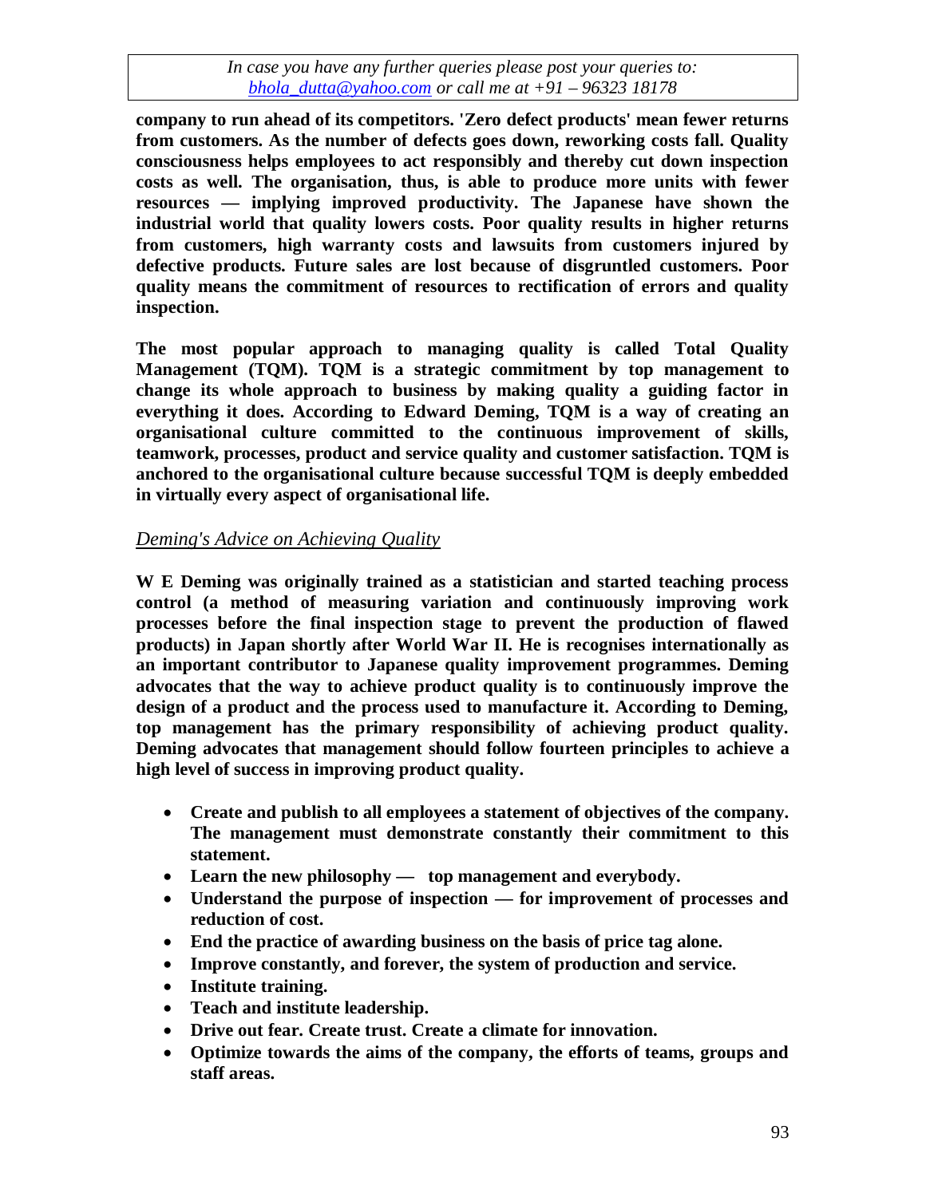**company to run ahead of its competitors. 'Zero defect products' mean fewer returns from customers. As the number of defects goes down, reworking costs fall. Quality consciousness helps employees to act responsibly and thereby cut down inspection costs as well. The organisation, thus, is able to produce more units with fewer resources — implying improved productivity. The Japanese have shown the industrial world that quality lowers costs. Poor quality results in higher returns from customers, high warranty costs and lawsuits from customers injured by defective products. Future sales are lost because of disgruntled customers. Poor quality means the commitment of resources to rectification of errors and quality inspection.**

**The most popular approach to managing quality is called Total Quality Management (TQM). TQM is a strategic commitment by top management to change its whole approach to business by making quality a guiding factor in everything it does. According to Edward Deming, TQM is a way of creating an organisational culture committed to the continuous improvement of skills, teamwork, processes, product and service quality and customer satisfaction. TQM is anchored to the organisational culture because successful TQM is deeply embedded in virtually every aspect of organisational life.**

*Deming's Advice on Achieving Quality*

**W E Deming was originally trained as a statistician and started teaching process control (a method of measuring variation and continuously improving work processes before the final inspection stage to prevent the production of flawed products) in Japan shortly after World War II. He is recognises internationally as an important contributor to Japanese quality improvement programmes. Deming advocates that the way to achieve product quality is to continuously improve the design of a product and the process used to manufacture it. According to Deming, top management has the primary responsibility of achieving product quality. Deming advocates that management should follow fourteen principles to achieve a high level of success in improving product quality.**

- **Create and publish to all employees a statement of objectives of the company. The management must demonstrate constantly their commitment to this statement.**
- **Learn the new philosophy — top management and everybody.**
- **Understand the purpose of inspection — for improvement of processes and reduction of cost.**
- **End the practice of awarding business on the basis of price tag alone.**
- **Improve constantly, and forever, the system of production and service.**
- **Institute training.**
- **Teach and institute leadership.**
- **Drive out fear. Create trust. Create a climate for innovation.**
- **Optimize towards the aims of the company, the efforts of teams, groups and staff areas.**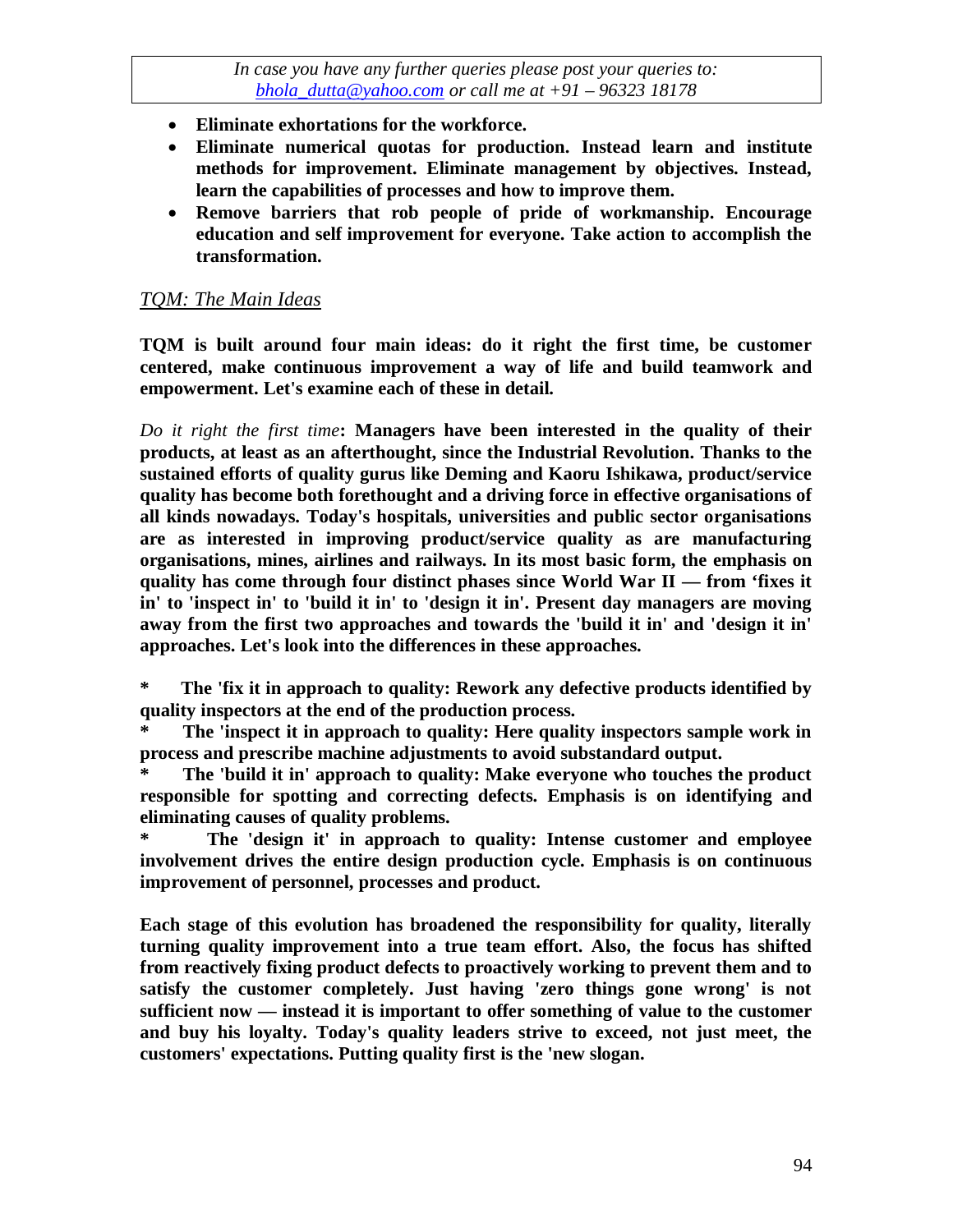- **Eliminate exhortations for the workforce.**
- **Eliminate numerical quotas for production. Instead learn and institute methods for improvement. Eliminate management by objectives. Instead, learn the capabilities of processes and how to improve them.**
- **Remove barriers that rob people of pride of workmanship. Encourage education and self improvement for everyone. Take action to accomplish the transformation.**

<u>*TQM: The Main Ideas*</u>

**TQM is built around four main ideas: do it right the first time, be customer centered, make continuous improvement a way of life and build teamwork and empowerment. Let's examine each of these in detail.**

*Do it right the first time*: **Managers have been interested in the quality of their products, at least as an afterthought, since the Industrial Revolution. Thanks to the sustained efforts of quality gurus like Deming and Kaoru Ishikawa, product/service quality has become both forethought and a driving force in effective organisations of all kinds nowadays. Today's hospitals, universities and public sector organisations are as interested in improving product/service quality as are manufacturing organisations, mines, airlines and railways. In its most basic form, the emphasis on quality has come through four distinct phases since World War II — from 'fixes it in' to 'inspect in' to 'build it in' to 'design it in'. Present day managers are moving away from the first two approaches and towards the 'build it in' and 'design it in' approaches. Let's look into the differences in these approaches.**

**\* The 'fix it in approach to quality: Rework any defective products identified by quality inspectors at the end of the production process.**
**\* The 'inspect it in approach to quality: Here quality inspectors sample work in process and prescribe machine adjustments to avoid substandard output.**
**\* The 'build it in' approach to quality: Make everyone who touches the product responsible for spotting and correcting defects. Emphasis is on identifying and eliminating causes of quality problems.**
**\* The 'design it' in approach to quality: Intense customer and employee involvement drives the entire design production cycle. Emphasis is on continuous improvement of personnel, processes and product.**

**Each stage of this evolution has broadened the responsibility for quality, literally turning quality improvement into a true team effort. Also, the focus has shifted from reactively fixing product defects to proactively working to prevent them and to satisfy the customer completely. Just having 'zero things gone wrong' is not sufficient now — instead it is important to offer something of value to the customer and buy his loyalty. Today's quality leaders strive to exceed, not just meet, the customers' expectations. Putting quality first is the 'new slogan.**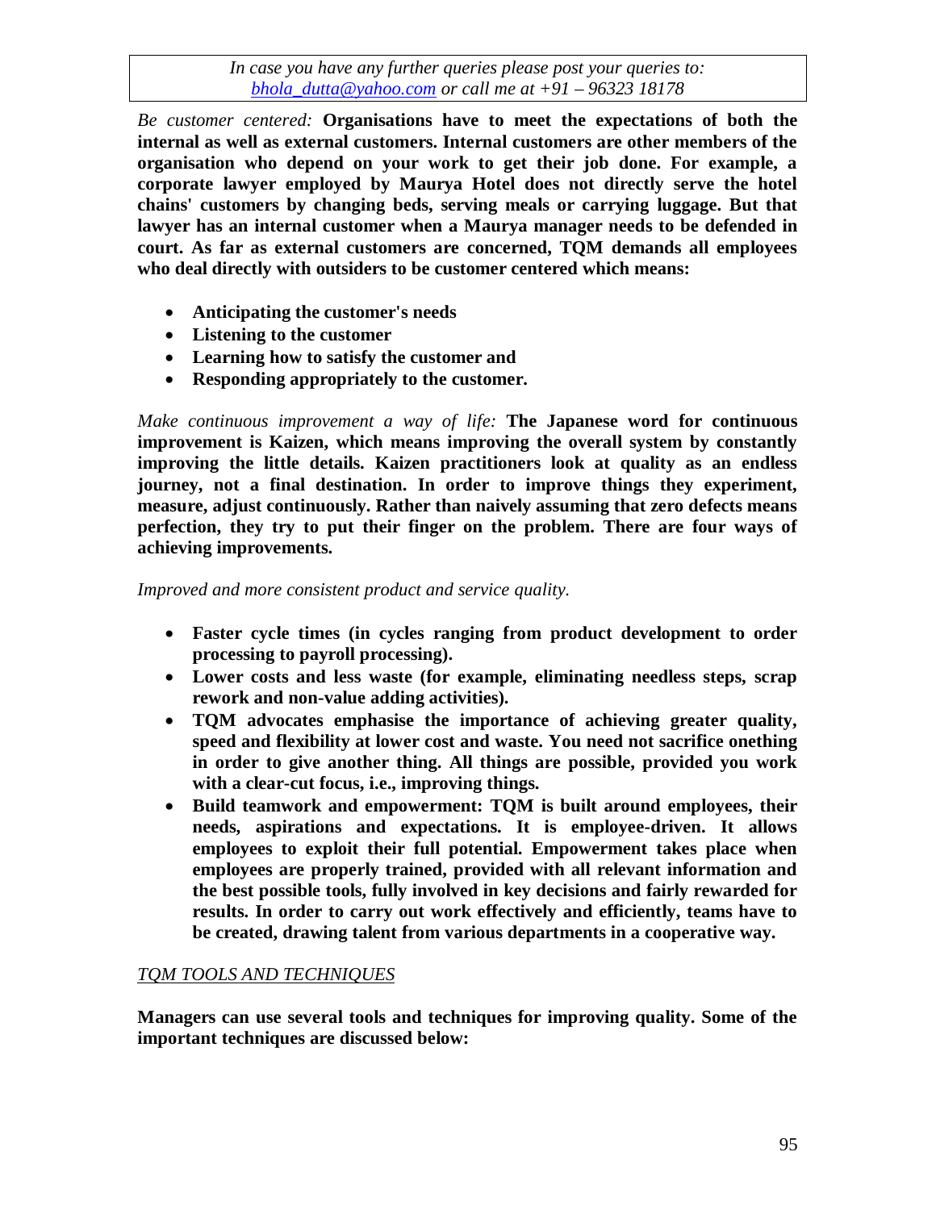*Be customer centered:* **Organisations have to meet the expectations of both the internal as well as external customers. Internal customers are other members of the organisation who depend on your work to get their job done. For example, a corporate lawyer employed by Maurya Hotel does not directly serve the hotel chains' customers by changing beds, serving meals or carrying luggage. But that lawyer has an internal customer when a Maurya manager needs to be defended in court. As far as external customers are concerned, TQM demands all employees who deal directly with outsiders to be customer centered which means:**

- **Anticipating the customer's needs**
- **Listening to the customer**
- **Learning how to satisfy the customer and**
- **Responding appropriately to the customer.**

*Make continuous improvement a way of life:* **The Japanese word for continuous improvement is Kaizen, which means improving the overall system by constantly improving the little details. Kaizen practitioners look at quality as an endless journey, not a final destination. In order to improve things they experiment, measure, adjust continuously. Rather than naively assuming that zero defects means perfection, they try to put their finger on the problem. There are four ways of achieving improvements.**

*Improved and more consistent product and service quality.*

- **Faster cycle times (in cycles ranging from product development to order processing to payroll processing).**
- **Lower costs and less waste (for example, eliminating needless steps, scrap rework and non-value adding activities).**
- **TQM advocates emphasise the importance of achieving greater quality, speed and flexibility at lower cost and waste. You need not sacrifice onething in order to give another thing. All things are possible, provided you work with a clear-cut focus, i.e., improving things.**
- **Build teamwork and empowerment: TQM is built around employees, their needs, aspirations and expectations. It is employee-driven. It allows employees to exploit their full potential. Empowerment takes place when employees are properly trained, provided with all relevant information and the best possible tools, fully involved in key decisions and fairly rewarded for results. In order to carry out work effectively and efficiently, teams have to be created, drawing talent from various departments in a cooperative way.**

*TQM TOOLS AND TECHNIQUES*

**Managers can use several tools and techniques for improving quality. Some of the important techniques are discussed below:**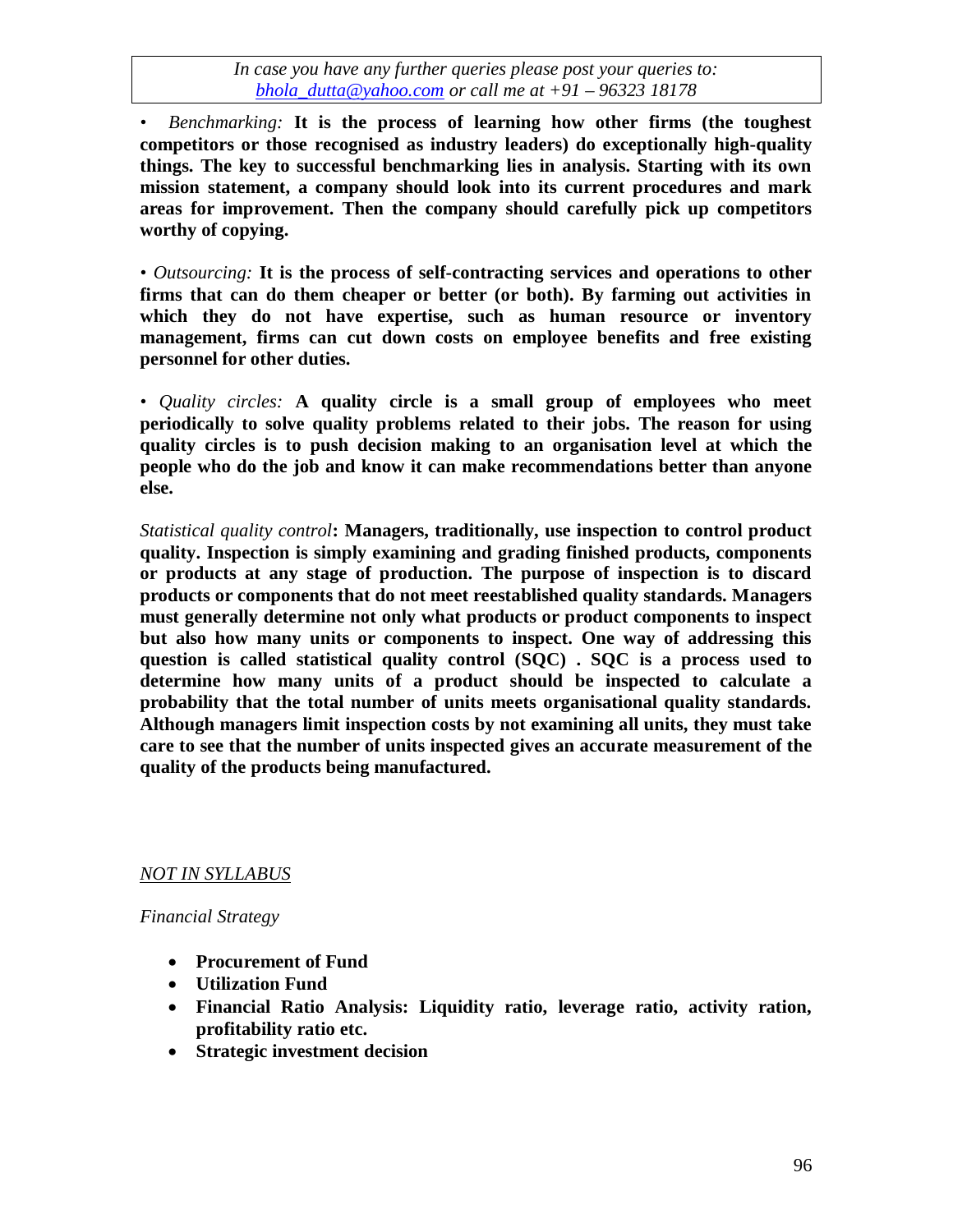• *Benchmarking:* **It is the process of learning how other firms (the toughest competitors or those recognised as industry leaders) do exceptionally high-quality things. The key to successful benchmarking lies in analysis. Starting with its own mission statement, a company should look into its current procedures and mark areas for improvement. Then the company should carefully pick up competitors worthy of copying.**

• *Outsourcing:* **It is the process of self-contracting services and operations to other firms that can do them cheaper or better (or both). By farming out activities in which they do not have expertise, such as human resource or inventory management, firms can cut down costs on employee benefits and free existing personnel for other duties.**

• *Quality circles:* **A quality circle is a small group of employees who meet periodically to solve quality problems related to their jobs. The reason for using quality circles is to push decision making to an organisation level at which the people who do the job and know it can make recommendations better than anyone else.**

*Statistical quality control*: **Managers, traditionally, use inspection to control product quality. Inspection is simply examining and grading finished products, components or products at any stage of production. The purpose of inspection is to discard products or components that do not meet reestablished quality standards. Managers must generally determine not only what products or product components to inspect but also how many units or components to inspect. One way of addressing this question is called statistical quality control (SQC) . SQC is a process used to determine how many units of a product should be inspected to calculate a probability that the total number of units meets organisational quality standards. Although managers limit inspection costs by not examining all units, they must take care to see that the number of units inspected gives an accurate measurement of the quality of the products being manufactured.**

*NOT IN SYLLABUS*

*Financial Strategy*

- **Procurement of Fund**
- **Utilization Fund**
- **Financial Ratio Analysis: Liquidity ratio, leverage ratio, activity ration, profitability ratio etc.**
- **Strategic investment decision**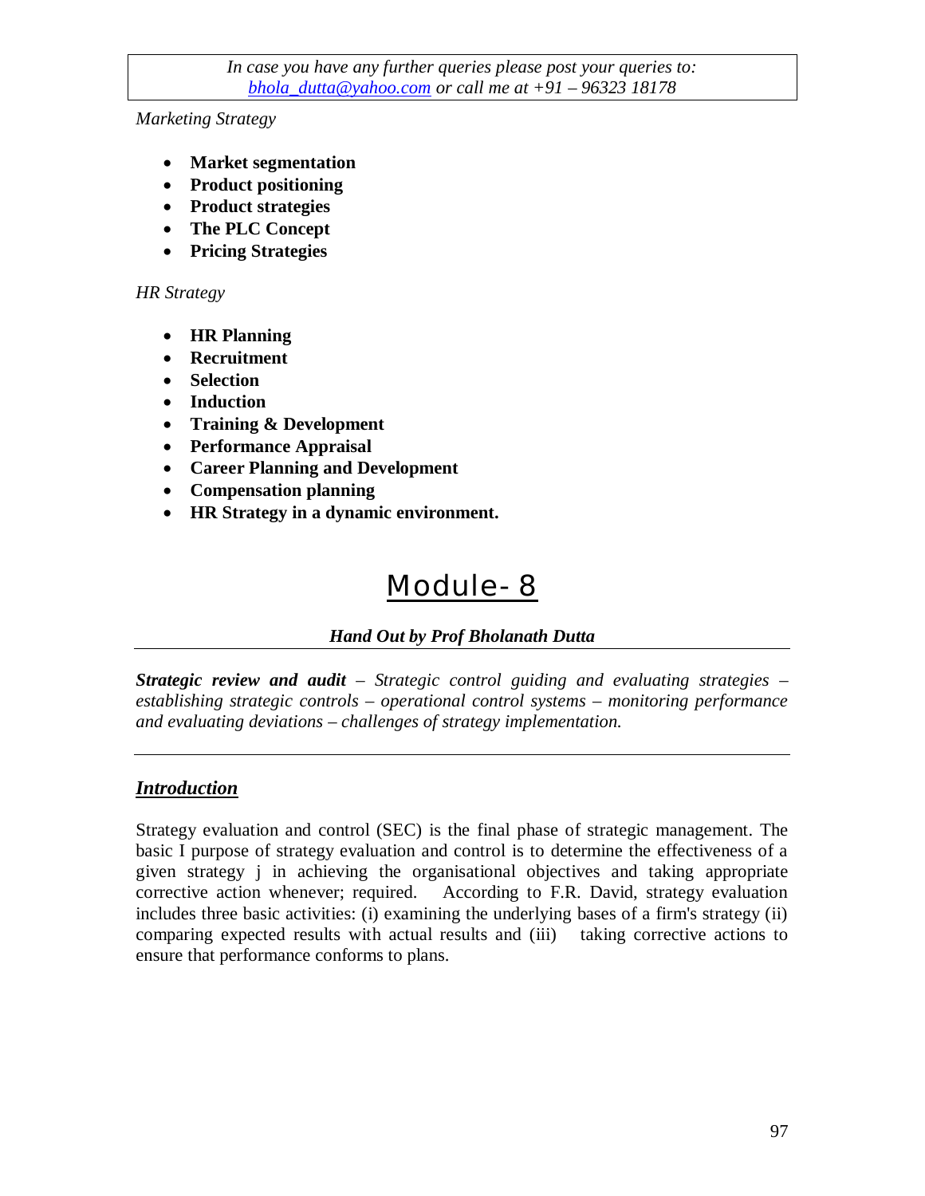*Marketing Strategy*

- **Market segmentation**
- **Product positioning**
- **Product strategies**
- **The PLC Concept**
- **Pricing Strategies**

*HR Strategy*

- **HR Planning**
- **Recruitment**
- **Selection**
- **Induction**
- **Training & Development**
- **Performance Appraisal**
- **Career Planning and Development**
- **Compensation planning**
- **HR Strategy in a dynamic environment.**

# Module- 8

***Hand Out by Prof Bholanath Dutta***

***Strategic review and audit** – Strategic control guiding and evaluating strategies – establishing strategic controls – operational control systems – monitoring performance and evaluating deviations – challenges of strategy implementation.*

## ***Introduction***

Strategy evaluation and control (SEC) is the final phase of strategic management. The basic I purpose of strategy evaluation and control is to determine the effectiveness of a given strategy j in achieving the organisational objectives and taking appropriate corrective action whenever; required. According to F.R. David, strategy evaluation includes three basic activities: (i) examining the underlying bases of a firm's strategy (ii) comparing expected results with actual results and (iii) taking corrective actions to ensure that performance conforms to plans.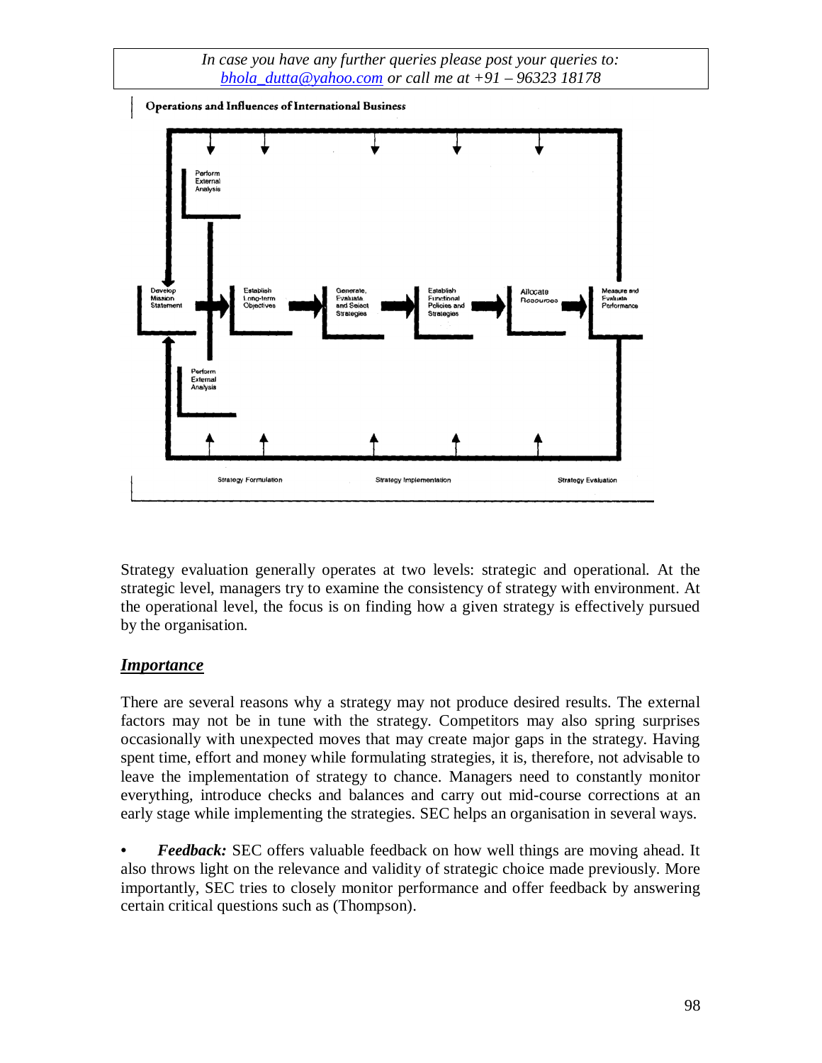Strategy evaluation generally operates at two levels: strategic and operational. At the strategic level, managers try to examine the consistency of strategy with environment. At the operational level, the focus is on finding how a given strategy is effectively pursued by the organisation.

## *Importance*

There are several reasons why a strategy may not produce desired results. The external factors may not be in tune with the strategy. Competitors may also spring surprises occasionally with unexpected moves that may create major gaps in the strategy. Having spent time, effort and money while formulating strategies, it is, therefore, not advisable to leave the implementation of strategy to chance. Managers need to constantly monitor everything, introduce checks and balances and carry out mid-course corrections at an early stage while implementing the strategies. SEC helps an organisation in several ways.

- ***Feedback:*** SEC offers valuable feedback on how well things are moving ahead. It also throws light on the relevance and validity of strategic choice made previously. More importantly, SEC tries to closely monitor performance and offer feedback by answering certain critical questions such as (Thompson).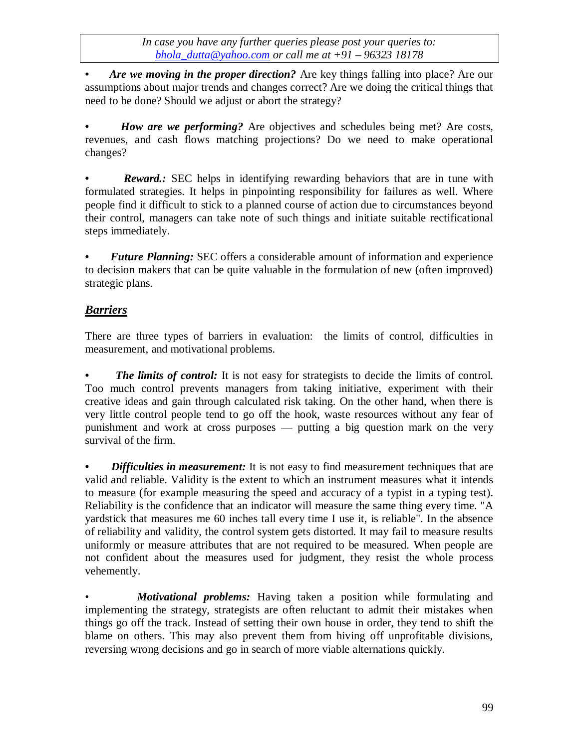- ***Are we moving in the proper direction?*** Are key things falling into place? Are our assumptions about major trends and changes correct? Are we doing the critical things that need to be done? Should we adjust or abort the strategy?

- ***How are we performing?*** Are objectives and schedules being met? Are costs, revenues, and cash flows matching projections? Do we need to make operational changes?

- ***Reward.:*** SEC helps in identifying rewarding behaviors that are in tune with formulated strategies. It helps in pinpointing responsibility for failures as well. Where people find it difficult to stick to a planned course of action due to circumstances beyond their control, managers can take note of such things and initiate suitable rectificational steps immediately.

- ***Future Planning:*** SEC offers a considerable amount of information and experience to decision makers that can be quite valuable in the formulation of new (often improved) strategic plans.

## ***Barriers***

There are three types of barriers in evaluation: the limits of control, difficulties in measurement, and motivational problems.

- ***The limits of control:*** It is not easy for strategists to decide the limits of control. Too much control prevents managers from taking initiative, experiment with their creative ideas and gain through calculated risk taking. On the other hand, when there is very little control people tend to go off the hook, waste resources without any fear of punishment and work at cross purposes — putting a big question mark on the very survival of the firm.

- ***Difficulties in measurement:*** It is not easy to find measurement techniques that are valid and reliable. Validity is the extent to which an instrument measures what it intends to measure (for example measuring the speed and accuracy of a typist in a typing test). Reliability is the confidence that an indicator will measure the same thing every time. "A yardstick that measures me 60 inches tall every time I use it, is reliable". In the absence of reliability and validity, the control system gets distorted. It may fail to measure results uniformly or measure attributes that are not required to be measured. When people are not confident about the measures used for judgment, they resist the whole process vehemently.

- ***Motivational problems:*** Having taken a position while formulating and implementing the strategy, strategists are often reluctant to admit their mistakes when things go off the track. Instead of setting their own house in order, they tend to shift the blame on others. This may also prevent them from hiving off unprofitable divisions, reversing wrong decisions and go in search of more viable alternations quickly.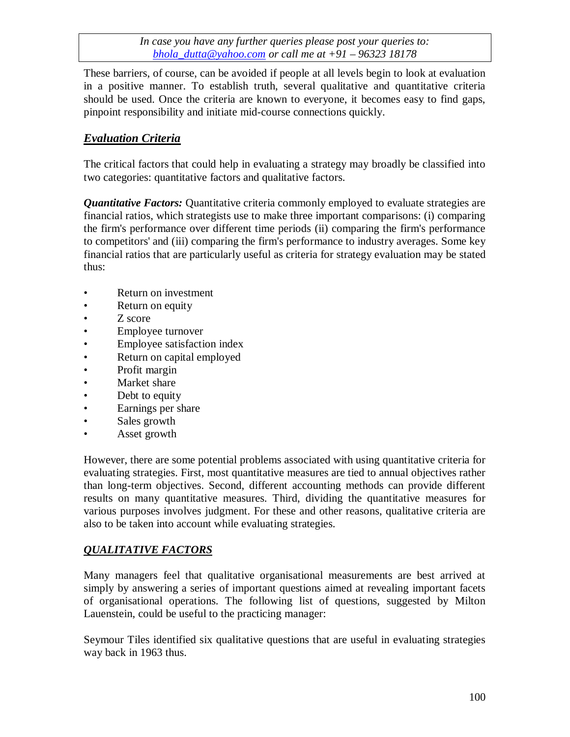These barriers, of course, can be avoided if people at all levels begin to look at evaluation in a positive manner. To establish truth, several qualitative and quantitative criteria should be used. Once the criteria are known to everyone, it becomes easy to find gaps, pinpoint responsibility and initiate mid-course connections quickly.

## ***Evaluation Criteria***

The critical factors that could help in evaluating a strategy may broadly be classified into two categories: quantitative factors and qualitative factors.

***Quantitative Factors:*** Quantitative criteria commonly employed to evaluate strategies are financial ratios, which strategists use to make three important comparisons: (i) comparing the firm's performance over different time periods (ii) comparing the firm's performance to competitors' and (iii) comparing the firm's performance to industry averages. Some key financial ratios that are particularly useful as criteria for strategy evaluation may be stated thus:

- Return on investment
- Return on equity
- Z score
- Employee turnover
- Employee satisfaction index
- Return on capital employed
- Profit margin
- Market share
- Debt to equity
- Earnings per share
- Sales growth
- Asset growth

However, there are some potential problems associated with using quantitative criteria for evaluating strategies. First, most quantitative measures are tied to annual objectives rather than long-term objectives. Second, different accounting methods can provide different results on many quantitative measures. Third, dividing the quantitative measures for various purposes involves judgment. For these and other reasons, qualitative criteria are also to be taken into account while evaluating strategies.

## ***QUALITATIVE FACTORS***

Many managers feel that qualitative organisational measurements are best arrived at simply by answering a series of important questions aimed at revealing important facets of organisational operations. The following list of questions, suggested by Milton Lauenstein, could be useful to the practicing manager:

Seymour Tiles identified six qualitative questions that are useful in evaluating strategies way back in 1963 thus.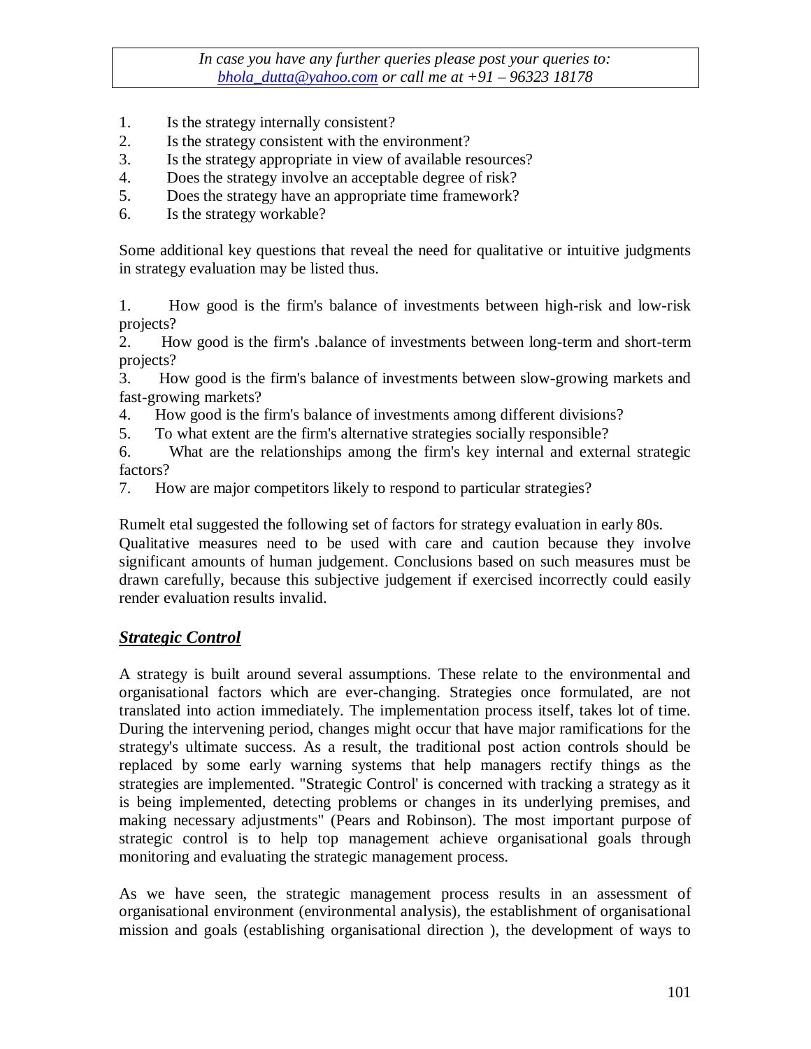1. Is the strategy internally consistent?
2. Is the strategy consistent with the environment?
3. Is the strategy appropriate in view of available resources?
4. Does the strategy involve an acceptable degree of risk?
5. Does the strategy have an appropriate time framework?
6. Is the strategy workable?

Some additional key questions that reveal the need for qualitative or intuitive judgments in strategy evaluation may be listed thus.

1. How good is the firm's balance of investments between high-risk and low-risk projects?
2. How good is the firm's .balance of investments between long-term and short-term projects?
3. How good is the firm's balance of investments between slow-growing markets and fast-growing markets?
4. How good is the firm's balance of investments among different divisions?
5. To what extent are the firm's alternative strategies socially responsible?
6. What are the relationships among the firm's key internal and external strategic factors?
7. How are major competitors likely to respond to particular strategies?

Rumelt etal suggested the following set of factors for strategy evaluation in early 80s.
Qualitative measures need to be used with care and caution because they involve significant amounts of human judgement. Conclusions based on such measures must be drawn carefully, because this subjective judgement if exercised incorrectly could easily render evaluation results invalid.

## ***Strategic Control***

A strategy is built around several assumptions. These relate to the environmental and organisational factors which are ever-changing. Strategies once formulated, are not translated into action immediately. The implementation process itself, takes lot of time. During the intervening period, changes might occur that have major ramifications for the strategy's ultimate success. As a result, the traditional post action controls should be replaced by some early warning systems that help managers rectify things as the strategies are implemented. "Strategic Control' is concerned with tracking a strategy as it is being implemented, detecting problems or changes in its underlying premises, and making necessary adjustments" (Pears and Robinson). The most important purpose of strategic control is to help top management achieve organisational goals through monitoring and evaluating the strategic management process.

As we have seen, the strategic management process results in an assessment of organisational environment (environmental analysis), the establishment of organisational mission and goals (establishing organisational direction ), the development of ways to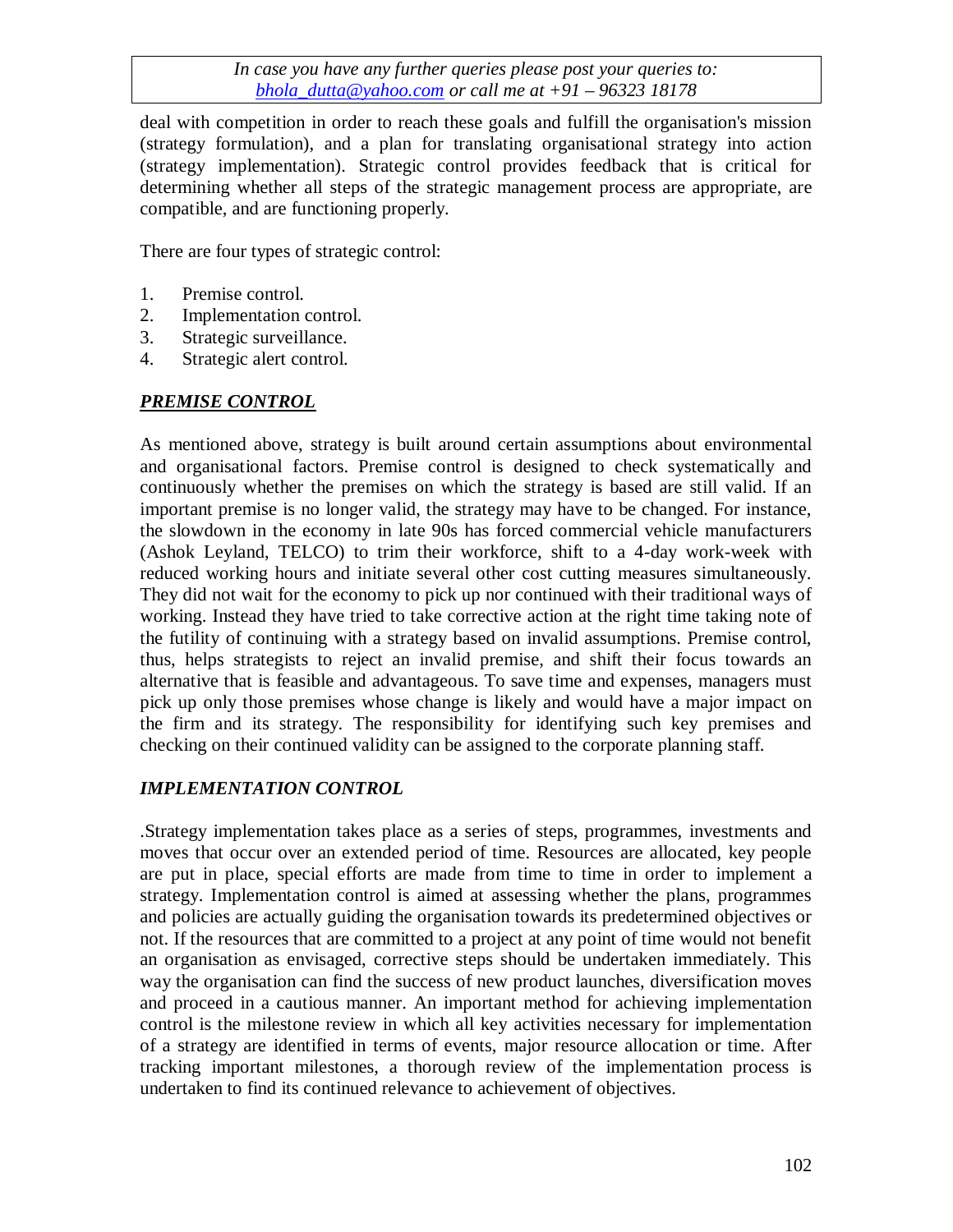deal with competition in order to reach these goals and fulfill the organisation's mission (strategy formulation), and a plan for translating organisational strategy into action (strategy implementation). Strategic control provides feedback that is critical for determining whether all steps of the strategic management process are appropriate, are compatible, and are functioning properly.

There are four types of strategic control:

1. Premise control.
2. Implementation control.
3. Strategic surveillance.
4. Strategic alert control.

### ***PREMISE CONTROL***

As mentioned above, strategy is built around certain assumptions about environmental and organisational factors. Premise control is designed to check systematically and continuously whether the premises on which the strategy is based are still valid. If an important premise is no longer valid, the strategy may have to be changed. For instance, the slowdown in the economy in late 90s has forced commercial vehicle manufacturers (Ashok Leyland, TELCO) to trim their workforce, shift to a 4-day work-week with reduced working hours and initiate several other cost cutting measures simultaneously. They did not wait for the economy to pick up nor continued with their traditional ways of working. Instead they have tried to take corrective action at the right time taking note of the futility of continuing with a strategy based on invalid assumptions. Premise control, thus, helps strategists to reject an invalid premise, and shift their focus towards an alternative that is feasible and advantageous. To save time and expenses, managers must pick up only those premises whose change is likely and would have a major impact on the firm and its strategy. The responsibility for identifying such key premises and checking on their continued validity can be assigned to the corporate planning staff.

### *IMPLEMENTATION CONTROL*

.Strategy implementation takes place as a series of steps, programmes, investments and moves that occur over an extended period of time. Resources are allocated, key people are put in place, special efforts are made from time to time in order to implement a strategy. Implementation control is aimed at assessing whether the plans, programmes and policies are actually guiding the organisation towards its predetermined objectives or not. If the resources that are committed to a project at any point of time would not benefit an organisation as envisaged, corrective steps should be undertaken immediately. This way the organisation can find the success of new product launches, diversification moves and proceed in a cautious manner. An important method for achieving implementation control is the milestone review in which all key activities necessary for implementation of a strategy are identified in terms of events, major resource allocation or time. After tracking important milestones, a thorough review of the implementation process is undertaken to find its continued relevance to achievement of objectives.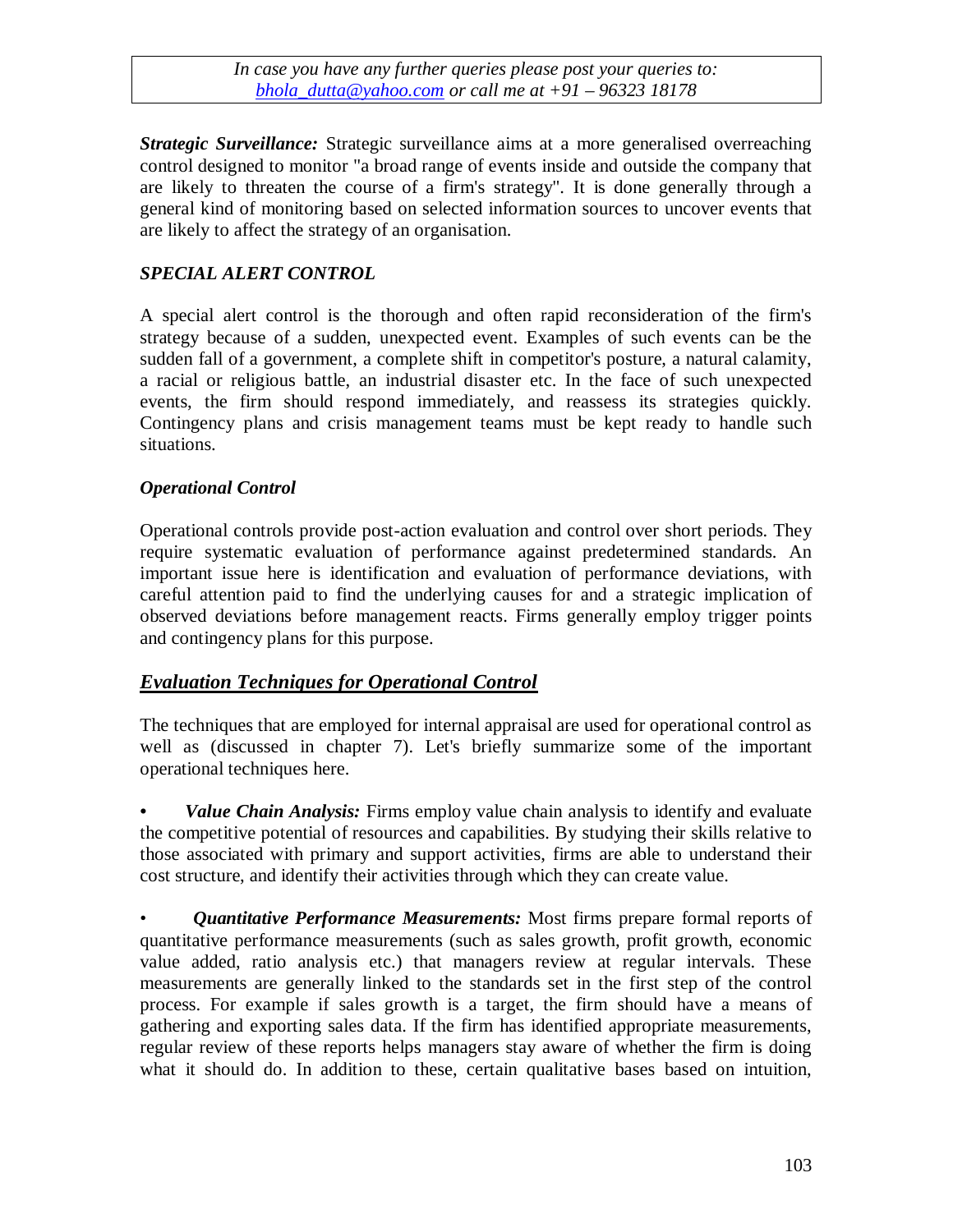*Strategic Surveillance:* Strategic surveillance aims at a more generalised overreaching control designed to monitor "a broad range of events inside and outside the company that are likely to threaten the course of a firm's strategy". It is done generally through a general kind of monitoring based on selected information sources to uncover events that are likely to affect the strategy of an organisation.

### *SPECIAL ALERT CONTROL*

A special alert control is the thorough and often rapid reconsideration of the firm's strategy because of a sudden, unexpected event. Examples of such events can be the sudden fall of a government, a complete shift in competitor's posture, a natural calamity, a racial or religious battle, an industrial disaster etc. In the face of such unexpected events, the firm should respond immediately, and reassess its strategies quickly. Contingency plans and crisis management teams must be kept ready to handle such situations.

### *Operational Control*

Operational controls provide post-action evaluation and control over short periods. They require systematic evaluation of performance against predetermined standards. An important issue here is identification and evaluation of performance deviations, with careful attention paid to find the underlying causes for and a strategic implication of observed deviations before management reacts. Firms generally employ trigger points and contingency plans for this purpose.

## *Evaluation Techniques for Operational Control*

The techniques that are employed for internal appraisal are used for operational control as well as (discussed in chapter 7). Let's briefly summarize some of the important operational techniques here.

- ***Value Chain Analysis:*** Firms employ value chain analysis to identify and evaluate the competitive potential of resources and capabilities. By studying their skills relative to those associated with primary and support activities, firms are able to understand their cost structure, and identify their activities through which they can create value.

- ***Quantitative Performance Measurements:*** Most firms prepare formal reports of quantitative performance measurements (such as sales growth, profit growth, economic value added, ratio analysis etc.) that managers review at regular intervals. These measurements are generally linked to the standards set in the first step of the control process. For example if sales growth is a target, the firm should have a means of gathering and exporting sales data. If the firm has identified appropriate measurements, regular review of these reports helps managers stay aware of whether the firm is doing what it should do. In addition to these, certain qualitative bases based on intuition,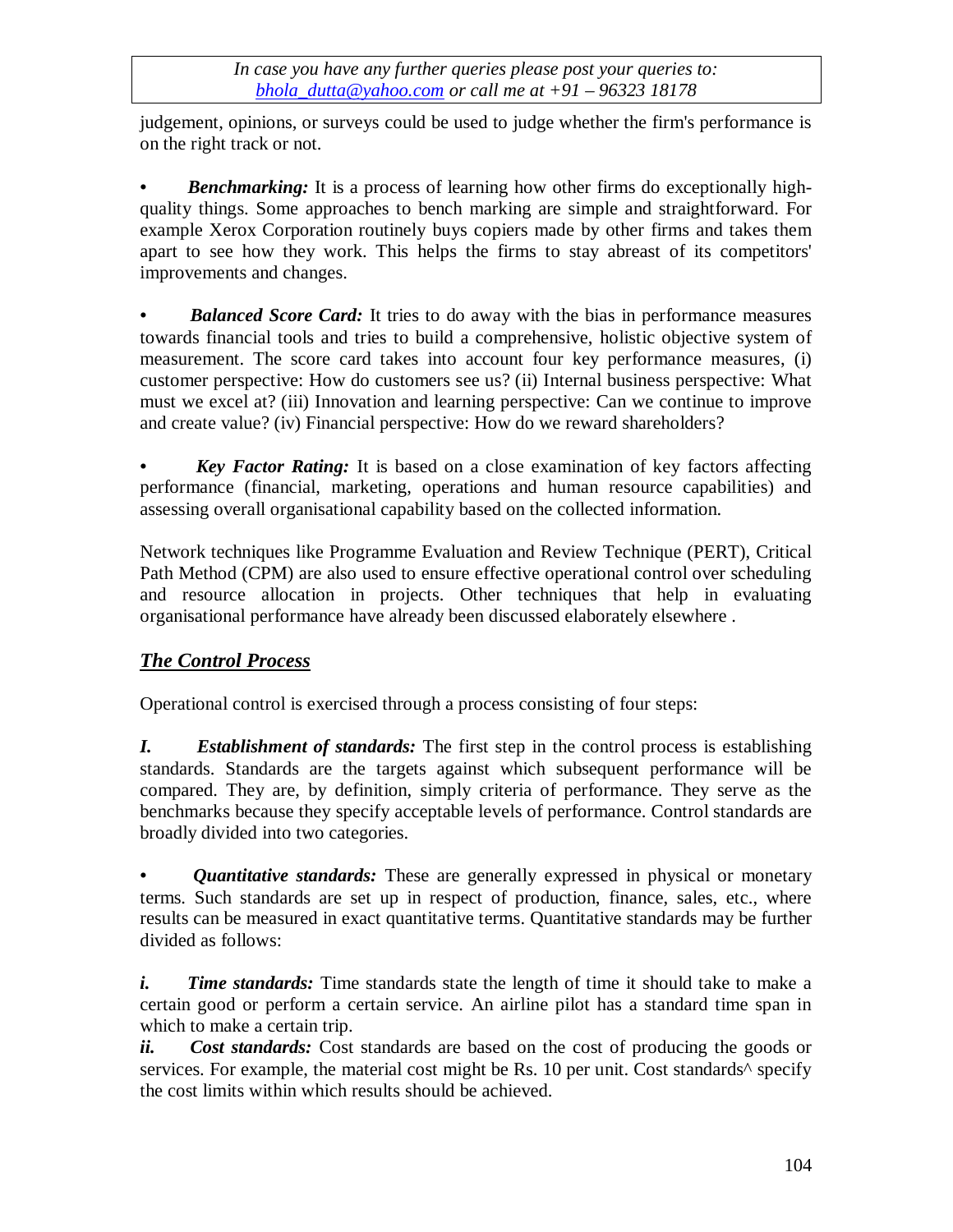judgement, opinions, or surveys could be used to judge whether the firm's performance is on the right track or not.

- ***Benchmarking:*** It is a process of learning how other firms do exceptionally high-quality things. Some approaches to bench marking are simple and straightforward. For example Xerox Corporation routinely buys copiers made by other firms and takes them apart to see how they work. This helps the firms to stay abreast of its competitors' improvements and changes.

- ***Balanced Score Card:*** It tries to do away with the bias in performance measures towards financial tools and tries to build a comprehensive, holistic objective system of measurement. The score card takes into account four key performance measures, (i) customer perspective: How do customers see us? (ii) Internal business perspective: What must we excel at? (iii) Innovation and learning perspective: Can we continue to improve and create value? (iv) Financial perspective: How do we reward shareholders?

- ***Key Factor Rating:*** It is based on a close examination of key factors affecting performance (financial, marketing, operations and human resource capabilities) and assessing overall organisational capability based on the collected information.

Network techniques like Programme Evaluation and Review Technique (PERT), Critical Path Method (CPM) are also used to ensure effective operational control over scheduling and resource allocation in projects. Other techniques that help in evaluating organisational performance have already been discussed elaborately elsewhere .

## ***The Control Process***

Operational control is exercised through a process consisting of four steps:

***I. Establishment of standards:*** The first step in the control process is establishing standards. Standards are the targets against which subsequent performance will be compared. They are, by definition, simply criteria of performance. They serve as the benchmarks because they specify acceptable levels of performance. Control standards are broadly divided into two categories.

- ***Quantitative standards:*** These are generally expressed in physical or monetary terms. Such standards are set up in respect of production, finance, sales, etc., where results can be measured in exact quantitative terms. Quantitative standards may be further divided as follows:

***i. Time standards:*** Time standards state the length of time it should take to make a certain good or perform a certain service. An airline pilot has a standard time span in which to make a certain trip.

***ii. Cost standards:*** Cost standards are based on the cost of producing the goods or services. For example, the material cost might be Rs. 10 per unit. Cost standards^ specify the cost limits within which results should be achieved.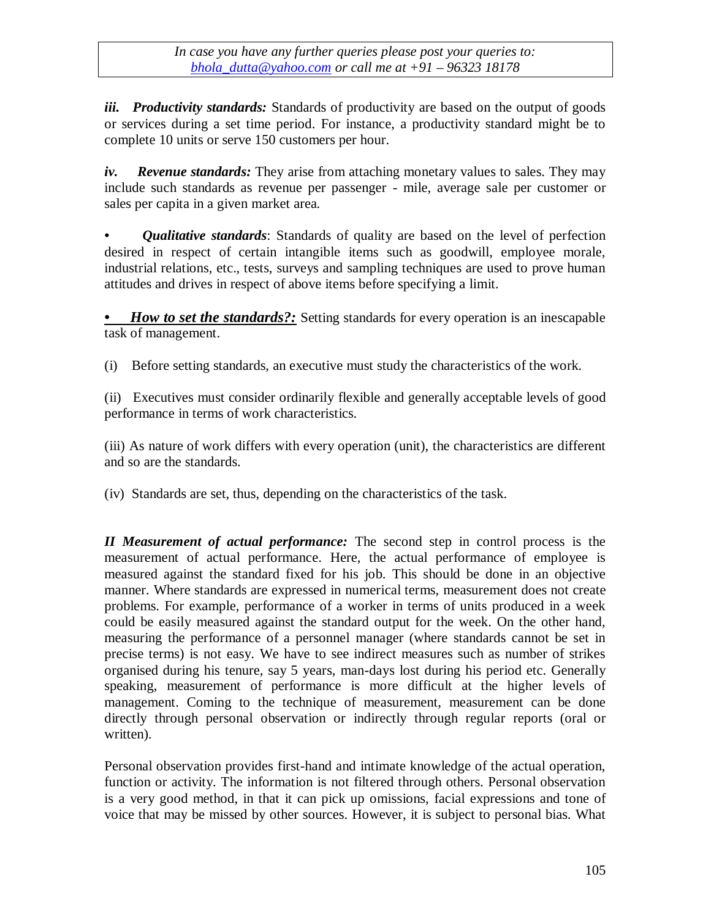***iii. Productivity standards:*** Standards of productivity are based on the output of goods or services during a set time period. For instance, a productivity standard might be to complete 10 units or serve 150 customers per hour.

***iv. Revenue standards:*** They arise from attaching monetary values to sales. They may include such standards as revenue per passenger - mile, average sale per customer or sales per capita in a given market area.

• ***Qualitative standards***: Standards of quality are based on the level of perfection desired in respect of certain intangible items such as goodwill, employee morale, industrial relations, etc., tests, surveys and sampling techniques are used to prove human attitudes and drives in respect of above items before specifying a limit.

• ***How to set the standards?:*** Setting standards for every operation is an inescapable task of management.

(i) Before setting standards, an executive must study the characteristics of the work.

(ii) Executives must consider ordinarily flexible and generally acceptable levels of good performance in terms of work characteristics.

(iii) As nature of work differs with every operation (unit), the characteristics are different and so are the standards.

(iv) Standards are set, thus, depending on the characteristics of the task.

***II Measurement of actual performance:*** The second step in control process is the measurement of actual performance. Here, the actual performance of employee is measured against the standard fixed for his job. This should be done in an objective manner. Where standards are expressed in numerical terms, measurement does not create problems. For example, performance of a worker in terms of units produced in a week could be easily measured against the standard output for the week. On the other hand, measuring the performance of a personnel manager (where standards cannot be set in precise terms) is not easy. We have to see indirect measures such as number of strikes organised during his tenure, say 5 years, man-days lost during his period etc. Generally speaking, measurement of performance is more difficult at the higher levels of management. Coming to the technique of measurement, measurement can be done directly through personal observation or indirectly through regular reports (oral or written).

Personal observation provides first-hand and intimate knowledge of the actual operation, function or activity. The information is not filtered through others. Personal observation is a very good method, in that it can pick up omissions, facial expressions and tone of voice that may be missed by other sources. However, it is subject to personal bias. What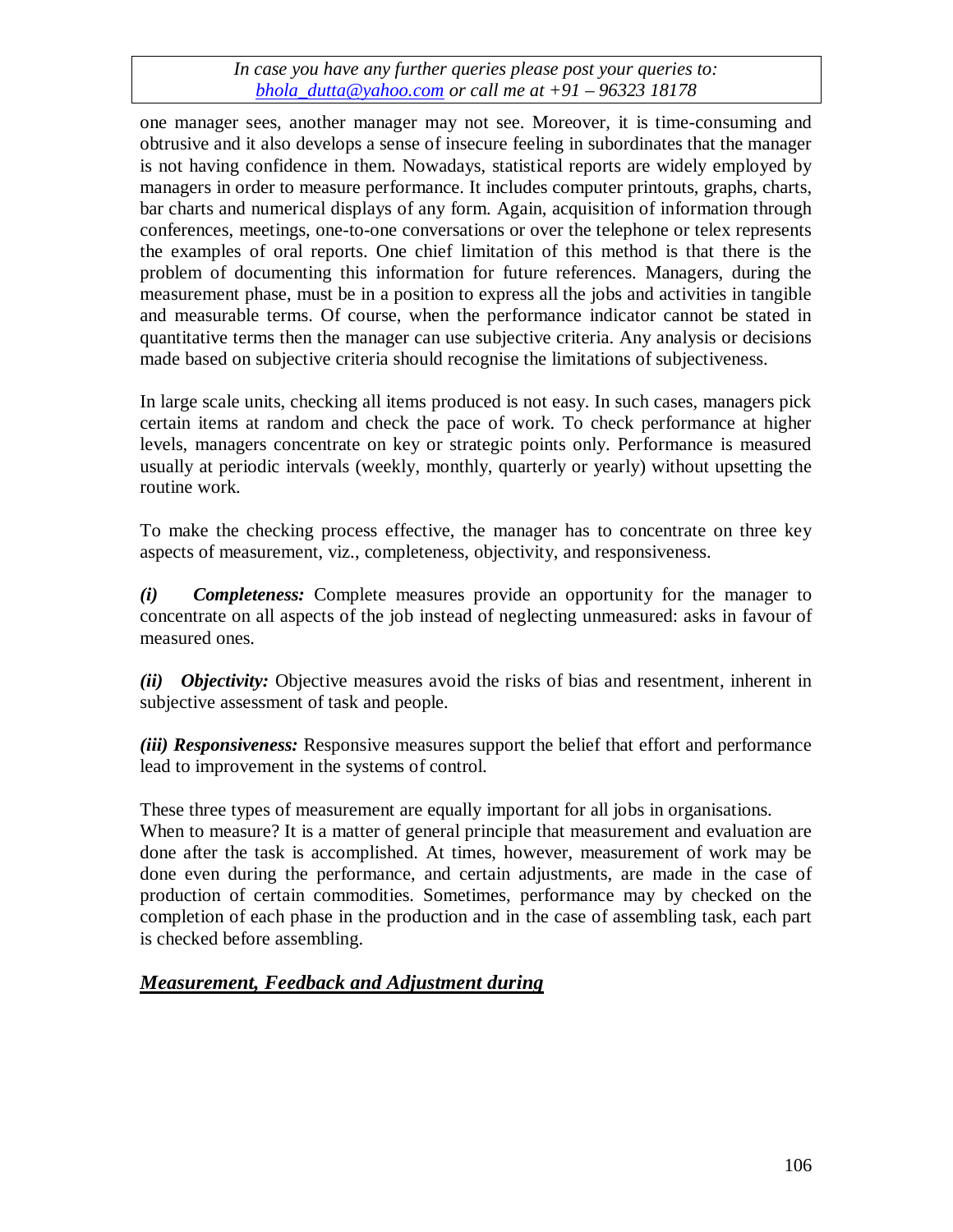one manager sees, another manager may not see. Moreover, it is time-consuming and obtrusive and it also develops a sense of insecure feeling in subordinates that the manager is not having confidence in them. Nowadays, statistical reports are widely employed by managers in order to measure performance. It includes computer printouts, graphs, charts, bar charts and numerical displays of any form. Again, acquisition of information through conferences, meetings, one-to-one conversations or over the telephone or telex represents the examples of oral reports. One chief limitation of this method is that there is the problem of documenting this information for future references. Managers, during the measurement phase, must be in a position to express all the jobs and activities in tangible and measurable terms. Of course, when the performance indicator cannot be stated in quantitative terms then the manager can use subjective criteria. Any analysis or decisions made based on subjective criteria should recognise the limitations of subjectiveness.

In large scale units, checking all items produced is not easy. In such cases, managers pick certain items at random and check the pace of work. To check performance at higher levels, managers concentrate on key or strategic points only. Performance is measured usually at periodic intervals (weekly, monthly, quarterly or yearly) without upsetting the routine work.

To make the checking process effective, the manager has to concentrate on three key aspects of measurement, viz., completeness, objectivity, and responsiveness.

***(i) Completeness:*** Complete measures provide an opportunity for the manager to concentrate on all aspects of the job instead of neglecting unmeasured: asks in favour of measured ones.

***(ii) Objectivity:*** Objective measures avoid the risks of bias and resentment, inherent in subjective assessment of task and people.

***(iii) Responsiveness:*** Responsive measures support the belief that effort and performance lead to improvement in the systems of control.

These three types of measurement are equally important for all jobs in organisations.
When to measure? It is a matter of general principle that measurement and evaluation are done after the task is accomplished. At times, however, measurement of work may be done even during the performance, and certain adjustments, are made in the case of production of certain commodities. Sometimes, performance may by checked on the completion of each phase in the production and in the case of assembling task, each part is checked before assembling.

## ***Measurement, Feedback and Adjustment during***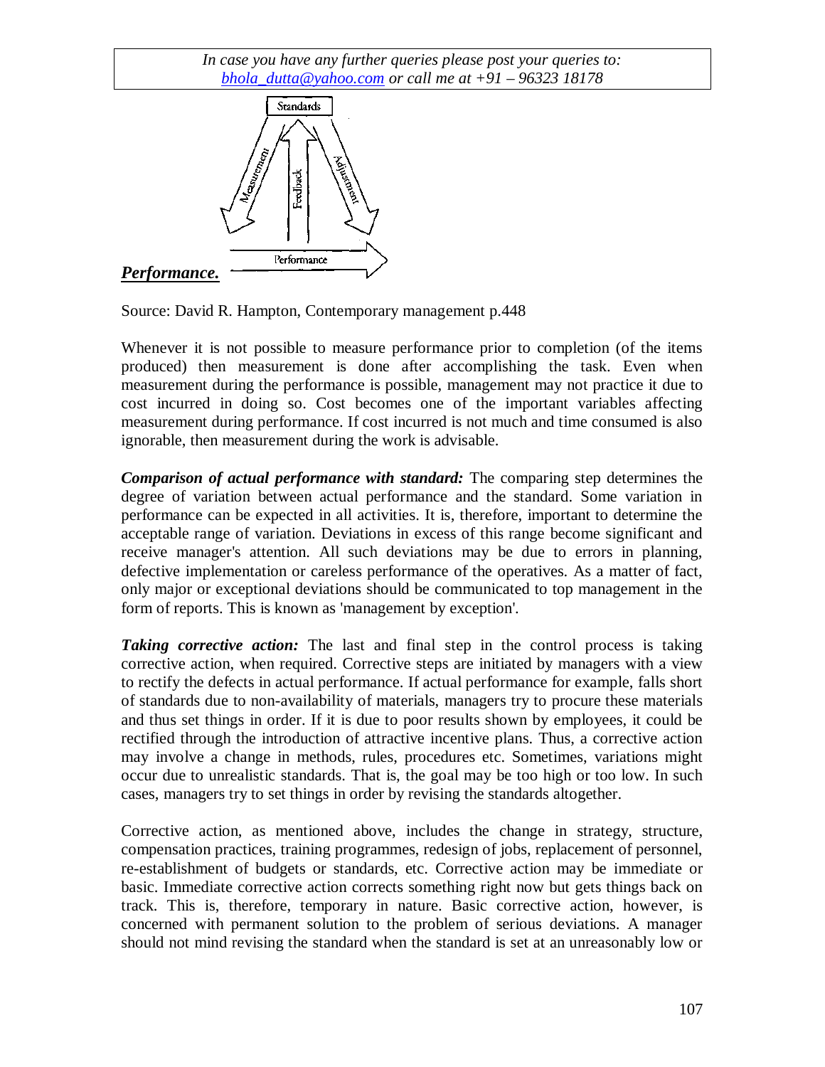*In case you have any further queries please post your queries to: bhola_dutta@yahoo.com or call me at +91 – 96323 18178*

Standards

Measurement Feedback Adjustment

***Performance.*** Performance

Source: David R. Hampton, Contemporary management p.448

Whenever it is not possible to measure performance prior to completion (of the items produced) then measurement is done after accomplishing the task. Even when measurement during the performance is possible, management may not practice it due to cost incurred in doing so. Cost becomes one of the important variables affecting measurement during performance. If cost incurred is not much and time consumed is also ignorable, then measurement during the work is advisable.

***Comparison of actual performance with standard:*** The comparing step determines the degree of variation between actual performance and the standard. Some variation in performance can be expected in all activities. It is, therefore, important to determine the acceptable range of variation. Deviations in excess of this range become significant and receive manager's attention. All such deviations may be due to errors in planning, defective implementation or careless performance of the operatives. As a matter of fact, only major or exceptional deviations should be communicated to top management in the form of reports. This is known as 'management by exception'.

***Taking corrective action:*** The last and final step in the control process is taking corrective action, when required. Corrective steps are initiated by managers with a view to rectify the defects in actual performance. If actual performance for example, falls short of standards due to non-availability of materials, managers try to procure these materials and thus set things in order. If it is due to poor results shown by employees, it could be rectified through the introduction of attractive incentive plans. Thus, a corrective action may involve a change in methods, rules, procedures etc. Sometimes, variations might occur due to unrealistic standards. That is, the goal may be too high or too low. In such cases, managers try to set things in order by revising the standards altogether.

Corrective action, as mentioned above, includes the change in strategy, structure, compensation practices, training programmes, redesign of jobs, replacement of personnel, re-establishment of budgets or standards, etc. Corrective action may be immediate or basic. Immediate corrective action corrects something right now but gets things back on track. This is, therefore, temporary in nature. Basic corrective action, however, is concerned with permanent solution to the problem of serious deviations. A manager should not mind revising the standard when the standard is set at an unreasonably low or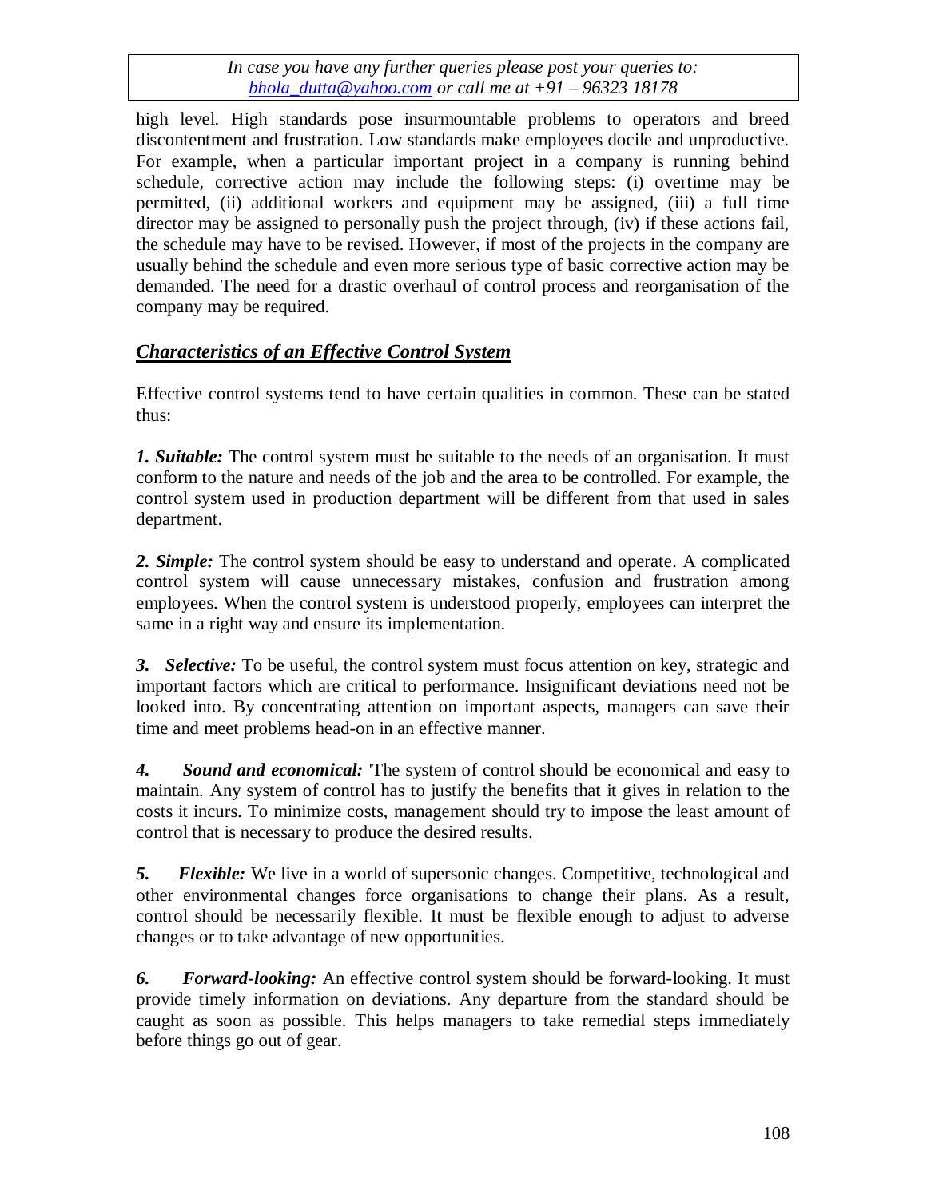high level. High standards pose insurmountable problems to operators and breed discontentment and frustration. Low standards make employees docile and unproductive. For example, when a particular important project in a company is running behind schedule, corrective action may include the following steps: (i) overtime may be permitted, (ii) additional workers and equipment may be assigned, (iii) a full time director may be assigned to personally push the project through, (iv) if these actions fail, the schedule may have to be revised. However, if most of the projects in the company are usually behind the schedule and even more serious type of basic corrective action may be demanded. The need for a drastic overhaul of control process and reorganisation of the company may be required.

## ***Characteristics of an Effective Control System***

Effective control systems tend to have certain qualities in common. These can be stated thus:

***1. Suitable:*** The control system must be suitable to the needs of an organisation. It must conform to the nature and needs of the job and the area to be controlled. For example, the control system used in production department will be different from that used in sales department.

***2. Simple:*** The control system should be easy to understand and operate. A complicated control system will cause unnecessary mistakes, confusion and frustration among employees. When the control system is understood properly, employees can interpret the same in a right way and ensure its implementation.

***3. Selective:*** To be useful, the control system must focus attention on key, strategic and important factors which are critical to performance. Insignificant deviations need not be looked into. By concentrating attention on important aspects, managers can save their time and meet problems head-on in an effective manner.

***4. Sound and economical:*** 'The system of control should be economical and easy to maintain. Any system of control has to justify the benefits that it gives in relation to the costs it incurs. To minimize costs, management should try to impose the least amount of control that is necessary to produce the desired results.

***5. Flexible:*** We live in a world of supersonic changes. Competitive, technological and other environmental changes force organisations to change their plans. As a result, control should be necessarily flexible. It must be flexible enough to adjust to adverse changes or to take advantage of new opportunities.

***6. Forward-looking:*** An effective control system should be forward-looking. It must provide timely information on deviations. Any departure from the standard should be caught as soon as possible. This helps managers to take remedial steps immediately before things go out of gear.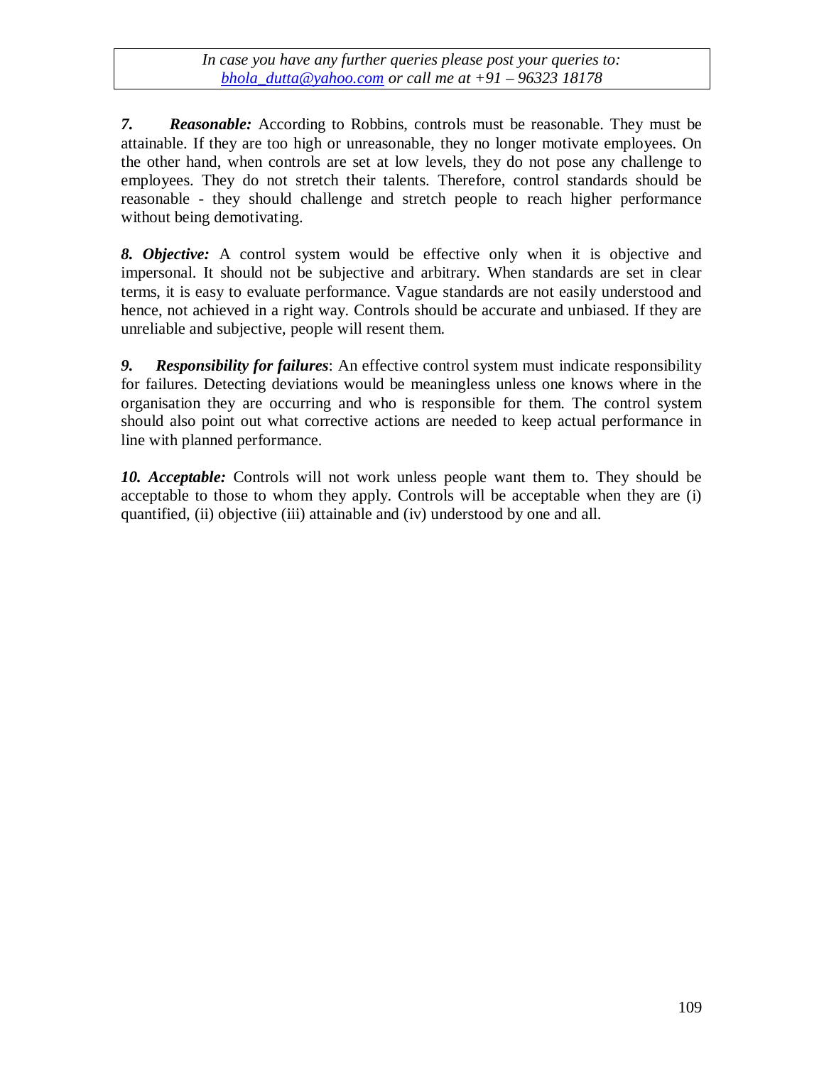***7. Reasonable:*** According to Robbins, controls must be reasonable. They must be attainable. If they are too high or unreasonable, they no longer motivate employees. On the other hand, when controls are set at low levels, they do not pose any challenge to employees. They do not stretch their talents. Therefore, control standards should be reasonable - they should challenge and stretch people to reach higher performance without being demotivating.

***8. Objective:*** A control system would be effective only when it is objective and impersonal. It should not be subjective and arbitrary. When standards are set in clear terms, it is easy to evaluate performance. Vague standards are not easily understood and hence, not achieved in a right way. Controls should be accurate and unbiased. If they are unreliable and subjective, people will resent them.

***9. Responsibility for failures***: An effective control system must indicate responsibility for failures. Detecting deviations would be meaningless unless one knows where in the organisation they are occurring and who is responsible for them. The control system should also point out what corrective actions are needed to keep actual performance in line with planned performance.

***10. Acceptable:*** Controls will not work unless people want them to. They should be acceptable to those to whom they apply. Controls will be acceptable when they are (i) quantified, (ii) objective (iii) attainable and (iv) understood by one and all.